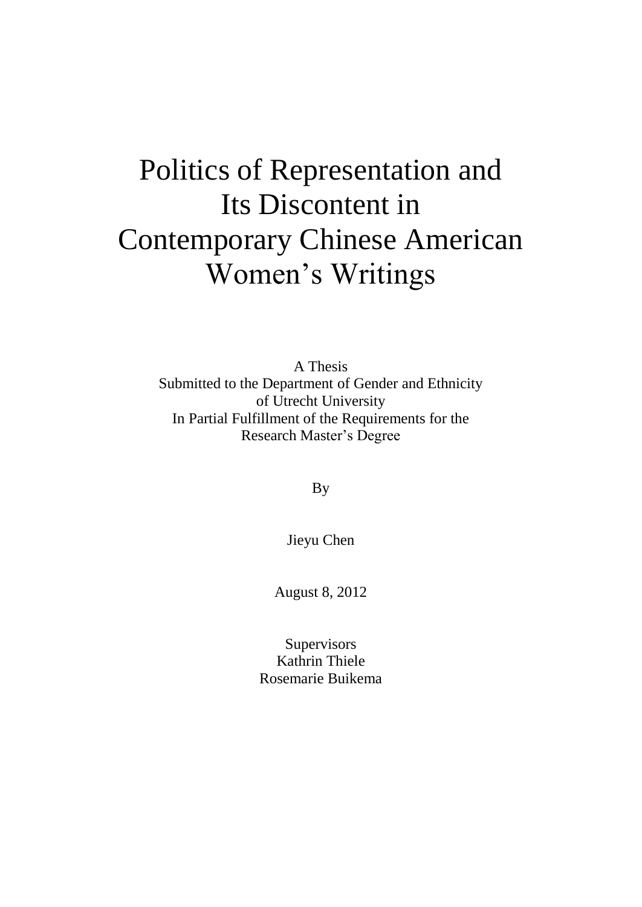# Politics of Representation and Its Discontent in Contemporary Chinese American Women's Writings

A Thesis
Submitted to the Department of Gender and Ethnicity
of Utrecht University
In Partial Fulfillment of the Requirements for the
Research Master's Degree

By

Jieyu Chen

August 8, 2012

Supervisors
Kathrin Thiele
Rosemarie Buikema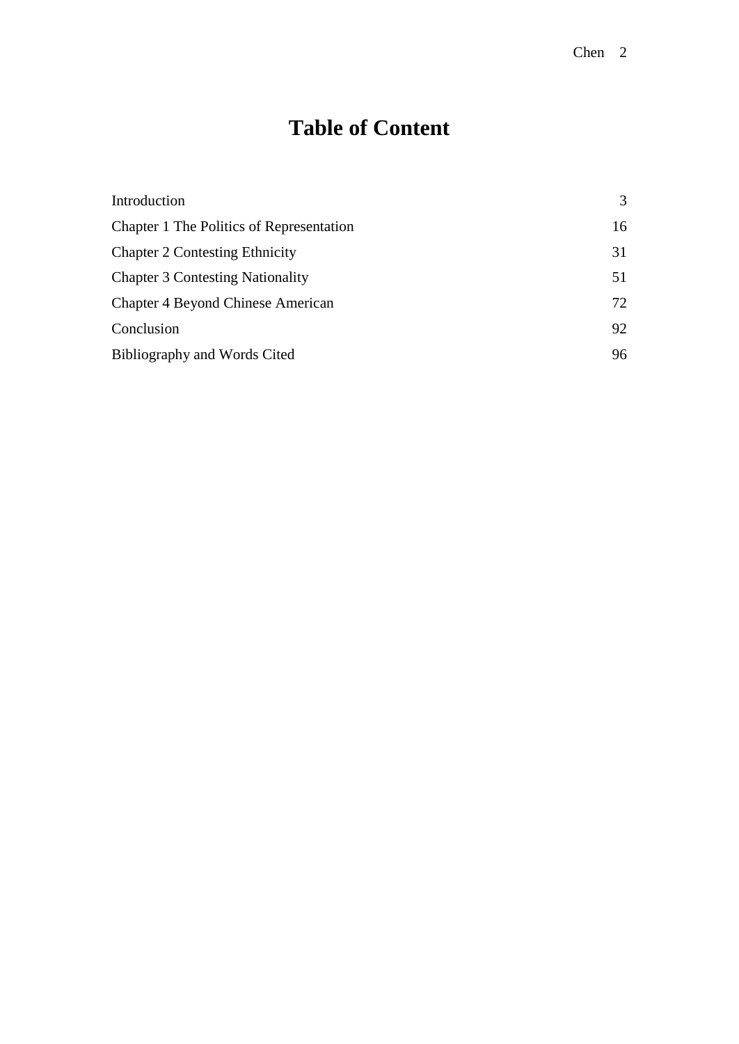# Table of Content

| | |
|---|---|
| Introduction | 3 |
| Chapter 1 The Politics of Representation | 16 |
| Chapter 2 Contesting Ethnicity | 31 |
| Chapter 3 Contesting Nationality | 51 |
| Chapter 4 Beyond Chinese American | 72 |
| Conclusion | 92 |
| Bibliography and Words Cited | 96 |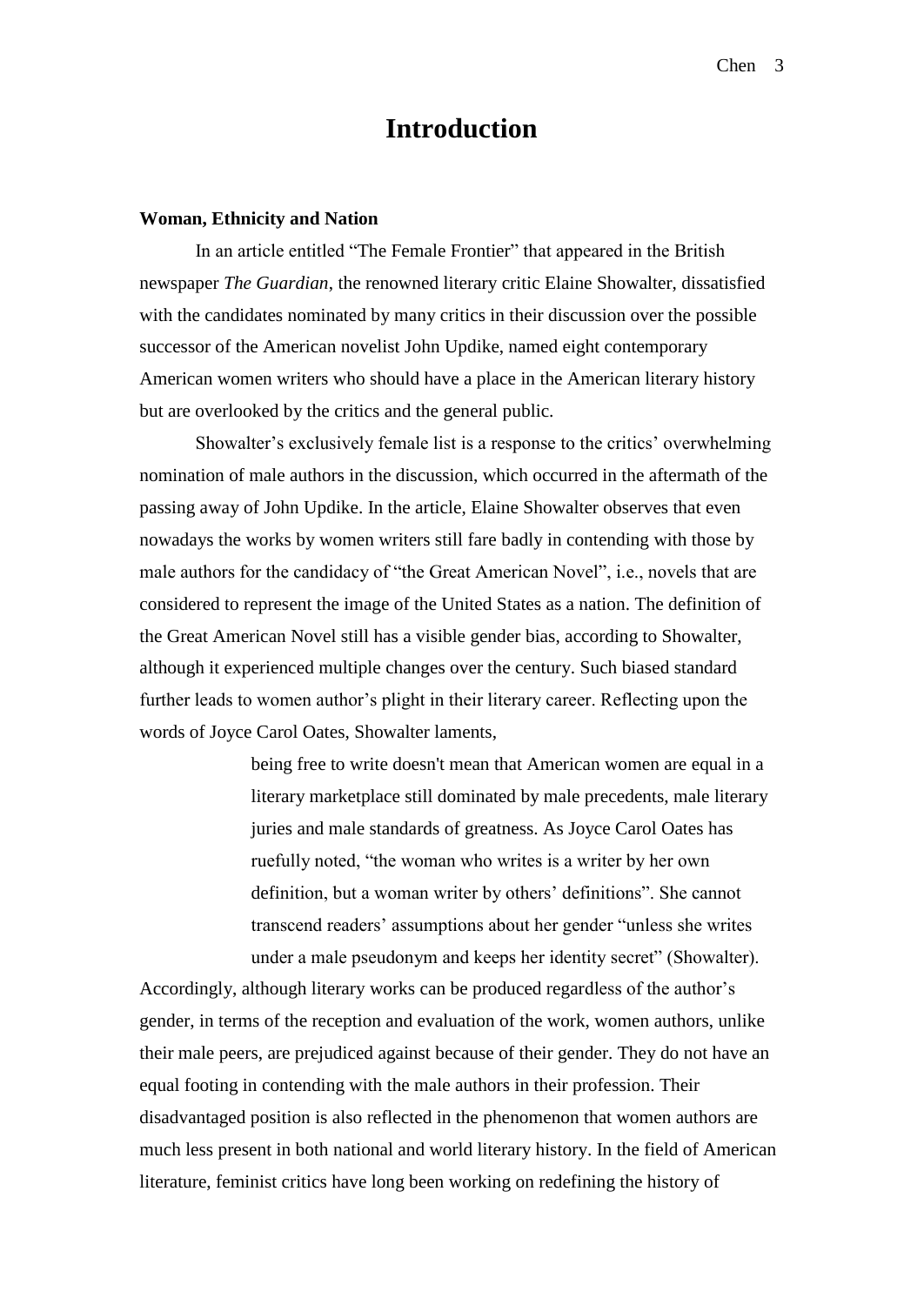# Introduction

### Woman, Ethnicity and Nation

In an article entitled "The Female Frontier" that appeared in the British newspaper *The Guardian*, the renowned literary critic Elaine Showalter, dissatisfied with the candidates nominated by many critics in their discussion over the possible successor of the American novelist John Updike, named eight contemporary American women writers who should have a place in the American literary history but are overlooked by the critics and the general public.

Showalter's exclusively female list is a response to the critics' overwhelming nomination of male authors in the discussion, which occurred in the aftermath of the passing away of John Updike. In the article, Elaine Showalter observes that even nowadays the works by women writers still fare badly in contending with those by male authors for the candidacy of "the Great American Novel", i.e., novels that are considered to represent the image of the United States as a nation. The definition of the Great American Novel still has a visible gender bias, according to Showalter, although it experienced multiple changes over the century. Such biased standard further leads to women author's plight in their literary career. Reflecting upon the words of Joyce Carol Oates, Showalter laments,

> being free to write doesn't mean that American women are equal in a literary marketplace still dominated by male precedents, male literary juries and male standards of greatness. As Joyce Carol Oates has ruefully noted, "the woman who writes is a writer by her own definition, but a woman writer by others' definitions". She cannot transcend readers' assumptions about her gender "unless she writes under a male pseudonym and keeps her identity secret" (Showalter).

Accordingly, although literary works can be produced regardless of the author's gender, in terms of the reception and evaluation of the work, women authors, unlike their male peers, are prejudiced against because of their gender. They do not have an equal footing in contending with the male authors in their profession. Their disadvantaged position is also reflected in the phenomenon that women authors are much less present in both national and world literary history. In the field of American literature, feminist critics have long been working on redefining the history of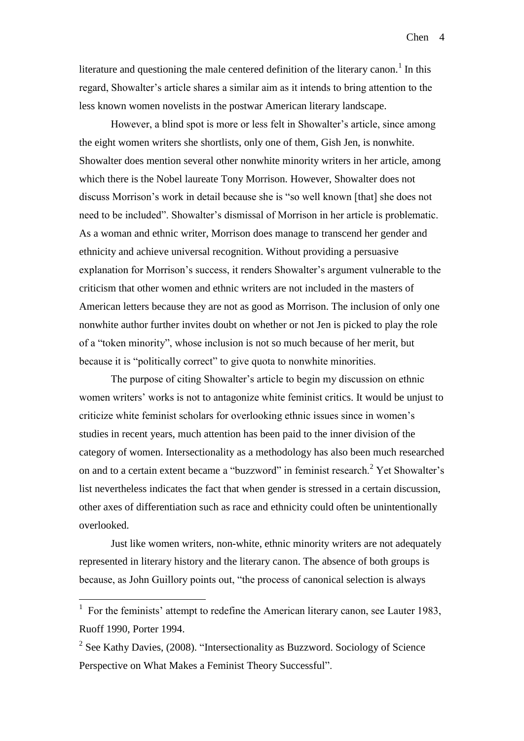literature and questioning the male centered definition of the literary canon.[1] In this regard, Showalter's article shares a similar aim as it intends to bring attention to the less known women novelists in the postwar American literary landscape.

However, a blind spot is more or less felt in Showalter's article, since among the eight women writers she shortlists, only one of them, Gish Jen, is nonwhite. Showalter does mention several other nonwhite minority writers in her article, among which there is the Nobel laureate Tony Morrison. However, Showalter does not discuss Morrison's work in detail because she is "so well known [that] she does not need to be included". Showalter's dismissal of Morrison in her article is problematic. As a woman and ethnic writer, Morrison does manage to transcend her gender and ethnicity and achieve universal recognition. Without providing a persuasive explanation for Morrison's success, it renders Showalter's argument vulnerable to the criticism that other women and ethnic writers are not included in the masters of American letters because they are not as good as Morrison. The inclusion of only one nonwhite author further invites doubt on whether or not Jen is picked to play the role of a "token minority", whose inclusion is not so much because of her merit, but because it is "politically correct" to give quota to nonwhite minorities.

The purpose of citing Showalter's article to begin my discussion on ethnic women writers' works is not to antagonize white feminist critics. It would be unjust to criticize white feminist scholars for overlooking ethnic issues since in women's studies in recent years, much attention has been paid to the inner division of the category of women. Intersectionality as a methodology has also been much researched on and to a certain extent became a "buzzword" in feminist research.[2] Yet Showalter's list nevertheless indicates the fact that when gender is stressed in a certain discussion, other axes of differentiation such as race and ethnicity could often be unintentionally overlooked.

Just like women writers, non-white, ethnic minority writers are not adequately represented in literary history and the literary canon. The absence of both groups is because, as John Guillory points out, "the process of canonical selection is always

---

[1] For the feminists' attempt to redefine the American literary canon, see Lauter 1983, Ruoff 1990, Porter 1994.

[2] See Kathy Davies, (2008). "Intersectionality as Buzzword. Sociology of Science Perspective on What Makes a Feminist Theory Successful".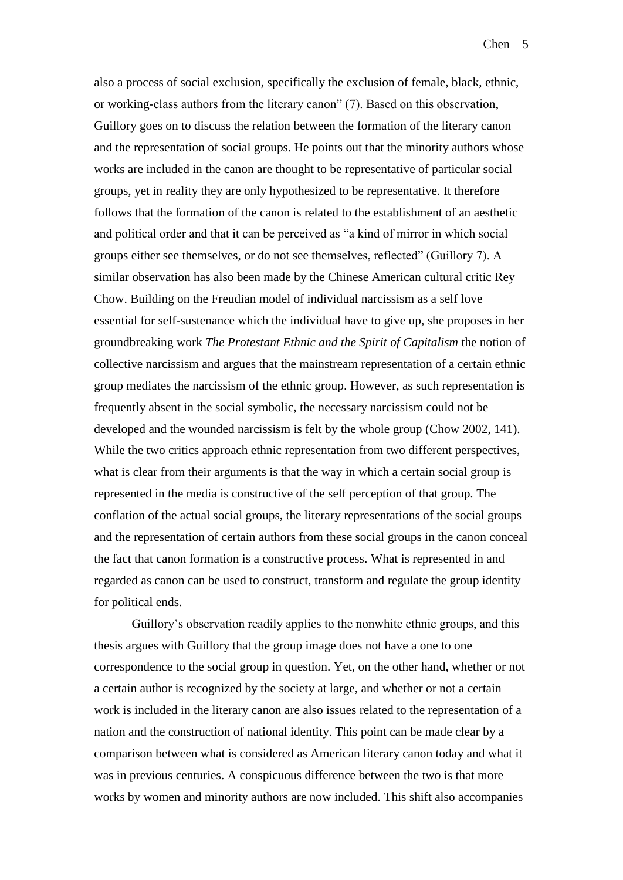also a process of social exclusion, specifically the exclusion of female, black, ethnic, or working-class authors from the literary canon" (7). Based on this observation, Guillory goes on to discuss the relation between the formation of the literary canon and the representation of social groups. He points out that the minority authors whose works are included in the canon are thought to be representative of particular social groups, yet in reality they are only hypothesized to be representative. It therefore follows that the formation of the canon is related to the establishment of an aesthetic and political order and that it can be perceived as "a kind of mirror in which social groups either see themselves, or do not see themselves, reflected" (Guillory 7). A similar observation has also been made by the Chinese American cultural critic Rey Chow. Building on the Freudian model of individual narcissism as a self love essential for self-sustenance which the individual have to give up, she proposes in her groundbreaking work *The Protestant Ethnic and the Spirit of Capitalism* the notion of collective narcissism and argues that the mainstream representation of a certain ethnic group mediates the narcissism of the ethnic group. However, as such representation is frequently absent in the social symbolic, the necessary narcissism could not be developed and the wounded narcissism is felt by the whole group (Chow 2002, 141). While the two critics approach ethnic representation from two different perspectives, what is clear from their arguments is that the way in which a certain social group is represented in the media is constructive of the self perception of that group. The conflation of the actual social groups, the literary representations of the social groups and the representation of certain authors from these social groups in the canon conceal the fact that canon formation is a constructive process. What is represented in and regarded as canon can be used to construct, transform and regulate the group identity for political ends.

Guillory's observation readily applies to the nonwhite ethnic groups, and this thesis argues with Guillory that the group image does not have a one to one correspondence to the social group in question. Yet, on the other hand, whether or not a certain author is recognized by the society at large, and whether or not a certain work is included in the literary canon are also issues related to the representation of a nation and the construction of national identity. This point can be made clear by a comparison between what is considered as American literary canon today and what it was in previous centuries. A conspicuous difference between the two is that more works by women and minority authors are now included. This shift also accompanies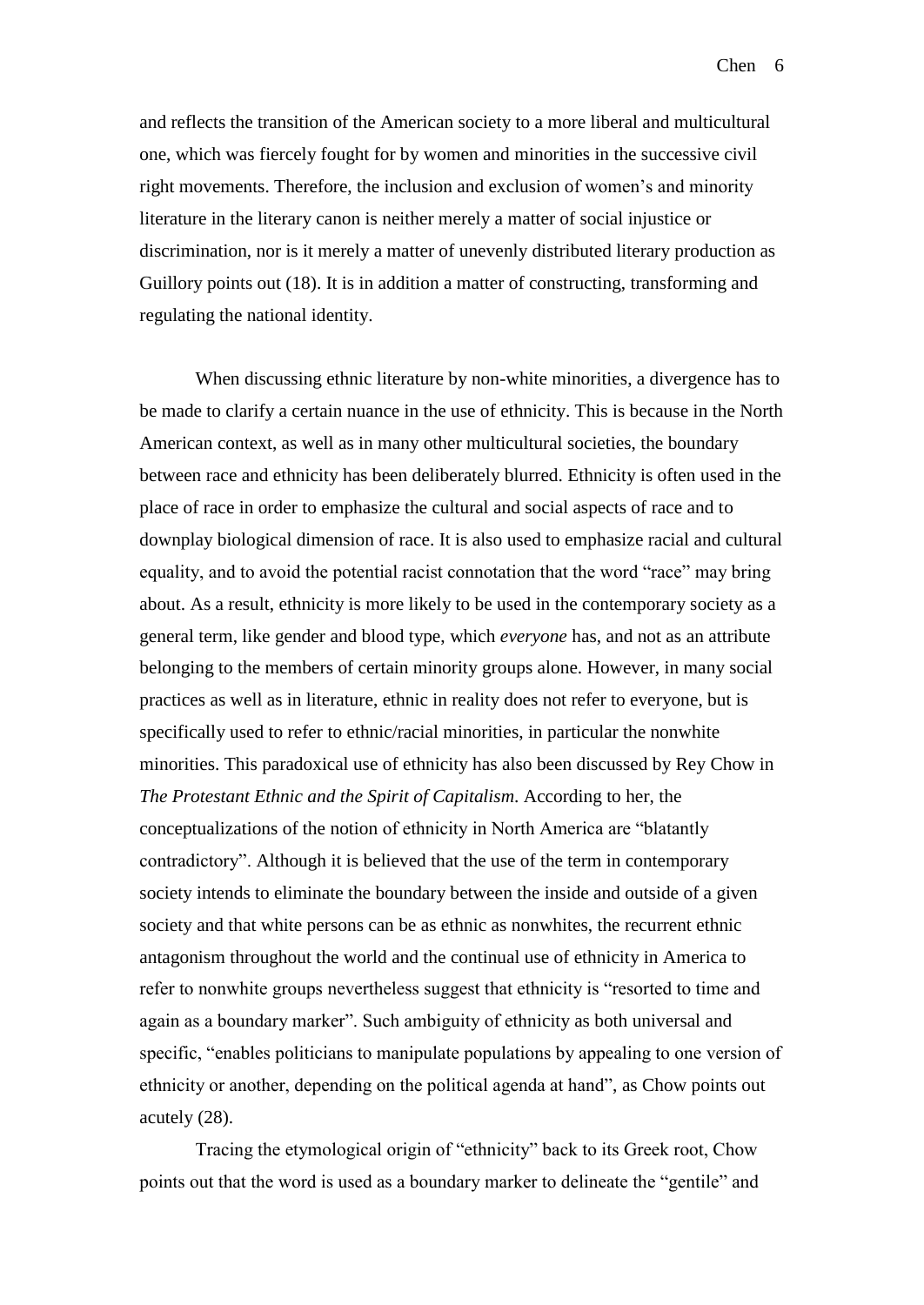and reflects the transition of the American society to a more liberal and multicultural one, which was fiercely fought for by women and minorities in the successive civil right movements. Therefore, the inclusion and exclusion of women's and minority literature in the literary canon is neither merely a matter of social injustice or discrimination, nor is it merely a matter of unevenly distributed literary production as Guillory points out (18). It is in addition a matter of constructing, transforming and regulating the national identity.

When discussing ethnic literature by non-white minorities, a divergence has to be made to clarify a certain nuance in the use of ethnicity. This is because in the North American context, as well as in many other multicultural societies, the boundary between race and ethnicity has been deliberately blurred. Ethnicity is often used in the place of race in order to emphasize the cultural and social aspects of race and to downplay biological dimension of race. It is also used to emphasize racial and cultural equality, and to avoid the potential racist connotation that the word "race" may bring about. As a result, ethnicity is more likely to be used in the contemporary society as a general term, like gender and blood type, which *everyone* has, and not as an attribute belonging to the members of certain minority groups alone. However, in many social practices as well as in literature, ethnic in reality does not refer to everyone, but is specifically used to refer to ethnic/racial minorities, in particular the nonwhite minorities. This paradoxical use of ethnicity has also been discussed by Rey Chow in *The Protestant Ethnic and the Spirit of Capitalism*. According to her, the conceptualizations of the notion of ethnicity in North America are "blatantly contradictory". Although it is believed that the use of the term in contemporary society intends to eliminate the boundary between the inside and outside of a given society and that white persons can be as ethnic as nonwhites, the recurrent ethnic antagonism throughout the world and the continual use of ethnicity in America to refer to nonwhite groups nevertheless suggest that ethnicity is "resorted to time and again as a boundary marker". Such ambiguity of ethnicity as both universal and specific, "enables politicians to manipulate populations by appealing to one version of ethnicity or another, depending on the political agenda at hand", as Chow points out acutely (28).

Tracing the etymological origin of "ethnicity" back to its Greek root, Chow points out that the word is used as a boundary marker to delineate the "gentile" and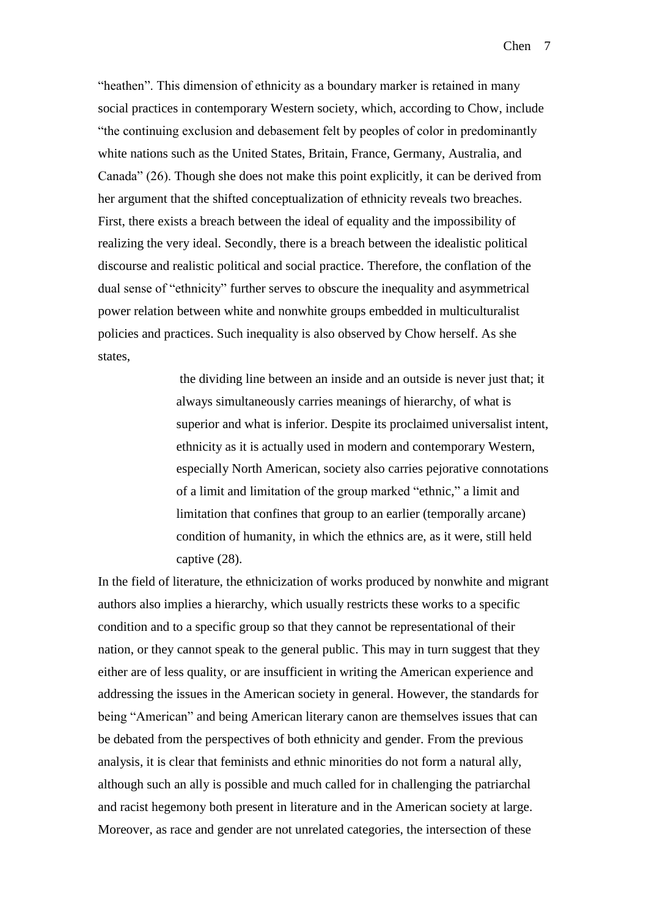"heathen". This dimension of ethnicity as a boundary marker is retained in many social practices in contemporary Western society, which, according to Chow, include "the continuing exclusion and debasement felt by peoples of color in predominantly white nations such as the United States, Britain, France, Germany, Australia, and Canada" (26). Though she does not make this point explicitly, it can be derived from her argument that the shifted conceptualization of ethnicity reveals two breaches. First, there exists a breach between the ideal of equality and the impossibility of realizing the very ideal. Secondly, there is a breach between the idealistic political discourse and realistic political and social practice. Therefore, the conflation of the dual sense of "ethnicity" further serves to obscure the inequality and asymmetrical power relation between white and nonwhite groups embedded in multiculturalist policies and practices. Such inequality is also observed by Chow herself. As she states,

> the dividing line between an inside and an outside is never just that; it always simultaneously carries meanings of hierarchy, of what is superior and what is inferior. Despite its proclaimed universalist intent, ethnicity as it is actually used in modern and contemporary Western, especially North American, society also carries pejorative connotations of a limit and limitation of the group marked "ethnic," a limit and limitation that confines that group to an earlier (temporally arcane) condition of humanity, in which the ethnics are, as it were, still held captive (28).

In the field of literature, the ethnicization of works produced by nonwhite and migrant authors also implies a hierarchy, which usually restricts these works to a specific condition and to a specific group so that they cannot be representational of their nation, or they cannot speak to the general public. This may in turn suggest that they either are of less quality, or are insufficient in writing the American experience and addressing the issues in the American society in general. However, the standards for being "American" and being American literary canon are themselves issues that can be debated from the perspectives of both ethnicity and gender. From the previous analysis, it is clear that feminists and ethnic minorities do not form a natural ally, although such an ally is possible and much called for in challenging the patriarchal and racist hegemony both present in literature and in the American society at large. Moreover, as race and gender are not unrelated categories, the intersection of these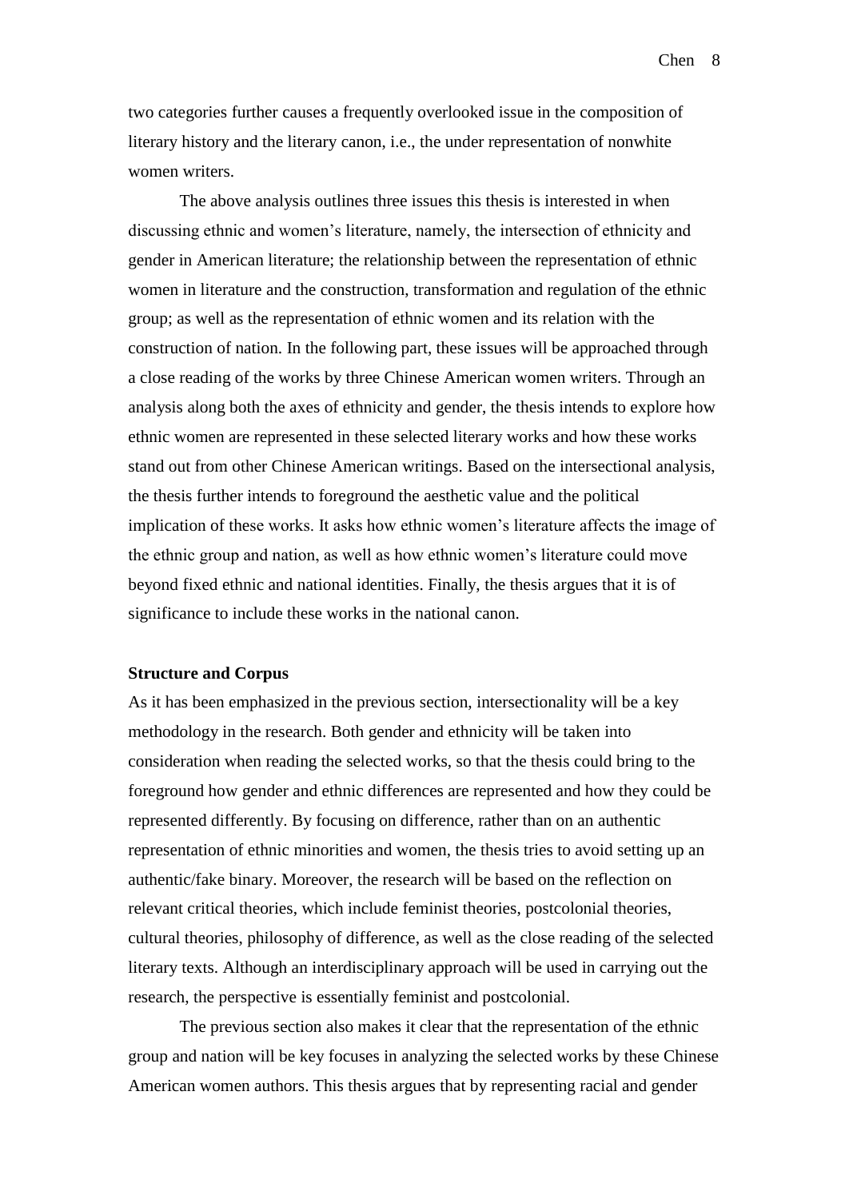two categories further causes a frequently overlooked issue in the composition of literary history and the literary canon, i.e., the under representation of nonwhite women writers.

The above analysis outlines three issues this thesis is interested in when discussing ethnic and women's literature, namely, the intersection of ethnicity and gender in American literature; the relationship between the representation of ethnic women in literature and the construction, transformation and regulation of the ethnic group; as well as the representation of ethnic women and its relation with the construction of nation. In the following part, these issues will be approached through a close reading of the works by three Chinese American women writers. Through an analysis along both the axes of ethnicity and gender, the thesis intends to explore how ethnic women are represented in these selected literary works and how these works stand out from other Chinese American writings. Based on the intersectional analysis, the thesis further intends to foreground the aesthetic value and the political implication of these works. It asks how ethnic women's literature affects the image of the ethnic group and nation, as well as how ethnic women's literature could move beyond fixed ethnic and national identities. Finally, the thesis argues that it is of significance to include these works in the national canon.

**Structure and Corpus**

As it has been emphasized in the previous section, intersectionality will be a key methodology in the research. Both gender and ethnicity will be taken into consideration when reading the selected works, so that the thesis could bring to the foreground how gender and ethnic differences are represented and how they could be represented differently. By focusing on difference, rather than on an authentic representation of ethnic minorities and women, the thesis tries to avoid setting up an authentic/fake binary. Moreover, the research will be based on the reflection on relevant critical theories, which include feminist theories, postcolonial theories, cultural theories, philosophy of difference, as well as the close reading of the selected literary texts. Although an interdisciplinary approach will be used in carrying out the research, the perspective is essentially feminist and postcolonial.

The previous section also makes it clear that the representation of the ethnic group and nation will be key focuses in analyzing the selected works by these Chinese American women authors. This thesis argues that by representing racial and gender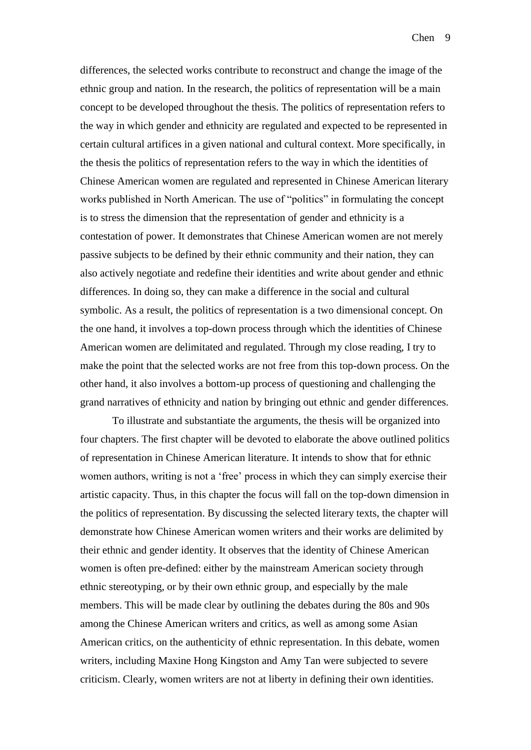differences, the selected works contribute to reconstruct and change the image of the ethnic group and nation. In the research, the politics of representation will be a main concept to be developed throughout the thesis. The politics of representation refers to the way in which gender and ethnicity are regulated and expected to be represented in certain cultural artifices in a given national and cultural context. More specifically, in the thesis the politics of representation refers to the way in which the identities of Chinese American women are regulated and represented in Chinese American literary works published in North American. The use of "politics" in formulating the concept is to stress the dimension that the representation of gender and ethnicity is a contestation of power. It demonstrates that Chinese American women are not merely passive subjects to be defined by their ethnic community and their nation, they can also actively negotiate and redefine their identities and write about gender and ethnic differences. In doing so, they can make a difference in the social and cultural symbolic. As a result, the politics of representation is a two dimensional concept. On the one hand, it involves a top-down process through which the identities of Chinese American women are delimitated and regulated. Through my close reading, I try to make the point that the selected works are not free from this top-down process. On the other hand, it also involves a bottom-up process of questioning and challenging the grand narratives of ethnicity and nation by bringing out ethnic and gender differences.

To illustrate and substantiate the arguments, the thesis will be organized into four chapters. The first chapter will be devoted to elaborate the above outlined politics of representation in Chinese American literature. It intends to show that for ethnic women authors, writing is not a 'free' process in which they can simply exercise their artistic capacity. Thus, in this chapter the focus will fall on the top-down dimension in the politics of representation. By discussing the selected literary texts, the chapter will demonstrate how Chinese American women writers and their works are delimited by their ethnic and gender identity. It observes that the identity of Chinese American women is often pre-defined: either by the mainstream American society through ethnic stereotyping, or by their own ethnic group, and especially by the male members. This will be made clear by outlining the debates during the 80s and 90s among the Chinese American writers and critics, as well as among some Asian American critics, on the authenticity of ethnic representation. In this debate, women writers, including Maxine Hong Kingston and Amy Tan were subjected to severe criticism. Clearly, women writers are not at liberty in defining their own identities.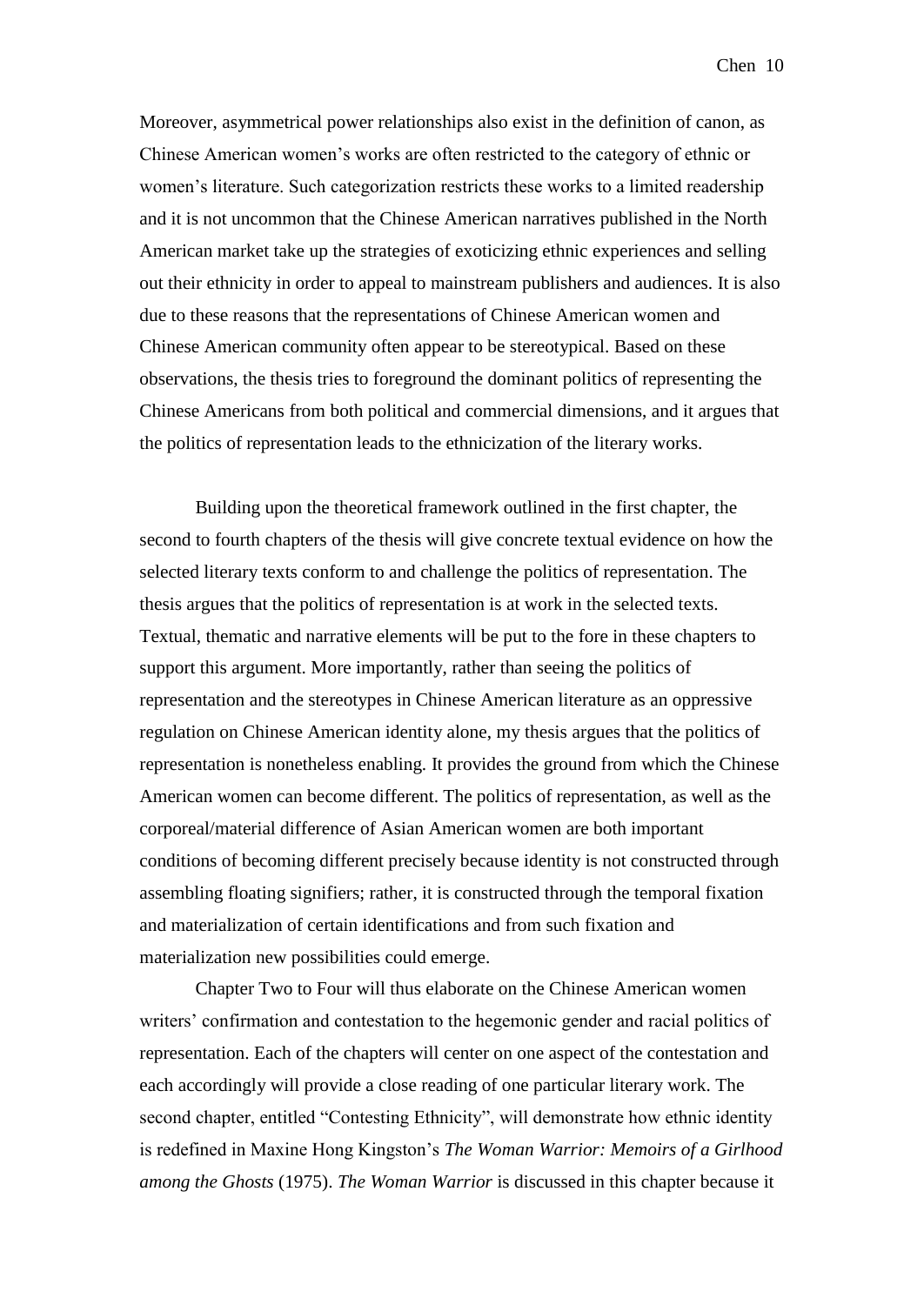Moreover, asymmetrical power relationships also exist in the definition of canon, as Chinese American women's works are often restricted to the category of ethnic or women's literature. Such categorization restricts these works to a limited readership and it is not uncommon that the Chinese American narratives published in the North American market take up the strategies of exoticizing ethnic experiences and selling out their ethnicity in order to appeal to mainstream publishers and audiences. It is also due to these reasons that the representations of Chinese American women and Chinese American community often appear to be stereotypical. Based on these observations, the thesis tries to foreground the dominant politics of representing the Chinese Americans from both political and commercial dimensions, and it argues that the politics of representation leads to the ethnicization of the literary works.

Building upon the theoretical framework outlined in the first chapter, the second to fourth chapters of the thesis will give concrete textual evidence on how the selected literary texts conform to and challenge the politics of representation. The thesis argues that the politics of representation is at work in the selected texts. Textual, thematic and narrative elements will be put to the fore in these chapters to support this argument. More importantly, rather than seeing the politics of representation and the stereotypes in Chinese American literature as an oppressive regulation on Chinese American identity alone, my thesis argues that the politics of representation is nonetheless enabling. It provides the ground from which the Chinese American women can become different. The politics of representation, as well as the corporeal/material difference of Asian American women are both important conditions of becoming different precisely because identity is not constructed through assembling floating signifiers; rather, it is constructed through the temporal fixation and materialization of certain identifications and from such fixation and materialization new possibilities could emerge.

Chapter Two to Four will thus elaborate on the Chinese American women writers' confirmation and contestation to the hegemonic gender and racial politics of representation. Each of the chapters will center on one aspect of the contestation and each accordingly will provide a close reading of one particular literary work. The second chapter, entitled "Contesting Ethnicity", will demonstrate how ethnic identity is redefined in Maxine Hong Kingston's *The Woman Warrior: Memoirs of a Girlhood among the Ghosts* (1975). *The Woman Warrior* is discussed in this chapter because it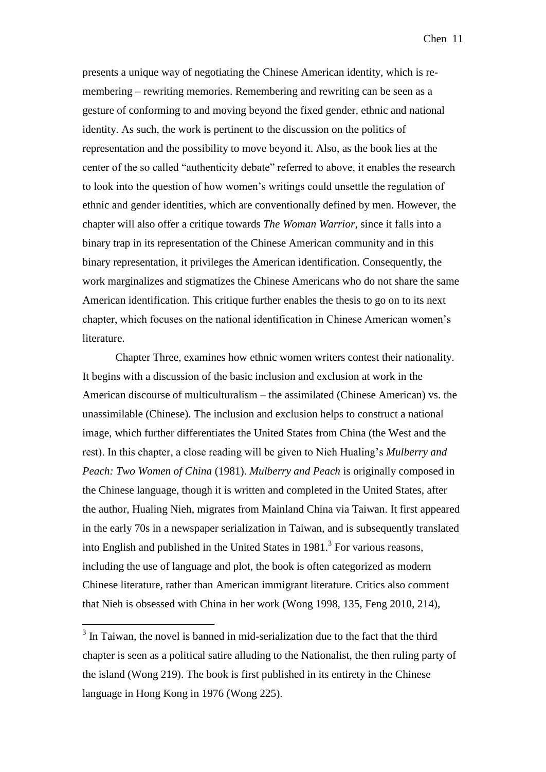presents a unique way of negotiating the Chinese American identity, which is re-membering – rewriting memories. Remembering and rewriting can be seen as a gesture of conforming to and moving beyond the fixed gender, ethnic and national identity. As such, the work is pertinent to the discussion on the politics of representation and the possibility to move beyond it. Also, as the book lies at the center of the so called "authenticity debate" referred to above, it enables the research to look into the question of how women's writings could unsettle the regulation of ethnic and gender identities, which are conventionally defined by men. However, the chapter will also offer a critique towards *The Woman Warrior*, since it falls into a binary trap in its representation of the Chinese American community and in this binary representation, it privileges the American identification. Consequently, the work marginalizes and stigmatizes the Chinese Americans who do not share the same American identification. This critique further enables the thesis to go on to its next chapter, which focuses on the national identification in Chinese American women's literature.

Chapter Three, examines how ethnic women writers contest their nationality. It begins with a discussion of the basic inclusion and exclusion at work in the American discourse of multiculturalism – the assimilated (Chinese American) vs. the unassimilable (Chinese). The inclusion and exclusion helps to construct a national image, which further differentiates the United States from China (the West and the rest). In this chapter, a close reading will be given to Nieh Hualing's *Mulberry and Peach: Two Women of China* (1981). *Mulberry and Peach* is originally composed in the Chinese language, though it is written and completed in the United States, after the author, Hualing Nieh, migrates from Mainland China via Taiwan. It first appeared in the early 70s in a newspaper serialization in Taiwan, and is subsequently translated into English and published in the United States in 1981.[3] For various reasons, including the use of language and plot, the book is often categorized as modern Chinese literature, rather than American immigrant literature. Critics also comment that Nieh is obsessed with China in her work (Wong 1998, 135, Feng 2010, 214),

[3] In Taiwan, the novel is banned in mid-serialization due to the fact that the third chapter is seen as a political satire alluding to the Nationalist, the then ruling party of the island (Wong 219). The book is first published in its entirety in the Chinese language in Hong Kong in 1976 (Wong 225).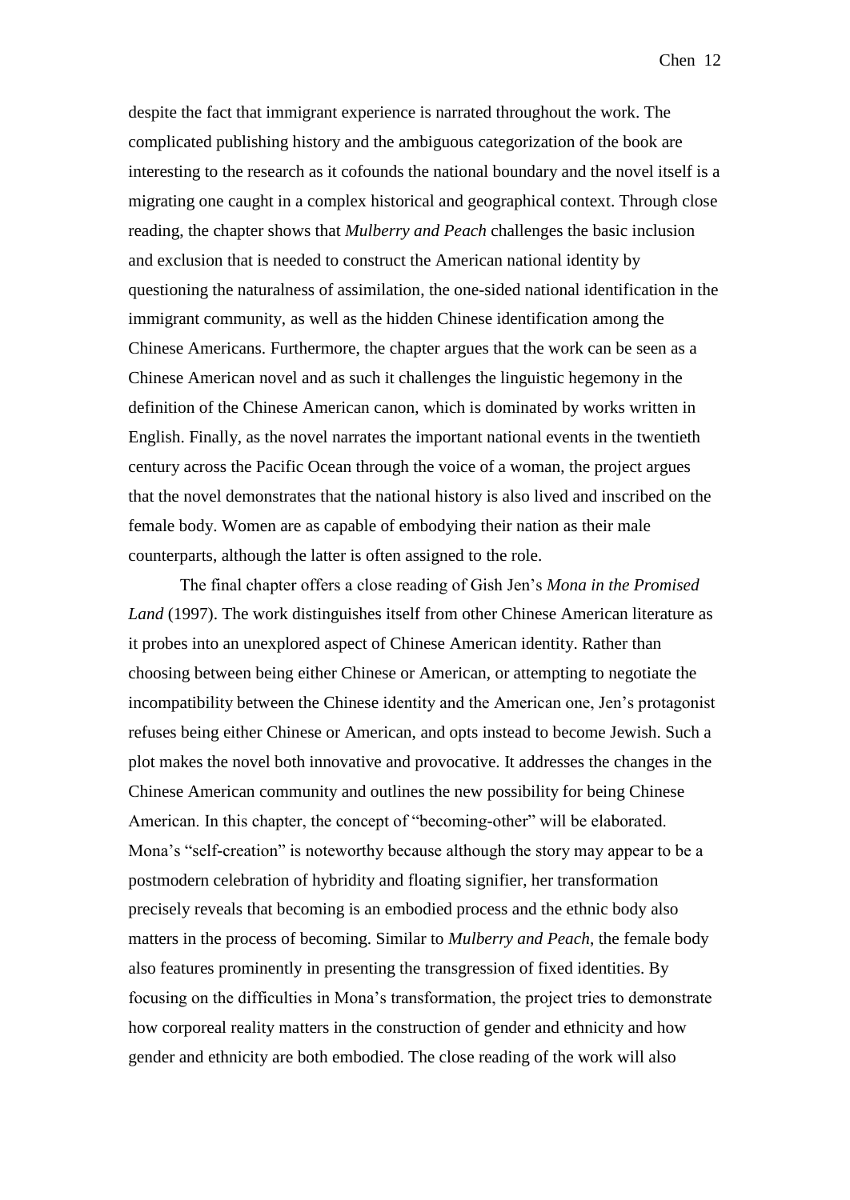despite the fact that immigrant experience is narrated throughout the work. The complicated publishing history and the ambiguous categorization of the book are interesting to the research as it cofounds the national boundary and the novel itself is a migrating one caught in a complex historical and geographical context. Through close reading, the chapter shows that *Mulberry and Peach* challenges the basic inclusion and exclusion that is needed to construct the American national identity by questioning the naturalness of assimilation, the one-sided national identification in the immigrant community, as well as the hidden Chinese identification among the Chinese Americans. Furthermore, the chapter argues that the work can be seen as a Chinese American novel and as such it challenges the linguistic hegemony in the definition of the Chinese American canon, which is dominated by works written in English. Finally, as the novel narrates the important national events in the twentieth century across the Pacific Ocean through the voice of a woman, the project argues that the novel demonstrates that the national history is also lived and inscribed on the female body. Women are as capable of embodying their nation as their male counterparts, although the latter is often assigned to the role.

The final chapter offers a close reading of Gish Jen's *Mona in the Promised Land* (1997). The work distinguishes itself from other Chinese American literature as it probes into an unexplored aspect of Chinese American identity. Rather than choosing between being either Chinese or American, or attempting to negotiate the incompatibility between the Chinese identity and the American one, Jen's protagonist refuses being either Chinese or American, and opts instead to become Jewish. Such a plot makes the novel both innovative and provocative. It addresses the changes in the Chinese American community and outlines the new possibility for being Chinese American. In this chapter, the concept of "becoming-other" will be elaborated. Mona's "self-creation" is noteworthy because although the story may appear to be a postmodern celebration of hybridity and floating signifier, her transformation precisely reveals that becoming is an embodied process and the ethnic body also matters in the process of becoming. Similar to *Mulberry and Peach*, the female body also features prominently in presenting the transgression of fixed identities. By focusing on the difficulties in Mona's transformation, the project tries to demonstrate how corporeal reality matters in the construction of gender and ethnicity and how gender and ethnicity are both embodied. The close reading of the work will also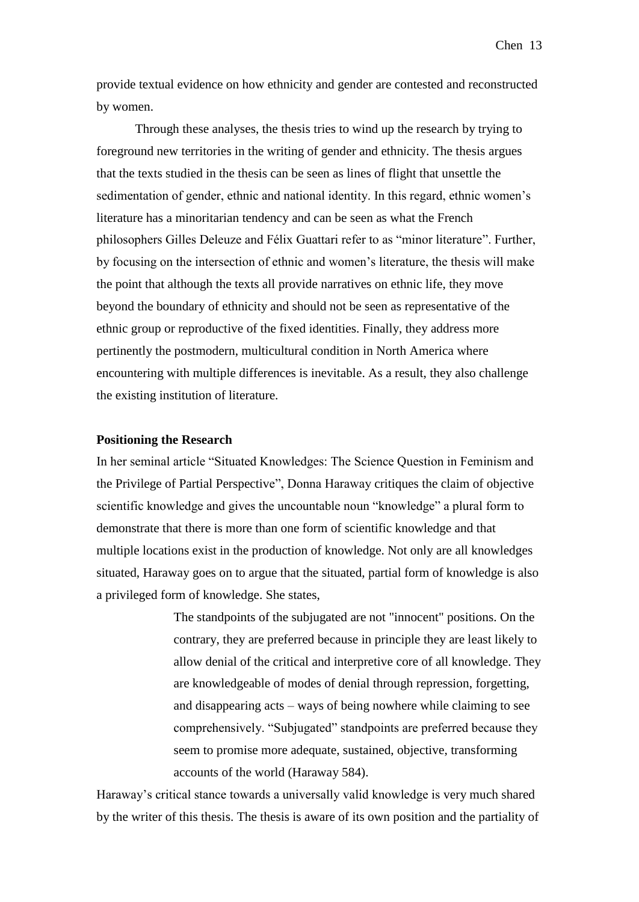provide textual evidence on how ethnicity and gender are contested and reconstructed by women.

Through these analyses, the thesis tries to wind up the research by trying to foreground new territories in the writing of gender and ethnicity. The thesis argues that the texts studied in the thesis can be seen as lines of flight that unsettle the sedimentation of gender, ethnic and national identity. In this regard, ethnic women's literature has a minoritarian tendency and can be seen as what the French philosophers Gilles Deleuze and Félix Guattari refer to as "minor literature". Further, by focusing on the intersection of ethnic and women's literature, the thesis will make the point that although the texts all provide narratives on ethnic life, they move beyond the boundary of ethnicity and should not be seen as representative of the ethnic group or reproductive of the fixed identities. Finally, they address more pertinently the postmodern, multicultural condition in North America where encountering with multiple differences is inevitable. As a result, they also challenge the existing institution of literature.

**Positioning the Research**

In her seminal article "Situated Knowledges: The Science Question in Feminism and the Privilege of Partial Perspective", Donna Haraway critiques the claim of objective scientific knowledge and gives the uncountable noun "knowledge" a plural form to demonstrate that there is more than one form of scientific knowledge and that multiple locations exist in the production of knowledge. Not only are all knowledges situated, Haraway goes on to argue that the situated, partial form of knowledge is also a privileged form of knowledge. She states,

> The standpoints of the subjugated are not "innocent" positions. On the contrary, they are preferred because in principle they are least likely to allow denial of the critical and interpretive core of all knowledge. They are knowledgeable of modes of denial through repression, forgetting, and disappearing acts – ways of being nowhere while claiming to see comprehensively. "Subjugated" standpoints are preferred because they seem to promise more adequate, sustained, objective, transforming accounts of the world (Haraway 584).

Haraway's critical stance towards a universally valid knowledge is very much shared by the writer of this thesis. The thesis is aware of its own position and the partiality of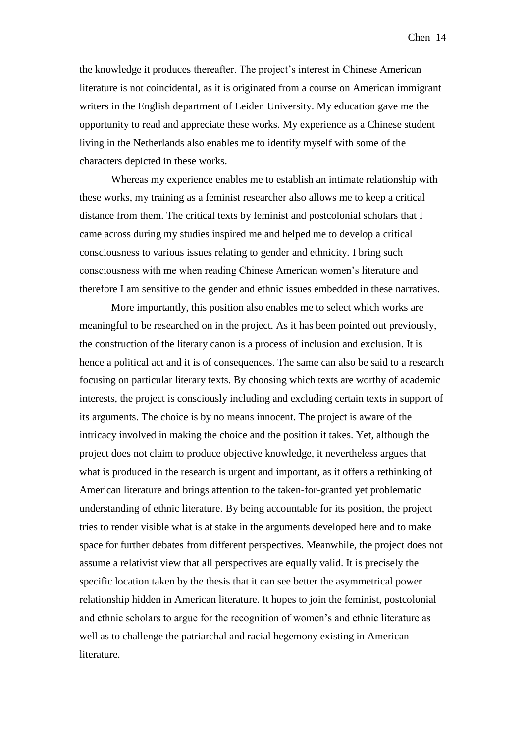the knowledge it produces thereafter. The project's interest in Chinese American literature is not coincidental, as it is originated from a course on American immigrant writers in the English department of Leiden University. My education gave me the opportunity to read and appreciate these works. My experience as a Chinese student living in the Netherlands also enables me to identify myself with some of the characters depicted in these works.

Whereas my experience enables me to establish an intimate relationship with these works, my training as a feminist researcher also allows me to keep a critical distance from them. The critical texts by feminist and postcolonial scholars that I came across during my studies inspired me and helped me to develop a critical consciousness to various issues relating to gender and ethnicity. I bring such consciousness with me when reading Chinese American women's literature and therefore I am sensitive to the gender and ethnic issues embedded in these narratives.

More importantly, this position also enables me to select which works are meaningful to be researched on in the project. As it has been pointed out previously, the construction of the literary canon is a process of inclusion and exclusion. It is hence a political act and it is of consequences. The same can also be said to a research focusing on particular literary texts. By choosing which texts are worthy of academic interests, the project is consciously including and excluding certain texts in support of its arguments. The choice is by no means innocent. The project is aware of the intricacy involved in making the choice and the position it takes. Yet, although the project does not claim to produce objective knowledge, it nevertheless argues that what is produced in the research is urgent and important, as it offers a rethinking of American literature and brings attention to the taken-for-granted yet problematic understanding of ethnic literature. By being accountable for its position, the project tries to render visible what is at stake in the arguments developed here and to make space for further debates from different perspectives. Meanwhile, the project does not assume a relativist view that all perspectives are equally valid. It is precisely the specific location taken by the thesis that it can see better the asymmetrical power relationship hidden in American literature. It hopes to join the feminist, postcolonial and ethnic scholars to argue for the recognition of women's and ethnic literature as well as to challenge the patriarchal and racial hegemony existing in American literature.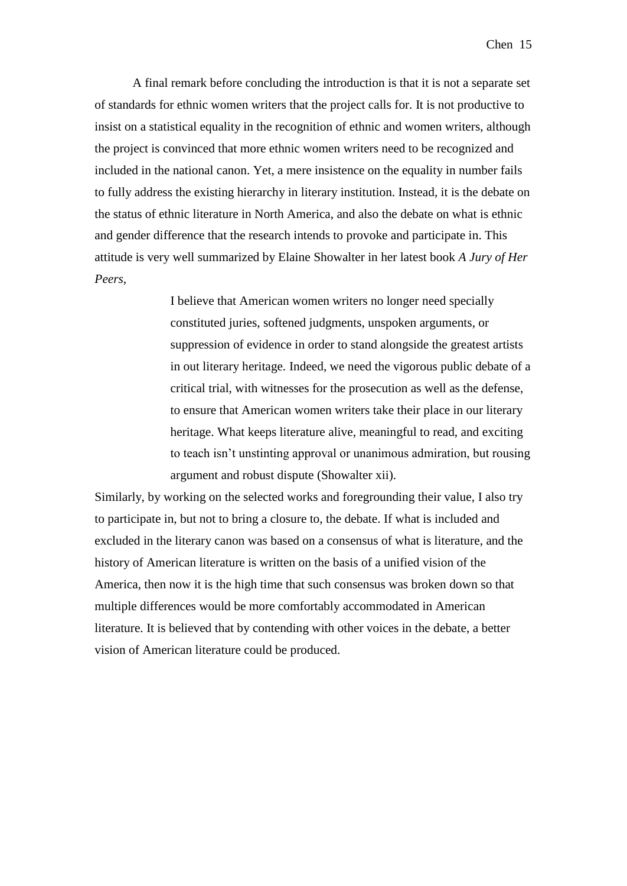A final remark before concluding the introduction is that it is not a separate set of standards for ethnic women writers that the project calls for. It is not productive to insist on a statistical equality in the recognition of ethnic and women writers, although the project is convinced that more ethnic women writers need to be recognized and included in the national canon. Yet, a mere insistence on the equality in number fails to fully address the existing hierarchy in literary institution. Instead, it is the debate on the status of ethnic literature in North America, and also the debate on what is ethnic and gender difference that the research intends to provoke and participate in. This attitude is very well summarized by Elaine Showalter in her latest book *A Jury of Her Peers*,

> I believe that American women writers no longer need specially constituted juries, softened judgments, unspoken arguments, or suppression of evidence in order to stand alongside the greatest artists in out literary heritage. Indeed, we need the vigorous public debate of a critical trial, with witnesses for the prosecution as well as the defense, to ensure that American women writers take their place in our literary heritage. What keeps literature alive, meaningful to read, and exciting to teach isn't unstinting approval or unanimous admiration, but rousing argument and robust dispute (Showalter xii).

Similarly, by working on the selected works and foregrounding their value, I also try to participate in, but not to bring a closure to, the debate. If what is included and excluded in the literary canon was based on a consensus of what is literature, and the history of American literature is written on the basis of a unified vision of the America, then now it is the high time that such consensus was broken down so that multiple differences would be more comfortably accommodated in American literature. It is believed that by contending with other voices in the debate, a better vision of American literature could be produced.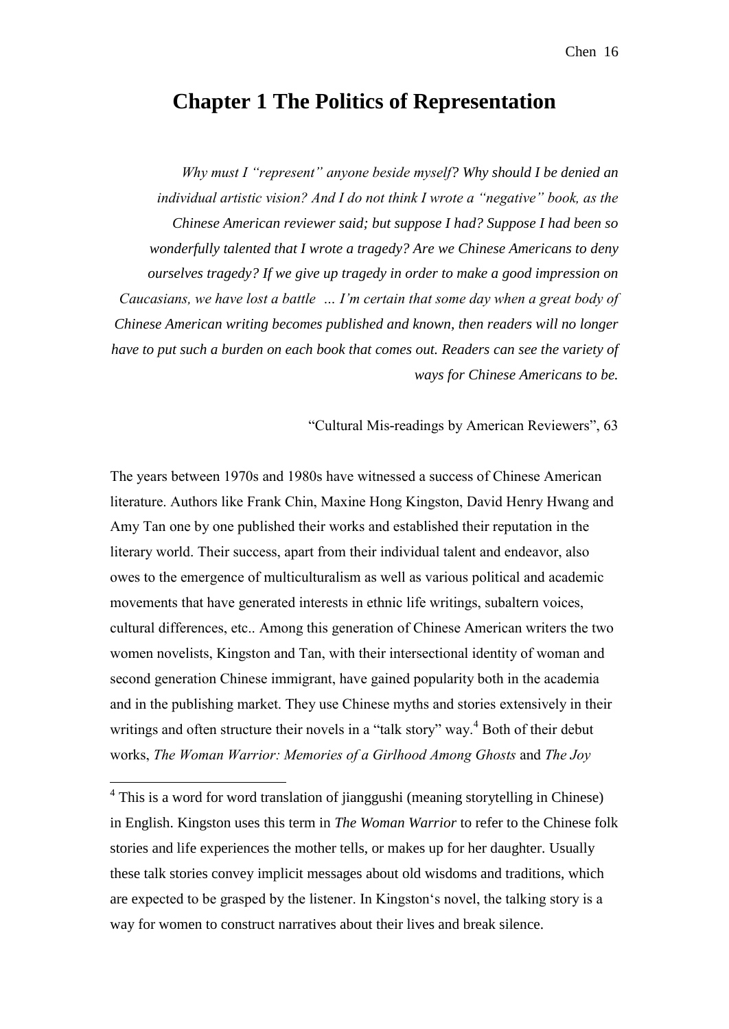# Chapter 1 The Politics of Representation

*Why must I "represent" anyone beside myself? Why should I be denied an individual artistic vision? And I do not think I wrote a "negative" book, as the Chinese American reviewer said; but suppose I had? Suppose I had been so wonderfully talented that I wrote a tragedy? Are we Chinese Americans to deny ourselves tragedy? If we give up tragedy in order to make a good impression on Caucasians, we have lost a battle … I'm certain that some day when a great body of Chinese American writing becomes published and known, then readers will no longer have to put such a burden on each book that comes out. Readers can see the variety of ways for Chinese Americans to be.*

"Cultural Mis-readings by American Reviewers", 63

The years between 1970s and 1980s have witnessed a success of Chinese American literature. Authors like Frank Chin, Maxine Hong Kingston, David Henry Hwang and Amy Tan one by one published their works and established their reputation in the literary world. Their success, apart from their individual talent and endeavor, also owes to the emergence of multiculturalism as well as various political and academic movements that have generated interests in ethnic life writings, subaltern voices, cultural differences, etc.. Among this generation of Chinese American writers the two women novelists, Kingston and Tan, with their intersectional identity of woman and second generation Chinese immigrant, have gained popularity both in the academia and in the publishing market. They use Chinese myths and stories extensively in their writings and often structure their novels in a "talk story" way.[4] Both of their debut works, *The Woman Warrior: Memories of a Girlhood Among Ghosts* and *The Joy*

[4] This is a word for word translation of jianggushi (meaning storytelling in Chinese) in English. Kingston uses this term in *The Woman Warrior* to refer to the Chinese folk stories and life experiences the mother tells, or makes up for her daughter. Usually these talk stories convey implicit messages about old wisdoms and traditions, which are expected to be grasped by the listener. In Kingston's novel, the talking story is a way for women to construct narratives about their lives and break silence.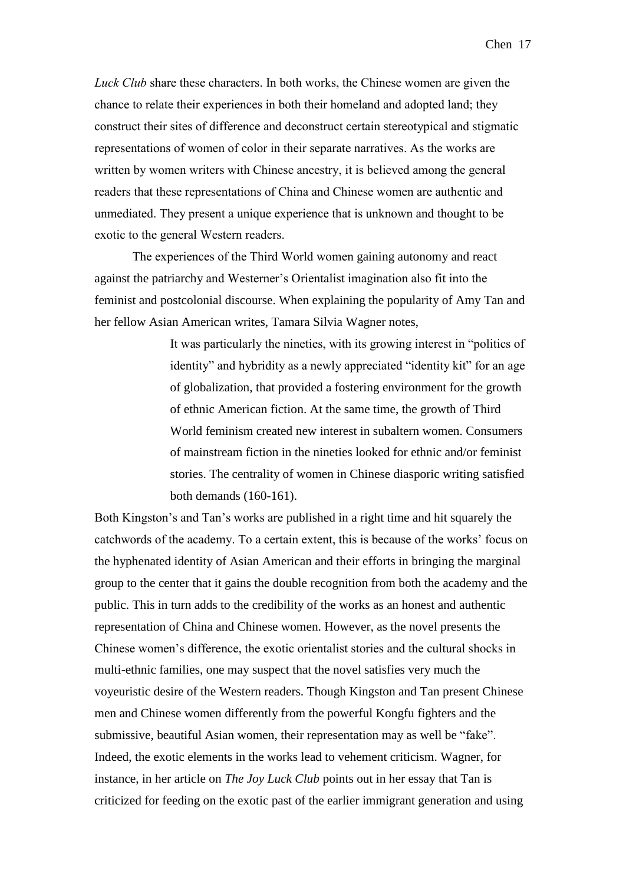*Luck Club* share these characters. In both works, the Chinese women are given the chance to relate their experiences in both their homeland and adopted land; they construct their sites of difference and deconstruct certain stereotypical and stigmatic representations of women of color in their separate narratives. As the works are written by women writers with Chinese ancestry, it is believed among the general readers that these representations of China and Chinese women are authentic and unmediated. They present a unique experience that is unknown and thought to be exotic to the general Western readers.

The experiences of the Third World women gaining autonomy and react against the patriarchy and Westerner's Orientalist imagination also fit into the feminist and postcolonial discourse. When explaining the popularity of Amy Tan and her fellow Asian American writes, Tamara Silvia Wagner notes,

> It was particularly the nineties, with its growing interest in "politics of identity" and hybridity as a newly appreciated "identity kit" for an age of globalization, that provided a fostering environment for the growth of ethnic American fiction. At the same time, the growth of Third World feminism created new interest in subaltern women. Consumers of mainstream fiction in the nineties looked for ethnic and/or feminist stories. The centrality of women in Chinese diasporic writing satisfied both demands (160-161).

Both Kingston's and Tan's works are published in a right time and hit squarely the catchwords of the academy. To a certain extent, this is because of the works' focus on the hyphenated identity of Asian American and their efforts in bringing the marginal group to the center that it gains the double recognition from both the academy and the public. This in turn adds to the credibility of the works as an honest and authentic representation of China and Chinese women. However, as the novel presents the Chinese women's difference, the exotic orientalist stories and the cultural shocks in multi-ethnic families, one may suspect that the novel satisfies very much the voyeuristic desire of the Western readers. Though Kingston and Tan present Chinese men and Chinese women differently from the powerful Kongfu fighters and the submissive, beautiful Asian women, their representation may as well be "fake". Indeed, the exotic elements in the works lead to vehement criticism. Wagner, for instance, in her article on *The Joy Luck Club* points out in her essay that Tan is criticized for feeding on the exotic past of the earlier immigrant generation and using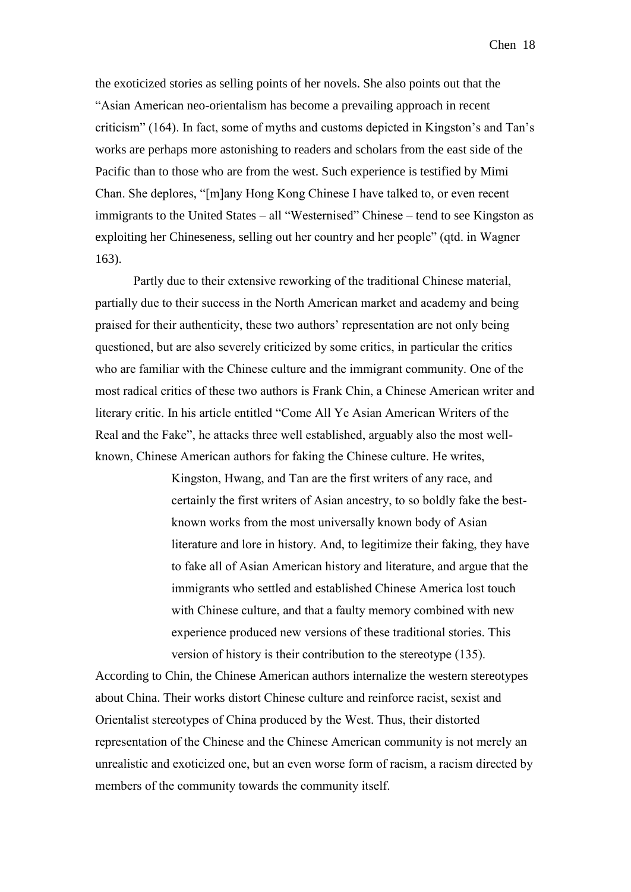the exoticized stories as selling points of her novels. She also points out that the "Asian American neo-orientalism has become a prevailing approach in recent criticism" (164). In fact, some of myths and customs depicted in Kingston's and Tan's works are perhaps more astonishing to readers and scholars from the east side of the Pacific than to those who are from the west. Such experience is testified by Mimi Chan. She deplores, "[m]any Hong Kong Chinese I have talked to, or even recent immigrants to the United States – all "Westernised" Chinese – tend to see Kingston as exploiting her Chineseness, selling out her country and her people" (qtd. in Wagner 163).

Partly due to their extensive reworking of the traditional Chinese material, partially due to their success in the North American market and academy and being praised for their authenticity, these two authors' representation are not only being questioned, but are also severely criticized by some critics, in particular the critics who are familiar with the Chinese culture and the immigrant community. One of the most radical critics of these two authors is Frank Chin, a Chinese American writer and literary critic. In his article entitled "Come All Ye Asian American Writers of the Real and the Fake", he attacks three well established, arguably also the most well-known, Chinese American authors for faking the Chinese culture. He writes,

> Kingston, Hwang, and Tan are the first writers of any race, and certainly the first writers of Asian ancestry, to so boldly fake the best-known works from the most universally known body of Asian literature and lore in history. And, to legitimize their faking, they have to fake all of Asian American history and literature, and argue that the immigrants who settled and established Chinese America lost touch with Chinese culture, and that a faulty memory combined with new experience produced new versions of these traditional stories. This version of history is their contribution to the stereotype (135).

According to Chin, the Chinese American authors internalize the western stereotypes about China. Their works distort Chinese culture and reinforce racist, sexist and Orientalist stereotypes of China produced by the West. Thus, their distorted representation of the Chinese and the Chinese American community is not merely an unrealistic and exoticized one, but an even worse form of racism, a racism directed by members of the community towards the community itself.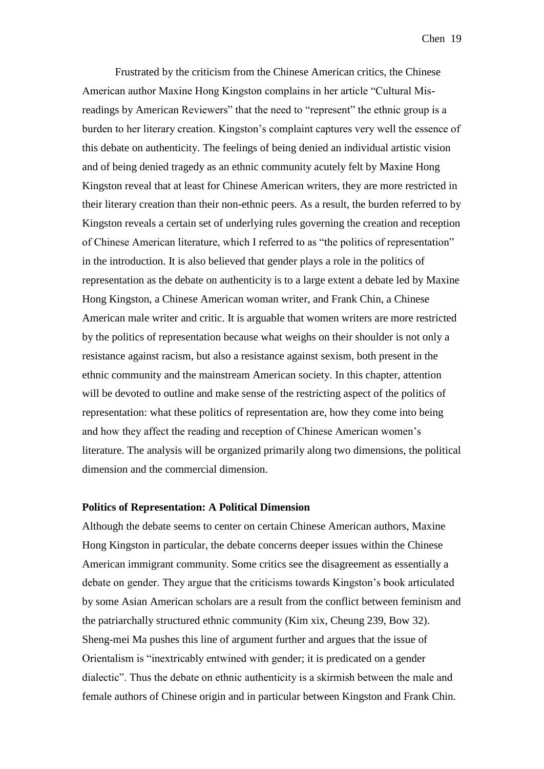Frustrated by the criticism from the Chinese American critics, the Chinese American author Maxine Hong Kingston complains in her article "Cultural Mis-readings by American Reviewers" that the need to "represent" the ethnic group is a burden to her literary creation. Kingston's complaint captures very well the essence of this debate on authenticity. The feelings of being denied an individual artistic vision and of being denied tragedy as an ethnic community acutely felt by Maxine Hong Kingston reveal that at least for Chinese American writers, they are more restricted in their literary creation than their non-ethnic peers. As a result, the burden referred to by Kingston reveals a certain set of underlying rules governing the creation and reception of Chinese American literature, which I referred to as "the politics of representation" in the introduction. It is also believed that gender plays a role in the politics of representation as the debate on authenticity is to a large extent a debate led by Maxine Hong Kingston, a Chinese American woman writer, and Frank Chin, a Chinese American male writer and critic. It is arguable that women writers are more restricted by the politics of representation because what weighs on their shoulder is not only a resistance against racism, but also a resistance against sexism, both present in the ethnic community and the mainstream American society. In this chapter, attention will be devoted to outline and make sense of the restricting aspect of the politics of representation: what these politics of representation are, how they come into being and how they affect the reading and reception of Chinese American women's literature. The analysis will be organized primarily along two dimensions, the political dimension and the commercial dimension.

**Politics of Representation: A Political Dimension**

Although the debate seems to center on certain Chinese American authors, Maxine Hong Kingston in particular, the debate concerns deeper issues within the Chinese American immigrant community. Some critics see the disagreement as essentially a debate on gender. They argue that the criticisms towards Kingston's book articulated by some Asian American scholars are a result from the conflict between feminism and the patriarchally structured ethnic community (Kim xix, Cheung 239, Bow 32). Sheng-mei Ma pushes this line of argument further and argues that the issue of Orientalism is "inextricably entwined with gender; it is predicated on a gender dialectic". Thus the debate on ethnic authenticity is a skirmish between the male and female authors of Chinese origin and in particular between Kingston and Frank Chin.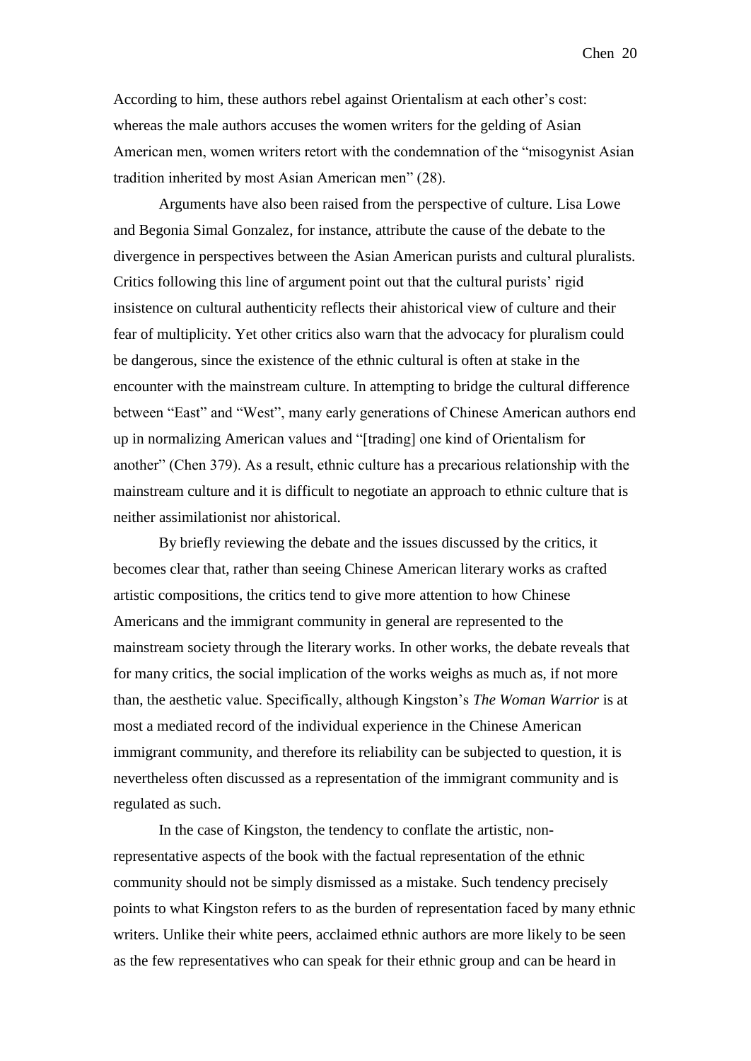According to him, these authors rebel against Orientalism at each other's cost: whereas the male authors accuses the women writers for the gelding of Asian American men, women writers retort with the condemnation of the "misogynist Asian tradition inherited by most Asian American men" (28).

Arguments have also been raised from the perspective of culture. Lisa Lowe and Begonia Simal Gonzalez, for instance, attribute the cause of the debate to the divergence in perspectives between the Asian American purists and cultural pluralists. Critics following this line of argument point out that the cultural purists' rigid insistence on cultural authenticity reflects their ahistorical view of culture and their fear of multiplicity. Yet other critics also warn that the advocacy for pluralism could be dangerous, since the existence of the ethnic cultural is often at stake in the encounter with the mainstream culture. In attempting to bridge the cultural difference between "East" and "West", many early generations of Chinese American authors end up in normalizing American values and "[trading] one kind of Orientalism for another" (Chen 379). As a result, ethnic culture has a precarious relationship with the mainstream culture and it is difficult to negotiate an approach to ethnic culture that is neither assimilationist nor ahistorical.

By briefly reviewing the debate and the issues discussed by the critics, it becomes clear that, rather than seeing Chinese American literary works as crafted artistic compositions, the critics tend to give more attention to how Chinese Americans and the immigrant community in general are represented to the mainstream society through the literary works. In other works, the debate reveals that for many critics, the social implication of the works weighs as much as, if not more than, the aesthetic value. Specifically, although Kingston's *The Woman Warrior* is at most a mediated record of the individual experience in the Chinese American immigrant community, and therefore its reliability can be subjected to question, it is nevertheless often discussed as a representation of the immigrant community and is regulated as such.

In the case of Kingston, the tendency to conflate the artistic, non-representative aspects of the book with the factual representation of the ethnic community should not be simply dismissed as a mistake. Such tendency precisely points to what Kingston refers to as the burden of representation faced by many ethnic writers. Unlike their white peers, acclaimed ethnic authors are more likely to be seen as the few representatives who can speak for their ethnic group and can be heard in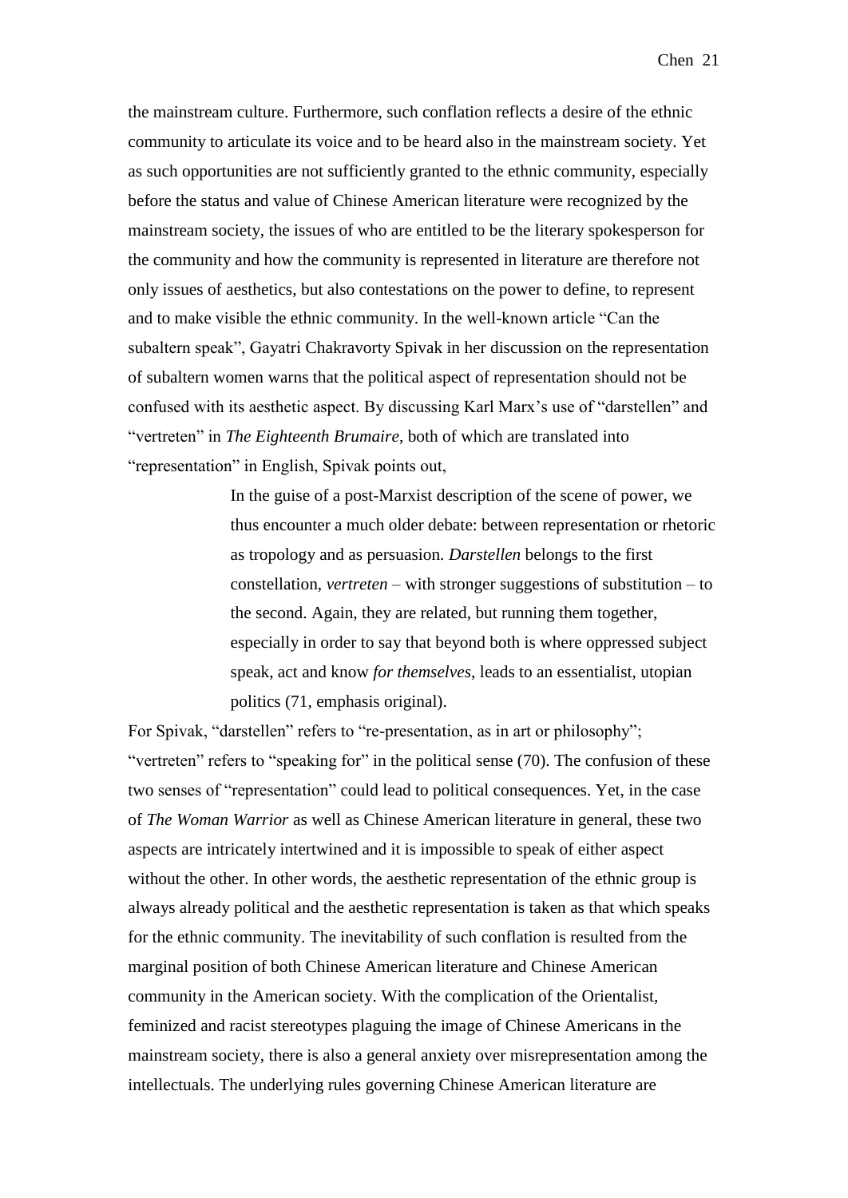the mainstream culture. Furthermore, such conflation reflects a desire of the ethnic community to articulate its voice and to be heard also in the mainstream society. Yet as such opportunities are not sufficiently granted to the ethnic community, especially before the status and value of Chinese American literature were recognized by the mainstream society, the issues of who are entitled to be the literary spokesperson for the community and how the community is represented in literature are therefore not only issues of aesthetics, but also contestations on the power to define, to represent and to make visible the ethnic community. In the well-known article "Can the subaltern speak", Gayatri Chakravorty Spivak in her discussion on the representation of subaltern women warns that the political aspect of representation should not be confused with its aesthetic aspect. By discussing Karl Marx's use of "darstellen" and "vertreten" in *The Eighteenth Brumaire*, both of which are translated into "representation" in English, Spivak points out,

> In the guise of a post-Marxist description of the scene of power, we thus encounter a much older debate: between representation or rhetoric as tropology and as persuasion. *Darstellen* belongs to the first constellation, *vertreten* – with stronger suggestions of substitution – to the second. Again, they are related, but running them together, especially in order to say that beyond both is where oppressed subject speak, act and know *for themselves*, leads to an essentialist, utopian politics (71, emphasis original).

For Spivak, "darstellen" refers to "re-presentation, as in art or philosophy"; "vertreten" refers to "speaking for" in the political sense (70). The confusion of these two senses of "representation" could lead to political consequences. Yet, in the case of *The Woman Warrior* as well as Chinese American literature in general, these two aspects are intricately intertwined and it is impossible to speak of either aspect without the other. In other words, the aesthetic representation of the ethnic group is always already political and the aesthetic representation is taken as that which speaks for the ethnic community. The inevitability of such conflation is resulted from the marginal position of both Chinese American literature and Chinese American community in the American society. With the complication of the Orientalist, feminized and racist stereotypes plaguing the image of Chinese Americans in the mainstream society, there is also a general anxiety over misrepresentation among the intellectuals. The underlying rules governing Chinese American literature are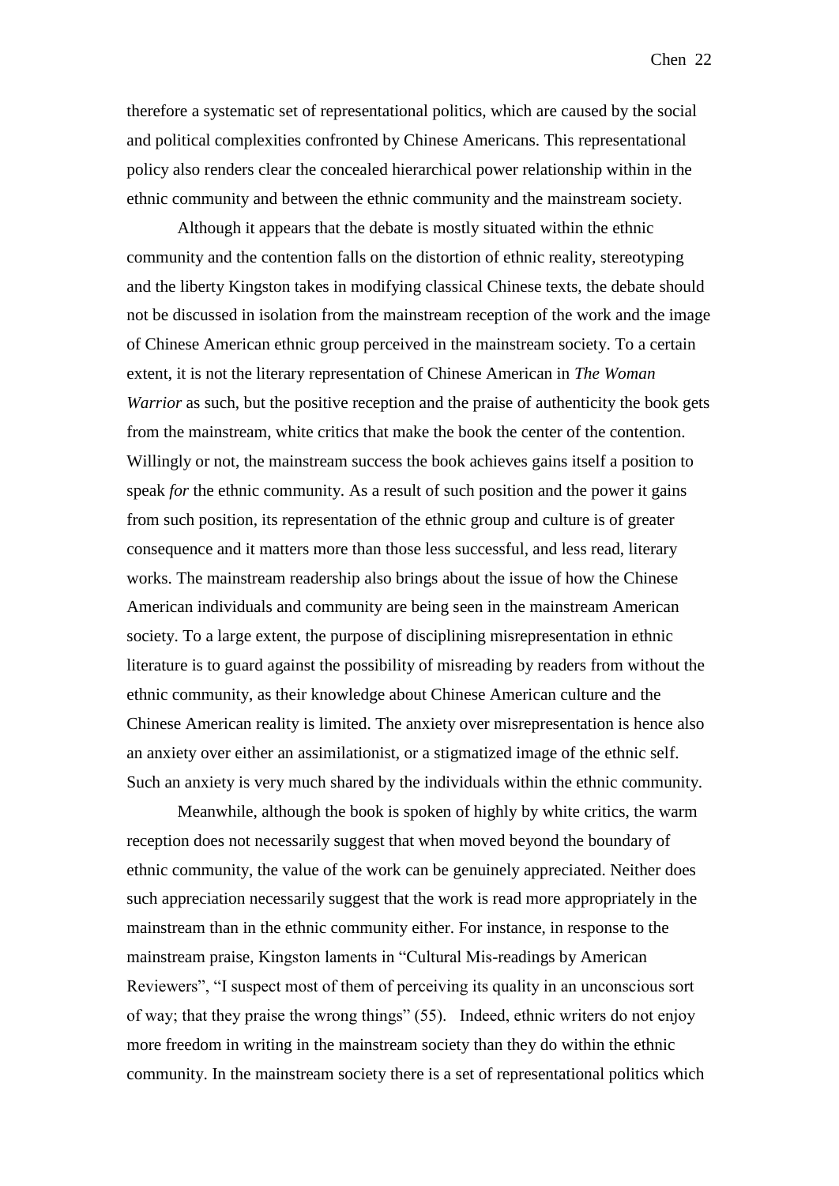therefore a systematic set of representational politics, which are caused by the social and political complexities confronted by Chinese Americans. This representational policy also renders clear the concealed hierarchical power relationship within in the ethnic community and between the ethnic community and the mainstream society.

Although it appears that the debate is mostly situated within the ethnic community and the contention falls on the distortion of ethnic reality, stereotyping and the liberty Kingston takes in modifying classical Chinese texts, the debate should not be discussed in isolation from the mainstream reception of the work and the image of Chinese American ethnic group perceived in the mainstream society. To a certain extent, it is not the literary representation of Chinese American in *The Woman Warrior* as such, but the positive reception and the praise of authenticity the book gets from the mainstream, white critics that make the book the center of the contention. Willingly or not, the mainstream success the book achieves gains itself a position to speak *for* the ethnic community. As a result of such position and the power it gains from such position, its representation of the ethnic group and culture is of greater consequence and it matters more than those less successful, and less read, literary works. The mainstream readership also brings about the issue of how the Chinese American individuals and community are being seen in the mainstream American society. To a large extent, the purpose of disciplining misrepresentation in ethnic literature is to guard against the possibility of misreading by readers from without the ethnic community, as their knowledge about Chinese American culture and the Chinese American reality is limited. The anxiety over misrepresentation is hence also an anxiety over either an assimilationist, or a stigmatized image of the ethnic self. Such an anxiety is very much shared by the individuals within the ethnic community.

Meanwhile, although the book is spoken of highly by white critics, the warm reception does not necessarily suggest that when moved beyond the boundary of ethnic community, the value of the work can be genuinely appreciated. Neither does such appreciation necessarily suggest that the work is read more appropriately in the mainstream than in the ethnic community either. For instance, in response to the mainstream praise, Kingston laments in "Cultural Mis-readings by American Reviewers", "I suspect most of them of perceiving its quality in an unconscious sort of way; that they praise the wrong things" (55). Indeed, ethnic writers do not enjoy more freedom in writing in the mainstream society than they do within the ethnic community. In the mainstream society there is a set of representational politics which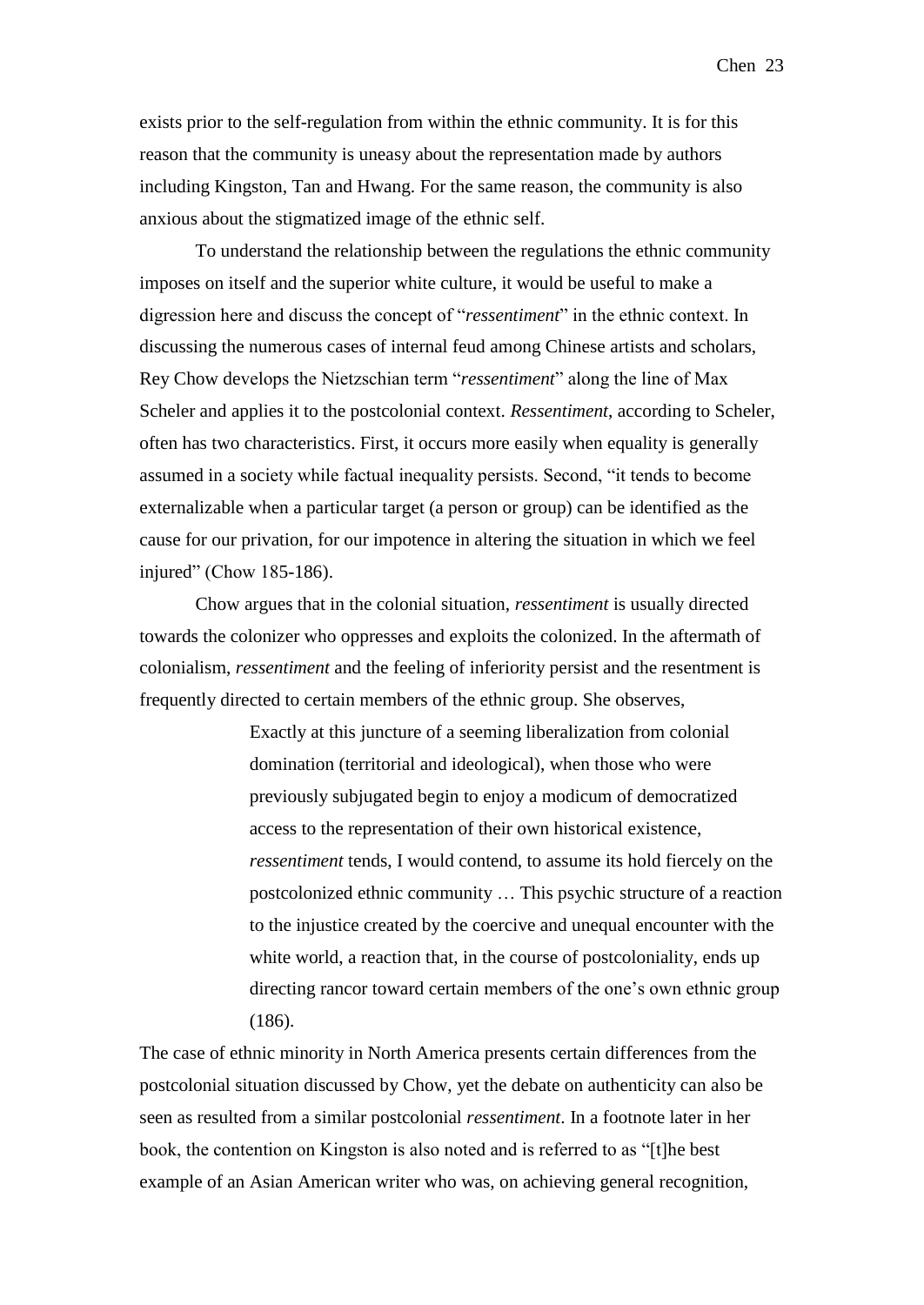exists prior to the self-regulation from within the ethnic community. It is for this reason that the community is uneasy about the representation made by authors including Kingston, Tan and Hwang. For the same reason, the community is also anxious about the stigmatized image of the ethnic self.

To understand the relationship between the regulations the ethnic community imposes on itself and the superior white culture, it would be useful to make a digression here and discuss the concept of "*ressentiment*" in the ethnic context. In discussing the numerous cases of internal feud among Chinese artists and scholars, Rey Chow develops the Nietzschian term "*ressentiment*" along the line of Max Scheler and applies it to the postcolonial context. *Ressentiment*, according to Scheler, often has two characteristics. First, it occurs more easily when equality is generally assumed in a society while factual inequality persists. Second, "it tends to become externalizable when a particular target (a person or group) can be identified as the cause for our privation, for our impotence in altering the situation in which we feel injured" (Chow 185-186).

Chow argues that in the colonial situation, *ressentiment* is usually directed towards the colonizer who oppresses and exploits the colonized. In the aftermath of colonialism, *ressentiment* and the feeling of inferiority persist and the resentment is frequently directed to certain members of the ethnic group. She observes,

> Exactly at this juncture of a seeming liberalization from colonial domination (territorial and ideological), when those who were previously subjugated begin to enjoy a modicum of democratized access to the representation of their own historical existence, *ressentiment* tends, I would contend, to assume its hold fiercely on the postcolonized ethnic community … This psychic structure of a reaction to the injustice created by the coercive and unequal encounter with the white world, a reaction that, in the course of postcoloniality, ends up directing rancor toward certain members of the one's own ethnic group (186).

The case of ethnic minority in North America presents certain differences from the postcolonial situation discussed by Chow, yet the debate on authenticity can also be seen as resulted from a similar postcolonial *ressentiment*. In a footnote later in her book, the contention on Kingston is also noted and is referred to as "[t]he best example of an Asian American writer who was, on achieving general recognition,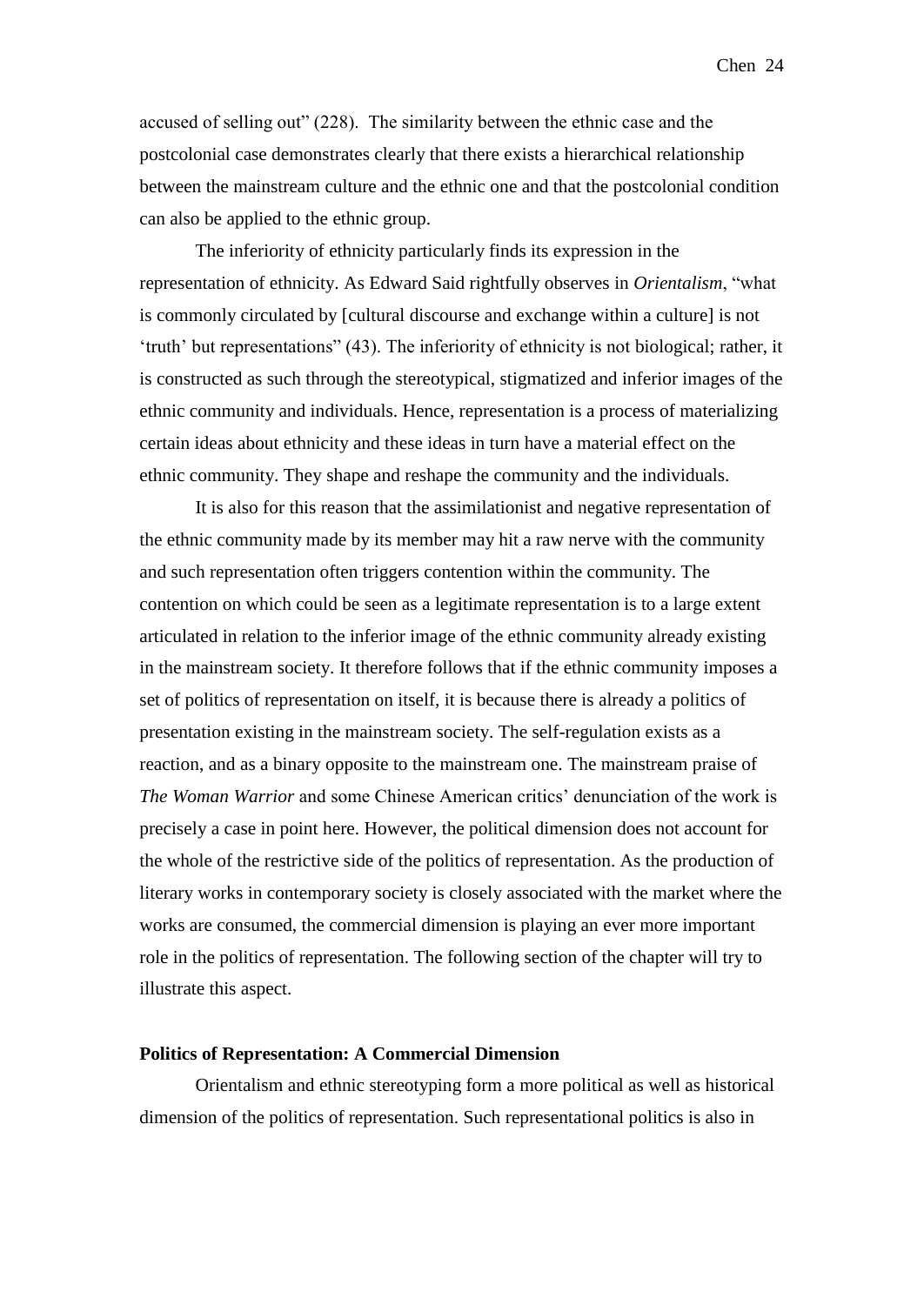accused of selling out" (228). The similarity between the ethnic case and the postcolonial case demonstrates clearly that there exists a hierarchical relationship between the mainstream culture and the ethnic one and that the postcolonial condition can also be applied to the ethnic group.

The inferiority of ethnicity particularly finds its expression in the representation of ethnicity. As Edward Said rightfully observes in *Orientalism*, "what is commonly circulated by [cultural discourse and exchange within a culture] is not 'truth' but representations" (43). The inferiority of ethnicity is not biological; rather, it is constructed as such through the stereotypical, stigmatized and inferior images of the ethnic community and individuals. Hence, representation is a process of materializing certain ideas about ethnicity and these ideas in turn have a material effect on the ethnic community. They shape and reshape the community and the individuals.

It is also for this reason that the assimilationist and negative representation of the ethnic community made by its member may hit a raw nerve with the community and such representation often triggers contention within the community. The contention on which could be seen as a legitimate representation is to a large extent articulated in relation to the inferior image of the ethnic community already existing in the mainstream society. It therefore follows that if the ethnic community imposes a set of politics of representation on itself, it is because there is already a politics of presentation existing in the mainstream society. The self-regulation exists as a reaction, and as a binary opposite to the mainstream one. The mainstream praise of *The Woman Warrior* and some Chinese American critics' denunciation of the work is precisely a case in point here. However, the political dimension does not account for the whole of the restrictive side of the politics of representation. As the production of literary works in contemporary society is closely associated with the market where the works are consumed, the commercial dimension is playing an ever more important role in the politics of representation. The following section of the chapter will try to illustrate this aspect.

**Politics of Representation: A Commercial Dimension**

Orientalism and ethnic stereotyping form a more political as well as historical dimension of the politics of representation. Such representational politics is also in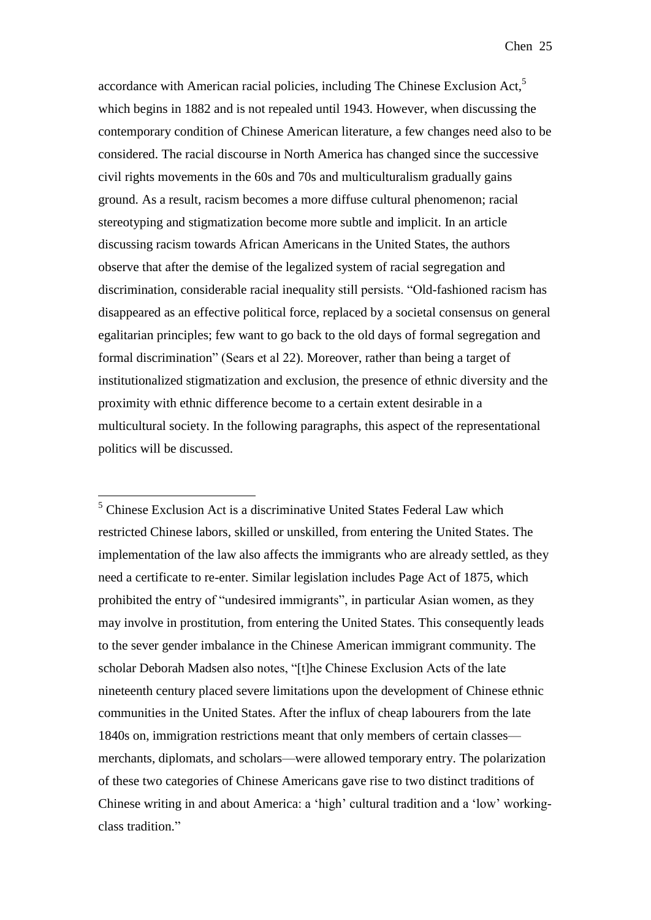accordance with American racial policies, including The Chinese Exclusion Act,[5] which begins in 1882 and is not repealed until 1943. However, when discussing the contemporary condition of Chinese American literature, a few changes need also to be considered. The racial discourse in North America has changed since the successive civil rights movements in the 60s and 70s and multiculturalism gradually gains ground. As a result, racism becomes a more diffuse cultural phenomenon; racial stereotyping and stigmatization become more subtle and implicit. In an article discussing racism towards African Americans in the United States, the authors observe that after the demise of the legalized system of racial segregation and discrimination, considerable racial inequality still persists. "Old-fashioned racism has disappeared as an effective political force, replaced by a societal consensus on general egalitarian principles; few want to go back to the old days of formal segregation and formal discrimination" (Sears et al 22). Moreover, rather than being a target of institutionalized stigmatization and exclusion, the presence of ethnic diversity and the proximity with ethnic difference become to a certain extent desirable in a multicultural society. In the following paragraphs, this aspect of the representational politics will be discussed.

---

[5] Chinese Exclusion Act is a discriminative United States Federal Law which restricted Chinese labors, skilled or unskilled, from entering the United States. The implementation of the law also affects the immigrants who are already settled, as they need a certificate to re-enter. Similar legislation includes Page Act of 1875, which prohibited the entry of "undesired immigrants", in particular Asian women, as they may involve in prostitution, from entering the United States. This consequently leads to the sever gender imbalance in the Chinese American immigrant community. The scholar Deborah Madsen also notes, "[t]he Chinese Exclusion Acts of the late nineteenth century placed severe limitations upon the development of Chinese ethnic communities in the United States. After the influx of cheap labourers from the late 1840s on, immigration restrictions meant that only members of certain classes—merchants, diplomats, and scholars—were allowed temporary entry. The polarization of these two categories of Chinese Americans gave rise to two distinct traditions of Chinese writing in and about America: a 'high' cultural tradition and a 'low' working-class tradition."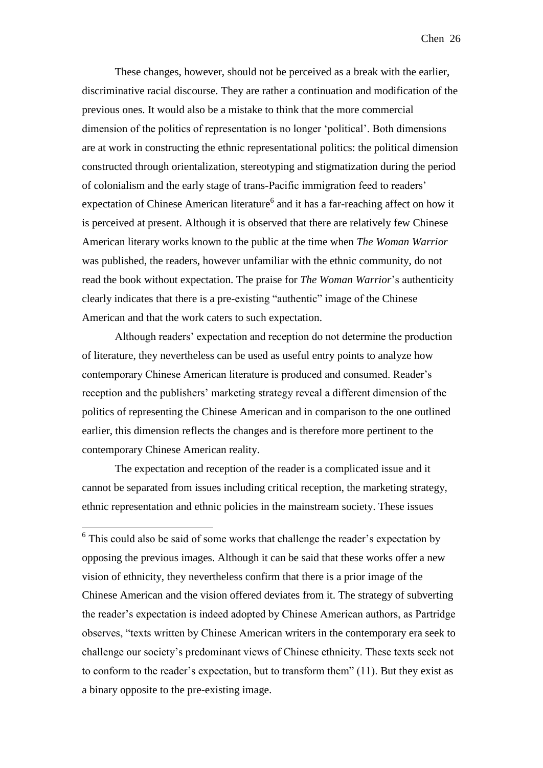These changes, however, should not be perceived as a break with the earlier, discriminative racial discourse. They are rather a continuation and modification of the previous ones. It would also be a mistake to think that the more commercial dimension of the politics of representation is no longer 'political'. Both dimensions are at work in constructing the ethnic representational politics: the political dimension constructed through orientalization, stereotyping and stigmatization during the period of colonialism and the early stage of trans-Pacific immigration feed to readers' expectation of Chinese American literature[6] and it has a far-reaching affect on how it is perceived at present. Although it is observed that there are relatively few Chinese American literary works known to the public at the time when *The Woman Warrior* was published, the readers, however unfamiliar with the ethnic community, do not read the book without expectation. The praise for *The Woman Warrior*'s authenticity clearly indicates that there is a pre-existing "authentic" image of the Chinese American and that the work caters to such expectation.

Although readers' expectation and reception do not determine the production of literature, they nevertheless can be used as useful entry points to analyze how contemporary Chinese American literature is produced and consumed. Reader's reception and the publishers' marketing strategy reveal a different dimension of the politics of representing the Chinese American and in comparison to the one outlined earlier, this dimension reflects the changes and is therefore more pertinent to the contemporary Chinese American reality.

The expectation and reception of the reader is a complicated issue and it cannot be separated from issues including critical reception, the marketing strategy, ethnic representation and ethnic policies in the mainstream society. These issues

---

[6] This could also be said of some works that challenge the reader's expectation by opposing the previous images. Although it can be said that these works offer a new vision of ethnicity, they nevertheless confirm that there is a prior image of the Chinese American and the vision offered deviates from it. The strategy of subverting the reader's expectation is indeed adopted by Chinese American authors, as Partridge observes, "texts written by Chinese American writers in the contemporary era seek to challenge our society's predominant views of Chinese ethnicity. These texts seek not to conform to the reader's expectation, but to transform them" (11). But they exist as a binary opposite to the pre-existing image.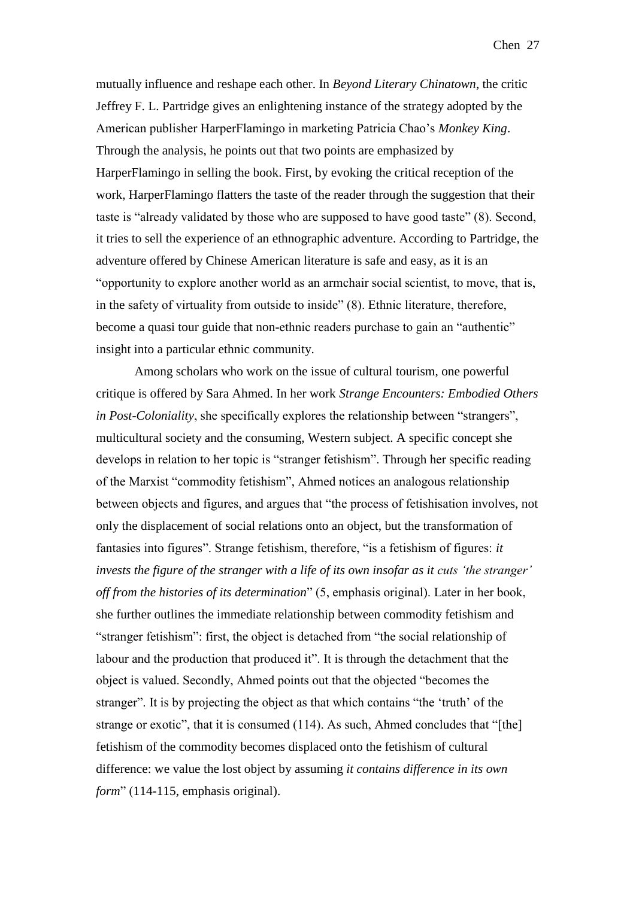mutually influence and reshape each other. In *Beyond Literary Chinatown*, the critic Jeffrey F. L. Partridge gives an enlightening instance of the strategy adopted by the American publisher HarperFlamingo in marketing Patricia Chao's *Monkey King*. Through the analysis, he points out that two points are emphasized by HarperFlamingo in selling the book. First, by evoking the critical reception of the work, HarperFlamingo flatters the taste of the reader through the suggestion that their taste is "already validated by those who are supposed to have good taste" (8). Second, it tries to sell the experience of an ethnographic adventure. According to Partridge, the adventure offered by Chinese American literature is safe and easy, as it is an "opportunity to explore another world as an armchair social scientist, to move, that is, in the safety of virtuality from outside to inside" (8). Ethnic literature, therefore, become a quasi tour guide that non-ethnic readers purchase to gain an "authentic" insight into a particular ethnic community.

Among scholars who work on the issue of cultural tourism, one powerful critique is offered by Sara Ahmed. In her work *Strange Encounters: Embodied Others in Post-Coloniality*, she specifically explores the relationship between "strangers", multicultural society and the consuming, Western subject. A specific concept she develops in relation to her topic is "stranger fetishism". Through her specific reading of the Marxist "commodity fetishism", Ahmed notices an analogous relationship between objects and figures, and argues that "the process of fetishisation involves, not only the displacement of social relations onto an object, but the transformation of fantasies into figures". Strange fetishism, therefore, "is a fetishism of figures: *it invests the figure of the stranger with a life of its own insofar as it cuts 'the stranger' off from the histories of its determination*" (5, emphasis original). Later in her book, she further outlines the immediate relationship between commodity fetishism and "stranger fetishism": first, the object is detached from "the social relationship of labour and the production that produced it". It is through the detachment that the object is valued. Secondly, Ahmed points out that the objected "becomes the stranger". It is by projecting the object as that which contains "the 'truth' of the strange or exotic", that it is consumed (114). As such, Ahmed concludes that "[the] fetishism of the commodity becomes displaced onto the fetishism of cultural difference: we value the lost object by assuming *it contains difference in its own form*" (114-115, emphasis original).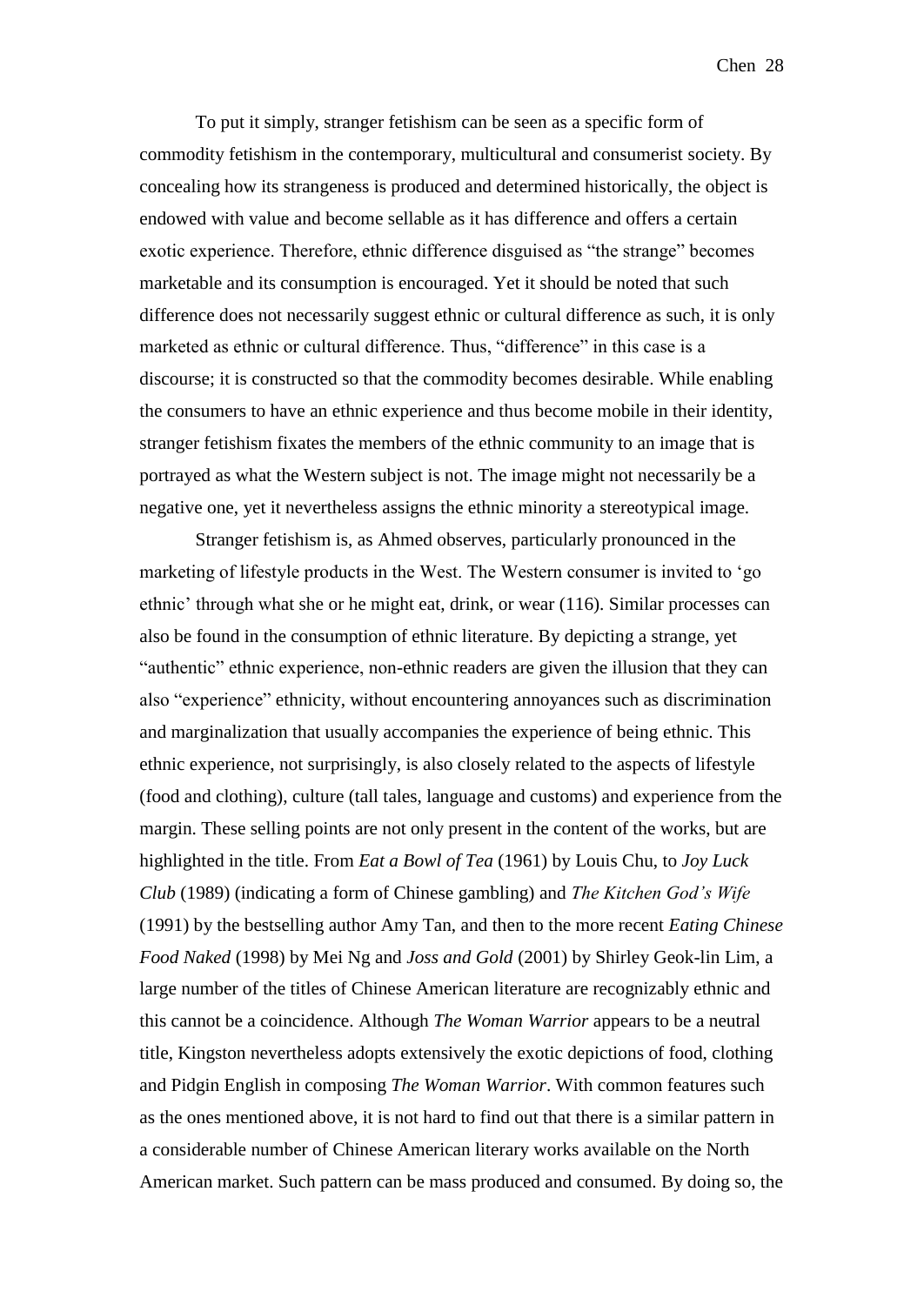To put it simply, stranger fetishism can be seen as a specific form of commodity fetishism in the contemporary, multicultural and consumerist society. By concealing how its strangeness is produced and determined historically, the object is endowed with value and become sellable as it has difference and offers a certain exotic experience. Therefore, ethnic difference disguised as "the strange" becomes marketable and its consumption is encouraged. Yet it should be noted that such difference does not necessarily suggest ethnic or cultural difference as such, it is only marketed as ethnic or cultural difference. Thus, "difference" in this case is a discourse; it is constructed so that the commodity becomes desirable. While enabling the consumers to have an ethnic experience and thus become mobile in their identity, stranger fetishism fixates the members of the ethnic community to an image that is portrayed as what the Western subject is not. The image might not necessarily be a negative one, yet it nevertheless assigns the ethnic minority a stereotypical image.

Stranger fetishism is, as Ahmed observes, particularly pronounced in the marketing of lifestyle products in the West. The Western consumer is invited to 'go ethnic' through what she or he might eat, drink, or wear (116). Similar processes can also be found in the consumption of ethnic literature. By depicting a strange, yet "authentic" ethnic experience, non-ethnic readers are given the illusion that they can also "experience" ethnicity, without encountering annoyances such as discrimination and marginalization that usually accompanies the experience of being ethnic. This ethnic experience, not surprisingly, is also closely related to the aspects of lifestyle (food and clothing), culture (tall tales, language and customs) and experience from the margin. These selling points are not only present in the content of the works, but are highlighted in the title. From *Eat a Bowl of Tea* (1961) by Louis Chu, to *Joy Luck Club* (1989) (indicating a form of Chinese gambling) and *The Kitchen God's Wife* (1991) by the bestselling author Amy Tan, and then to the more recent *Eating Chinese Food Naked* (1998) by Mei Ng and *Joss and Gold* (2001) by Shirley Geok-lin Lim, a large number of the titles of Chinese American literature are recognizably ethnic and this cannot be a coincidence. Although *The Woman Warrior* appears to be a neutral title, Kingston nevertheless adopts extensively the exotic depictions of food, clothing and Pidgin English in composing *The Woman Warrior*. With common features such as the ones mentioned above, it is not hard to find out that there is a similar pattern in a considerable number of Chinese American literary works available on the North American market. Such pattern can be mass produced and consumed. By doing so, the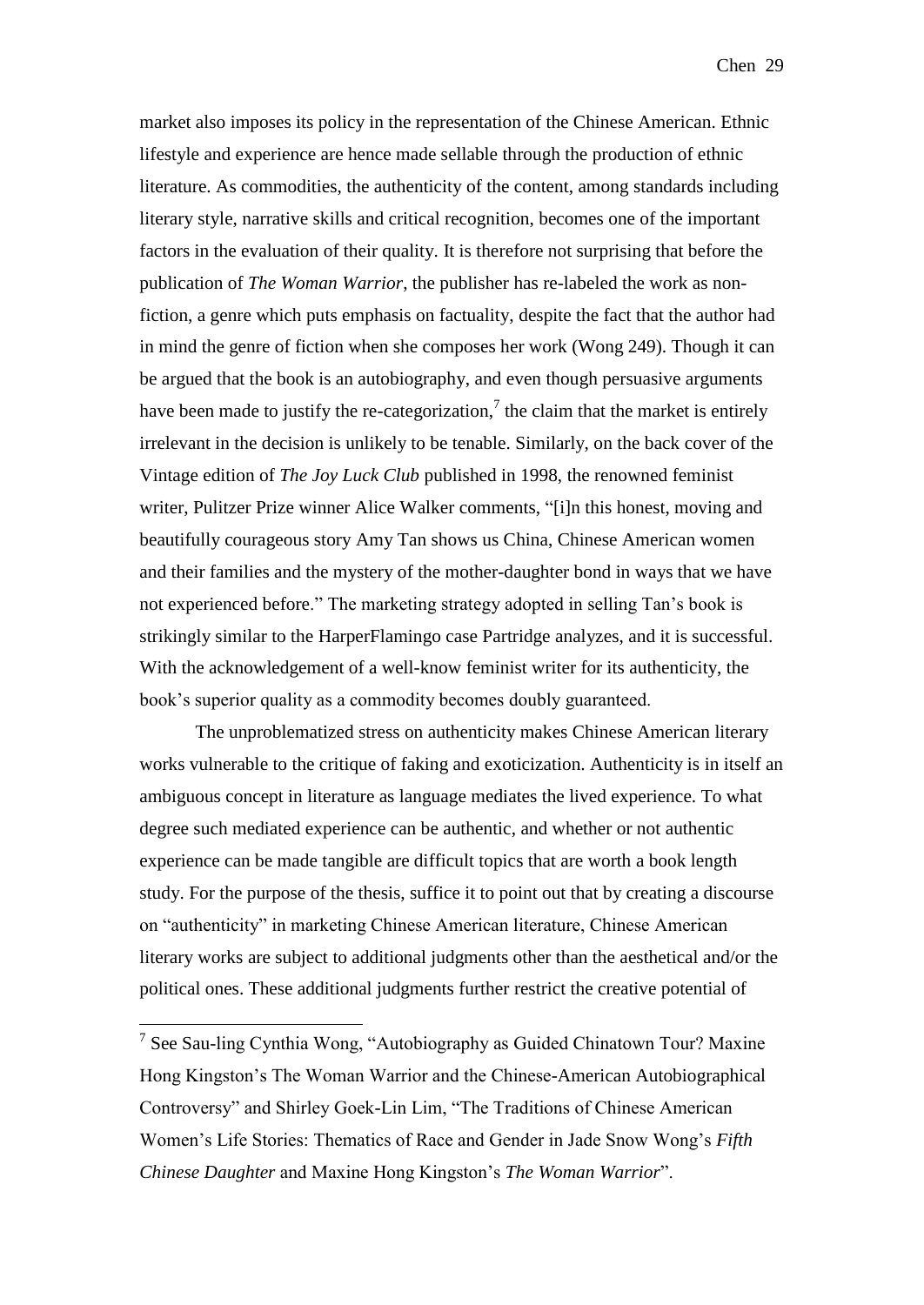market also imposes its policy in the representation of the Chinese American. Ethnic lifestyle and experience are hence made sellable through the production of ethnic literature. As commodities, the authenticity of the content, among standards including literary style, narrative skills and critical recognition, becomes one of the important factors in the evaluation of their quality. It is therefore not surprising that before the publication of *The Woman Warrior*, the publisher has re-labeled the work as non-fiction, a genre which puts emphasis on factuality, despite the fact that the author had in mind the genre of fiction when she composes her work (Wong 249). Though it can be argued that the book is an autobiography, and even though persuasive arguments have been made to justify the re-categorization,[7] the claim that the market is entirely irrelevant in the decision is unlikely to be tenable. Similarly, on the back cover of the Vintage edition of *The Joy Luck Club* published in 1998, the renowned feminist writer, Pulitzer Prize winner Alice Walker comments, "[i]n this honest, moving and beautifully courageous story Amy Tan shows us China, Chinese American women and their families and the mystery of the mother-daughter bond in ways that we have not experienced before." The marketing strategy adopted in selling Tan's book is strikingly similar to the HarperFlamingo case Partridge analyzes, and it is successful. With the acknowledgement of a well-know feminist writer for its authenticity, the book's superior quality as a commodity becomes doubly guaranteed.

The unproblematized stress on authenticity makes Chinese American literary works vulnerable to the critique of faking and exoticization. Authenticity is in itself an ambiguous concept in literature as language mediates the lived experience. To what degree such mediated experience can be authentic, and whether or not authentic experience can be made tangible are difficult topics that are worth a book length study. For the purpose of the thesis, suffice it to point out that by creating a discourse on "authenticity" in marketing Chinese American literature, Chinese American literary works are subject to additional judgments other than the aesthetical and/or the political ones. These additional judgments further restrict the creative potential of

---

[7] See Sau-ling Cynthia Wong, "Autobiography as Guided Chinatown Tour? Maxine Hong Kingston's The Woman Warrior and the Chinese-American Autobiographical Controversy" and Shirley Goek-Lin Lim, "The Traditions of Chinese American Women's Life Stories: Thematics of Race and Gender in Jade Snow Wong's *Fifth Chinese Daughter* and Maxine Hong Kingston's *The Woman Warrior*".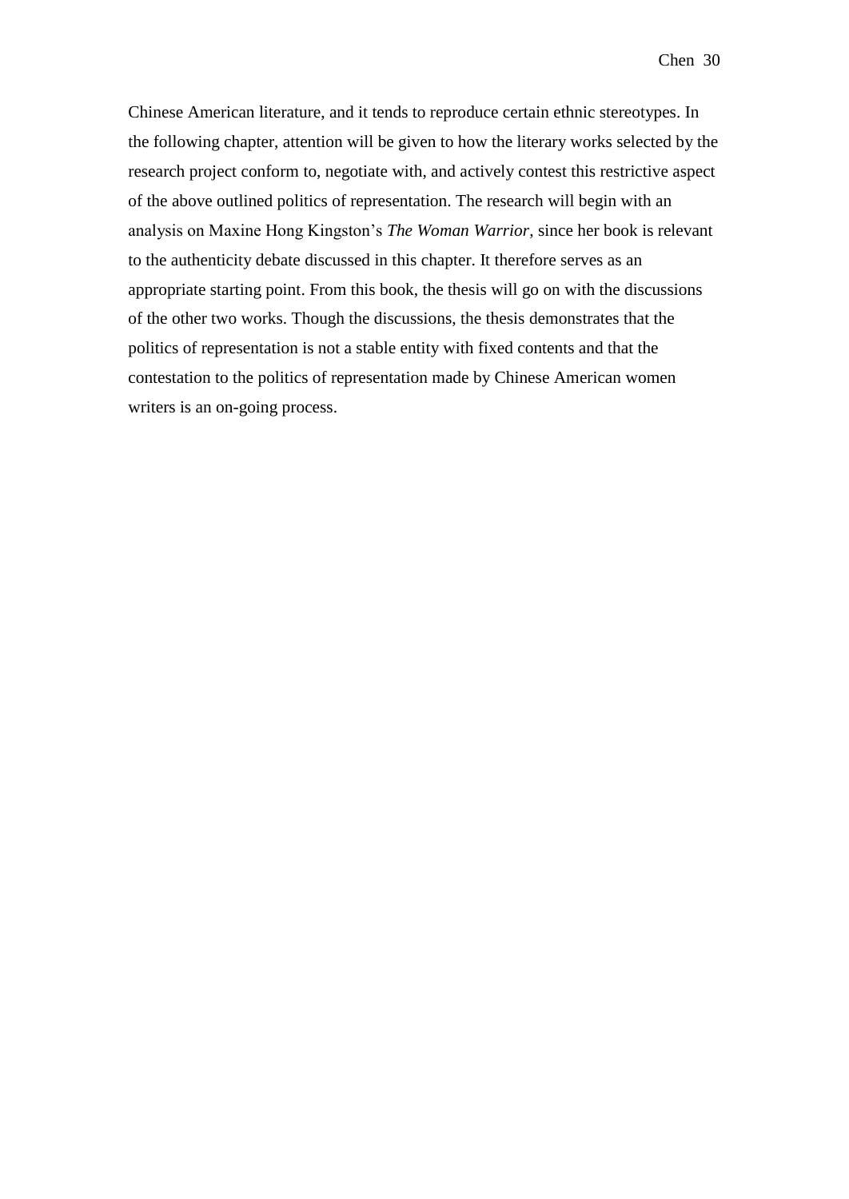Chinese American literature, and it tends to reproduce certain ethnic stereotypes. In the following chapter, attention will be given to how the literary works selected by the research project conform to, negotiate with, and actively contest this restrictive aspect of the above outlined politics of representation. The research will begin with an analysis on Maxine Hong Kingston's *The Woman Warrior*, since her book is relevant to the authenticity debate discussed in this chapter. It therefore serves as an appropriate starting point. From this book, the thesis will go on with the discussions of the other two works. Though the discussions, the thesis demonstrates that the politics of representation is not a stable entity with fixed contents and that the contestation to the politics of representation made by Chinese American women writers is an on-going process.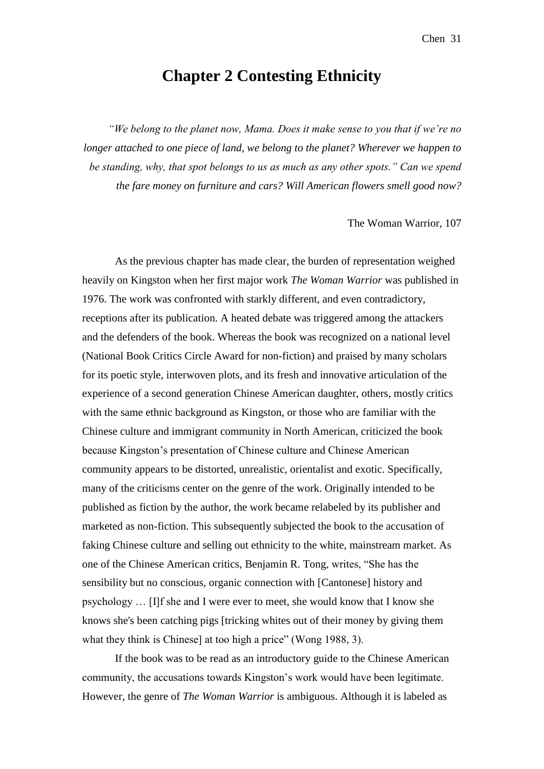# Chapter 2 Contesting Ethnicity

*"We belong to the planet now, Mama. Does it make sense to you that if we're no longer attached to one piece of land, we belong to the planet? Wherever we happen to be standing, why, that spot belongs to us as much as any other spots." Can we spend the fare money on furniture and cars? Will American flowers smell good now?*

The Woman Warrior, 107

As the previous chapter has made clear, the burden of representation weighed heavily on Kingston when her first major work *The Woman Warrior* was published in 1976. The work was confronted with starkly different, and even contradictory, receptions after its publication. A heated debate was triggered among the attackers and the defenders of the book. Whereas the book was recognized on a national level (National Book Critics Circle Award for non-fiction) and praised by many scholars for its poetic style, interwoven plots, and its fresh and innovative articulation of the experience of a second generation Chinese American daughter, others, mostly critics with the same ethnic background as Kingston, or those who are familiar with the Chinese culture and immigrant community in North American, criticized the book because Kingston's presentation of Chinese culture and Chinese American community appears to be distorted, unrealistic, orientalist and exotic. Specifically, many of the criticisms center on the genre of the work. Originally intended to be published as fiction by the author, the work became relabeled by its publisher and marketed as non-fiction. This subsequently subjected the book to the accusation of faking Chinese culture and selling out ethnicity to the white, mainstream market. As one of the Chinese American critics, Benjamin R. Tong, writes, "She has the sensibility but no conscious, organic connection with [Cantonese] history and psychology … [I]f she and I were ever to meet, she would know that I know she knows she's been catching pigs [tricking whites out of their money by giving them what they think is Chinese] at too high a price" (Wong 1988, 3).

If the book was to be read as an introductory guide to the Chinese American community, the accusations towards Kingston's work would have been legitimate. However, the genre of *The Woman Warrior* is ambiguous. Although it is labeled as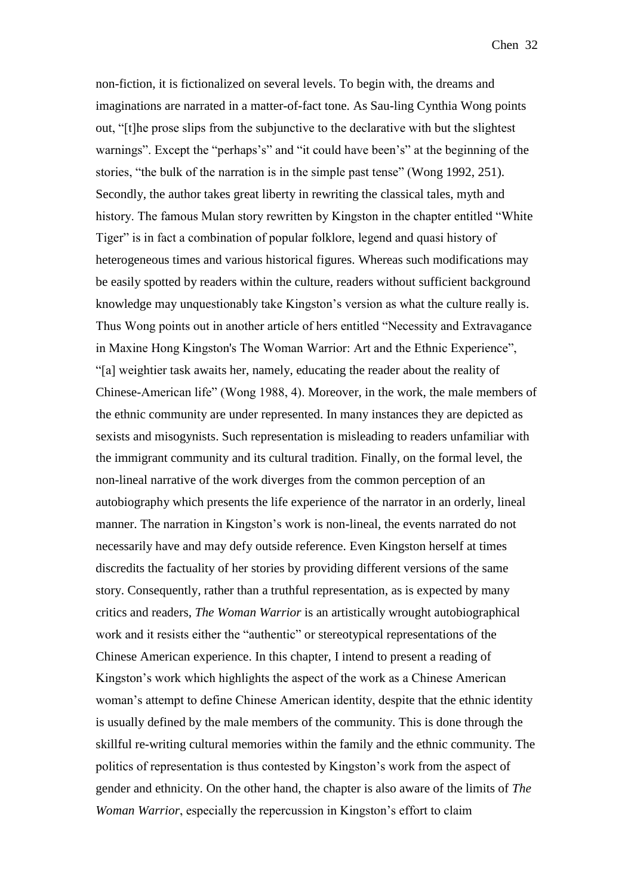non-fiction, it is fictionalized on several levels. To begin with, the dreams and imaginations are narrated in a matter-of-fact tone. As Sau-ling Cynthia Wong points out, "[t]he prose slips from the subjunctive to the declarative with but the slightest warnings". Except the "perhaps's" and "it could have been's" at the beginning of the stories, "the bulk of the narration is in the simple past tense" (Wong 1992, 251). Secondly, the author takes great liberty in rewriting the classical tales, myth and history. The famous Mulan story rewritten by Kingston in the chapter entitled "White Tiger" is in fact a combination of popular folklore, legend and quasi history of heterogeneous times and various historical figures. Whereas such modifications may be easily spotted by readers within the culture, readers without sufficient background knowledge may unquestionably take Kingston's version as what the culture really is. Thus Wong points out in another article of hers entitled "Necessity and Extravagance in Maxine Hong Kingston's The Woman Warrior: Art and the Ethnic Experience", "[a] weightier task awaits her, namely, educating the reader about the reality of Chinese-American life" (Wong 1988, 4). Moreover, in the work, the male members of the ethnic community are under represented. In many instances they are depicted as sexists and misogynists. Such representation is misleading to readers unfamiliar with the immigrant community and its cultural tradition. Finally, on the formal level, the non-lineal narrative of the work diverges from the common perception of an autobiography which presents the life experience of the narrator in an orderly, lineal manner. The narration in Kingston's work is non-lineal, the events narrated do not necessarily have and may defy outside reference. Even Kingston herself at times discredits the factuality of her stories by providing different versions of the same story. Consequently, rather than a truthful representation, as is expected by many critics and readers, *The Woman Warrior* is an artistically wrought autobiographical work and it resists either the "authentic" or stereotypical representations of the Chinese American experience. In this chapter, I intend to present a reading of Kingston's work which highlights the aspect of the work as a Chinese American woman's attempt to define Chinese American identity, despite that the ethnic identity is usually defined by the male members of the community. This is done through the skillful re-writing cultural memories within the family and the ethnic community. The politics of representation is thus contested by Kingston's work from the aspect of gender and ethnicity. On the other hand, the chapter is also aware of the limits of *The Woman Warrior*, especially the repercussion in Kingston's effort to claim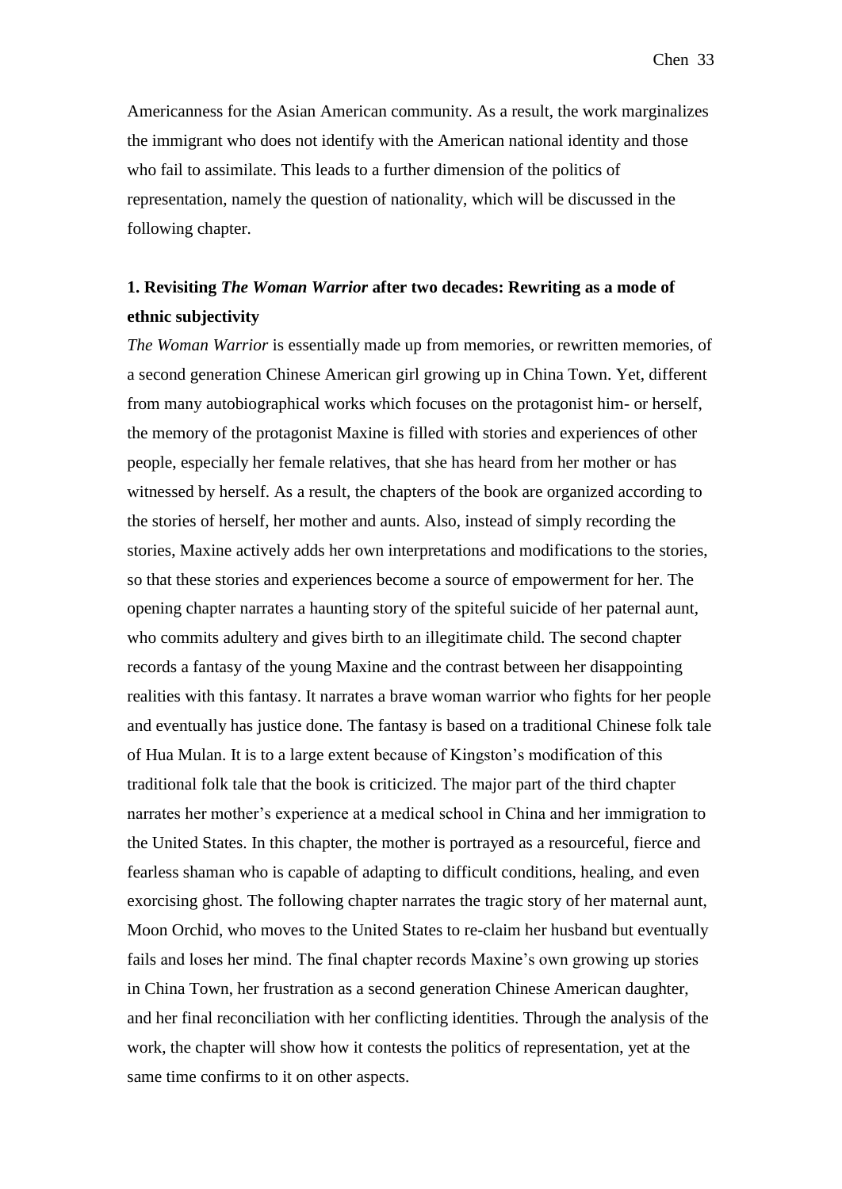Americanness for the Asian American community. As a result, the work marginalizes the immigrant who does not identify with the American national identity and those who fail to assimilate. This leads to a further dimension of the politics of representation, namely the question of nationality, which will be discussed in the following chapter.

## 1. Revisiting *The Woman Warrior* after two decades: Rewriting as a mode of ethnic subjectivity

*The Woman Warrior* is essentially made up from memories, or rewritten memories, of a second generation Chinese American girl growing up in China Town. Yet, different from many autobiographical works which focuses on the protagonist him- or herself, the memory of the protagonist Maxine is filled with stories and experiences of other people, especially her female relatives, that she has heard from her mother or has witnessed by herself. As a result, the chapters of the book are organized according to the stories of herself, her mother and aunts. Also, instead of simply recording the stories, Maxine actively adds her own interpretations and modifications to the stories, so that these stories and experiences become a source of empowerment for her. The opening chapter narrates a haunting story of the spiteful suicide of her paternal aunt, who commits adultery and gives birth to an illegitimate child. The second chapter records a fantasy of the young Maxine and the contrast between her disappointing realities with this fantasy. It narrates a brave woman warrior who fights for her people and eventually has justice done. The fantasy is based on a traditional Chinese folk tale of Hua Mulan. It is to a large extent because of Kingston's modification of this traditional folk tale that the book is criticized. The major part of the third chapter narrates her mother's experience at a medical school in China and her immigration to the United States. In this chapter, the mother is portrayed as a resourceful, fierce and fearless shaman who is capable of adapting to difficult conditions, healing, and even exorcising ghost. The following chapter narrates the tragic story of her maternal aunt, Moon Orchid, who moves to the United States to re-claim her husband but eventually fails and loses her mind. The final chapter records Maxine's own growing up stories in China Town, her frustration as a second generation Chinese American daughter, and her final reconciliation with her conflicting identities. Through the analysis of the work, the chapter will show how it contests the politics of representation, yet at the same time confirms to it on other aspects.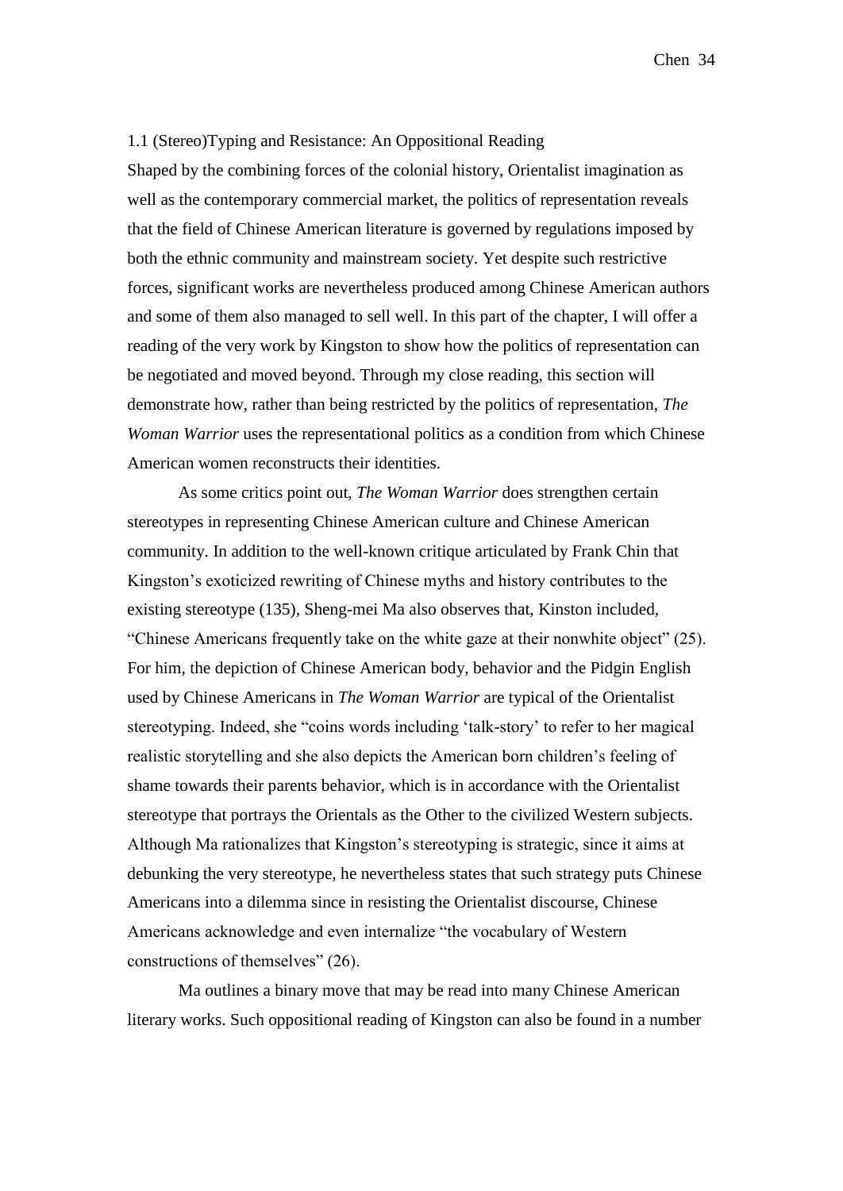## 1.1 (Stereo)Typing and Resistance: An Oppositional Reading

Shaped by the combining forces of the colonial history, Orientalist imagination as well as the contemporary commercial market, the politics of representation reveals that the field of Chinese American literature is governed by regulations imposed by both the ethnic community and mainstream society. Yet despite such restrictive forces, significant works are nevertheless produced among Chinese American authors and some of them also managed to sell well. In this part of the chapter, I will offer a reading of the very work by Kingston to show how the politics of representation can be negotiated and moved beyond. Through my close reading, this section will demonstrate how, rather than being restricted by the politics of representation, *The Woman Warrior* uses the representational politics as a condition from which Chinese American women reconstructs their identities.

As some critics point out, *The Woman Warrior* does strengthen certain stereotypes in representing Chinese American culture and Chinese American community. In addition to the well-known critique articulated by Frank Chin that Kingston's exoticized rewriting of Chinese myths and history contributes to the existing stereotype (135), Sheng-mei Ma also observes that, Kinston included, "Chinese Americans frequently take on the white gaze at their nonwhite object" (25). For him, the depiction of Chinese American body, behavior and the Pidgin English used by Chinese Americans in *The Woman Warrior* are typical of the Orientalist stereotyping. Indeed, she "coins words including 'talk-story' to refer to her magical realistic storytelling and she also depicts the American born children's feeling of shame towards their parents behavior, which is in accordance with the Orientalist stereotype that portrays the Orientals as the Other to the civilized Western subjects. Although Ma rationalizes that Kingston's stereotyping is strategic, since it aims at debunking the very stereotype, he nevertheless states that such strategy puts Chinese Americans into a dilemma since in resisting the Orientalist discourse, Chinese Americans acknowledge and even internalize "the vocabulary of Western constructions of themselves" (26).

Ma outlines a binary move that may be read into many Chinese American literary works. Such oppositional reading of Kingston can also be found in a number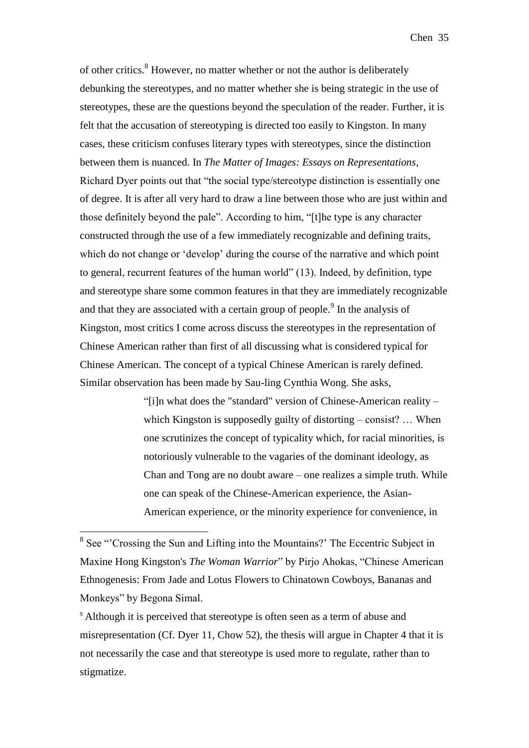of other critics.[8] However, no matter whether or not the author is deliberately debunking the stereotypes, and no matter whether she is being strategic in the use of stereotypes, these are the questions beyond the speculation of the reader. Further, it is felt that the accusation of stereotyping is directed too easily to Kingston. In many cases, these criticism confuses literary types with stereotypes, since the distinction between them is nuanced. In *The Matter of Images: Essays on Representations*, Richard Dyer points out that "the social type/stereotype distinction is essentially one of degree. It is after all very hard to draw a line between those who are just within and those definitely beyond the pale". According to him, "[t]he type is any character constructed through the use of a few immediately recognizable and defining traits, which do not change or 'develop' during the course of the narrative and which point to general, recurrent features of the human world" (13). Indeed, by definition, type and stereotype share some common features in that they are immediately recognizable and that they are associated with a certain group of people.[9] In the analysis of Kingston, most critics I come across discuss the stereotypes in the representation of Chinese American rather than first of all discussing what is considered typical for Chinese American. The concept of a typical Chinese American is rarely defined. Similar observation has been made by Sau-ling Cynthia Wong. She asks,

> "[i]n what does the "standard" version of Chinese-American reality – which Kingston is supposedly guilty of distorting – consist? … When one scrutinizes the concept of typicality which, for racial minorities, is notoriously vulnerable to the vagaries of the dominant ideology, as Chan and Tong are no doubt aware – one realizes a simple truth. While one can speak of the Chinese-American experience, the Asian-American experience, or the minority experience for convenience, in

---

[8] See "'Crossing the Sun and Lifting into the Mountains?' The Eccentric Subject in Maxine Hong Kingston's *The Woman Warrior*" by Pirjo Ahokas, "Chinese American Ethnogenesis: From Jade and Lotus Flowers to Chinatown Cowboys, Bananas and Monkeys" by Begona Simal.

[9] Although it is perceived that stereotype is often seen as a term of abuse and misrepresentation (Cf. Dyer 11, Chow 52), the thesis will argue in Chapter 4 that it is not necessarily the case and that stereotype is used more to regulate, rather than to stigmatize.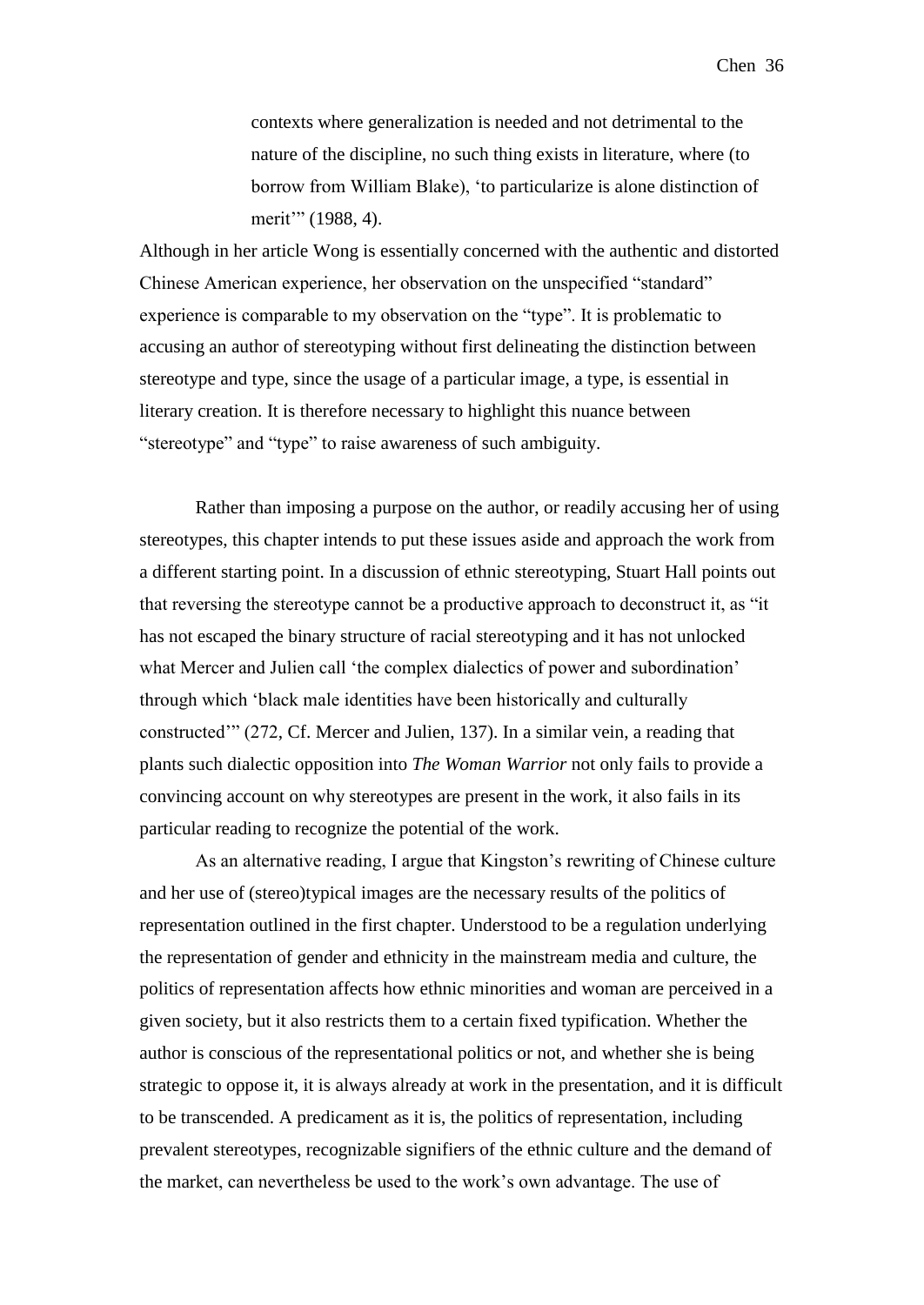> contexts where generalization is needed and not detrimental to the nature of the discipline, no such thing exists in literature, where (to borrow from William Blake), 'to particularize is alone distinction of merit'" (1988, 4).

Although in her article Wong is essentially concerned with the authentic and distorted Chinese American experience, her observation on the unspecified "standard" experience is comparable to my observation on the "type". It is problematic to accusing an author of stereotyping without first delineating the distinction between stereotype and type, since the usage of a particular image, a type, is essential in literary creation. It is therefore necessary to highlight this nuance between "stereotype" and "type" to raise awareness of such ambiguity.

Rather than imposing a purpose on the author, or readily accusing her of using stereotypes, this chapter intends to put these issues aside and approach the work from a different starting point. In a discussion of ethnic stereotyping, Stuart Hall points out that reversing the stereotype cannot be a productive approach to deconstruct it, as "it has not escaped the binary structure of racial stereotyping and it has not unlocked what Mercer and Julien call 'the complex dialectics of power and subordination' through which 'black male identities have been historically and culturally constructed'" (272, Cf. Mercer and Julien, 137). In a similar vein, a reading that plants such dialectic opposition into *The Woman Warrior* not only fails to provide a convincing account on why stereotypes are present in the work, it also fails in its particular reading to recognize the potential of the work.

As an alternative reading, I argue that Kingston's rewriting of Chinese culture and her use of (stereo)typical images are the necessary results of the politics of representation outlined in the first chapter. Understood to be a regulation underlying the representation of gender and ethnicity in the mainstream media and culture, the politics of representation affects how ethnic minorities and woman are perceived in a given society, but it also restricts them to a certain fixed typification. Whether the author is conscious of the representational politics or not, and whether she is being strategic to oppose it, it is always already at work in the presentation, and it is difficult to be transcended. A predicament as it is, the politics of representation, including prevalent stereotypes, recognizable signifiers of the ethnic culture and the demand of the market, can nevertheless be used to the work's own advantage. The use of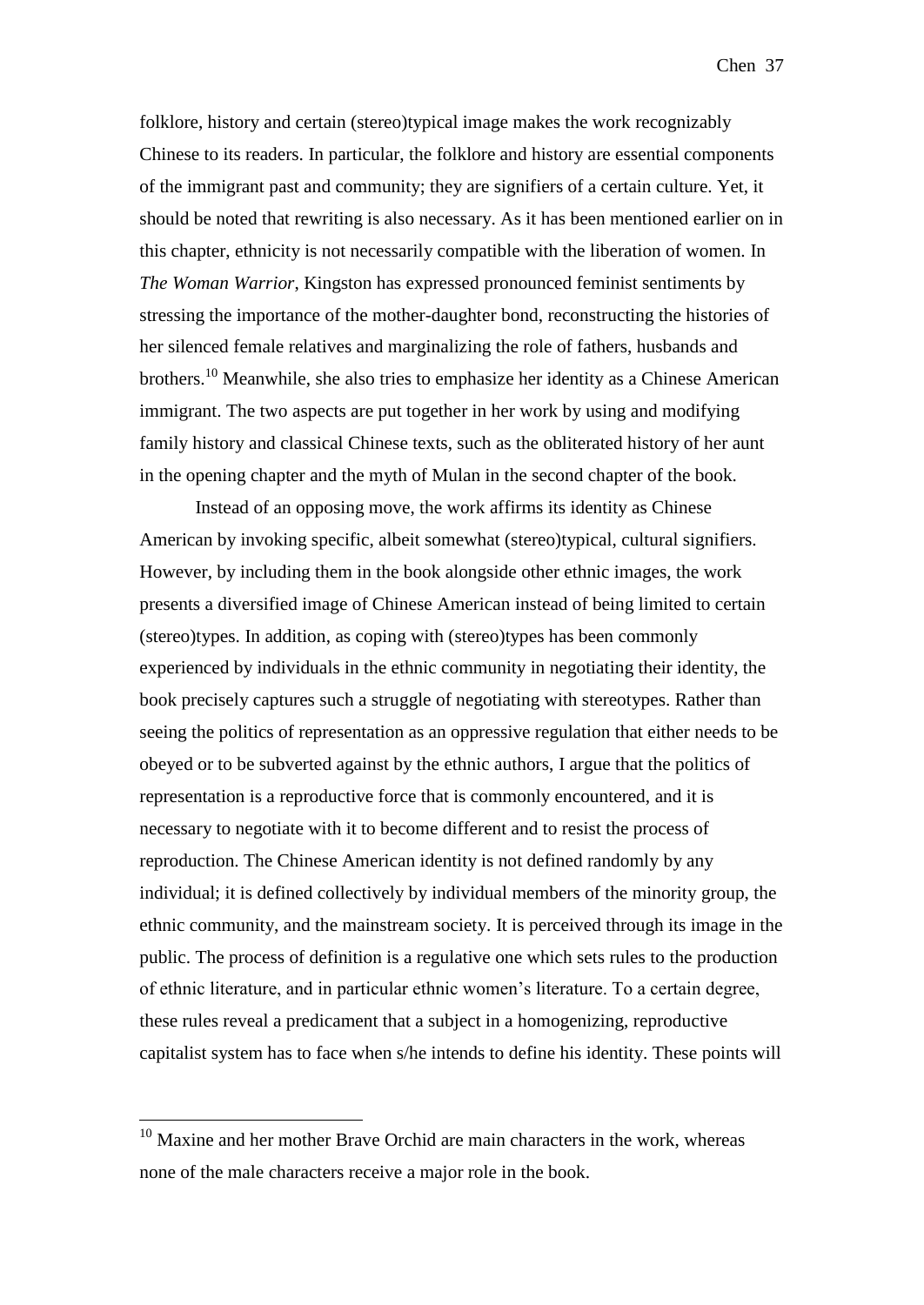folklore, history and certain (stereo)typical image makes the work recognizably Chinese to its readers. In particular, the folklore and history are essential components of the immigrant past and community; they are signifiers of a certain culture. Yet, it should be noted that rewriting is also necessary. As it has been mentioned earlier on in this chapter, ethnicity is not necessarily compatible with the liberation of women. In *The Woman Warrior*, Kingston has expressed pronounced feminist sentiments by stressing the importance of the mother-daughter bond, reconstructing the histories of her silenced female relatives and marginalizing the role of fathers, husbands and brothers.[10] Meanwhile, she also tries to emphasize her identity as a Chinese American immigrant. The two aspects are put together in her work by using and modifying family history and classical Chinese texts, such as the obliterated history of her aunt in the opening chapter and the myth of Mulan in the second chapter of the book.

Instead of an opposing move, the work affirms its identity as Chinese American by invoking specific, albeit somewhat (stereo)typical, cultural signifiers. However, by including them in the book alongside other ethnic images, the work presents a diversified image of Chinese American instead of being limited to certain (stereo)types. In addition, as coping with (stereo)types has been commonly experienced by individuals in the ethnic community in negotiating their identity, the book precisely captures such a struggle of negotiating with stereotypes. Rather than seeing the politics of representation as an oppressive regulation that either needs to be obeyed or to be subverted against by the ethnic authors, I argue that the politics of representation is a reproductive force that is commonly encountered, and it is necessary to negotiate with it to become different and to resist the process of reproduction. The Chinese American identity is not defined randomly by any individual; it is defined collectively by individual members of the minority group, the ethnic community, and the mainstream society. It is perceived through its image in the public. The process of definition is a regulative one which sets rules to the production of ethnic literature, and in particular ethnic women's literature. To a certain degree, these rules reveal a predicament that a subject in a homogenizing, reproductive capitalist system has to face when s/he intends to define his identity. These points will

[10] Maxine and her mother Brave Orchid are main characters in the work, whereas none of the male characters receive a major role in the book.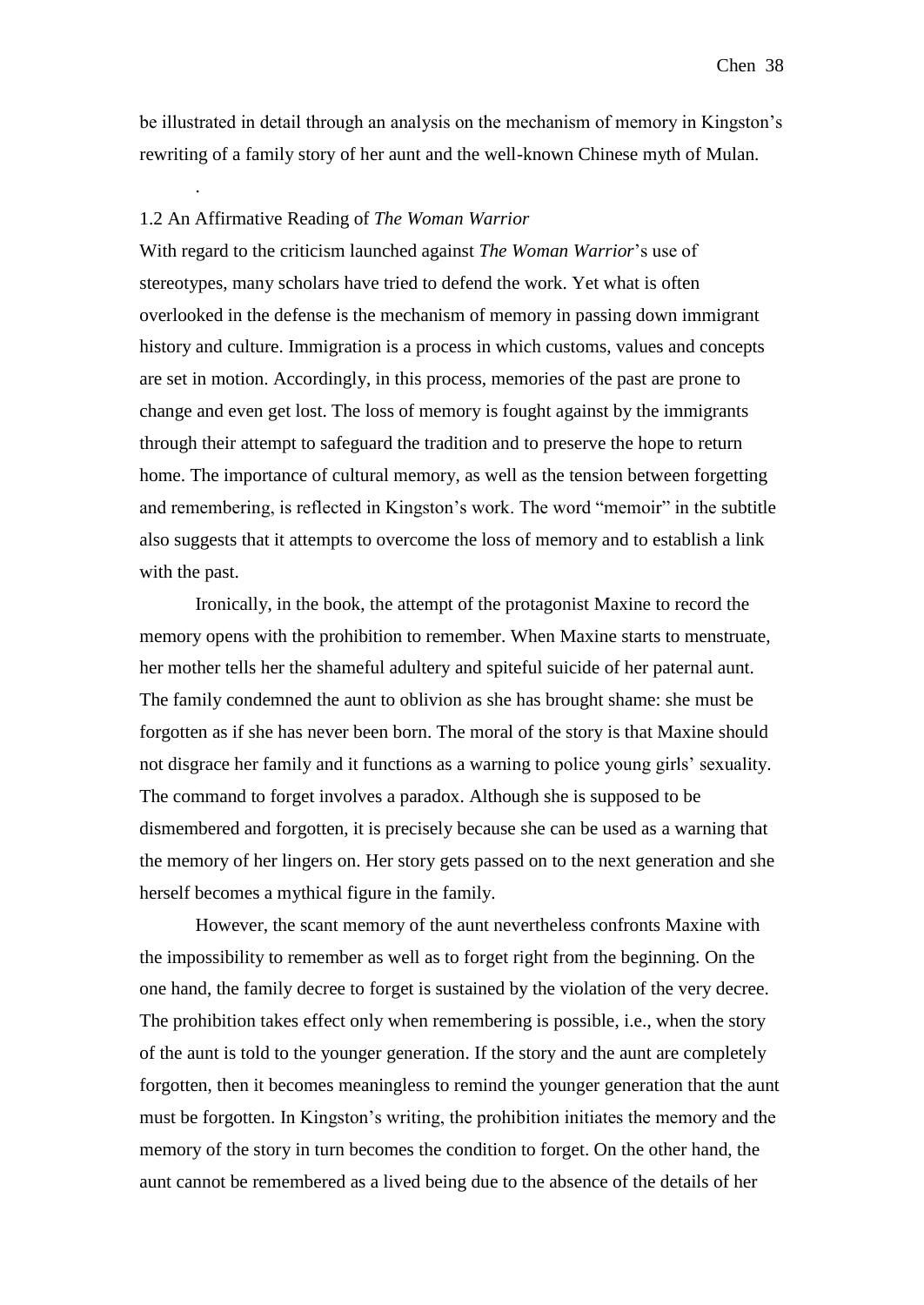be illustrated in detail through an analysis on the mechanism of memory in Kingston's rewriting of a family story of her aunt and the well-known Chinese myth of Mulan.

.

### 1.2 An Affirmative Reading of *The Woman Warrior*

With regard to the criticism launched against *The Woman Warrior*'s use of stereotypes, many scholars have tried to defend the work. Yet what is often overlooked in the defense is the mechanism of memory in passing down immigrant history and culture. Immigration is a process in which customs, values and concepts are set in motion. Accordingly, in this process, memories of the past are prone to change and even get lost. The loss of memory is fought against by the immigrants through their attempt to safeguard the tradition and to preserve the hope to return home. The importance of cultural memory, as well as the tension between forgetting and remembering, is reflected in Kingston's work. The word "memoir" in the subtitle also suggests that it attempts to overcome the loss of memory and to establish a link with the past.

Ironically, in the book, the attempt of the protagonist Maxine to record the memory opens with the prohibition to remember. When Maxine starts to menstruate, her mother tells her the shameful adultery and spiteful suicide of her paternal aunt. The family condemned the aunt to oblivion as she has brought shame: she must be forgotten as if she has never been born. The moral of the story is that Maxine should not disgrace her family and it functions as a warning to police young girls' sexuality. The command to forget involves a paradox. Although she is supposed to be dismembered and forgotten, it is precisely because she can be used as a warning that the memory of her lingers on. Her story gets passed on to the next generation and she herself becomes a mythical figure in the family.

However, the scant memory of the aunt nevertheless confronts Maxine with the impossibility to remember as well as to forget right from the beginning. On the one hand, the family decree to forget is sustained by the violation of the very decree. The prohibition takes effect only when remembering is possible, i.e., when the story of the aunt is told to the younger generation. If the story and the aunt are completely forgotten, then it becomes meaningless to remind the younger generation that the aunt must be forgotten. In Kingston's writing, the prohibition initiates the memory and the memory of the story in turn becomes the condition to forget. On the other hand, the aunt cannot be remembered as a lived being due to the absence of the details of her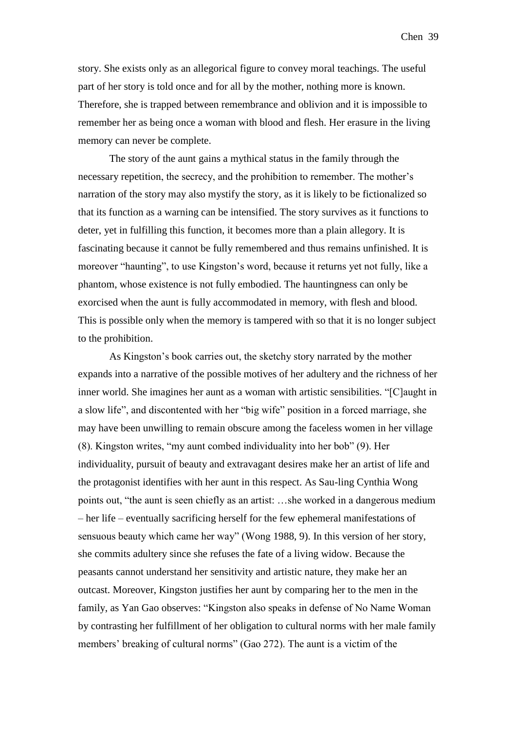story. She exists only as an allegorical figure to convey moral teachings. The useful part of her story is told once and for all by the mother, nothing more is known. Therefore, she is trapped between remembrance and oblivion and it is impossible to remember her as being once a woman with blood and flesh. Her erasure in the living memory can never be complete.

The story of the aunt gains a mythical status in the family through the necessary repetition, the secrecy, and the prohibition to remember. The mother's narration of the story may also mystify the story, as it is likely to be fictionalized so that its function as a warning can be intensified. The story survives as it functions to deter, yet in fulfilling this function, it becomes more than a plain allegory. It is fascinating because it cannot be fully remembered and thus remains unfinished. It is moreover "haunting", to use Kingston's word, because it returns yet not fully, like a phantom, whose existence is not fully embodied. The hauntingness can only be exorcised when the aunt is fully accommodated in memory, with flesh and blood. This is possible only when the memory is tampered with so that it is no longer subject to the prohibition.

As Kingston's book carries out, the sketchy story narrated by the mother expands into a narrative of the possible motives of her adultery and the richness of her inner world. She imagines her aunt as a woman with artistic sensibilities. "[C]aught in a slow life", and discontented with her "big wife" position in a forced marriage, she may have been unwilling to remain obscure among the faceless women in her village (8). Kingston writes, "my aunt combed individuality into her bob" (9). Her individuality, pursuit of beauty and extravagant desires make her an artist of life and the protagonist identifies with her aunt in this respect. As Sau-ling Cynthia Wong points out, "the aunt is seen chiefly as an artist: …she worked in a dangerous medium – her life – eventually sacrificing herself for the few ephemeral manifestations of sensuous beauty which came her way" (Wong 1988, 9). In this version of her story, she commits adultery since she refuses the fate of a living widow. Because the peasants cannot understand her sensitivity and artistic nature, they make her an outcast. Moreover, Kingston justifies her aunt by comparing her to the men in the family, as Yan Gao observes: "Kingston also speaks in defense of No Name Woman by contrasting her fulfillment of her obligation to cultural norms with her male family members' breaking of cultural norms" (Gao 272). The aunt is a victim of the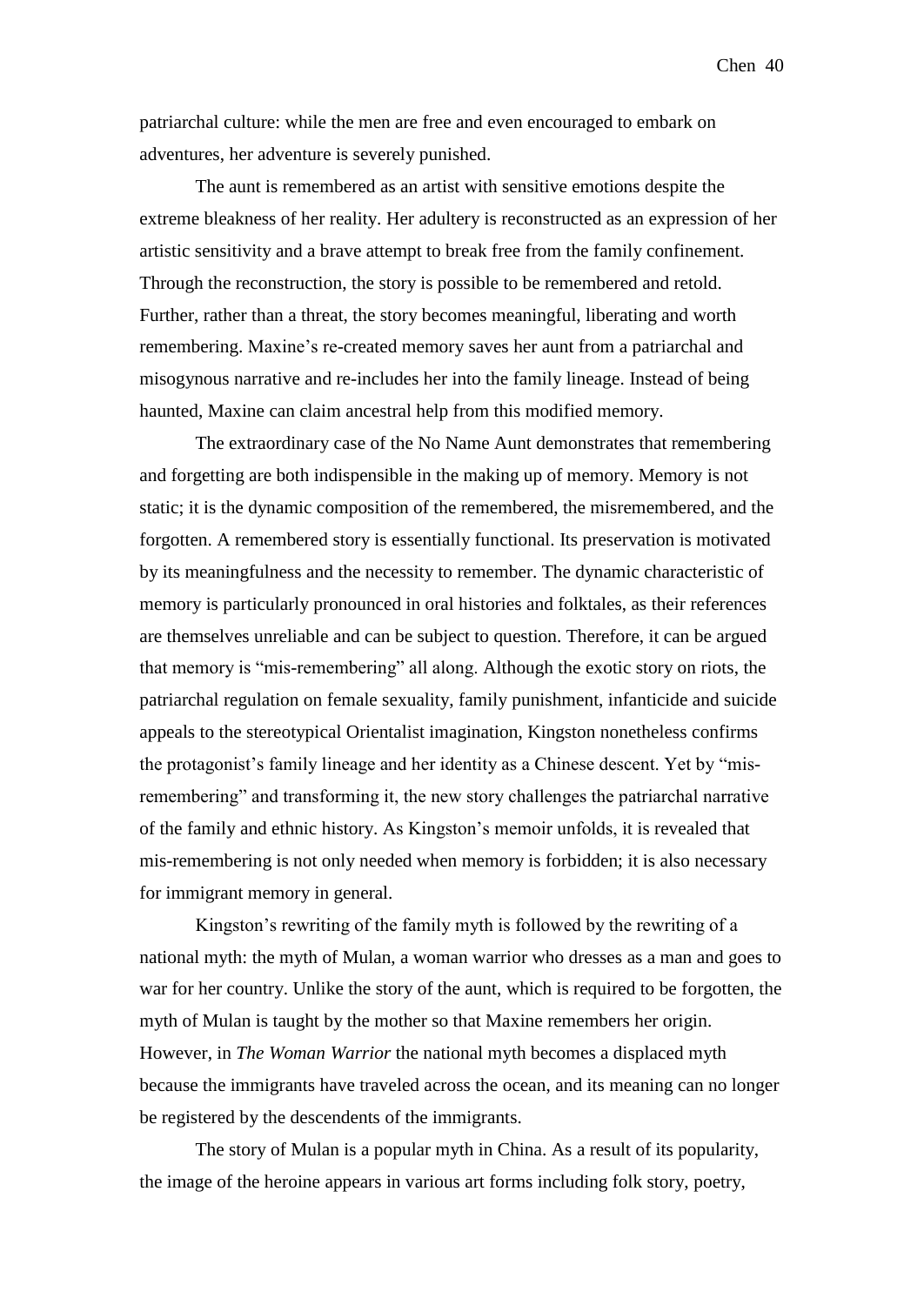patriarchal culture: while the men are free and even encouraged to embark on adventures, her adventure is severely punished.

The aunt is remembered as an artist with sensitive emotions despite the extreme bleakness of her reality. Her adultery is reconstructed as an expression of her artistic sensitivity and a brave attempt to break free from the family confinement. Through the reconstruction, the story is possible to be remembered and retold. Further, rather than a threat, the story becomes meaningful, liberating and worth remembering. Maxine's re-created memory saves her aunt from a patriarchal and misogynous narrative and re-includes her into the family lineage. Instead of being haunted, Maxine can claim ancestral help from this modified memory.

The extraordinary case of the No Name Aunt demonstrates that remembering and forgetting are both indispensible in the making up of memory. Memory is not static; it is the dynamic composition of the remembered, the misremembered, and the forgotten. A remembered story is essentially functional. Its preservation is motivated by its meaningfulness and the necessity to remember. The dynamic characteristic of memory is particularly pronounced in oral histories and folktales, as their references are themselves unreliable and can be subject to question. Therefore, it can be argued that memory is "mis-remembering" all along. Although the exotic story on riots, the patriarchal regulation on female sexuality, family punishment, infanticide and suicide appeals to the stereotypical Orientalist imagination, Kingston nonetheless confirms the protagonist's family lineage and her identity as a Chinese descent. Yet by "mis-remembering" and transforming it, the new story challenges the patriarchal narrative of the family and ethnic history. As Kingston's memoir unfolds, it is revealed that mis-remembering is not only needed when memory is forbidden; it is also necessary for immigrant memory in general.

Kingston's rewriting of the family myth is followed by the rewriting of a national myth: the myth of Mulan, a woman warrior who dresses as a man and goes to war for her country. Unlike the story of the aunt, which is required to be forgotten, the myth of Mulan is taught by the mother so that Maxine remembers her origin. However, in *The Woman Warrior* the national myth becomes a displaced myth because the immigrants have traveled across the ocean, and its meaning can no longer be registered by the descendents of the immigrants.

The story of Mulan is a popular myth in China. As a result of its popularity, the image of the heroine appears in various art forms including folk story, poetry,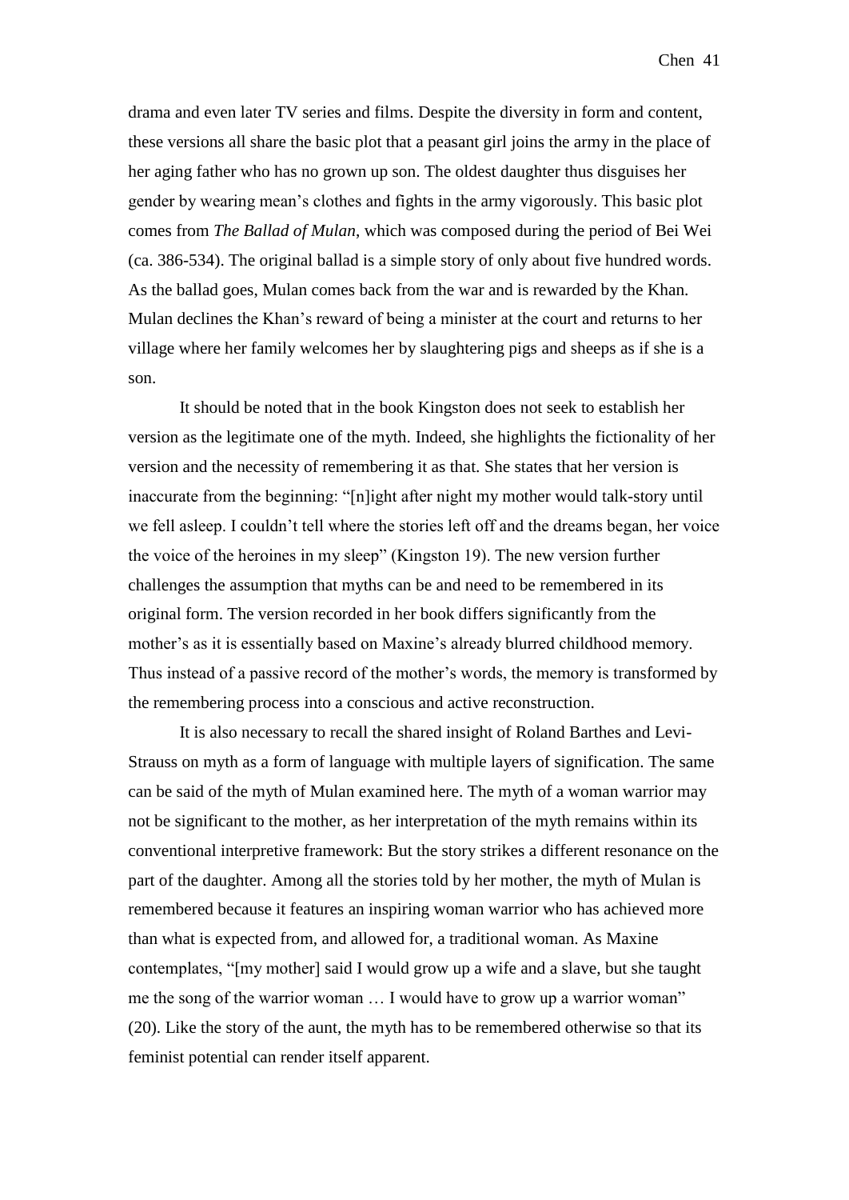drama and even later TV series and films. Despite the diversity in form and content, these versions all share the basic plot that a peasant girl joins the army in the place of her aging father who has no grown up son. The oldest daughter thus disguises her gender by wearing mean's clothes and fights in the army vigorously. This basic plot comes from *The Ballad of Mulan*, which was composed during the period of Bei Wei (ca. 386-534). The original ballad is a simple story of only about five hundred words. As the ballad goes, Mulan comes back from the war and is rewarded by the Khan. Mulan declines the Khan's reward of being a minister at the court and returns to her village where her family welcomes her by slaughtering pigs and sheeps as if she is a son.

It should be noted that in the book Kingston does not seek to establish her version as the legitimate one of the myth. Indeed, she highlights the fictionality of her version and the necessity of remembering it as that. She states that her version is inaccurate from the beginning: "[n]ight after night my mother would talk-story until we fell asleep. I couldn't tell where the stories left off and the dreams began, her voice the voice of the heroines in my sleep" (Kingston 19). The new version further challenges the assumption that myths can be and need to be remembered in its original form. The version recorded in her book differs significantly from the mother's as it is essentially based on Maxine's already blurred childhood memory. Thus instead of a passive record of the mother's words, the memory is transformed by the remembering process into a conscious and active reconstruction.

It is also necessary to recall the shared insight of Roland Barthes and Levi-Strauss on myth as a form of language with multiple layers of signification. The same can be said of the myth of Mulan examined here. The myth of a woman warrior may not be significant to the mother, as her interpretation of the myth remains within its conventional interpretive framework: But the story strikes a different resonance on the part of the daughter. Among all the stories told by her mother, the myth of Mulan is remembered because it features an inspiring woman warrior who has achieved more than what is expected from, and allowed for, a traditional woman. As Maxine contemplates, "[my mother] said I would grow up a wife and a slave, but she taught me the song of the warrior woman … I would have to grow up a warrior woman" (20). Like the story of the aunt, the myth has to be remembered otherwise so that its feminist potential can render itself apparent.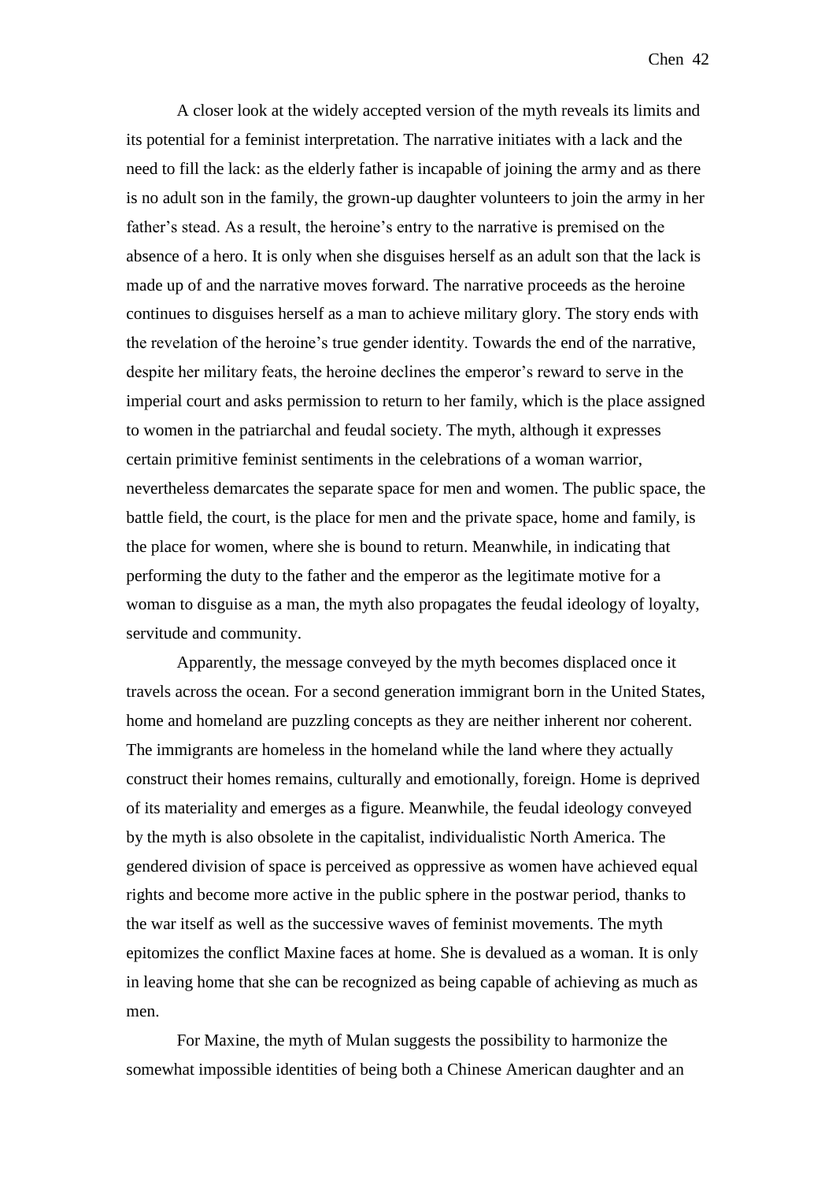A closer look at the widely accepted version of the myth reveals its limits and its potential for a feminist interpretation. The narrative initiates with a lack and the need to fill the lack: as the elderly father is incapable of joining the army and as there is no adult son in the family, the grown-up daughter volunteers to join the army in her father's stead. As a result, the heroine's entry to the narrative is premised on the absence of a hero. It is only when she disguises herself as an adult son that the lack is made up of and the narrative moves forward. The narrative proceeds as the heroine continues to disguises herself as a man to achieve military glory. The story ends with the revelation of the heroine's true gender identity. Towards the end of the narrative, despite her military feats, the heroine declines the emperor's reward to serve in the imperial court and asks permission to return to her family, which is the place assigned to women in the patriarchal and feudal society. The myth, although it expresses certain primitive feminist sentiments in the celebrations of a woman warrior, nevertheless demarcates the separate space for men and women. The public space, the battle field, the court, is the place for men and the private space, home and family, is the place for women, where she is bound to return. Meanwhile, in indicating that performing the duty to the father and the emperor as the legitimate motive for a woman to disguise as a man, the myth also propagates the feudal ideology of loyalty, servitude and community.

Apparently, the message conveyed by the myth becomes displaced once it travels across the ocean. For a second generation immigrant born in the United States, home and homeland are puzzling concepts as they are neither inherent nor coherent. The immigrants are homeless in the homeland while the land where they actually construct their homes remains, culturally and emotionally, foreign. Home is deprived of its materiality and emerges as a figure. Meanwhile, the feudal ideology conveyed by the myth is also obsolete in the capitalist, individualistic North America. The gendered division of space is perceived as oppressive as women have achieved equal rights and become more active in the public sphere in the postwar period, thanks to the war itself as well as the successive waves of feminist movements. The myth epitomizes the conflict Maxine faces at home. She is devalued as a woman. It is only in leaving home that she can be recognized as being capable of achieving as much as men.

For Maxine, the myth of Mulan suggests the possibility to harmonize the somewhat impossible identities of being both a Chinese American daughter and an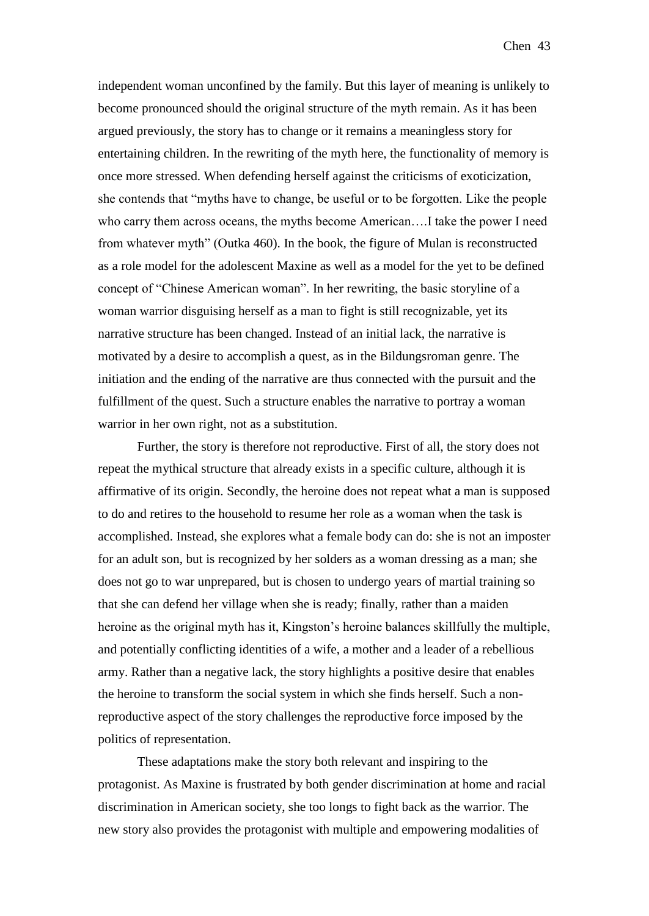independent woman unconfined by the family. But this layer of meaning is unlikely to become pronounced should the original structure of the myth remain. As it has been argued previously, the story has to change or it remains a meaningless story for entertaining children. In the rewriting of the myth here, the functionality of memory is once more stressed. When defending herself against the criticisms of exoticization, she contends that "myths have to change, be useful or to be forgotten. Like the people who carry them across oceans, the myths become American….I take the power I need from whatever myth" (Outka 460). In the book, the figure of Mulan is reconstructed as a role model for the adolescent Maxine as well as a model for the yet to be defined concept of "Chinese American woman". In her rewriting, the basic storyline of a woman warrior disguising herself as a man to fight is still recognizable, yet its narrative structure has been changed. Instead of an initial lack, the narrative is motivated by a desire to accomplish a quest, as in the Bildungsroman genre. The initiation and the ending of the narrative are thus connected with the pursuit and the fulfillment of the quest. Such a structure enables the narrative to portray a woman warrior in her own right, not as a substitution.

Further, the story is therefore not reproductive. First of all, the story does not repeat the mythical structure that already exists in a specific culture, although it is affirmative of its origin. Secondly, the heroine does not repeat what a man is supposed to do and retires to the household to resume her role as a woman when the task is accomplished. Instead, she explores what a female body can do: she is not an imposter for an adult son, but is recognized by her solders as a woman dressing as a man; she does not go to war unprepared, but is chosen to undergo years of martial training so that she can defend her village when she is ready; finally, rather than a maiden heroine as the original myth has it, Kingston's heroine balances skillfully the multiple, and potentially conflicting identities of a wife, a mother and a leader of a rebellious army. Rather than a negative lack, the story highlights a positive desire that enables the heroine to transform the social system in which she finds herself. Such a non-reproductive aspect of the story challenges the reproductive force imposed by the politics of representation.

These adaptations make the story both relevant and inspiring to the protagonist. As Maxine is frustrated by both gender discrimination at home and racial discrimination in American society, she too longs to fight back as the warrior. The new story also provides the protagonist with multiple and empowering modalities of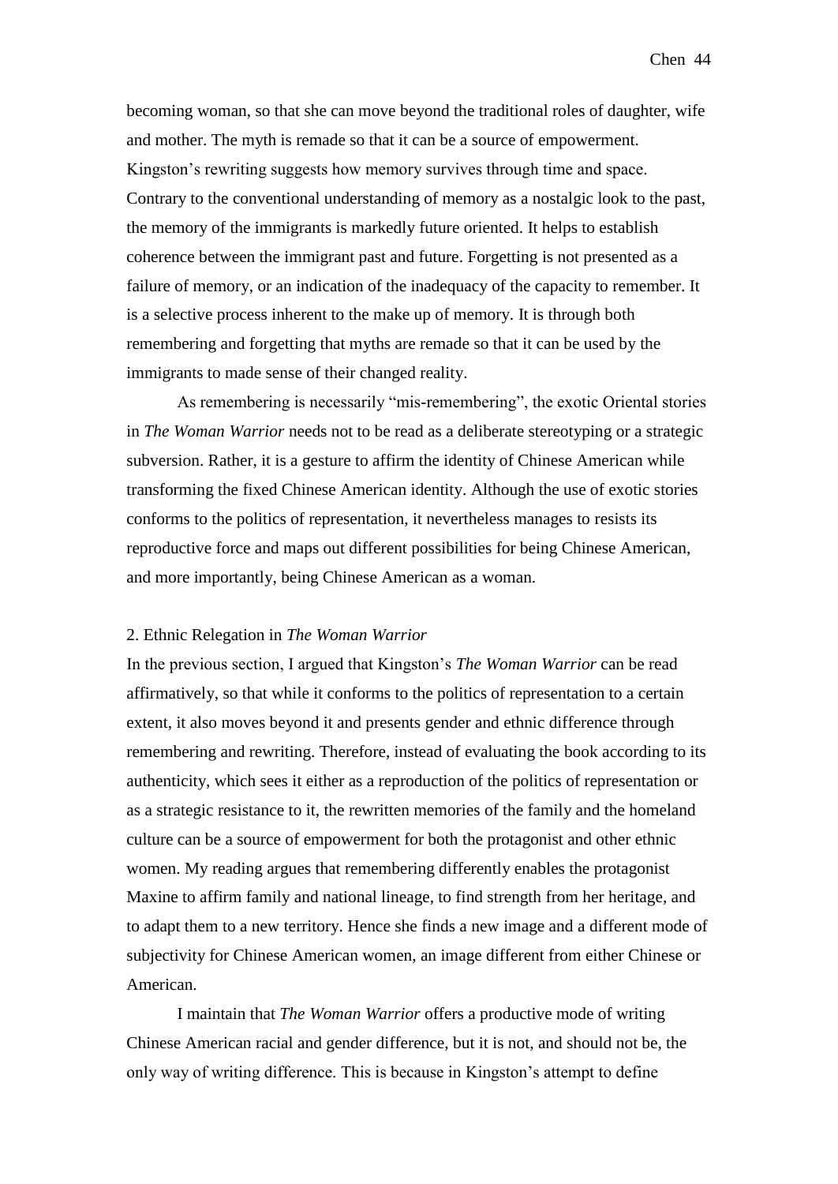becoming woman, so that she can move beyond the traditional roles of daughter, wife and mother. The myth is remade so that it can be a source of empowerment. Kingston's rewriting suggests how memory survives through time and space. Contrary to the conventional understanding of memory as a nostalgic look to the past, the memory of the immigrants is markedly future oriented. It helps to establish coherence between the immigrant past and future. Forgetting is not presented as a failure of memory, or an indication of the inadequacy of the capacity to remember. It is a selective process inherent to the make up of memory. It is through both remembering and forgetting that myths are remade so that it can be used by the immigrants to made sense of their changed reality.

As remembering is necessarily "mis-remembering", the exotic Oriental stories in *The Woman Warrior* needs not to be read as a deliberate stereotyping or a strategic subversion. Rather, it is a gesture to affirm the identity of Chinese American while transforming the fixed Chinese American identity. Although the use of exotic stories conforms to the politics of representation, it nevertheless manages to resists its reproductive force and maps out different possibilities for being Chinese American, and more importantly, being Chinese American as a woman.

## 2. Ethnic Relegation in *The Woman Warrior*

In the previous section, I argued that Kingston's *The Woman Warrior* can be read affirmatively, so that while it conforms to the politics of representation to a certain extent, it also moves beyond it and presents gender and ethnic difference through remembering and rewriting. Therefore, instead of evaluating the book according to its authenticity, which sees it either as a reproduction of the politics of representation or as a strategic resistance to it, the rewritten memories of the family and the homeland culture can be a source of empowerment for both the protagonist and other ethnic women. My reading argues that remembering differently enables the protagonist Maxine to affirm family and national lineage, to find strength from her heritage, and to adapt them to a new territory. Hence she finds a new image and a different mode of subjectivity for Chinese American women, an image different from either Chinese or American.

I maintain that *The Woman Warrior* offers a productive mode of writing Chinese American racial and gender difference, but it is not, and should not be, the only way of writing difference. This is because in Kingston's attempt to define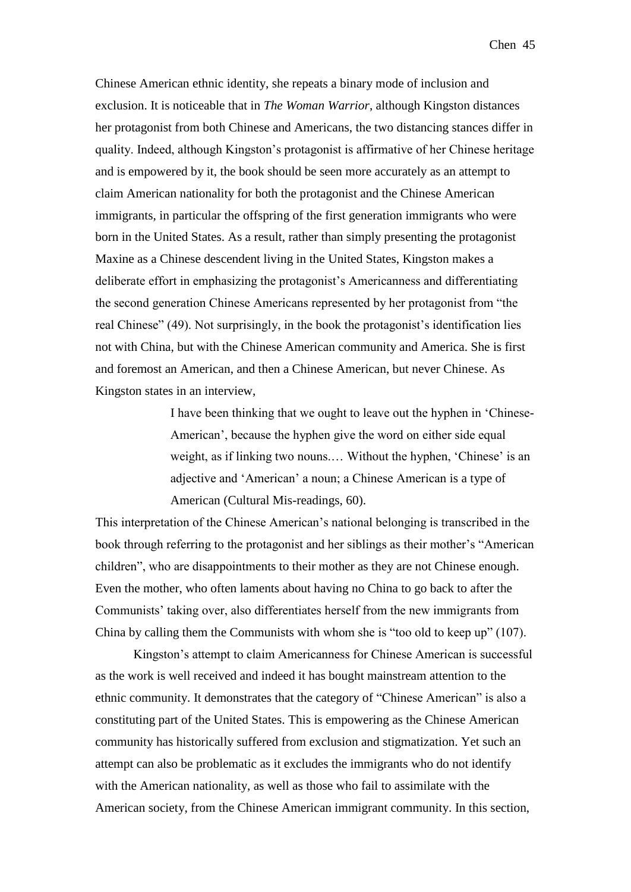Chinese American ethnic identity, she repeats a binary mode of inclusion and exclusion. It is noticeable that in *The Woman Warrior*, although Kingston distances her protagonist from both Chinese and Americans, the two distancing stances differ in quality. Indeed, although Kingston's protagonist is affirmative of her Chinese heritage and is empowered by it, the book should be seen more accurately as an attempt to claim American nationality for both the protagonist and the Chinese American immigrants, in particular the offspring of the first generation immigrants who were born in the United States. As a result, rather than simply presenting the protagonist Maxine as a Chinese descendent living in the United States, Kingston makes a deliberate effort in emphasizing the protagonist's Americanness and differentiating the second generation Chinese Americans represented by her protagonist from "the real Chinese" (49). Not surprisingly, in the book the protagonist's identification lies not with China, but with the Chinese American community and America. She is first and foremost an American, and then a Chinese American, but never Chinese. As Kingston states in an interview,

> I have been thinking that we ought to leave out the hyphen in 'Chinese-American', because the hyphen give the word on either side equal weight, as if linking two nouns.… Without the hyphen, 'Chinese' is an adjective and 'American' a noun; a Chinese American is a type of American (Cultural Mis-readings, 60).

This interpretation of the Chinese American's national belonging is transcribed in the book through referring to the protagonist and her siblings as their mother's "American children", who are disappointments to their mother as they are not Chinese enough. Even the mother, who often laments about having no China to go back to after the Communists' taking over, also differentiates herself from the new immigrants from China by calling them the Communists with whom she is "too old to keep up" (107).

Kingston's attempt to claim Americanness for Chinese American is successful as the work is well received and indeed it has bought mainstream attention to the ethnic community. It demonstrates that the category of "Chinese American" is also a constituting part of the United States. This is empowering as the Chinese American community has historically suffered from exclusion and stigmatization. Yet such an attempt can also be problematic as it excludes the immigrants who do not identify with the American nationality, as well as those who fail to assimilate with the American society, from the Chinese American immigrant community. In this section,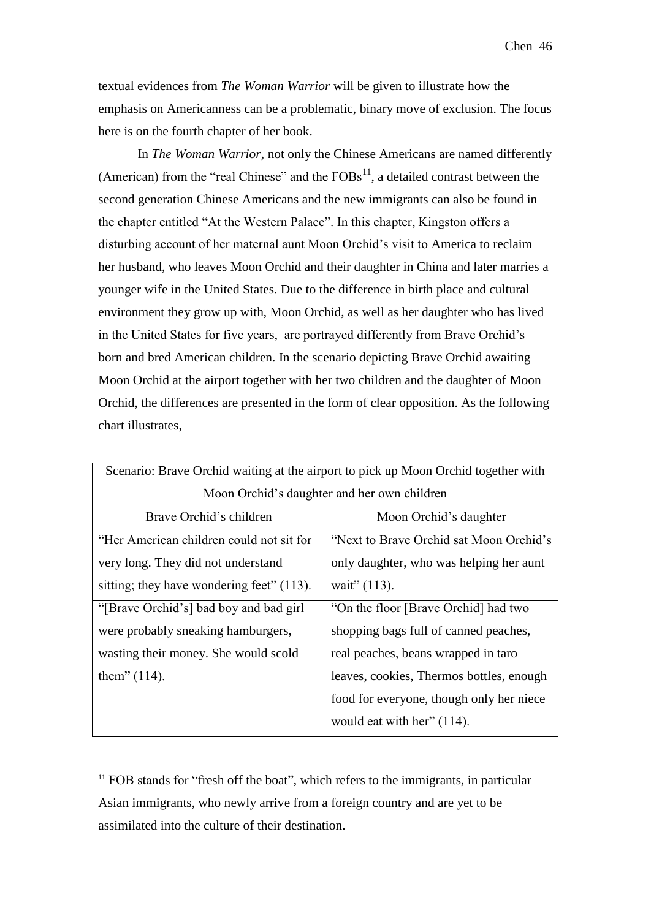textual evidences from *The Woman Warrior* will be given to illustrate how the emphasis on Americanness can be a problematic, binary move of exclusion. The focus here is on the fourth chapter of her book.

In *The Woman Warrior*, not only the Chinese Americans are named differently (American) from the "real Chinese" and the FOBs[11], a detailed contrast between the second generation Chinese Americans and the new immigrants can also be found in the chapter entitled "At the Western Palace". In this chapter, Kingston offers a disturbing account of her maternal aunt Moon Orchid's visit to America to reclaim her husband, who leaves Moon Orchid and their daughter in China and later marries a younger wife in the United States. Due to the difference in birth place and cultural environment they grow up with, Moon Orchid, as well as her daughter who has lived in the United States for five years, are portrayed differently from Brave Orchid's born and bred American children. In the scenario depicting Brave Orchid awaiting Moon Orchid at the airport together with her two children and the daughter of Moon Orchid, the differences are presented in the form of clear opposition. As the following chart illustrates,

| Scenario: Brave Orchid waiting at the airport to pick up Moon Orchid together with Moon Orchid's daughter and her own children | |
|---|---|
| Brave Orchid's children | Moon Orchid's daughter |
| "Her American children could not sit for very long. They did not understand sitting; they have wondering feet" (113). | "Next to Brave Orchid sat Moon Orchid's only daughter, who was helping her aunt wait" (113). |
| "[Brave Orchid's] bad boy and bad girl were probably sneaking hamburgers, wasting their money. She would scold them" (114). | "On the floor [Brave Orchid] had two shopping bags full of canned peaches, real peaches, beans wrapped in taro leaves, cookies, Thermos bottles, enough food for everyone, though only her niece would eat with her" (114). |

[11] FOB stands for "fresh off the boat", which refers to the immigrants, in particular Asian immigrants, who newly arrive from a foreign country and are yet to be assimilated into the culture of their destination.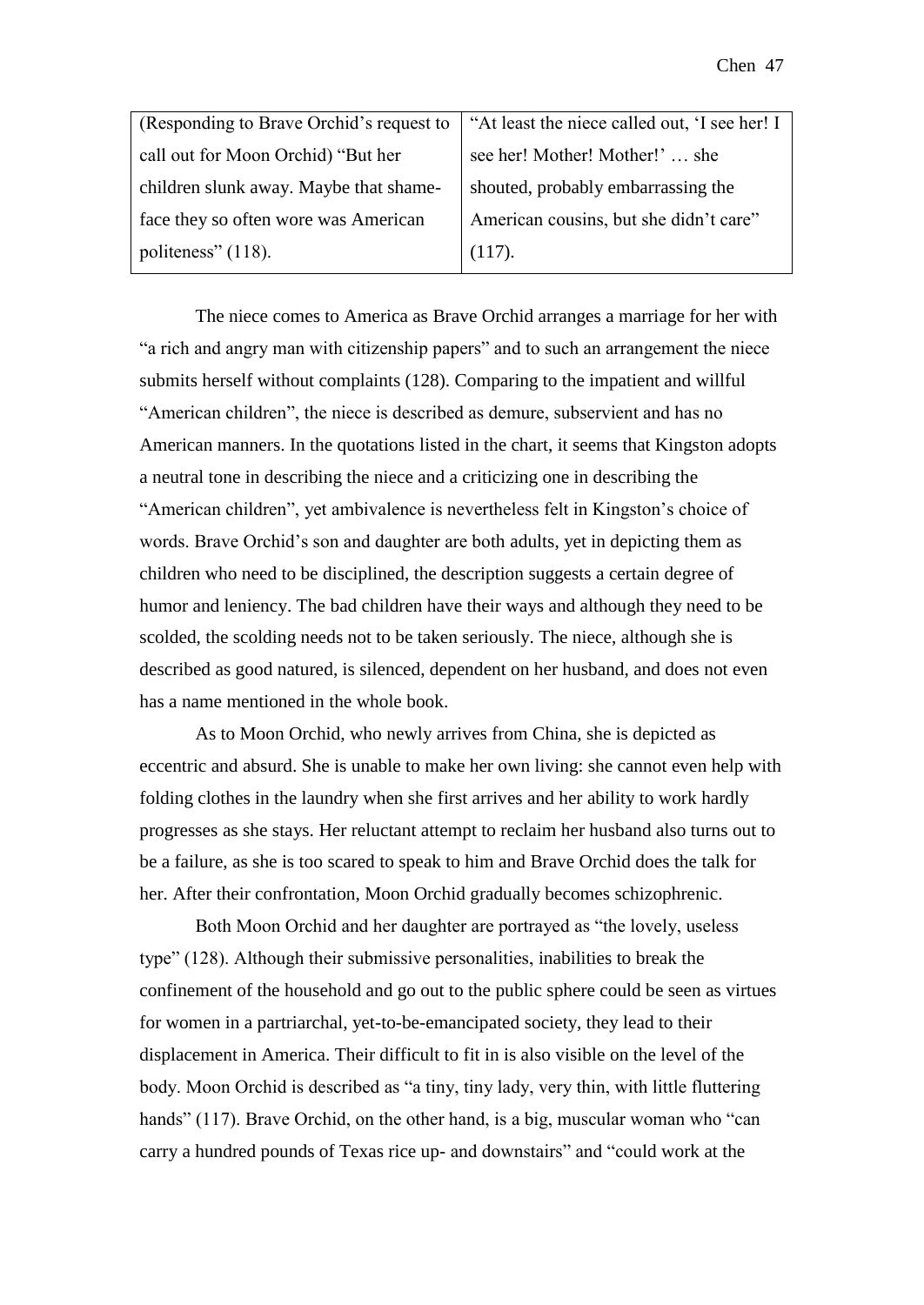| (Responding to Brave Orchid's request to call out for Moon Orchid) "But her children slunk away. Maybe that shame-face they so often wore was American politeness" (118). | "At least the niece called out, 'I see her! I see her! Mother! Mother!' … she shouted, probably embarrassing the American cousins, but she didn't care" (117). |
|---|---|

The niece comes to America as Brave Orchid arranges a marriage for her with "a rich and angry man with citizenship papers" and to such an arrangement the niece submits herself without complaints (128). Comparing to the impatient and willful "American children", the niece is described as demure, subservient and has no American manners. In the quotations listed in the chart, it seems that Kingston adopts a neutral tone in describing the niece and a criticizing one in describing the "American children", yet ambivalence is nevertheless felt in Kingston's choice of words. Brave Orchid's son and daughter are both adults, yet in depicting them as children who need to be disciplined, the description suggests a certain degree of humor and leniency. The bad children have their ways and although they need to be scolded, the scolding needs not to be taken seriously. The niece, although she is described as good natured, is silenced, dependent on her husband, and does not even has a name mentioned in the whole book.

As to Moon Orchid, who newly arrives from China, she is depicted as eccentric and absurd. She is unable to make her own living: she cannot even help with folding clothes in the laundry when she first arrives and her ability to work hardly progresses as she stays. Her reluctant attempt to reclaim her husband also turns out to be a failure, as she is too scared to speak to him and Brave Orchid does the talk for her. After their confrontation, Moon Orchid gradually becomes schizophrenic.

Both Moon Orchid and her daughter are portrayed as "the lovely, useless type" (128). Although their submissive personalities, inabilities to break the confinement of the household and go out to the public sphere could be seen as virtues for women in a partriarchal, yet-to-be-emancipated society, they lead to their displacement in America. Their difficult to fit in is also visible on the level of the body. Moon Orchid is described as "a tiny, tiny lady, very thin, with little fluttering hands" (117). Brave Orchid, on the other hand, is a big, muscular woman who "can carry a hundred pounds of Texas rice up- and downstairs" and "could work at the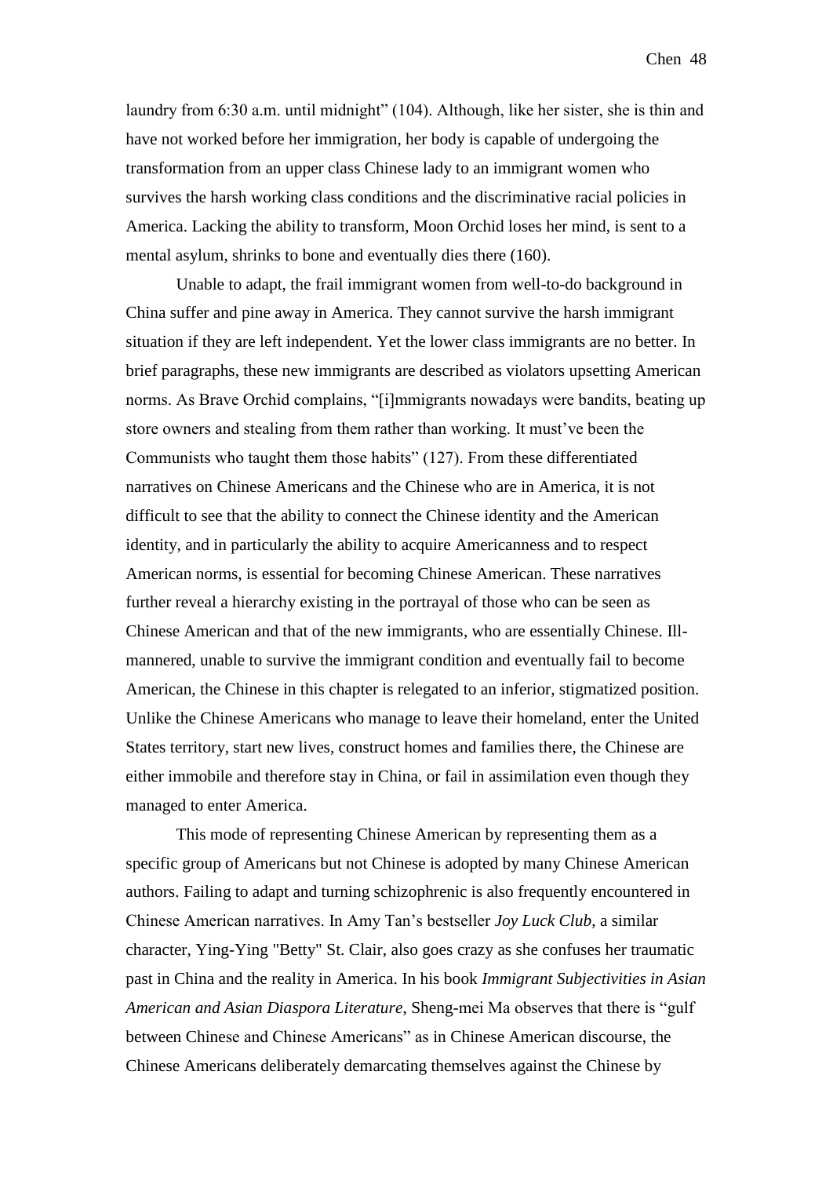laundry from 6:30 a.m. until midnight" (104). Although, like her sister, she is thin and have not worked before her immigration, her body is capable of undergoing the transformation from an upper class Chinese lady to an immigrant women who survives the harsh working class conditions and the discriminative racial policies in America. Lacking the ability to transform, Moon Orchid loses her mind, is sent to a mental asylum, shrinks to bone and eventually dies there (160).

Unable to adapt, the frail immigrant women from well-to-do background in China suffer and pine away in America. They cannot survive the harsh immigrant situation if they are left independent. Yet the lower class immigrants are no better. In brief paragraphs, these new immigrants are described as violators upsetting American norms. As Brave Orchid complains, "[i]mmigrants nowadays were bandits, beating up store owners and stealing from them rather than working. It must've been the Communists who taught them those habits" (127). From these differentiated narratives on Chinese Americans and the Chinese who are in America, it is not difficult to see that the ability to connect the Chinese identity and the American identity, and in particularly the ability to acquire Americanness and to respect American norms, is essential for becoming Chinese American. These narratives further reveal a hierarchy existing in the portrayal of those who can be seen as Chinese American and that of the new immigrants, who are essentially Chinese. Ill-mannered, unable to survive the immigrant condition and eventually fail to become American, the Chinese in this chapter is relegated to an inferior, stigmatized position. Unlike the Chinese Americans who manage to leave their homeland, enter the United States territory, start new lives, construct homes and families there, the Chinese are either immobile and therefore stay in China, or fail in assimilation even though they managed to enter America.

This mode of representing Chinese American by representing them as a specific group of Americans but not Chinese is adopted by many Chinese American authors. Failing to adapt and turning schizophrenic is also frequently encountered in Chinese American narratives. In Amy Tan's bestseller *Joy Luck Club*, a similar character, Ying-Ying "Betty" St. Clair, also goes crazy as she confuses her traumatic past in China and the reality in America. In his book *Immigrant Subjectivities in Asian American and Asian Diaspora Literature*, Sheng-mei Ma observes that there is "gulf between Chinese and Chinese Americans" as in Chinese American discourse, the Chinese Americans deliberately demarcating themselves against the Chinese by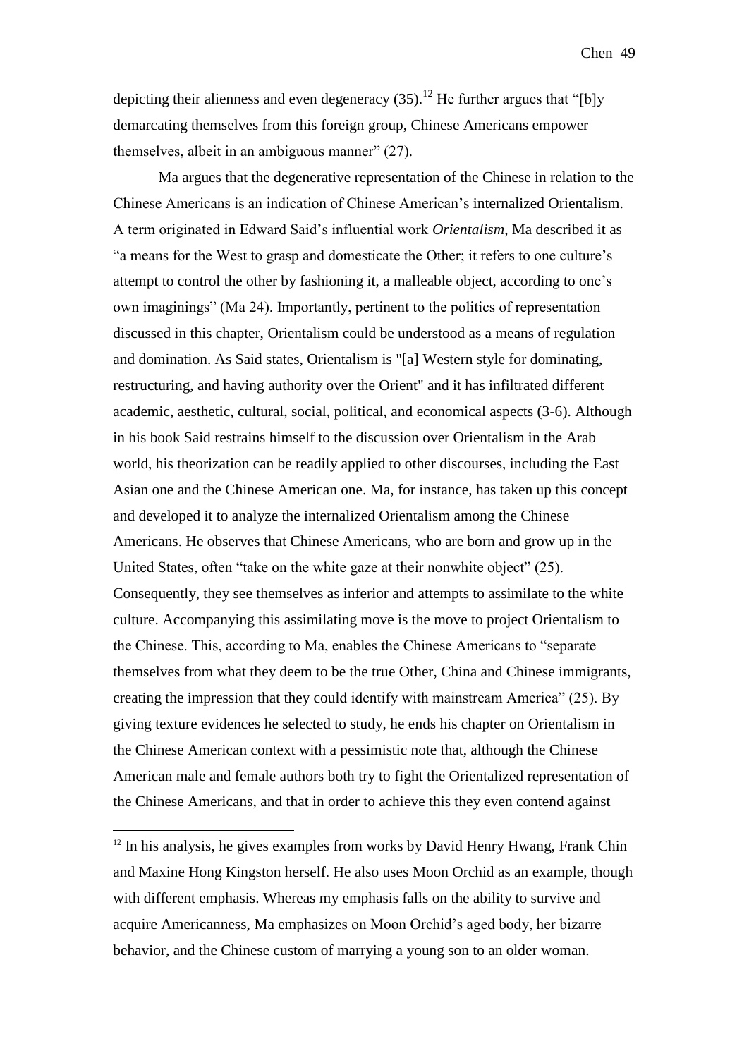depicting their alienness and even degeneracy (35).[12] He further argues that "[b]y demarcating themselves from this foreign group, Chinese Americans empower themselves, albeit in an ambiguous manner" (27).

Ma argues that the degenerative representation of the Chinese in relation to the Chinese Americans is an indication of Chinese American's internalized Orientalism. A term originated in Edward Said's influential work *Orientalism*, Ma described it as "a means for the West to grasp and domesticate the Other; it refers to one culture's attempt to control the other by fashioning it, a malleable object, according to one's own imaginings" (Ma 24). Importantly, pertinent to the politics of representation discussed in this chapter, Orientalism could be understood as a means of regulation and domination. As Said states, Orientalism is "[a] Western style for dominating, restructuring, and having authority over the Orient" and it has infiltrated different academic, aesthetic, cultural, social, political, and economical aspects (3-6). Although in his book Said restrains himself to the discussion over Orientalism in the Arab world, his theorization can be readily applied to other discourses, including the East Asian one and the Chinese American one. Ma, for instance, has taken up this concept and developed it to analyze the internalized Orientalism among the Chinese Americans. He observes that Chinese Americans, who are born and grow up in the United States, often "take on the white gaze at their nonwhite object" (25). Consequently, they see themselves as inferior and attempts to assimilate to the white culture. Accompanying this assimilating move is the move to project Orientalism to the Chinese. This, according to Ma, enables the Chinese Americans to "separate themselves from what they deem to be the true Other, China and Chinese immigrants, creating the impression that they could identify with mainstream America" (25). By giving texture evidences he selected to study, he ends his chapter on Orientalism in the Chinese American context with a pessimistic note that, although the Chinese American male and female authors both try to fight the Orientalized representation of the Chinese Americans, and that in order to achieve this they even contend against

[12] In his analysis, he gives examples from works by David Henry Hwang, Frank Chin and Maxine Hong Kingston herself. He also uses Moon Orchid as an example, though with different emphasis. Whereas my emphasis falls on the ability to survive and acquire Americanness, Ma emphasizes on Moon Orchid's aged body, her bizarre behavior, and the Chinese custom of marrying a young son to an older woman.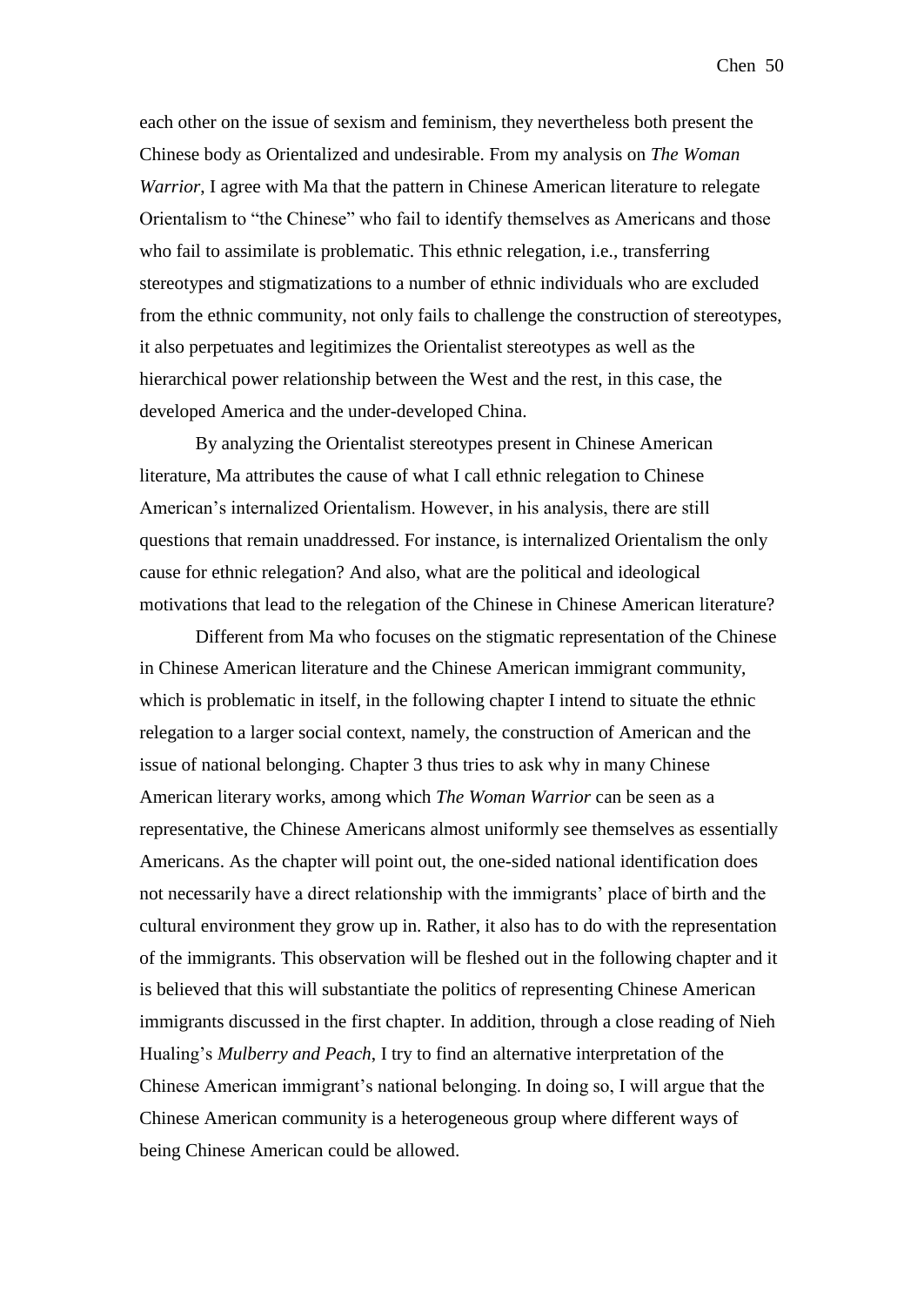each other on the issue of sexism and feminism, they nevertheless both present the Chinese body as Orientalized and undesirable. From my analysis on *The Woman Warrior*, I agree with Ma that the pattern in Chinese American literature to relegate Orientalism to "the Chinese" who fail to identify themselves as Americans and those who fail to assimilate is problematic. This ethnic relegation, i.e., transferring stereotypes and stigmatizations to a number of ethnic individuals who are excluded from the ethnic community, not only fails to challenge the construction of stereotypes, it also perpetuates and legitimizes the Orientalist stereotypes as well as the hierarchical power relationship between the West and the rest, in this case, the developed America and the under-developed China.

By analyzing the Orientalist stereotypes present in Chinese American literature, Ma attributes the cause of what I call ethnic relegation to Chinese American's internalized Orientalism. However, in his analysis, there are still questions that remain unaddressed. For instance, is internalized Orientalism the only cause for ethnic relegation? And also, what are the political and ideological motivations that lead to the relegation of the Chinese in Chinese American literature?

Different from Ma who focuses on the stigmatic representation of the Chinese in Chinese American literature and the Chinese American immigrant community, which is problematic in itself, in the following chapter I intend to situate the ethnic relegation to a larger social context, namely, the construction of American and the issue of national belonging. Chapter 3 thus tries to ask why in many Chinese American literary works, among which *The Woman Warrior* can be seen as a representative, the Chinese Americans almost uniformly see themselves as essentially Americans. As the chapter will point out, the one-sided national identification does not necessarily have a direct relationship with the immigrants' place of birth and the cultural environment they grow up in. Rather, it also has to do with the representation of the immigrants. This observation will be fleshed out in the following chapter and it is believed that this will substantiate the politics of representing Chinese American immigrants discussed in the first chapter. In addition, through a close reading of Nieh Hualing's *Mulberry and Peach*, I try to find an alternative interpretation of the Chinese American immigrant's national belonging. In doing so, I will argue that the Chinese American community is a heterogeneous group where different ways of being Chinese American could be allowed.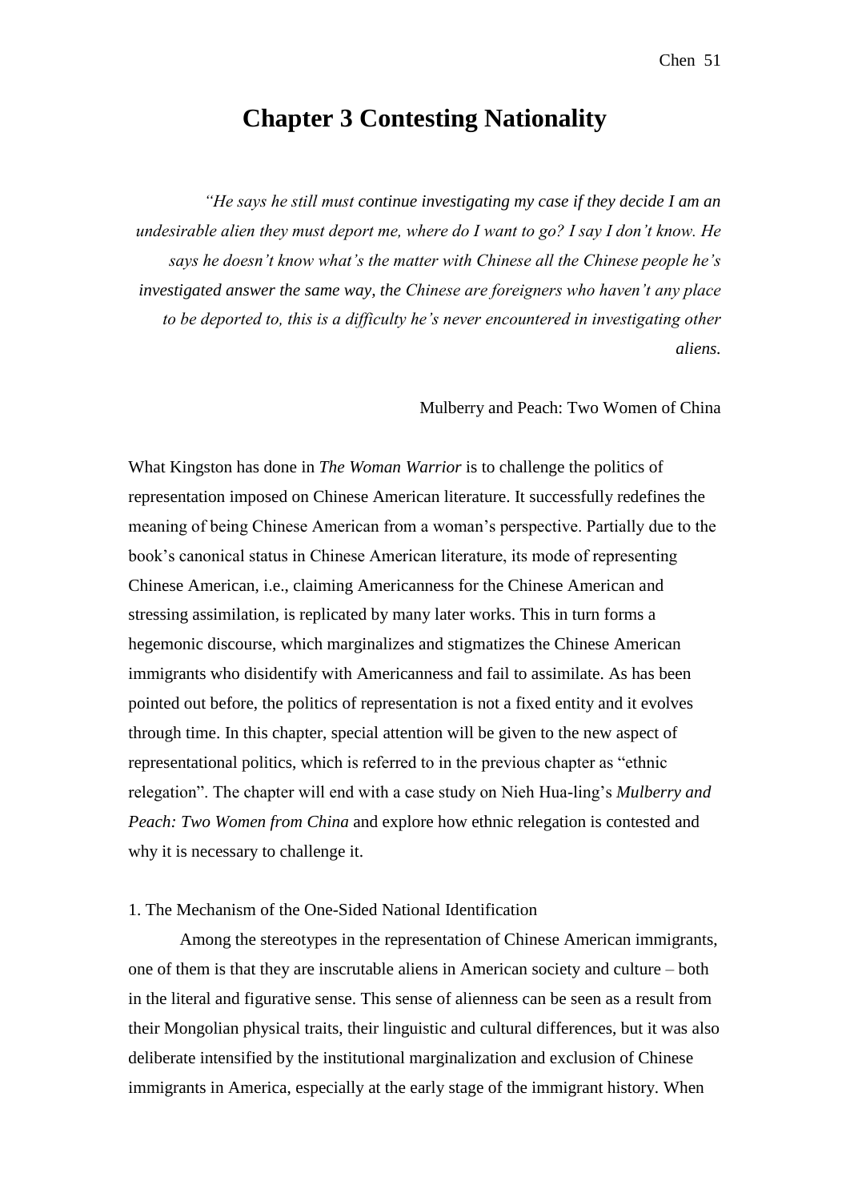# Chapter 3 Contesting Nationality

*"He says he still must continue investigating my case if they decide I am an undesirable alien they must deport me, where do I want to go? I say I don't know. He says he doesn't know what's the matter with Chinese all the Chinese people he's investigated answer the same way, the Chinese are foreigners who haven't any place to be deported to, this is a difficulty he's never encountered in investigating other aliens.*

Mulberry and Peach: Two Women of China

What Kingston has done in *The Woman Warrior* is to challenge the politics of representation imposed on Chinese American literature. It successfully redefines the meaning of being Chinese American from a woman's perspective. Partially due to the book's canonical status in Chinese American literature, its mode of representing Chinese American, i.e., claiming Americanness for the Chinese American and stressing assimilation, is replicated by many later works. This in turn forms a hegemonic discourse, which marginalizes and stigmatizes the Chinese American immigrants who disidentify with Americanness and fail to assimilate. As has been pointed out before, the politics of representation is not a fixed entity and it evolves through time. In this chapter, special attention will be given to the new aspect of representational politics, which is referred to in the previous chapter as "ethnic relegation". The chapter will end with a case study on Nieh Hua-ling's *Mulberry and Peach: Two Women from China* and explore how ethnic relegation is contested and why it is necessary to challenge it.

1. The Mechanism of the One-Sided National Identification

Among the stereotypes in the representation of Chinese American immigrants, one of them is that they are inscrutable aliens in American society and culture – both in the literal and figurative sense. This sense of alienness can be seen as a result from their Mongolian physical traits, their linguistic and cultural differences, but it was also deliberate intensified by the institutional marginalization and exclusion of Chinese immigrants in America, especially at the early stage of the immigrant history. When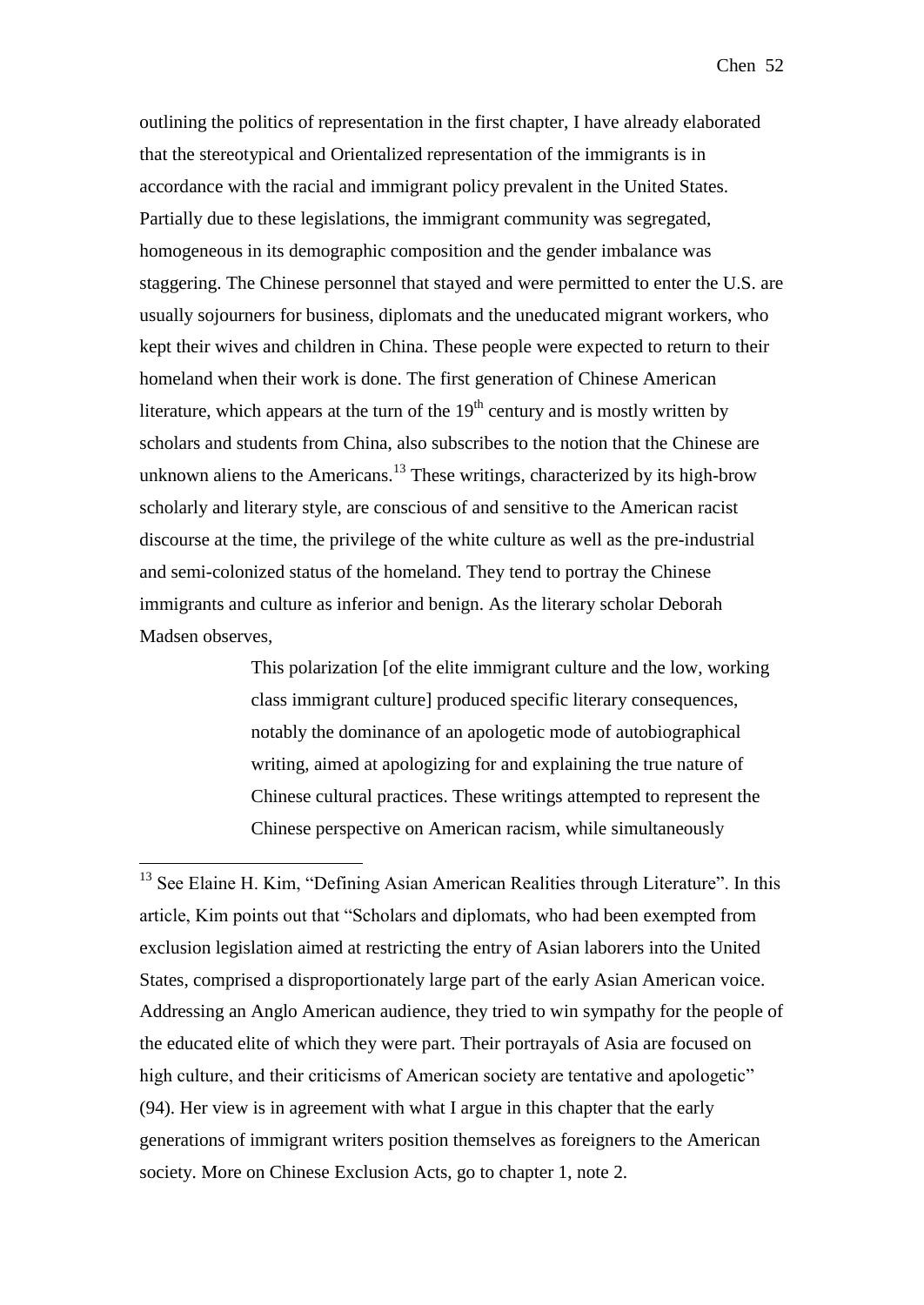outlining the politics of representation in the first chapter, I have already elaborated that the stereotypical and Orientalized representation of the immigrants is in accordance with the racial and immigrant policy prevalent in the United States. Partially due to these legislations, the immigrant community was segregated, homogeneous in its demographic composition and the gender imbalance was staggering. The Chinese personnel that stayed and were permitted to enter the U.S. are usually sojourners for business, diplomats and the uneducated migrant workers, who kept their wives and children in China. These people were expected to return to their homeland when their work is done. The first generation of Chinese American literature, which appears at the turn of the 19th century and is mostly written by scholars and students from China, also subscribes to the notion that the Chinese are unknown aliens to the Americans.[13] These writings, characterized by its high-brow scholarly and literary style, are conscious of and sensitive to the American racist discourse at the time, the privilege of the white culture as well as the pre-industrial and semi-colonized status of the homeland. They tend to portray the Chinese immigrants and culture as inferior and benign. As the literary scholar Deborah Madsen observes,

> This polarization [of the elite immigrant culture and the low, working class immigrant culture] produced specific literary consequences, notably the dominance of an apologetic mode of autobiographical writing, aimed at apologizing for and explaining the true nature of Chinese cultural practices. These writings attempted to represent the Chinese perspective on American racism, while simultaneously

---

[13] See Elaine H. Kim, "Defining Asian American Realities through Literature". In this article, Kim points out that "Scholars and diplomats, who had been exempted from exclusion legislation aimed at restricting the entry of Asian laborers into the United States, comprised a disproportionately large part of the early Asian American voice. Addressing an Anglo American audience, they tried to win sympathy for the people of the educated elite of which they were part. Their portrayals of Asia are focused on high culture, and their criticisms of American society are tentative and apologetic" (94). Her view is in agreement with what I argue in this chapter that the early generations of immigrant writers position themselves as foreigners to the American society. More on Chinese Exclusion Acts, go to chapter 1, note 2.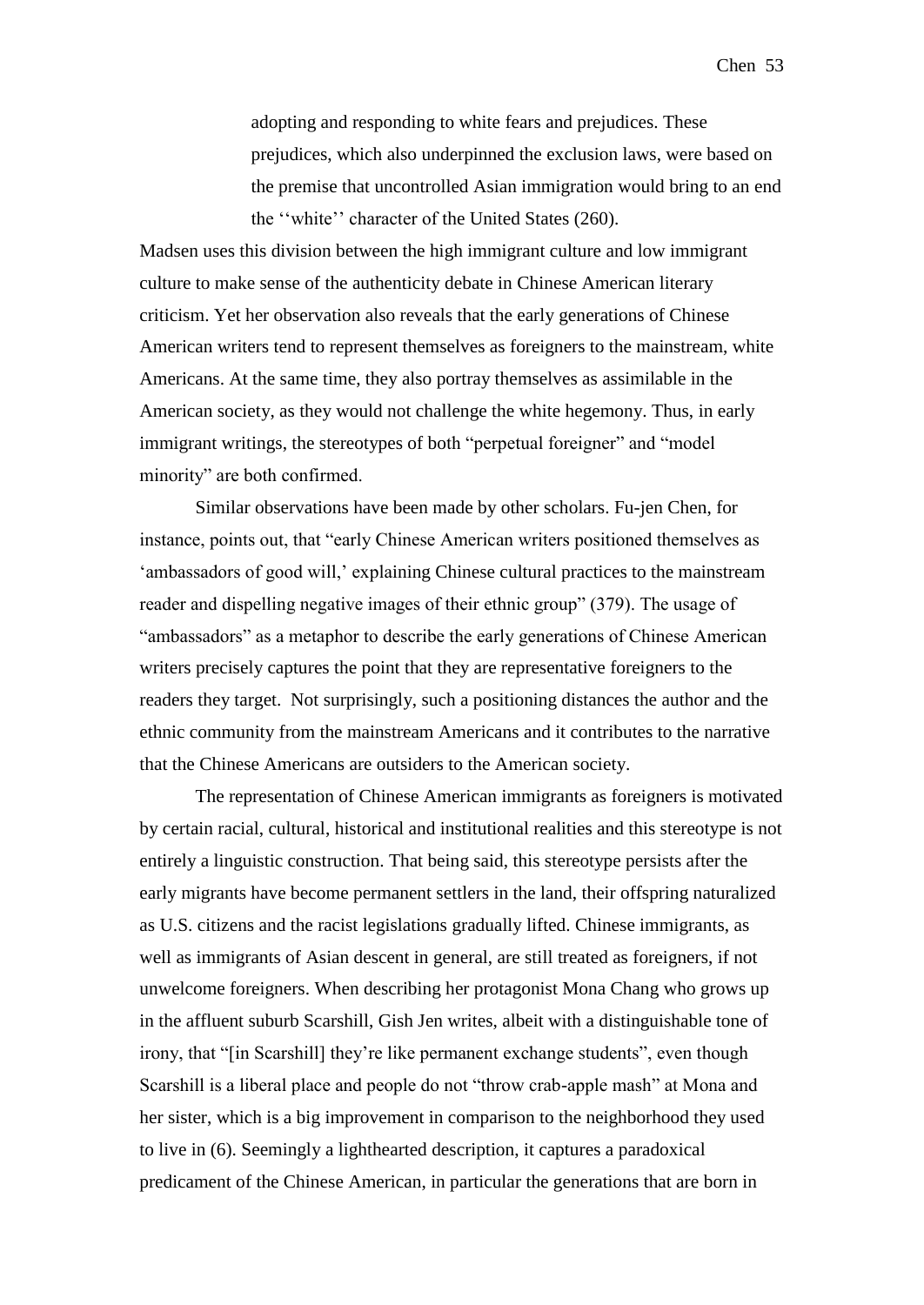> adopting and responding to white fears and prejudices. These prejudices, which also underpinned the exclusion laws, were based on the premise that uncontrolled Asian immigration would bring to an end the ''white'' character of the United States (260).

Madsen uses this division between the high immigrant culture and low immigrant culture to make sense of the authenticity debate in Chinese American literary criticism. Yet her observation also reveals that the early generations of Chinese American writers tend to represent themselves as foreigners to the mainstream, white Americans. At the same time, they also portray themselves as assimilable in the American society, as they would not challenge the white hegemony. Thus, in early immigrant writings, the stereotypes of both "perpetual foreigner" and "model minority" are both confirmed.

Similar observations have been made by other scholars. Fu-jen Chen, for instance, points out, that "early Chinese American writers positioned themselves as 'ambassadors of good will,' explaining Chinese cultural practices to the mainstream reader and dispelling negative images of their ethnic group" (379). The usage of "ambassadors" as a metaphor to describe the early generations of Chinese American writers precisely captures the point that they are representative foreigners to the readers they target. Not surprisingly, such a positioning distances the author and the ethnic community from the mainstream Americans and it contributes to the narrative that the Chinese Americans are outsiders to the American society.

The representation of Chinese American immigrants as foreigners is motivated by certain racial, cultural, historical and institutional realities and this stereotype is not entirely a linguistic construction. That being said, this stereotype persists after the early migrants have become permanent settlers in the land, their offspring naturalized as U.S. citizens and the racist legislations gradually lifted. Chinese immigrants, as well as immigrants of Asian descent in general, are still treated as foreigners, if not unwelcome foreigners. When describing her protagonist Mona Chang who grows up in the affluent suburb Scarshill, Gish Jen writes, albeit with a distinguishable tone of irony, that "[in Scarshill] they're like permanent exchange students", even though Scarshill is a liberal place and people do not "throw crab-apple mash" at Mona and her sister, which is a big improvement in comparison to the neighborhood they used to live in (6). Seemingly a lighthearted description, it captures a paradoxical predicament of the Chinese American, in particular the generations that are born in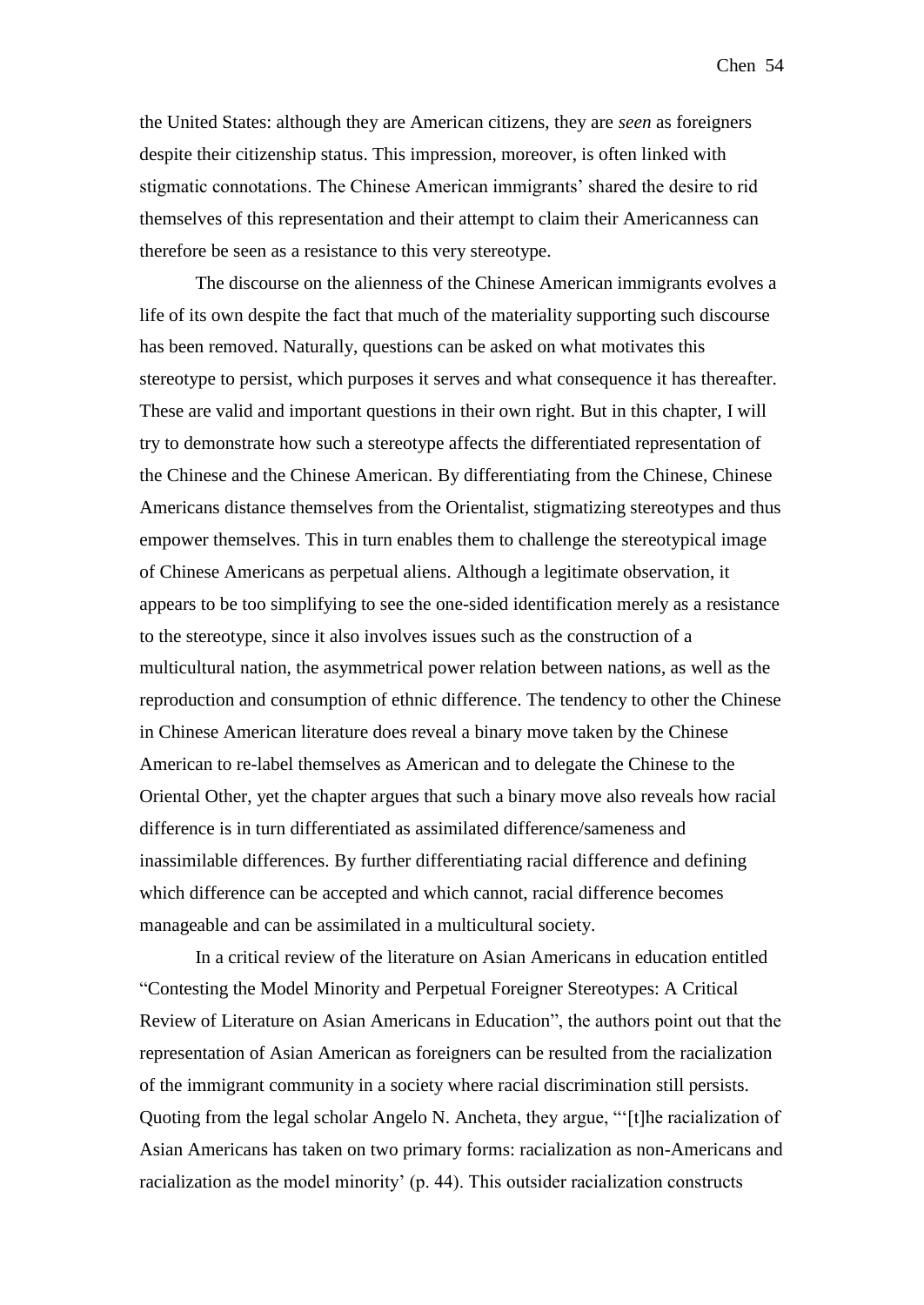the United States: although they are American citizens, they are *seen* as foreigners despite their citizenship status. This impression, moreover, is often linked with stigmatic connotations. The Chinese American immigrants' shared the desire to rid themselves of this representation and their attempt to claim their Americanness can therefore be seen as a resistance to this very stereotype.

The discourse on the alienness of the Chinese American immigrants evolves a life of its own despite the fact that much of the materiality supporting such discourse has been removed. Naturally, questions can be asked on what motivates this stereotype to persist, which purposes it serves and what consequence it has thereafter. These are valid and important questions in their own right. But in this chapter, I will try to demonstrate how such a stereotype affects the differentiated representation of the Chinese and the Chinese American. By differentiating from the Chinese, Chinese Americans distance themselves from the Orientalist, stigmatizing stereotypes and thus empower themselves. This in turn enables them to challenge the stereotypical image of Chinese Americans as perpetual aliens. Although a legitimate observation, it appears to be too simplifying to see the one-sided identification merely as a resistance to the stereotype, since it also involves issues such as the construction of a multicultural nation, the asymmetrical power relation between nations, as well as the reproduction and consumption of ethnic difference. The tendency to other the Chinese in Chinese American literature does reveal a binary move taken by the Chinese American to re-label themselves as American and to delegate the Chinese to the Oriental Other, yet the chapter argues that such a binary move also reveals how racial difference is in turn differentiated as assimilated difference/sameness and inassimilable differences. By further differentiating racial difference and defining which difference can be accepted and which cannot, racial difference becomes manageable and can be assimilated in a multicultural society.

In a critical review of the literature on Asian Americans in education entitled "Contesting the Model Minority and Perpetual Foreigner Stereotypes: A Critical Review of Literature on Asian Americans in Education", the authors point out that the representation of Asian American as foreigners can be resulted from the racialization of the immigrant community in a society where racial discrimination still persists. Quoting from the legal scholar Angelo N. Ancheta, they argue, "'[t]he racialization of Asian Americans has taken on two primary forms: racialization as non-Americans and racialization as the model minority' (p. 44). This outsider racialization constructs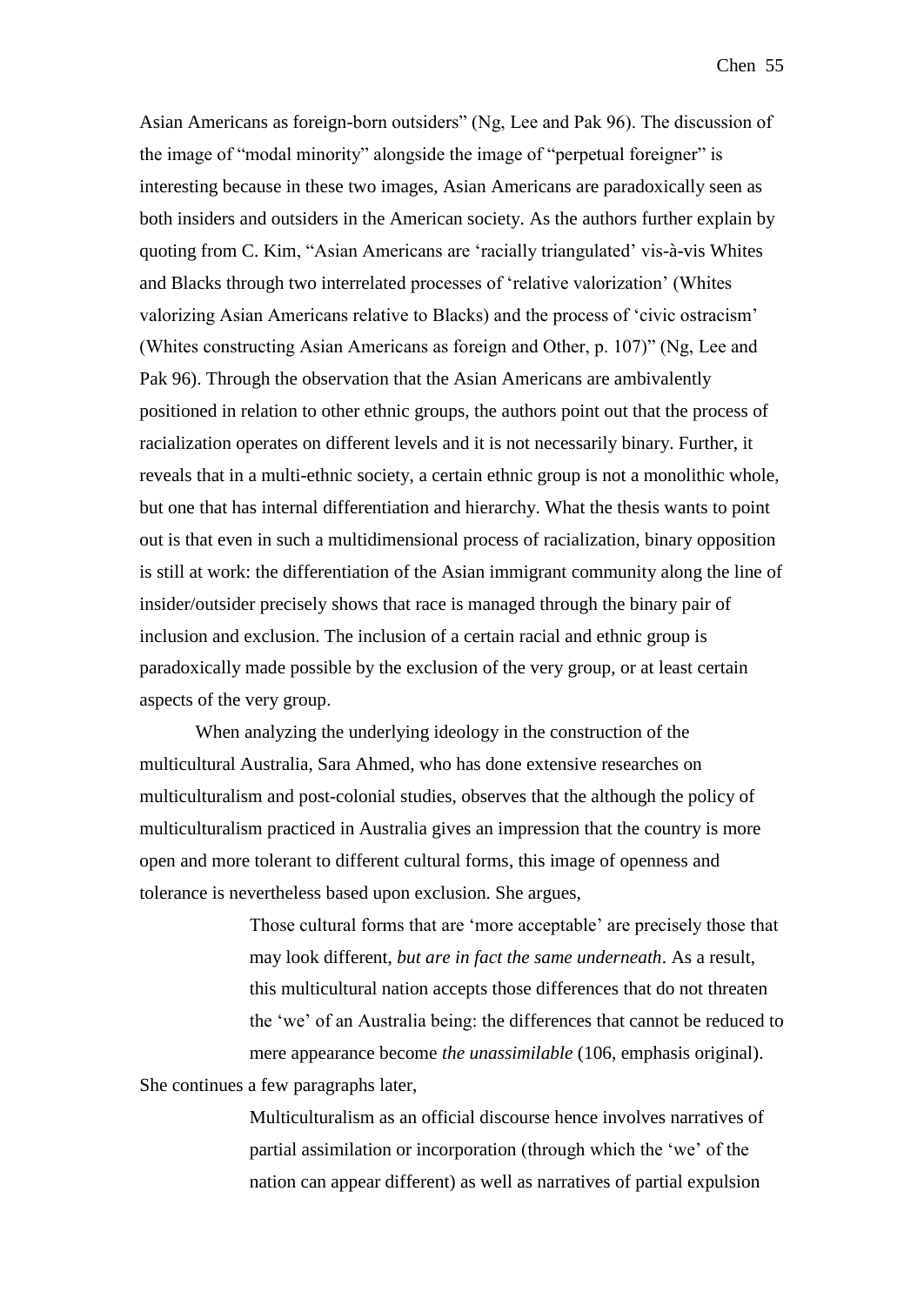Asian Americans as foreign-born outsiders" (Ng, Lee and Pak 96). The discussion of the image of "modal minority" alongside the image of "perpetual foreigner" is interesting because in these two images, Asian Americans are paradoxically seen as both insiders and outsiders in the American society. As the authors further explain by quoting from C. Kim, "Asian Americans are 'racially triangulated' vis-à-vis Whites and Blacks through two interrelated processes of 'relative valorization' (Whites valorizing Asian Americans relative to Blacks) and the process of 'civic ostracism' (Whites constructing Asian Americans as foreign and Other, p. 107)" (Ng, Lee and Pak 96). Through the observation that the Asian Americans are ambivalently positioned in relation to other ethnic groups, the authors point out that the process of racialization operates on different levels and it is not necessarily binary. Further, it reveals that in a multi-ethnic society, a certain ethnic group is not a monolithic whole, but one that has internal differentiation and hierarchy. What the thesis wants to point out is that even in such a multidimensional process of racialization, binary opposition is still at work: the differentiation of the Asian immigrant community along the line of insider/outsider precisely shows that race is managed through the binary pair of inclusion and exclusion. The inclusion of a certain racial and ethnic group is paradoxically made possible by the exclusion of the very group, or at least certain aspects of the very group.

When analyzing the underlying ideology in the construction of the multicultural Australia, Sara Ahmed, who has done extensive researches on multiculturalism and post-colonial studies, observes that the although the policy of multiculturalism practiced in Australia gives an impression that the country is more open and more tolerant to different cultural forms, this image of openness and tolerance is nevertheless based upon exclusion. She argues,

> Those cultural forms that are 'more acceptable' are precisely those that may look different, *but are in fact the same underneath*. As a result, this multicultural nation accepts those differences that do not threaten the 'we' of an Australia being: the differences that cannot be reduced to mere appearance become *the unassimilable* (106, emphasis original).

She continues a few paragraphs later,

> Multiculturalism as an official discourse hence involves narratives of partial assimilation or incorporation (through which the 'we' of the nation can appear different) as well as narratives of partial expulsion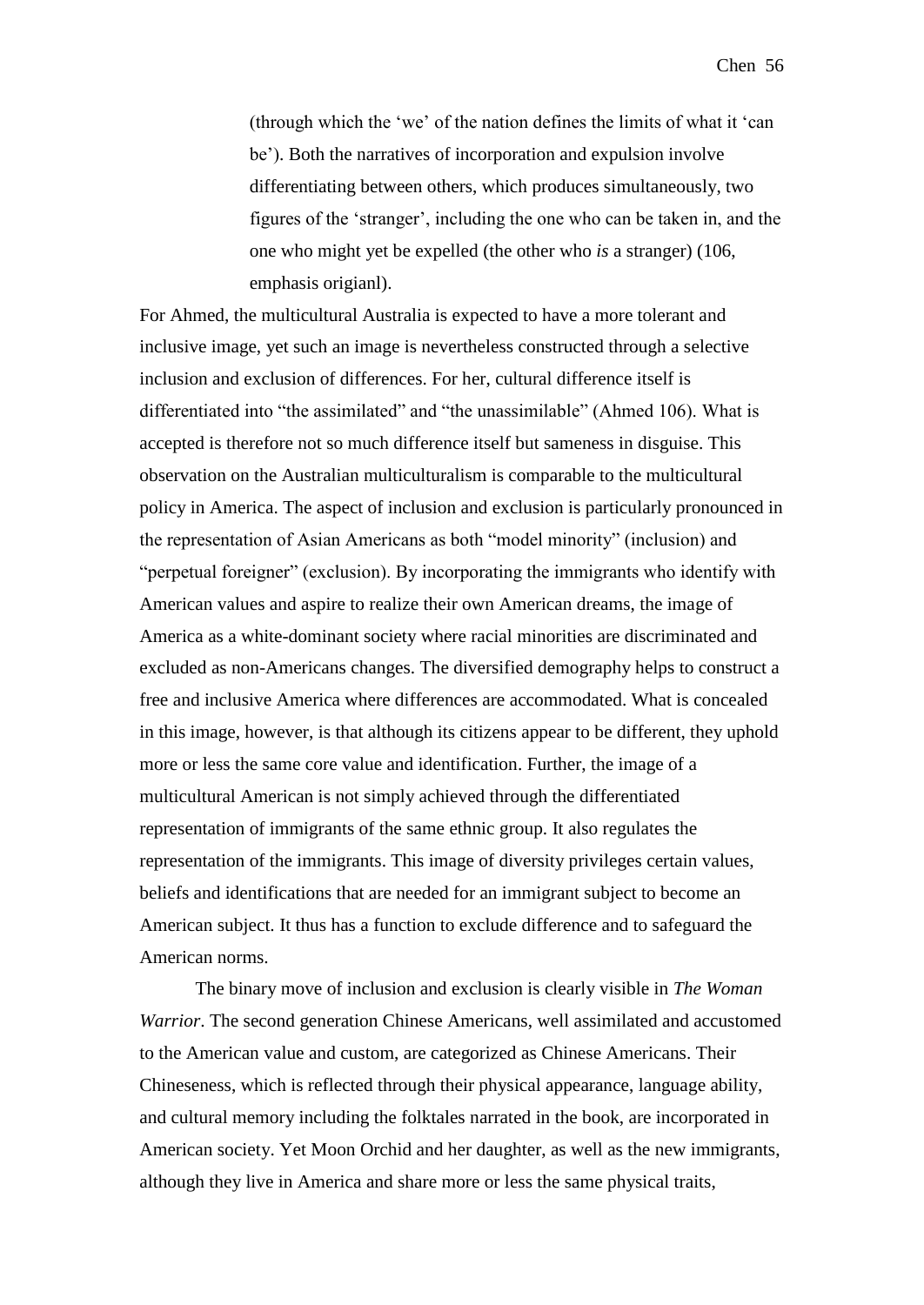> (through which the 'we' of the nation defines the limits of what it 'can be'). Both the narratives of incorporation and expulsion involve differentiating between others, which produces simultaneously, two figures of the 'stranger', including the one who can be taken in, and the one who might yet be expelled (the other who *is* a stranger) (106, emphasis origianl).

For Ahmed, the multicultural Australia is expected to have a more tolerant and inclusive image, yet such an image is nevertheless constructed through a selective inclusion and exclusion of differences. For her, cultural difference itself is differentiated into "the assimilated" and "the unassimilable" (Ahmed 106). What is accepted is therefore not so much difference itself but sameness in disguise. This observation on the Australian multiculturalism is comparable to the multicultural policy in America. The aspect of inclusion and exclusion is particularly pronounced in the representation of Asian Americans as both "model minority" (inclusion) and "perpetual foreigner" (exclusion). By incorporating the immigrants who identify with American values and aspire to realize their own American dreams, the image of America as a white-dominant society where racial minorities are discriminated and excluded as non-Americans changes. The diversified demography helps to construct a free and inclusive America where differences are accommodated. What is concealed in this image, however, is that although its citizens appear to be different, they uphold more or less the same core value and identification. Further, the image of a multicultural American is not simply achieved through the differentiated representation of immigrants of the same ethnic group. It also regulates the representation of the immigrants. This image of diversity privileges certain values, beliefs and identifications that are needed for an immigrant subject to become an American subject. It thus has a function to exclude difference and to safeguard the American norms.

The binary move of inclusion and exclusion is clearly visible in *The Woman Warrior*. The second generation Chinese Americans, well assimilated and accustomed to the American value and custom, are categorized as Chinese Americans. Their Chineseness, which is reflected through their physical appearance, language ability, and cultural memory including the folktales narrated in the book, are incorporated in American society. Yet Moon Orchid and her daughter, as well as the new immigrants, although they live in America and share more or less the same physical traits,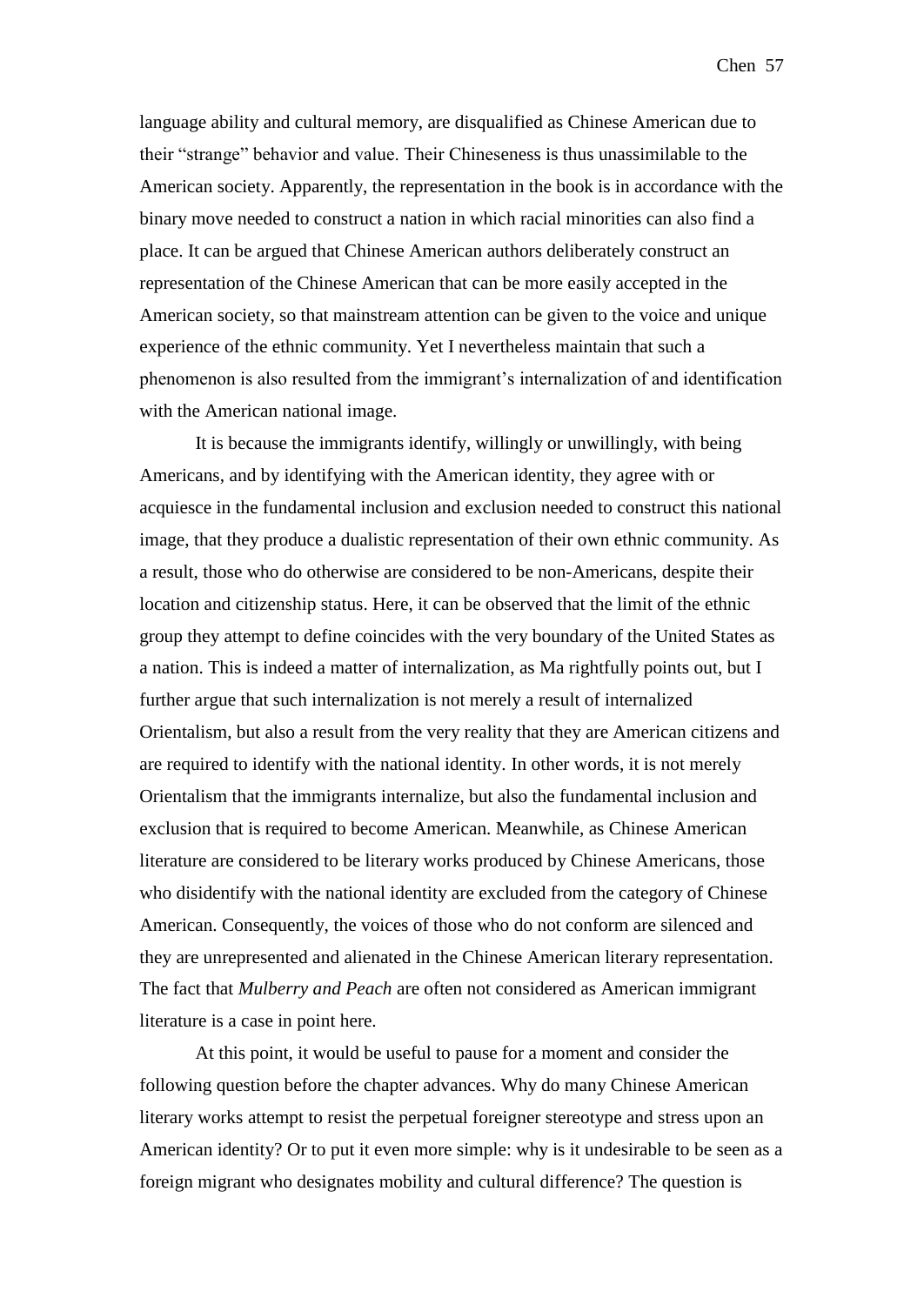language ability and cultural memory, are disqualified as Chinese American due to their "strange" behavior and value. Their Chineseness is thus unassimilable to the American society. Apparently, the representation in the book is in accordance with the binary move needed to construct a nation in which racial minorities can also find a place. It can be argued that Chinese American authors deliberately construct an representation of the Chinese American that can be more easily accepted in the American society, so that mainstream attention can be given to the voice and unique experience of the ethnic community. Yet I nevertheless maintain that such a phenomenon is also resulted from the immigrant's internalization of and identification with the American national image.

It is because the immigrants identify, willingly or unwillingly, with being Americans, and by identifying with the American identity, they agree with or acquiesce in the fundamental inclusion and exclusion needed to construct this national image, that they produce a dualistic representation of their own ethnic community. As a result, those who do otherwise are considered to be non-Americans, despite their location and citizenship status. Here, it can be observed that the limit of the ethnic group they attempt to define coincides with the very boundary of the United States as a nation. This is indeed a matter of internalization, as Ma rightfully points out, but I further argue that such internalization is not merely a result of internalized Orientalism, but also a result from the very reality that they are American citizens and are required to identify with the national identity. In other words, it is not merely Orientalism that the immigrants internalize, but also the fundamental inclusion and exclusion that is required to become American. Meanwhile, as Chinese American literature are considered to be literary works produced by Chinese Americans, those who disidentify with the national identity are excluded from the category of Chinese American. Consequently, the voices of those who do not conform are silenced and they are unrepresented and alienated in the Chinese American literary representation. The fact that *Mulberry and Peach* are often not considered as American immigrant literature is a case in point here.

At this point, it would be useful to pause for a moment and consider the following question before the chapter advances. Why do many Chinese American literary works attempt to resist the perpetual foreigner stereotype and stress upon an American identity? Or to put it even more simple: why is it undesirable to be seen as a foreign migrant who designates mobility and cultural difference? The question is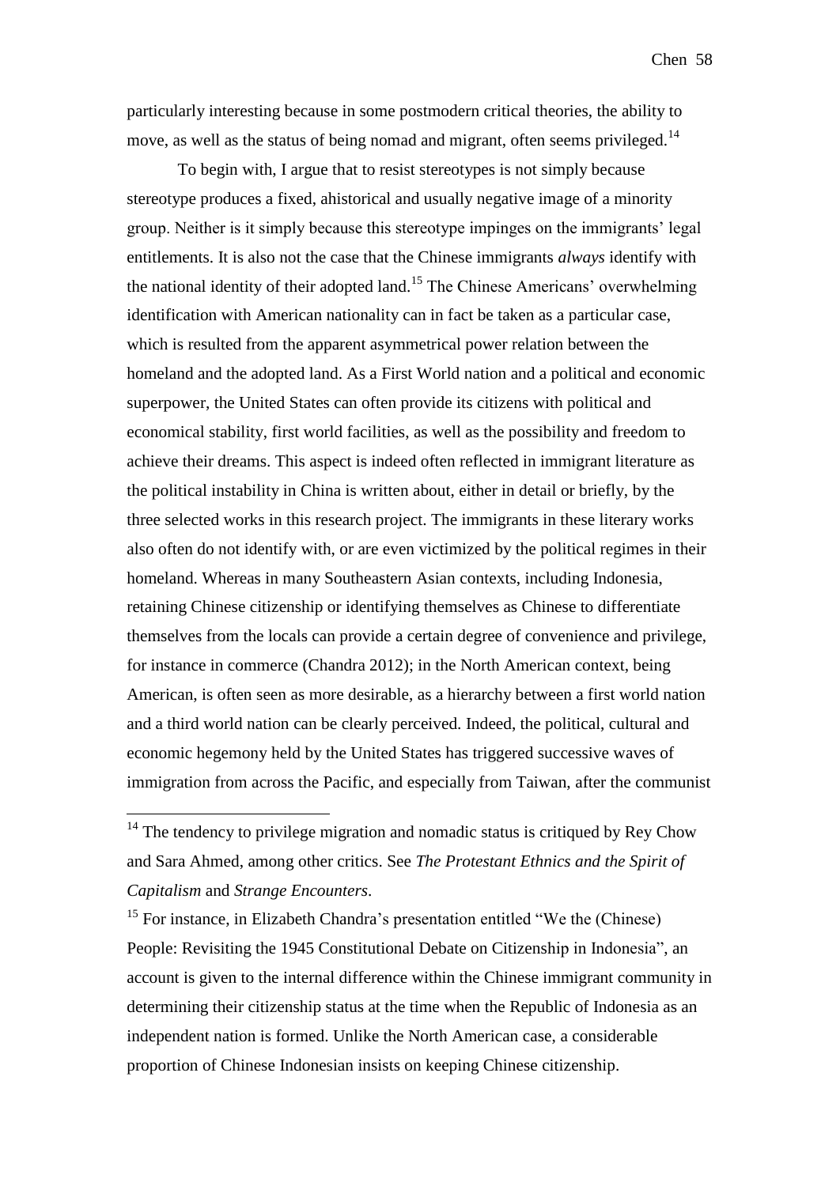particularly interesting because in some postmodern critical theories, the ability to move, as well as the status of being nomad and migrant, often seems privileged.[14]

To begin with, I argue that to resist stereotypes is not simply because stereotype produces a fixed, ahistorical and usually negative image of a minority group. Neither is it simply because this stereotype impinges on the immigrants' legal entitlements. It is also not the case that the Chinese immigrants *always* identify with the national identity of their adopted land.[15] The Chinese Americans' overwhelming identification with American nationality can in fact be taken as a particular case, which is resulted from the apparent asymmetrical power relation between the homeland and the adopted land. As a First World nation and a political and economic superpower, the United States can often provide its citizens with political and economical stability, first world facilities, as well as the possibility and freedom to achieve their dreams. This aspect is indeed often reflected in immigrant literature as the political instability in China is written about, either in detail or briefly, by the three selected works in this research project. The immigrants in these literary works also often do not identify with, or are even victimized by the political regimes in their homeland. Whereas in many Southeastern Asian contexts, including Indonesia, retaining Chinese citizenship or identifying themselves as Chinese to differentiate themselves from the locals can provide a certain degree of convenience and privilege, for instance in commerce (Chandra 2012); in the North American context, being American, is often seen as more desirable, as a hierarchy between a first world nation and a third world nation can be clearly perceived. Indeed, the political, cultural and economic hegemony held by the United States has triggered successive waves of immigration from across the Pacific, and especially from Taiwan, after the communist

---

[14] The tendency to privilege migration and nomadic status is critiqued by Rey Chow and Sara Ahmed, among other critics. See *The Protestant Ethnics and the Spirit of Capitalism* and *Strange Encounters*.

[15] For instance, in Elizabeth Chandra's presentation entitled "We the (Chinese) People: Revisiting the 1945 Constitutional Debate on Citizenship in Indonesia", an account is given to the internal difference within the Chinese immigrant community in determining their citizenship status at the time when the Republic of Indonesia as an independent nation is formed. Unlike the North American case, a considerable proportion of Chinese Indonesian insists on keeping Chinese citizenship.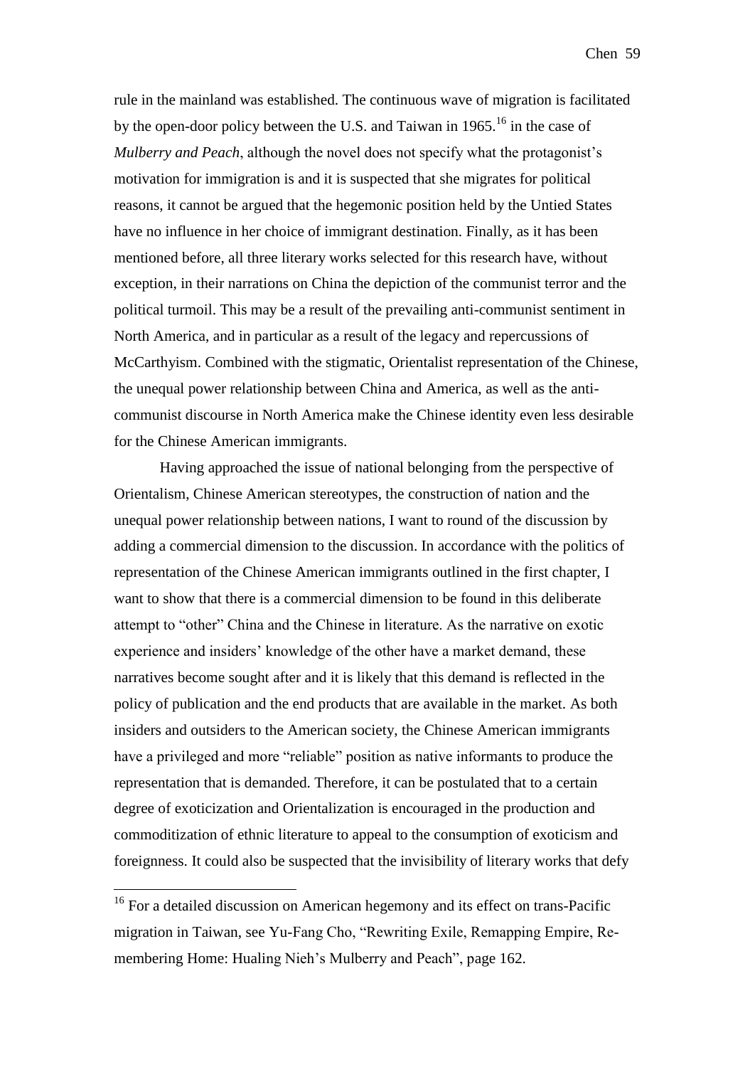rule in the mainland was established. The continuous wave of migration is facilitated by the open-door policy between the U.S. and Taiwan in 1965.[16] in the case of *Mulberry and Peach*, although the novel does not specify what the protagonist's motivation for immigration is and it is suspected that she migrates for political reasons, it cannot be argued that the hegemonic position held by the Untied States have no influence in her choice of immigrant destination. Finally, as it has been mentioned before, all three literary works selected for this research have, without exception, in their narrations on China the depiction of the communist terror and the political turmoil. This may be a result of the prevailing anti-communist sentiment in North America, and in particular as a result of the legacy and repercussions of McCarthyism. Combined with the stigmatic, Orientalist representation of the Chinese, the unequal power relationship between China and America, as well as the anti-communist discourse in North America make the Chinese identity even less desirable for the Chinese American immigrants.

Having approached the issue of national belonging from the perspective of Orientalism, Chinese American stereotypes, the construction of nation and the unequal power relationship between nations, I want to round of the discussion by adding a commercial dimension to the discussion. In accordance with the politics of representation of the Chinese American immigrants outlined in the first chapter, I want to show that there is a commercial dimension to be found in this deliberate attempt to "other" China and the Chinese in literature. As the narrative on exotic experience and insiders' knowledge of the other have a market demand, these narratives become sought after and it is likely that this demand is reflected in the policy of publication and the end products that are available in the market. As both insiders and outsiders to the American society, the Chinese American immigrants have a privileged and more "reliable" position as native informants to produce the representation that is demanded. Therefore, it can be postulated that to a certain degree of exoticization and Orientalization is encouraged in the production and commoditization of ethnic literature to appeal to the consumption of exoticism and foreignness. It could also be suspected that the invisibility of literary works that defy

[16] For a detailed discussion on American hegemony and its effect on trans-Pacific migration in Taiwan, see Yu-Fang Cho, "Rewriting Exile, Remapping Empire, Re-membering Home: Hualing Nieh's Mulberry and Peach", page 162.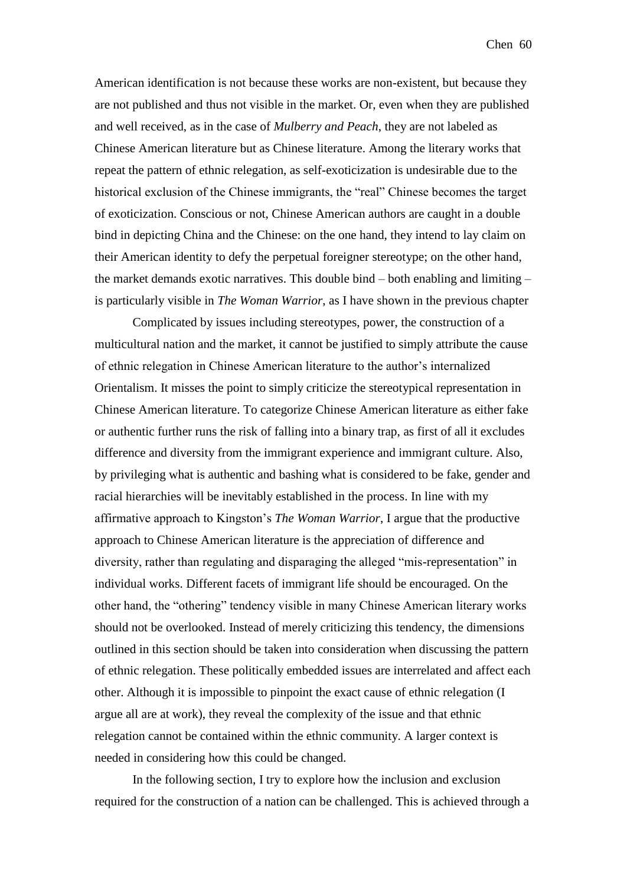American identification is not because these works are non-existent, but because they are not published and thus not visible in the market. Or, even when they are published and well received, as in the case of *Mulberry and Peach*, they are not labeled as Chinese American literature but as Chinese literature. Among the literary works that repeat the pattern of ethnic relegation, as self-exoticization is undesirable due to the historical exclusion of the Chinese immigrants, the "real" Chinese becomes the target of exoticization. Conscious or not, Chinese American authors are caught in a double bind in depicting China and the Chinese: on the one hand, they intend to lay claim on their American identity to defy the perpetual foreigner stereotype; on the other hand, the market demands exotic narratives. This double bind – both enabling and limiting – is particularly visible in *The Woman Warrior*, as I have shown in the previous chapter

Complicated by issues including stereotypes, power, the construction of a multicultural nation and the market, it cannot be justified to simply attribute the cause of ethnic relegation in Chinese American literature to the author's internalized Orientalism. It misses the point to simply criticize the stereotypical representation in Chinese American literature. To categorize Chinese American literature as either fake or authentic further runs the risk of falling into a binary trap, as first of all it excludes difference and diversity from the immigrant experience and immigrant culture. Also, by privileging what is authentic and bashing what is considered to be fake, gender and racial hierarchies will be inevitably established in the process. In line with my affirmative approach to Kingston's *The Woman Warrior*, I argue that the productive approach to Chinese American literature is the appreciation of difference and diversity, rather than regulating and disparaging the alleged "mis-representation" in individual works. Different facets of immigrant life should be encouraged. On the other hand, the "othering" tendency visible in many Chinese American literary works should not be overlooked. Instead of merely criticizing this tendency, the dimensions outlined in this section should be taken into consideration when discussing the pattern of ethnic relegation. These politically embedded issues are interrelated and affect each other. Although it is impossible to pinpoint the exact cause of ethnic relegation (I argue all are at work), they reveal the complexity of the issue and that ethnic relegation cannot be contained within the ethnic community. A larger context is needed in considering how this could be changed.

In the following section, I try to explore how the inclusion and exclusion required for the construction of a nation can be challenged. This is achieved through a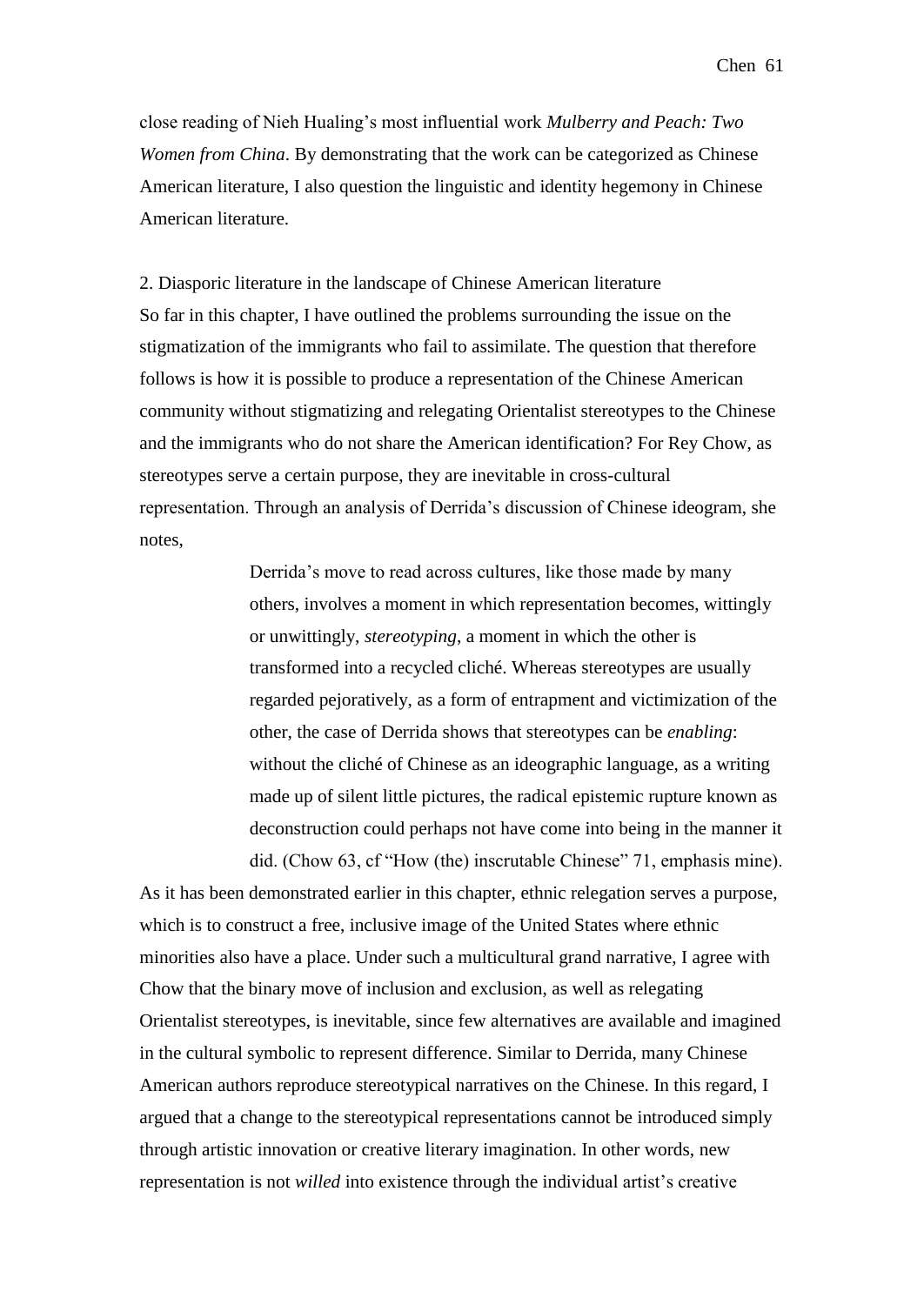close reading of Nieh Hualing's most influential work *Mulberry and Peach: Two Women from China*. By demonstrating that the work can be categorized as Chinese American literature, I also question the linguistic and identity hegemony in Chinese American literature.

## 2. Diasporic literature in the landscape of Chinese American literature

So far in this chapter, I have outlined the problems surrounding the issue on the stigmatization of the immigrants who fail to assimilate. The question that therefore follows is how it is possible to produce a representation of the Chinese American community without stigmatizing and relegating Orientalist stereotypes to the Chinese and the immigrants who do not share the American identification? For Rey Chow, as stereotypes serve a certain purpose, they are inevitable in cross-cultural representation. Through an analysis of Derrida's discussion of Chinese ideogram, she notes,

> Derrida's move to read across cultures, like those made by many others, involves a moment in which representation becomes, wittingly or unwittingly, *stereotyping*, a moment in which the other is transformed into a recycled cliché. Whereas stereotypes are usually regarded pejoratively, as a form of entrapment and victimization of the other, the case of Derrida shows that stereotypes can be *enabling*: without the cliché of Chinese as an ideographic language, as a writing made up of silent little pictures, the radical epistemic rupture known as deconstruction could perhaps not have come into being in the manner it did. (Chow 63, cf "How (the) inscrutable Chinese" 71, emphasis mine).

As it has been demonstrated earlier in this chapter, ethnic relegation serves a purpose, which is to construct a free, inclusive image of the United States where ethnic minorities also have a place. Under such a multicultural grand narrative, I agree with Chow that the binary move of inclusion and exclusion, as well as relegating Orientalist stereotypes, is inevitable, since few alternatives are available and imagined in the cultural symbolic to represent difference. Similar to Derrida, many Chinese American authors reproduce stereotypical narratives on the Chinese. In this regard, I argued that a change to the stereotypical representations cannot be introduced simply through artistic innovation or creative literary imagination. In other words, new representation is not *willed* into existence through the individual artist's creative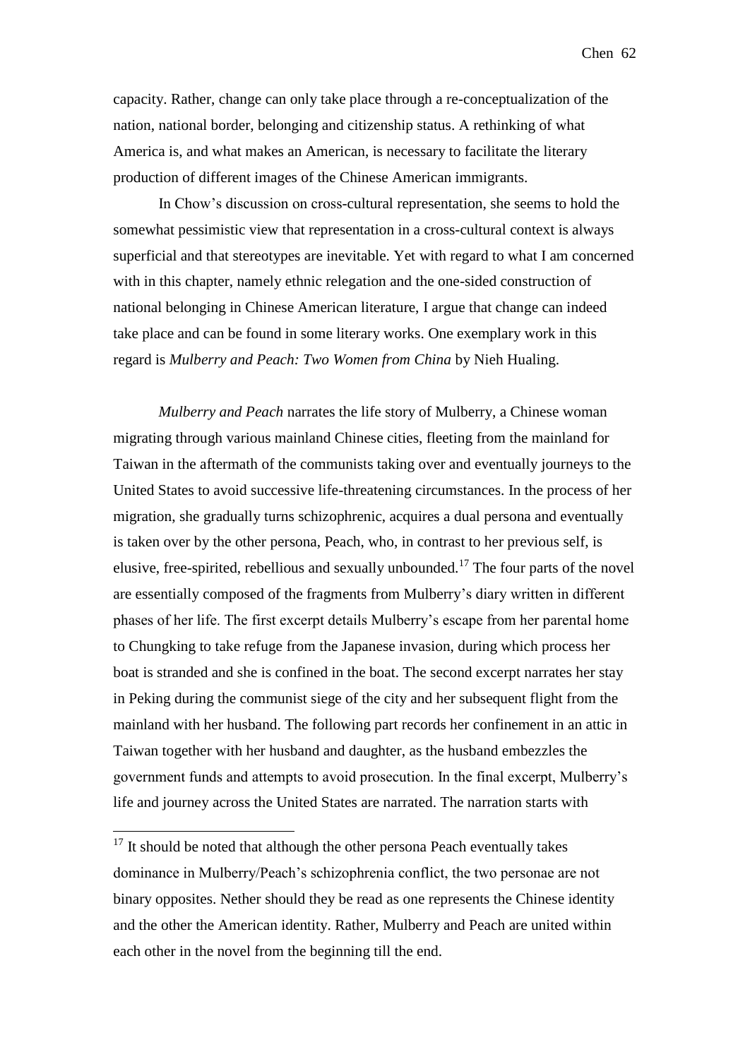capacity. Rather, change can only take place through a re-conceptualization of the nation, national border, belonging and citizenship status. A rethinking of what America is, and what makes an American, is necessary to facilitate the literary production of different images of the Chinese American immigrants.

In Chow's discussion on cross-cultural representation, she seems to hold the somewhat pessimistic view that representation in a cross-cultural context is always superficial and that stereotypes are inevitable. Yet with regard to what I am concerned with in this chapter, namely ethnic relegation and the one-sided construction of national belonging in Chinese American literature, I argue that change can indeed take place and can be found in some literary works. One exemplary work in this regard is *Mulberry and Peach: Two Women from China* by Nieh Hualing.

*Mulberry and Peach* narrates the life story of Mulberry, a Chinese woman migrating through various mainland Chinese cities, fleeting from the mainland for Taiwan in the aftermath of the communists taking over and eventually journeys to the United States to avoid successive life-threatening circumstances. In the process of her migration, she gradually turns schizophrenic, acquires a dual persona and eventually is taken over by the other persona, Peach, who, in contrast to her previous self, is elusive, free-spirited, rebellious and sexually unbounded.[17] The four parts of the novel are essentially composed of the fragments from Mulberry's diary written in different phases of her life. The first excerpt details Mulberry's escape from her parental home to Chungking to take refuge from the Japanese invasion, during which process her boat is stranded and she is confined in the boat. The second excerpt narrates her stay in Peking during the communist siege of the city and her subsequent flight from the mainland with her husband. The following part records her confinement in an attic in Taiwan together with her husband and daughter, as the husband embezzles the government funds and attempts to avoid prosecution. In the final excerpt, Mulberry's life and journey across the United States are narrated. The narration starts with

[17] It should be noted that although the other persona Peach eventually takes dominance in Mulberry/Peach's schizophrenia conflict, the two personae are not binary opposites. Nether should they be read as one represents the Chinese identity and the other the American identity. Rather, Mulberry and Peach are united within each other in the novel from the beginning till the end.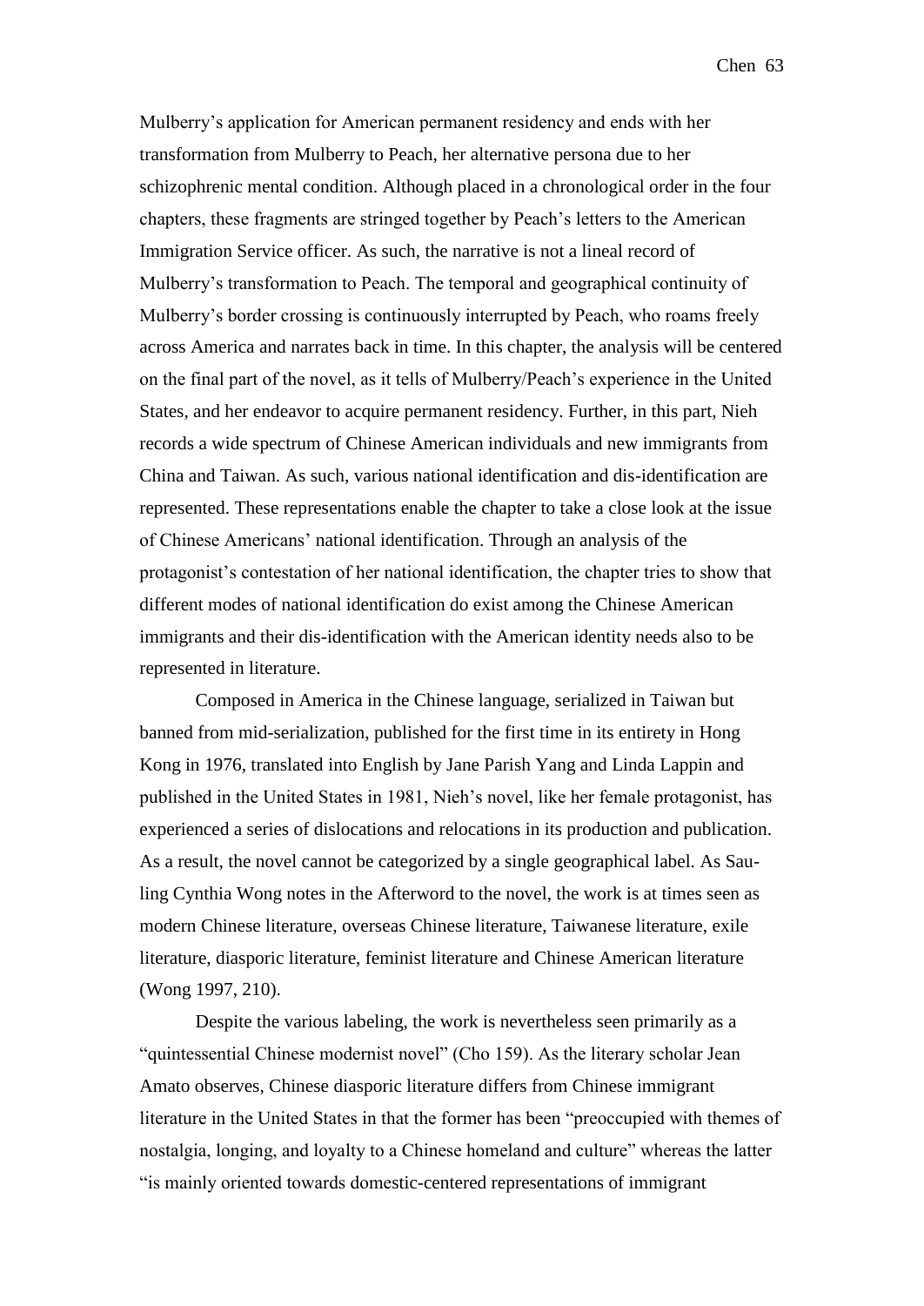Mulberry's application for American permanent residency and ends with her transformation from Mulberry to Peach, her alternative persona due to her schizophrenic mental condition. Although placed in a chronological order in the four chapters, these fragments are stringed together by Peach's letters to the American Immigration Service officer. As such, the narrative is not a lineal record of Mulberry's transformation to Peach. The temporal and geographical continuity of Mulberry's border crossing is continuously interrupted by Peach, who roams freely across America and narrates back in time. In this chapter, the analysis will be centered on the final part of the novel, as it tells of Mulberry/Peach's experience in the United States, and her endeavor to acquire permanent residency. Further, in this part, Nieh records a wide spectrum of Chinese American individuals and new immigrants from China and Taiwan. As such, various national identification and dis-identification are represented. These representations enable the chapter to take a close look at the issue of Chinese Americans' national identification. Through an analysis of the protagonist's contestation of her national identification, the chapter tries to show that different modes of national identification do exist among the Chinese American immigrants and their dis-identification with the American identity needs also to be represented in literature.

Composed in America in the Chinese language, serialized in Taiwan but banned from mid-serialization, published for the first time in its entirety in Hong Kong in 1976, translated into English by Jane Parish Yang and Linda Lappin and published in the United States in 1981, Nieh's novel, like her female protagonist, has experienced a series of dislocations and relocations in its production and publication. As a result, the novel cannot be categorized by a single geographical label. As Sau-ling Cynthia Wong notes in the Afterword to the novel, the work is at times seen as modern Chinese literature, overseas Chinese literature, Taiwanese literature, exile literature, diasporic literature, feminist literature and Chinese American literature (Wong 1997, 210).

Despite the various labeling, the work is nevertheless seen primarily as a "quintessential Chinese modernist novel" (Cho 159). As the literary scholar Jean Amato observes, Chinese diasporic literature differs from Chinese immigrant literature in the United States in that the former has been "preoccupied with themes of nostalgia, longing, and loyalty to a Chinese homeland and culture" whereas the latter "is mainly oriented towards domestic-centered representations of immigrant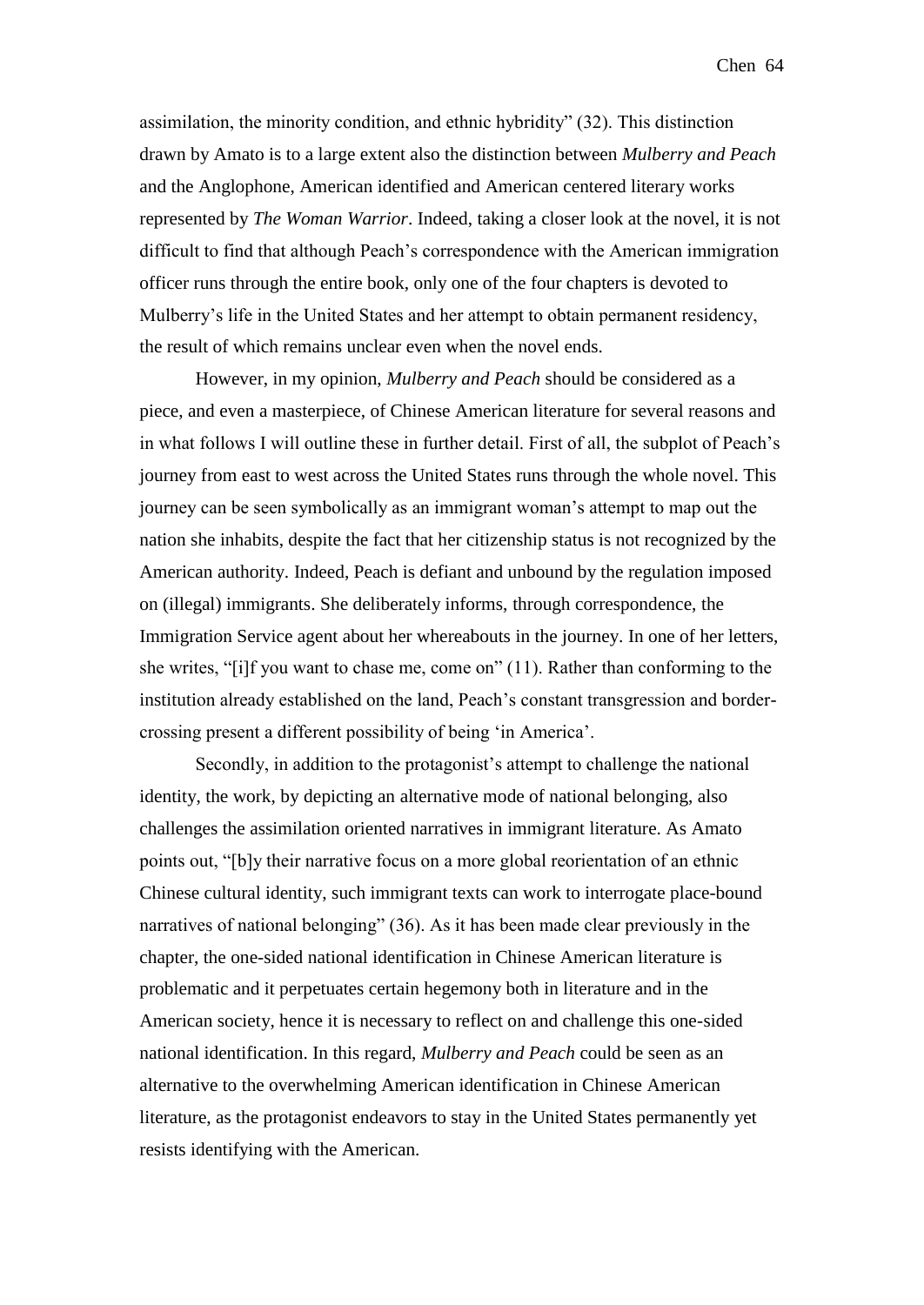assimilation, the minority condition, and ethnic hybridity" (32). This distinction drawn by Amato is to a large extent also the distinction between *Mulberry and Peach* and the Anglophone, American identified and American centered literary works represented by *The Woman Warrior*. Indeed, taking a closer look at the novel, it is not difficult to find that although Peach's correspondence with the American immigration officer runs through the entire book, only one of the four chapters is devoted to Mulberry's life in the United States and her attempt to obtain permanent residency, the result of which remains unclear even when the novel ends.

However, in my opinion, *Mulberry and Peach* should be considered as a piece, and even a masterpiece, of Chinese American literature for several reasons and in what follows I will outline these in further detail. First of all, the subplot of Peach's journey from east to west across the United States runs through the whole novel. This journey can be seen symbolically as an immigrant woman's attempt to map out the nation she inhabits, despite the fact that her citizenship status is not recognized by the American authority. Indeed, Peach is defiant and unbound by the regulation imposed on (illegal) immigrants. She deliberately informs, through correspondence, the Immigration Service agent about her whereabouts in the journey. In one of her letters, she writes, "[i]f you want to chase me, come on" (11). Rather than conforming to the institution already established on the land, Peach's constant transgression and border-crossing present a different possibility of being 'in America'.

Secondly, in addition to the protagonist's attempt to challenge the national identity, the work, by depicting an alternative mode of national belonging, also challenges the assimilation oriented narratives in immigrant literature. As Amato points out, "[b]y their narrative focus on a more global reorientation of an ethnic Chinese cultural identity, such immigrant texts can work to interrogate place-bound narratives of national belonging" (36). As it has been made clear previously in the chapter, the one-sided national identification in Chinese American literature is problematic and it perpetuates certain hegemony both in literature and in the American society, hence it is necessary to reflect on and challenge this one-sided national identification. In this regard, *Mulberry and Peach* could be seen as an alternative to the overwhelming American identification in Chinese American literature, as the protagonist endeavors to stay in the United States permanently yet resists identifying with the American.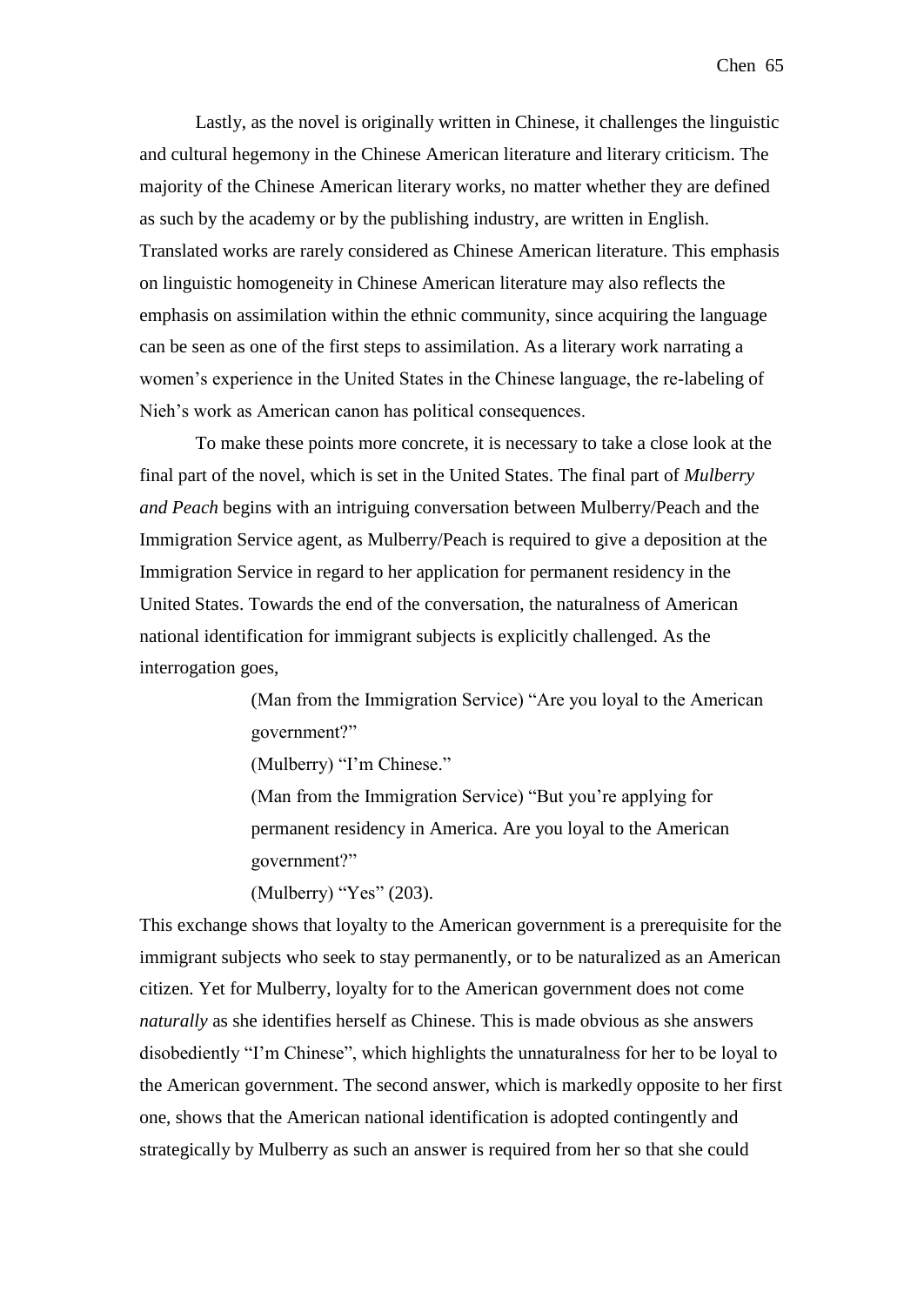Lastly, as the novel is originally written in Chinese, it challenges the linguistic and cultural hegemony in the Chinese American literature and literary criticism. The majority of the Chinese American literary works, no matter whether they are defined as such by the academy or by the publishing industry, are written in English. Translated works are rarely considered as Chinese American literature. This emphasis on linguistic homogeneity in Chinese American literature may also reflects the emphasis on assimilation within the ethnic community, since acquiring the language can be seen as one of the first steps to assimilation. As a literary work narrating a women's experience in the United States in the Chinese language, the re-labeling of Nieh's work as American canon has political consequences.

To make these points more concrete, it is necessary to take a close look at the final part of the novel, which is set in the United States. The final part of *Mulberry and Peach* begins with an intriguing conversation between Mulberry/Peach and the Immigration Service agent, as Mulberry/Peach is required to give a deposition at the Immigration Service in regard to her application for permanent residency in the United States. Towards the end of the conversation, the naturalness of American national identification for immigrant subjects is explicitly challenged. As the interrogation goes,

> (Man from the Immigration Service) "Are you loyal to the American government?"
>
> (Mulberry) "I'm Chinese."
>
> (Man from the Immigration Service) "But you're applying for permanent residency in America. Are you loyal to the American government?"
>
> (Mulberry) "Yes" (203).

This exchange shows that loyalty to the American government is a prerequisite for the immigrant subjects who seek to stay permanently, or to be naturalized as an American citizen. Yet for Mulberry, loyalty for to the American government does not come *naturally* as she identifies herself as Chinese. This is made obvious as she answers disobediently "I'm Chinese", which highlights the unnaturalness for her to be loyal to the American government. The second answer, which is markedly opposite to her first one, shows that the American national identification is adopted contingently and strategically by Mulberry as such an answer is required from her so that she could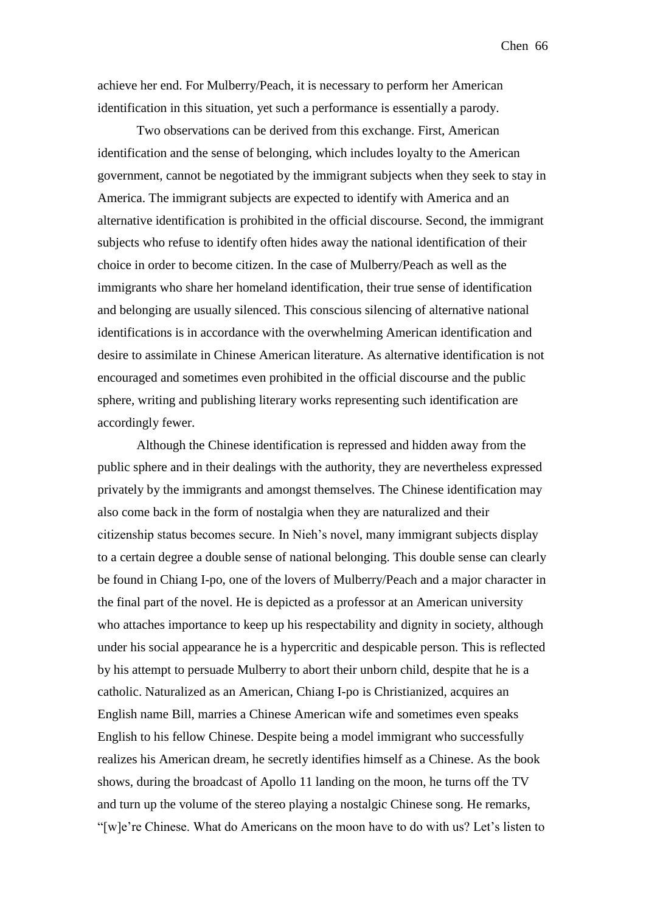achieve her end. For Mulberry/Peach, it is necessary to perform her American identification in this situation, yet such a performance is essentially a parody.

Two observations can be derived from this exchange. First, American identification and the sense of belonging, which includes loyalty to the American government, cannot be negotiated by the immigrant subjects when they seek to stay in America. The immigrant subjects are expected to identify with America and an alternative identification is prohibited in the official discourse. Second, the immigrant subjects who refuse to identify often hides away the national identification of their choice in order to become citizen. In the case of Mulberry/Peach as well as the immigrants who share her homeland identification, their true sense of identification and belonging are usually silenced. This conscious silencing of alternative national identifications is in accordance with the overwhelming American identification and desire to assimilate in Chinese American literature. As alternative identification is not encouraged and sometimes even prohibited in the official discourse and the public sphere, writing and publishing literary works representing such identification are accordingly fewer.

Although the Chinese identification is repressed and hidden away from the public sphere and in their dealings with the authority, they are nevertheless expressed privately by the immigrants and amongst themselves. The Chinese identification may also come back in the form of nostalgia when they are naturalized and their citizenship status becomes secure. In Nieh's novel, many immigrant subjects display to a certain degree a double sense of national belonging. This double sense can clearly be found in Chiang I-po, one of the lovers of Mulberry/Peach and a major character in the final part of the novel. He is depicted as a professor at an American university who attaches importance to keep up his respectability and dignity in society, although under his social appearance he is a hypercritic and despicable person. This is reflected by his attempt to persuade Mulberry to abort their unborn child, despite that he is a catholic. Naturalized as an American, Chiang I-po is Christianized, acquires an English name Bill, marries a Chinese American wife and sometimes even speaks English to his fellow Chinese. Despite being a model immigrant who successfully realizes his American dream, he secretly identifies himself as a Chinese. As the book shows, during the broadcast of Apollo 11 landing on the moon, he turns off the TV and turn up the volume of the stereo playing a nostalgic Chinese song. He remarks, "[w]e're Chinese. What do Americans on the moon have to do with us? Let's listen to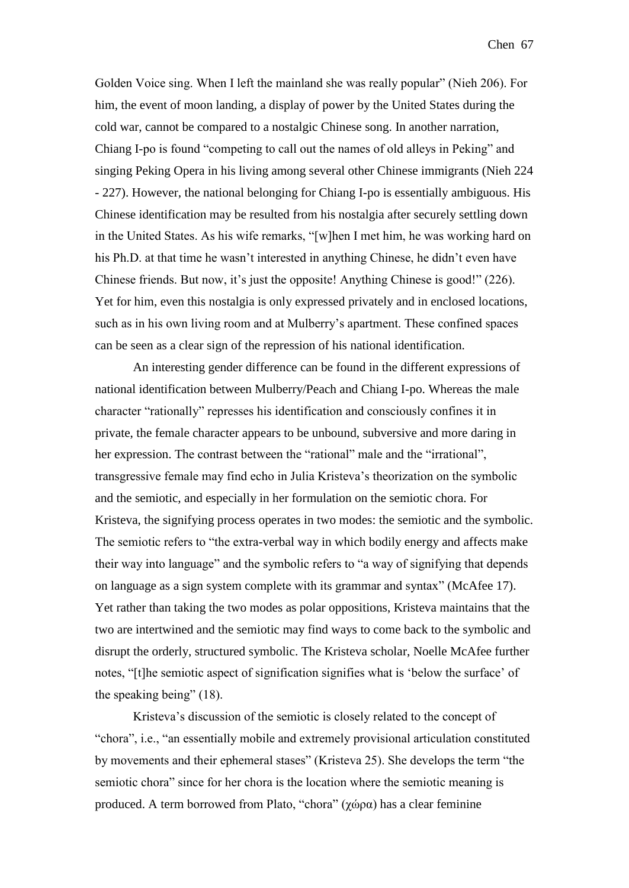Golden Voice sing. When I left the mainland she was really popular" (Nieh 206). For him, the event of moon landing, a display of power by the United States during the cold war, cannot be compared to a nostalgic Chinese song. In another narration, Chiang I-po is found "competing to call out the names of old alleys in Peking" and singing Peking Opera in his living among several other Chinese immigrants (Nieh 224 - 227). However, the national belonging for Chiang I-po is essentially ambiguous. His Chinese identification may be resulted from his nostalgia after securely settling down in the United States. As his wife remarks, "[w]hen I met him, he was working hard on his Ph.D. at that time he wasn't interested in anything Chinese, he didn't even have Chinese friends. But now, it's just the opposite! Anything Chinese is good!" (226). Yet for him, even this nostalgia is only expressed privately and in enclosed locations, such as in his own living room and at Mulberry's apartment. These confined spaces can be seen as a clear sign of the repression of his national identification.

An interesting gender difference can be found in the different expressions of national identification between Mulberry/Peach and Chiang I-po. Whereas the male character "rationally" represses his identification and consciously confines it in private, the female character appears to be unbound, subversive and more daring in her expression. The contrast between the "rational" male and the "irrational", transgressive female may find echo in Julia Kristeva's theorization on the symbolic and the semiotic, and especially in her formulation on the semiotic chora. For Kristeva, the signifying process operates in two modes: the semiotic and the symbolic. The semiotic refers to "the extra-verbal way in which bodily energy and affects make their way into language" and the symbolic refers to "a way of signifying that depends on language as a sign system complete with its grammar and syntax" (McAfee 17). Yet rather than taking the two modes as polar oppositions, Kristeva maintains that the two are intertwined and the semiotic may find ways to come back to the symbolic and disrupt the orderly, structured symbolic. The Kristeva scholar, Noelle McAfee further notes, "[t]he semiotic aspect of signification signifies what is 'below the surface' of the speaking being" (18).

Kristeva's discussion of the semiotic is closely related to the concept of "chora", i.e., "an essentially mobile and extremely provisional articulation constituted by movements and their ephemeral stases" (Kristeva 25). She develops the term "the semiotic chora" since for her chora is the location where the semiotic meaning is produced. A term borrowed from Plato, "chora" (χώρα) has a clear feminine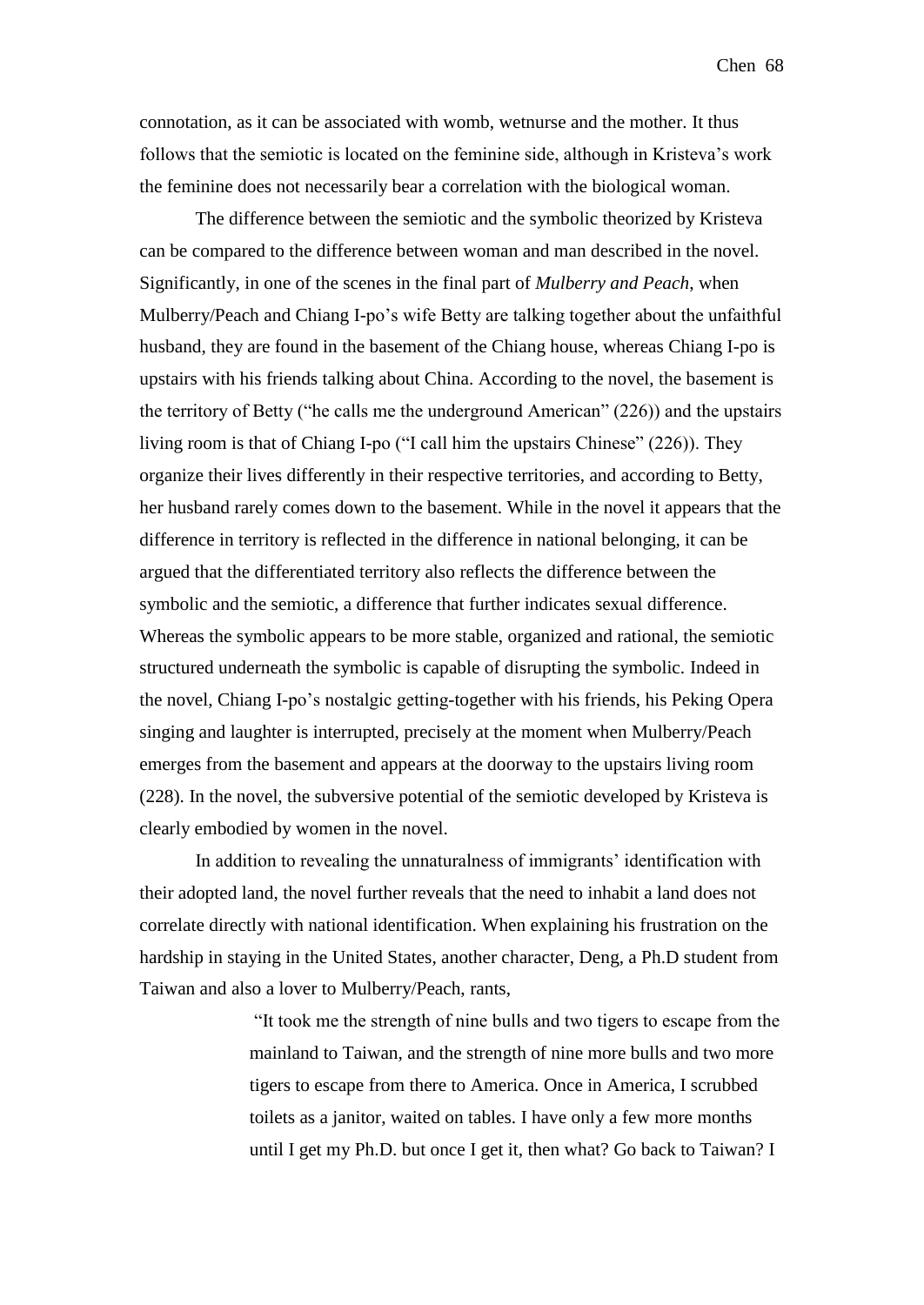connotation, as it can be associated with womb, wetnurse and the mother. It thus follows that the semiotic is located on the feminine side, although in Kristeva's work the feminine does not necessarily bear a correlation with the biological woman.

The difference between the semiotic and the symbolic theorized by Kristeva can be compared to the difference between woman and man described in the novel. Significantly, in one of the scenes in the final part of *Mulberry and Peach*, when Mulberry/Peach and Chiang I-po's wife Betty are talking together about the unfaithful husband, they are found in the basement of the Chiang house, whereas Chiang I-po is upstairs with his friends talking about China. According to the novel, the basement is the territory of Betty ("he calls me the underground American" (226)) and the upstairs living room is that of Chiang I-po ("I call him the upstairs Chinese" (226)). They organize their lives differently in their respective territories, and according to Betty, her husband rarely comes down to the basement. While in the novel it appears that the difference in territory is reflected in the difference in national belonging, it can be argued that the differentiated territory also reflects the difference between the symbolic and the semiotic, a difference that further indicates sexual difference. Whereas the symbolic appears to be more stable, organized and rational, the semiotic structured underneath the symbolic is capable of disrupting the symbolic. Indeed in the novel, Chiang I-po's nostalgic getting-together with his friends, his Peking Opera singing and laughter is interrupted, precisely at the moment when Mulberry/Peach emerges from the basement and appears at the doorway to the upstairs living room (228). In the novel, the subversive potential of the semiotic developed by Kristeva is clearly embodied by women in the novel.

In addition to revealing the unnaturalness of immigrants' identification with their adopted land, the novel further reveals that the need to inhabit a land does not correlate directly with national identification. When explaining his frustration on the hardship in staying in the United States, another character, Deng, a Ph.D student from Taiwan and also a lover to Mulberry/Peach, rants,

> "It took me the strength of nine bulls and two tigers to escape from the mainland to Taiwan, and the strength of nine more bulls and two more tigers to escape from there to America. Once in America, I scrubbed toilets as a janitor, waited on tables. I have only a few more months until I get my Ph.D. but once I get it, then what? Go back to Taiwan? I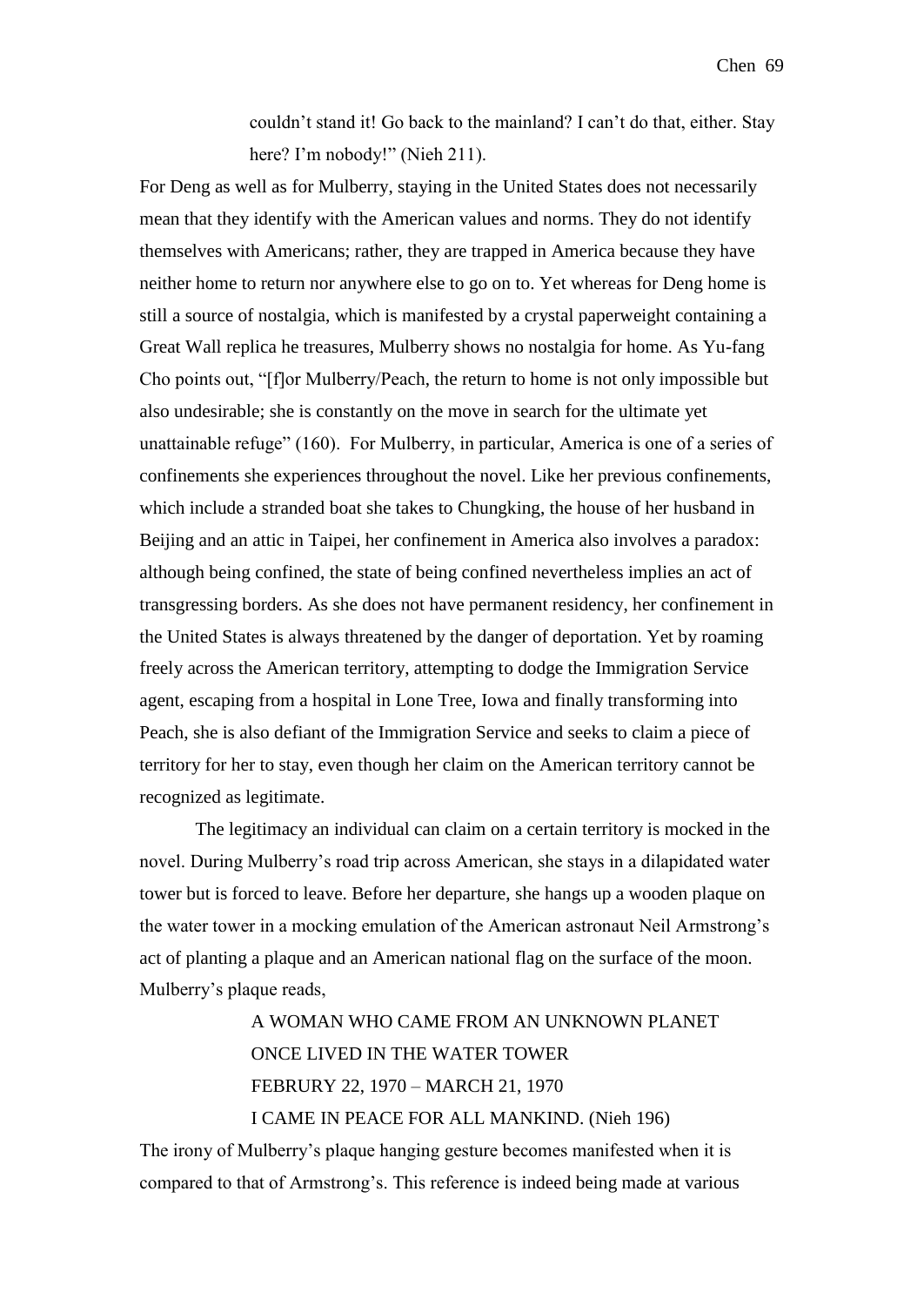> couldn't stand it! Go back to the mainland? I can't do that, either. Stay here? I'm nobody!" (Nieh 211).

For Deng as well as for Mulberry, staying in the United States does not necessarily mean that they identify with the American values and norms. They do not identify themselves with Americans; rather, they are trapped in America because they have neither home to return nor anywhere else to go on to. Yet whereas for Deng home is still a source of nostalgia, which is manifested by a crystal paperweight containing a Great Wall replica he treasures, Mulberry shows no nostalgia for home. As Yu-fang Cho points out, "[f]or Mulberry/Peach, the return to home is not only impossible but also undesirable; she is constantly on the move in search for the ultimate yet unattainable refuge" (160). For Mulberry, in particular, America is one of a series of confinements she experiences throughout the novel. Like her previous confinements, which include a stranded boat she takes to Chungking, the house of her husband in Beijing and an attic in Taipei, her confinement in America also involves a paradox: although being confined, the state of being confined nevertheless implies an act of transgressing borders. As she does not have permanent residency, her confinement in the United States is always threatened by the danger of deportation. Yet by roaming freely across the American territory, attempting to dodge the Immigration Service agent, escaping from a hospital in Lone Tree, Iowa and finally transforming into Peach, she is also defiant of the Immigration Service and seeks to claim a piece of territory for her to stay, even though her claim on the American territory cannot be recognized as legitimate.

The legitimacy an individual can claim on a certain territory is mocked in the novel. During Mulberry's road trip across American, she stays in a dilapidated water tower but is forced to leave. Before her departure, she hangs up a wooden plaque on the water tower in a mocking emulation of the American astronaut Neil Armstrong's act of planting a plaque and an American national flag on the surface of the moon. Mulberry's plaque reads,

> A WOMAN WHO CAME FROM AN UNKNOWN PLANET
> ONCE LIVED IN THE WATER TOWER
> FEBRURY 22, 1970 – MARCH 21, 1970
> I CAME IN PEACE FOR ALL MANKIND. (Nieh 196)

The irony of Mulberry's plaque hanging gesture becomes manifested when it is compared to that of Armstrong's. This reference is indeed being made at various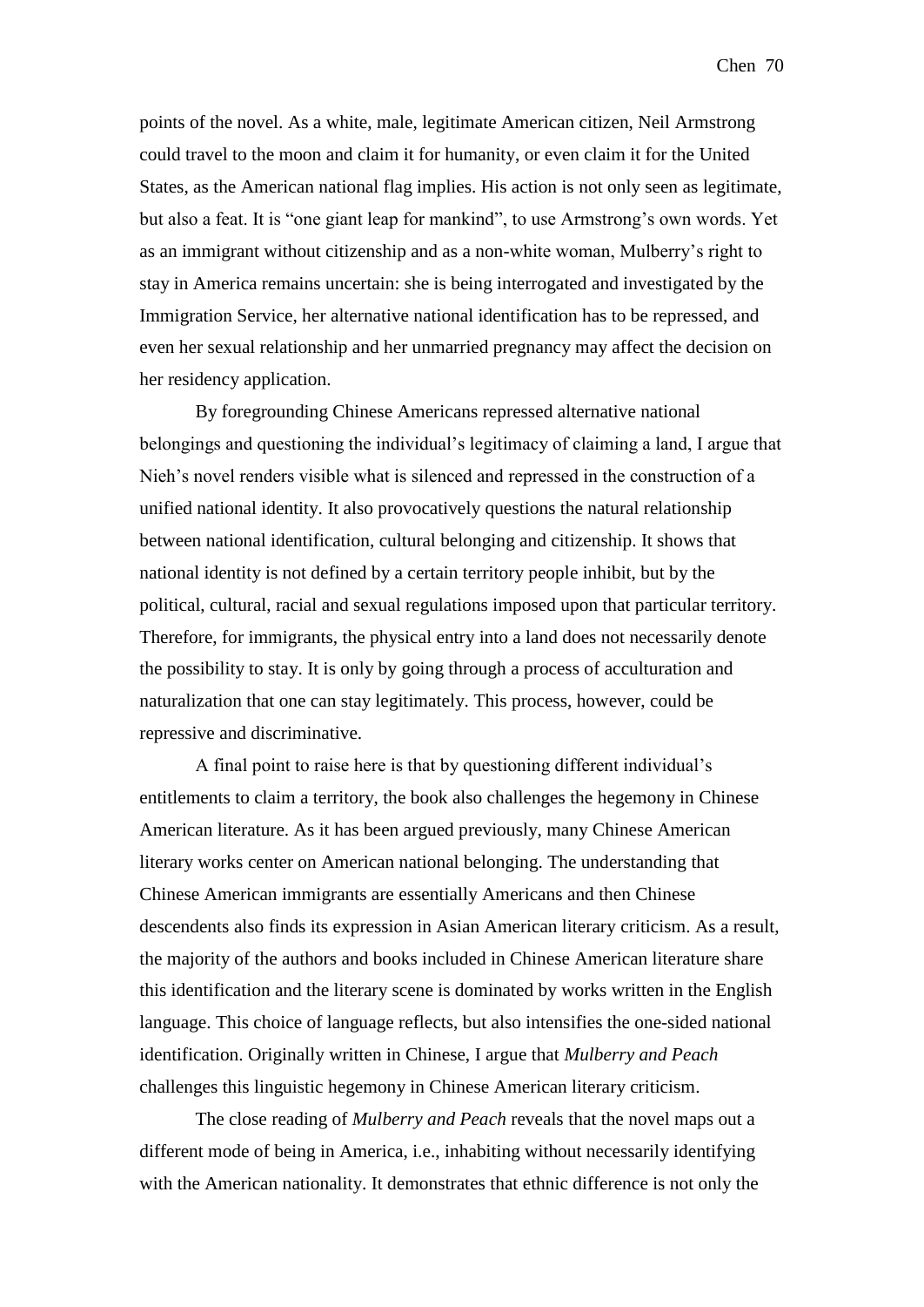points of the novel. As a white, male, legitimate American citizen, Neil Armstrong could travel to the moon and claim it for humanity, or even claim it for the United States, as the American national flag implies. His action is not only seen as legitimate, but also a feat. It is "one giant leap for mankind", to use Armstrong's own words. Yet as an immigrant without citizenship and as a non-white woman, Mulberry's right to stay in America remains uncertain: she is being interrogated and investigated by the Immigration Service, her alternative national identification has to be repressed, and even her sexual relationship and her unmarried pregnancy may affect the decision on her residency application.

By foregrounding Chinese Americans repressed alternative national belongings and questioning the individual's legitimacy of claiming a land, I argue that Nieh's novel renders visible what is silenced and repressed in the construction of a unified national identity. It also provocatively questions the natural relationship between national identification, cultural belonging and citizenship. It shows that national identity is not defined by a certain territory people inhibit, but by the political, cultural, racial and sexual regulations imposed upon that particular territory. Therefore, for immigrants, the physical entry into a land does not necessarily denote the possibility to stay. It is only by going through a process of acculturation and naturalization that one can stay legitimately. This process, however, could be repressive and discriminative.

A final point to raise here is that by questioning different individual's entitlements to claim a territory, the book also challenges the hegemony in Chinese American literature. As it has been argued previously, many Chinese American literary works center on American national belonging. The understanding that Chinese American immigrants are essentially Americans and then Chinese descendents also finds its expression in Asian American literary criticism. As a result, the majority of the authors and books included in Chinese American literature share this identification and the literary scene is dominated by works written in the English language. This choice of language reflects, but also intensifies the one-sided national identification. Originally written in Chinese, I argue that *Mulberry and Peach* challenges this linguistic hegemony in Chinese American literary criticism.

The close reading of *Mulberry and Peach* reveals that the novel maps out a different mode of being in America, i.e., inhabiting without necessarily identifying with the American nationality. It demonstrates that ethnic difference is not only the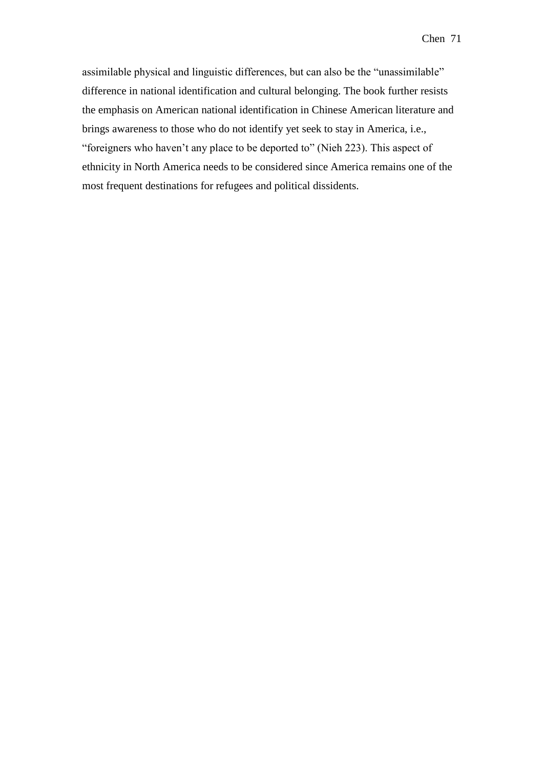assimilable physical and linguistic differences, but can also be the "unassimilable" difference in national identification and cultural belonging. The book further resists the emphasis on American national identification in Chinese American literature and brings awareness to those who do not identify yet seek to stay in America, i.e., "foreigners who haven't any place to be deported to" (Nieh 223). This aspect of ethnicity in North America needs to be considered since America remains one of the most frequent destinations for refugees and political dissidents.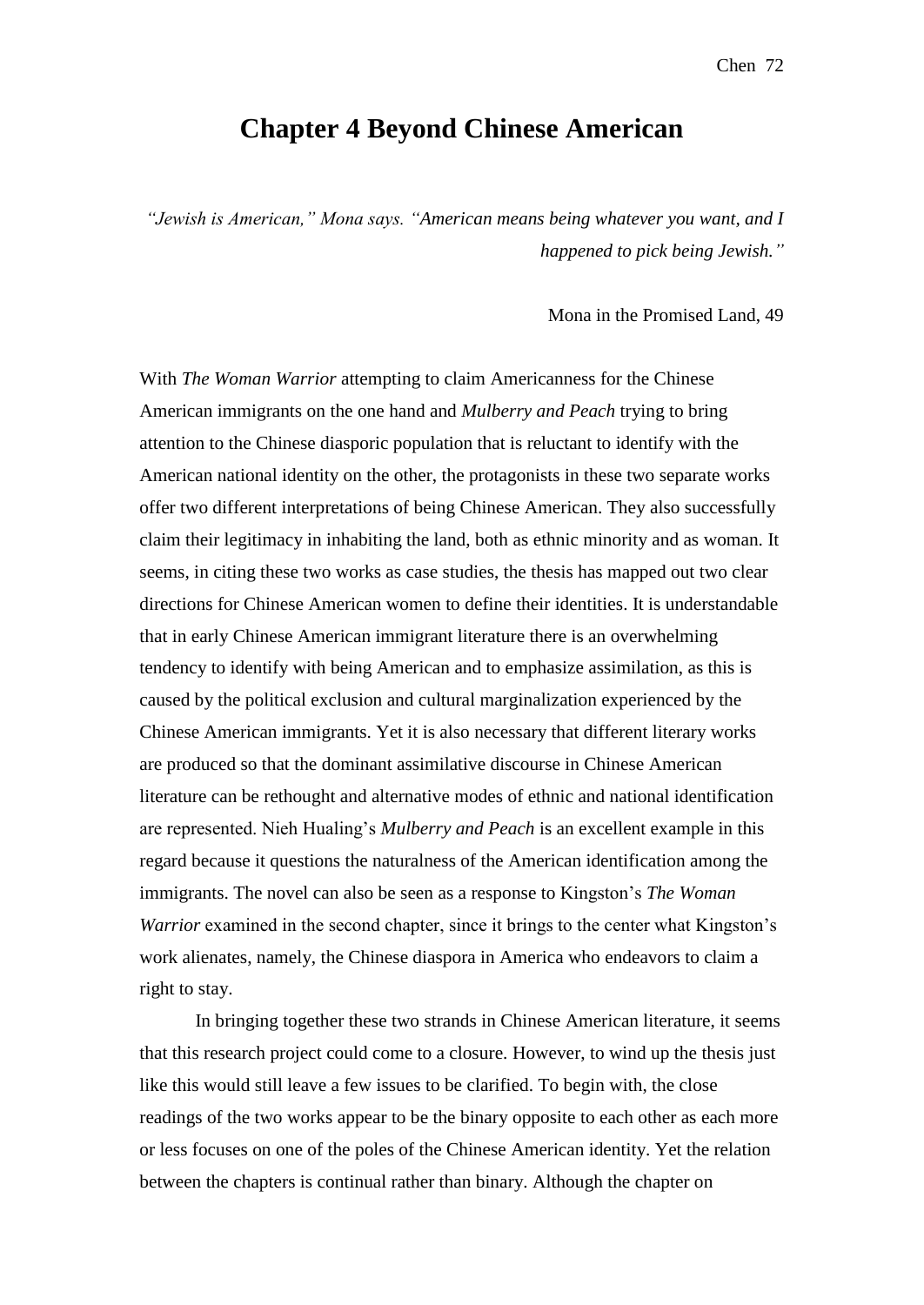# Chapter 4 Beyond Chinese American

*"Jewish is American," Mona says. "American means being whatever you want, and I happened to pick being Jewish."*

Mona in the Promised Land, 49

With *The Woman Warrior* attempting to claim Americanness for the Chinese American immigrants on the one hand and *Mulberry and Peach* trying to bring attention to the Chinese diasporic population that is reluctant to identify with the American national identity on the other, the protagonists in these two separate works offer two different interpretations of being Chinese American. They also successfully claim their legitimacy in inhabiting the land, both as ethnic minority and as woman. It seems, in citing these two works as case studies, the thesis has mapped out two clear directions for Chinese American women to define their identities. It is understandable that in early Chinese American immigrant literature there is an overwhelming tendency to identify with being American and to emphasize assimilation, as this is caused by the political exclusion and cultural marginalization experienced by the Chinese American immigrants. Yet it is also necessary that different literary works are produced so that the dominant assimilative discourse in Chinese American literature can be rethought and alternative modes of ethnic and national identification are represented. Nieh Hualing's *Mulberry and Peach* is an excellent example in this regard because it questions the naturalness of the American identification among the immigrants. The novel can also be seen as a response to Kingston's *The Woman Warrior* examined in the second chapter, since it brings to the center what Kingston's work alienates, namely, the Chinese diaspora in America who endeavors to claim a right to stay.

In bringing together these two strands in Chinese American literature, it seems that this research project could come to a closure. However, to wind up the thesis just like this would still leave a few issues to be clarified. To begin with, the close readings of the two works appear to be the binary opposite to each other as each more or less focuses on one of the poles of the Chinese American identity. Yet the relation between the chapters is continual rather than binary. Although the chapter on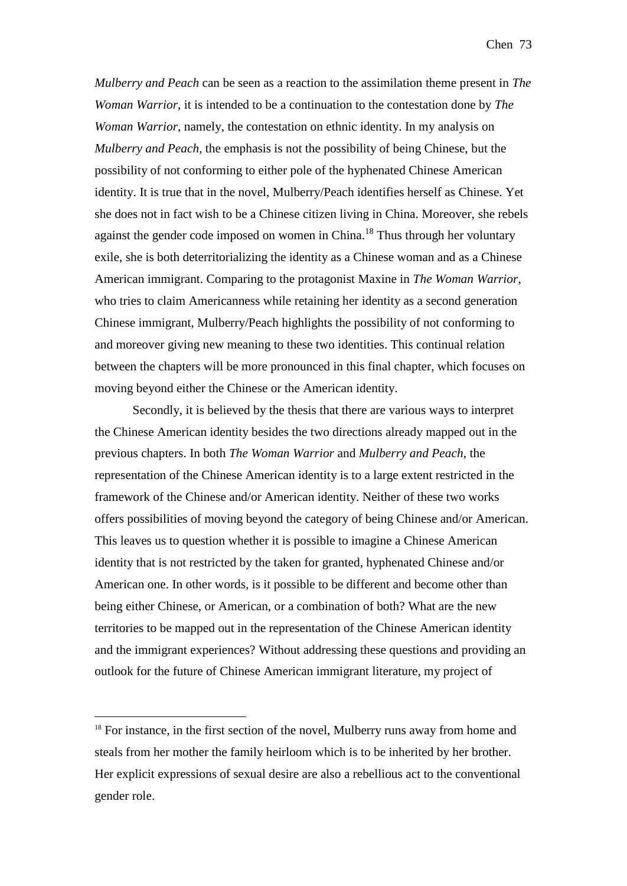*Mulberry and Peach* can be seen as a reaction to the assimilation theme present in *The Woman Warrior*, it is intended to be a continuation to the contestation done by *The Woman Warrior*, namely, the contestation on ethnic identity. In my analysis on *Mulberry and Peach*, the emphasis is not the possibility of being Chinese, but the possibility of not conforming to either pole of the hyphenated Chinese American identity. It is true that in the novel, Mulberry/Peach identifies herself as Chinese. Yet she does not in fact wish to be a Chinese citizen living in China. Moreover, she rebels against the gender code imposed on women in China.[18] Thus through her voluntary exile, she is both deterritorializing the identity as a Chinese woman and as a Chinese American immigrant. Comparing to the protagonist Maxine in *The Woman Warrior*, who tries to claim Americanness while retaining her identity as a second generation Chinese immigrant, Mulberry/Peach highlights the possibility of not conforming to and moreover giving new meaning to these two identities. This continual relation between the chapters will be more pronounced in this final chapter, which focuses on moving beyond either the Chinese or the American identity.

Secondly, it is believed by the thesis that there are various ways to interpret the Chinese American identity besides the two directions already mapped out in the previous chapters. In both *The Woman Warrior* and *Mulberry and Peach*, the representation of the Chinese American identity is to a large extent restricted in the framework of the Chinese and/or American identity. Neither of these two works offers possibilities of moving beyond the category of being Chinese and/or American. This leaves us to question whether it is possible to imagine a Chinese American identity that is not restricted by the taken for granted, hyphenated Chinese and/or American one. In other words, is it possible to be different and become other than being either Chinese, or American, or a combination of both? What are the new territories to be mapped out in the representation of the Chinese American identity and the immigrant experiences? Without addressing these questions and providing an outlook for the future of Chinese American immigrant literature, my project of

[18] For instance, in the first section of the novel, Mulberry runs away from home and steals from her mother the family heirloom which is to be inherited by her brother. Her explicit expressions of sexual desire are also a rebellious act to the conventional gender role.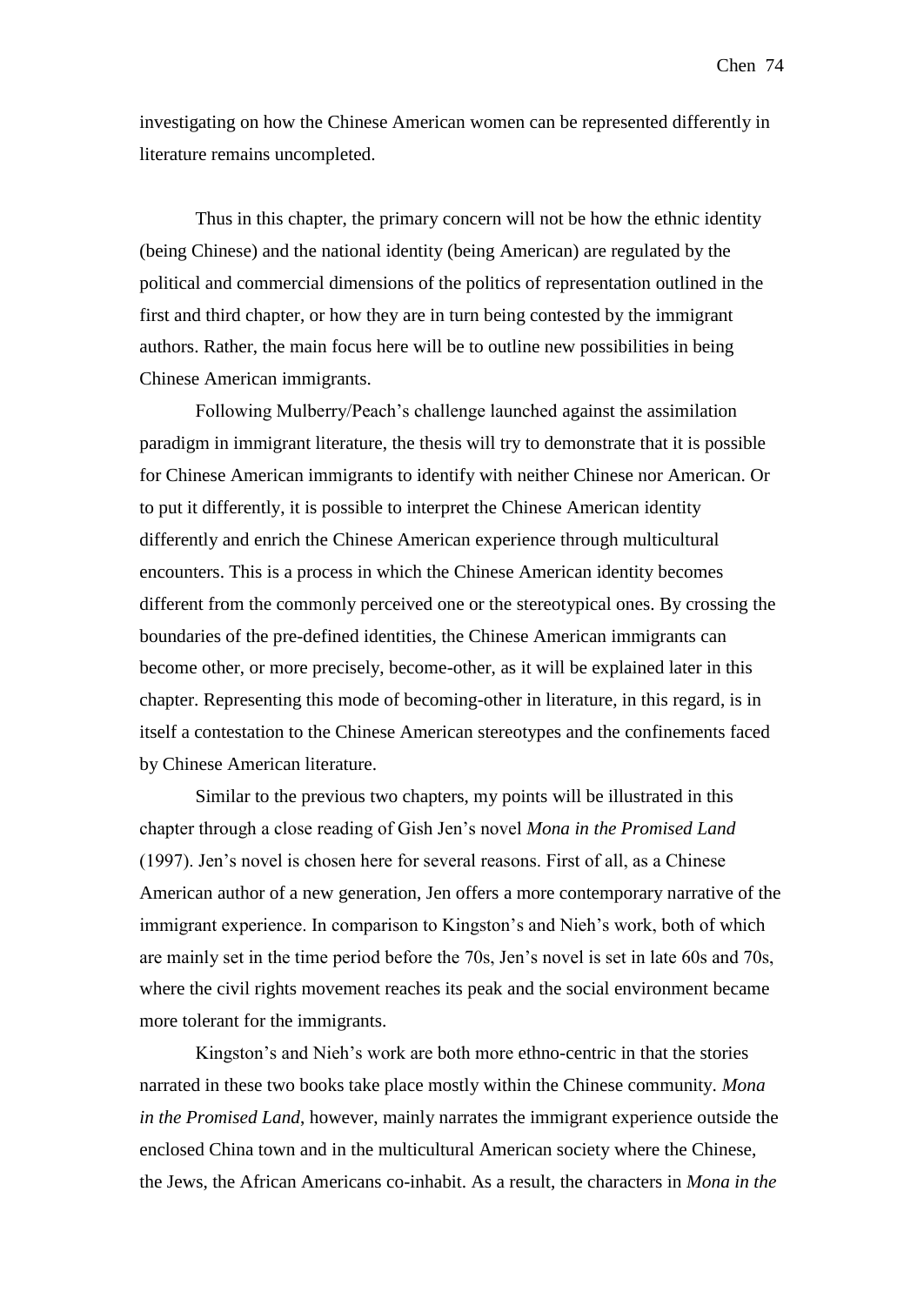investigating on how the Chinese American women can be represented differently in literature remains uncompleted.

Thus in this chapter, the primary concern will not be how the ethnic identity (being Chinese) and the national identity (being American) are regulated by the political and commercial dimensions of the politics of representation outlined in the first and third chapter, or how they are in turn being contested by the immigrant authors. Rather, the main focus here will be to outline new possibilities in being Chinese American immigrants.

Following Mulberry/Peach's challenge launched against the assimilation paradigm in immigrant literature, the thesis will try to demonstrate that it is possible for Chinese American immigrants to identify with neither Chinese nor American. Or to put it differently, it is possible to interpret the Chinese American identity differently and enrich the Chinese American experience through multicultural encounters. This is a process in which the Chinese American identity becomes different from the commonly perceived one or the stereotypical ones. By crossing the boundaries of the pre-defined identities, the Chinese American immigrants can become other, or more precisely, become-other, as it will be explained later in this chapter. Representing this mode of becoming-other in literature, in this regard, is in itself a contestation to the Chinese American stereotypes and the confinements faced by Chinese American literature.

Similar to the previous two chapters, my points will be illustrated in this chapter through a close reading of Gish Jen's novel *Mona in the Promised Land* (1997). Jen's novel is chosen here for several reasons. First of all, as a Chinese American author of a new generation, Jen offers a more contemporary narrative of the immigrant experience. In comparison to Kingston's and Nieh's work, both of which are mainly set in the time period before the 70s, Jen's novel is set in late 60s and 70s, where the civil rights movement reaches its peak and the social environment became more tolerant for the immigrants.

Kingston's and Nieh's work are both more ethno-centric in that the stories narrated in these two books take place mostly within the Chinese community. *Mona in the Promised Land*, however, mainly narrates the immigrant experience outside the enclosed China town and in the multicultural American society where the Chinese, the Jews, the African Americans co-inhabit. As a result, the characters in *Mona in the*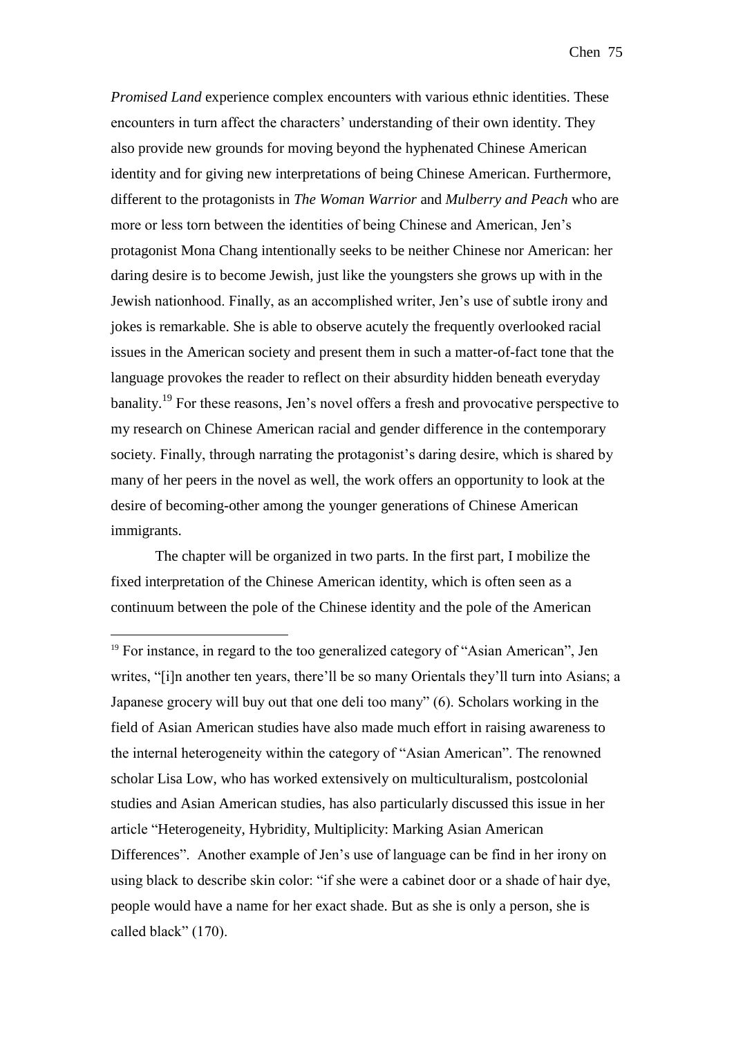*Promised Land* experience complex encounters with various ethnic identities. These encounters in turn affect the characters' understanding of their own identity. They also provide new grounds for moving beyond the hyphenated Chinese American identity and for giving new interpretations of being Chinese American. Furthermore, different to the protagonists in *The Woman Warrior* and *Mulberry and Peach* who are more or less torn between the identities of being Chinese and American, Jen's protagonist Mona Chang intentionally seeks to be neither Chinese nor American: her daring desire is to become Jewish, just like the youngsters she grows up with in the Jewish nationhood. Finally, as an accomplished writer, Jen's use of subtle irony and jokes is remarkable. She is able to observe acutely the frequently overlooked racial issues in the American society and present them in such a matter-of-fact tone that the language provokes the reader to reflect on their absurdity hidden beneath everyday banality.[19] For these reasons, Jen's novel offers a fresh and provocative perspective to my research on Chinese American racial and gender difference in the contemporary society. Finally, through narrating the protagonist's daring desire, which is shared by many of her peers in the novel as well, the work offers an opportunity to look at the desire of becoming-other among the younger generations of Chinese American immigrants.

The chapter will be organized in two parts. In the first part, I mobilize the fixed interpretation of the Chinese American identity, which is often seen as a continuum between the pole of the Chinese identity and the pole of the American

---

[19] For instance, in regard to the too generalized category of "Asian American", Jen writes, "[i]n another ten years, there'll be so many Orientals they'll turn into Asians; a Japanese grocery will buy out that one deli too many" (6). Scholars working in the field of Asian American studies have also made much effort in raising awareness to the internal heterogeneity within the category of "Asian American". The renowned scholar Lisa Low, who has worked extensively on multiculturalism, postcolonial studies and Asian American studies, has also particularly discussed this issue in her article "Heterogeneity, Hybridity, Multiplicity: Marking Asian American Differences". Another example of Jen's use of language can be find in her irony on using black to describe skin color: "if she were a cabinet door or a shade of hair dye, people would have a name for her exact shade. But as she is only a person, she is called black" (170).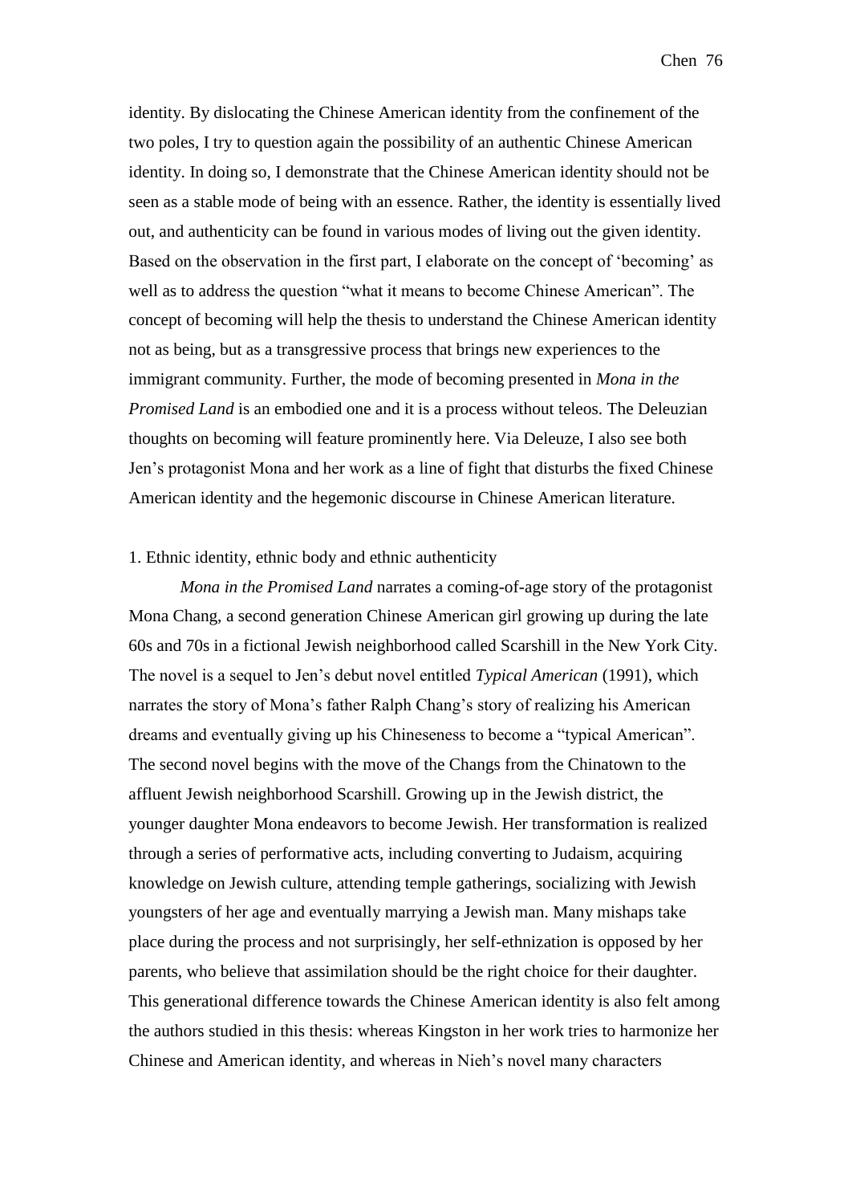identity. By dislocating the Chinese American identity from the confinement of the two poles, I try to question again the possibility of an authentic Chinese American identity. In doing so, I demonstrate that the Chinese American identity should not be seen as a stable mode of being with an essence. Rather, the identity is essentially lived out, and authenticity can be found in various modes of living out the given identity. Based on the observation in the first part, I elaborate on the concept of 'becoming' as well as to address the question "what it means to become Chinese American". The concept of becoming will help the thesis to understand the Chinese American identity not as being, but as a transgressive process that brings new experiences to the immigrant community. Further, the mode of becoming presented in *Mona in the Promised Land* is an embodied one and it is a process without teleos. The Deleuzian thoughts on becoming will feature prominently here. Via Deleuze, I also see both Jen's protagonist Mona and her work as a line of fight that disturbs the fixed Chinese American identity and the hegemonic discourse in Chinese American literature.

## 1. Ethnic identity, ethnic body and ethnic authenticity

*Mona in the Promised Land* narrates a coming-of-age story of the protagonist Mona Chang, a second generation Chinese American girl growing up during the late 60s and 70s in a fictional Jewish neighborhood called Scarshill in the New York City. The novel is a sequel to Jen's debut novel entitled *Typical American* (1991), which narrates the story of Mona's father Ralph Chang's story of realizing his American dreams and eventually giving up his Chineseness to become a "typical American". The second novel begins with the move of the Changs from the Chinatown to the affluent Jewish neighborhood Scarshill. Growing up in the Jewish district, the younger daughter Mona endeavors to become Jewish. Her transformation is realized through a series of performative acts, including converting to Judaism, acquiring knowledge on Jewish culture, attending temple gatherings, socializing with Jewish youngsters of her age and eventually marrying a Jewish man. Many mishaps take place during the process and not surprisingly, her self-ethnization is opposed by her parents, who believe that assimilation should be the right choice for their daughter. This generational difference towards the Chinese American identity is also felt among the authors studied in this thesis: whereas Kingston in her work tries to harmonize her Chinese and American identity, and whereas in Nieh's novel many characters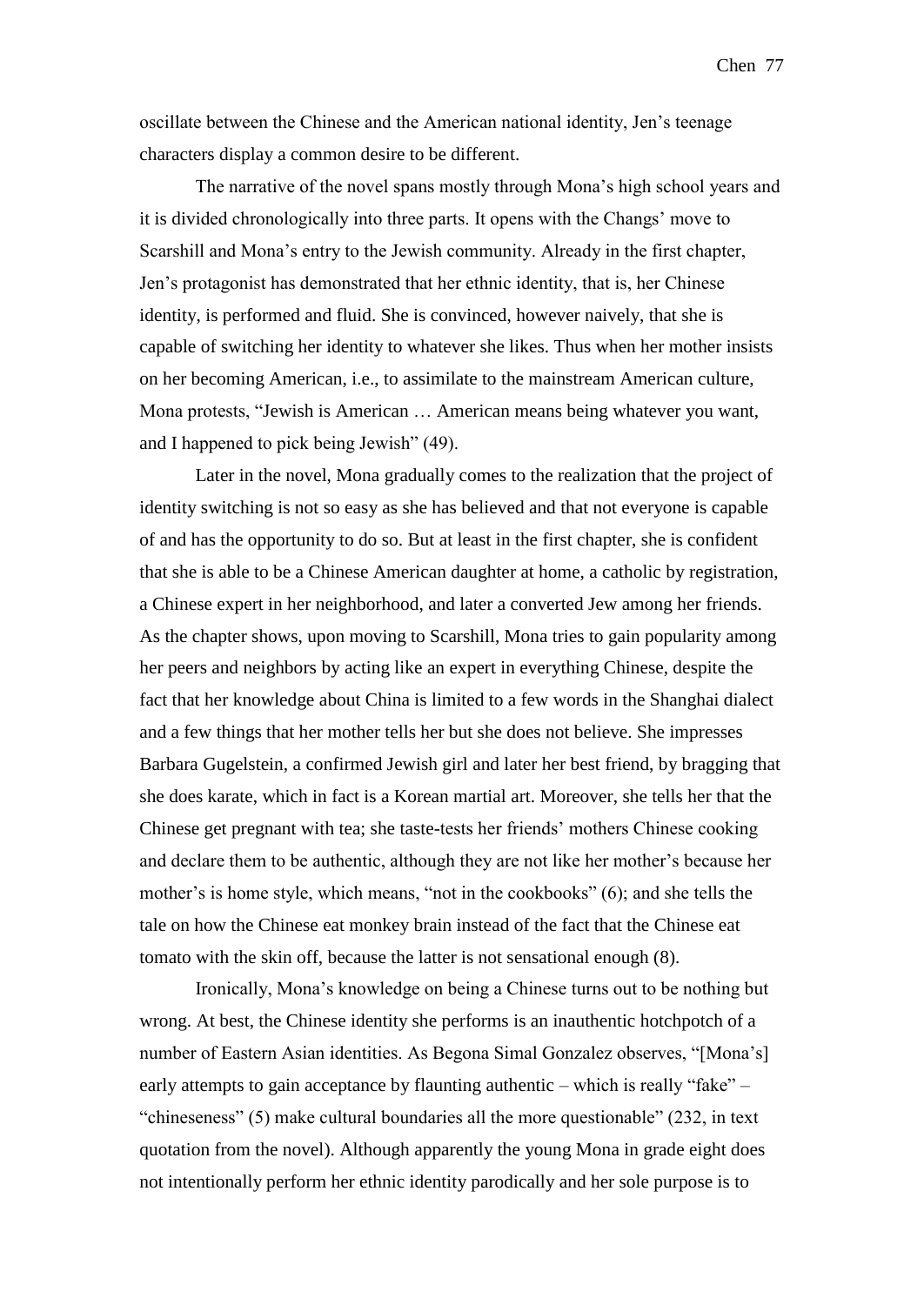oscillate between the Chinese and the American national identity, Jen's teenage characters display a common desire to be different.

The narrative of the novel spans mostly through Mona's high school years and it is divided chronologically into three parts. It opens with the Changs' move to Scarshill and Mona's entry to the Jewish community. Already in the first chapter, Jen's protagonist has demonstrated that her ethnic identity, that is, her Chinese identity, is performed and fluid. She is convinced, however naively, that she is capable of switching her identity to whatever she likes. Thus when her mother insists on her becoming American, i.e., to assimilate to the mainstream American culture, Mona protests, "Jewish is American … American means being whatever you want, and I happened to pick being Jewish" (49).

Later in the novel, Mona gradually comes to the realization that the project of identity switching is not so easy as she has believed and that not everyone is capable of and has the opportunity to do so. But at least in the first chapter, she is confident that she is able to be a Chinese American daughter at home, a catholic by registration, a Chinese expert in her neighborhood, and later a converted Jew among her friends. As the chapter shows, upon moving to Scarshill, Mona tries to gain popularity among her peers and neighbors by acting like an expert in everything Chinese, despite the fact that her knowledge about China is limited to a few words in the Shanghai dialect and a few things that her mother tells her but she does not believe. She impresses Barbara Gugelstein, a confirmed Jewish girl and later her best friend, by bragging that she does karate, which in fact is a Korean martial art. Moreover, she tells her that the Chinese get pregnant with tea; she taste-tests her friends' mothers Chinese cooking and declare them to be authentic, although they are not like her mother's because her mother's is home style, which means, "not in the cookbooks" (6); and she tells the tale on how the Chinese eat monkey brain instead of the fact that the Chinese eat tomato with the skin off, because the latter is not sensational enough (8).

Ironically, Mona's knowledge on being a Chinese turns out to be nothing but wrong. At best, the Chinese identity she performs is an inauthentic hotchpotch of a number of Eastern Asian identities. As Begona Simal Gonzalez observes, "[Mona's] early attempts to gain acceptance by flaunting authentic – which is really "fake" – "chineseness" (5) make cultural boundaries all the more questionable" (232, in text quotation from the novel). Although apparently the young Mona in grade eight does not intentionally perform her ethnic identity parodically and her sole purpose is to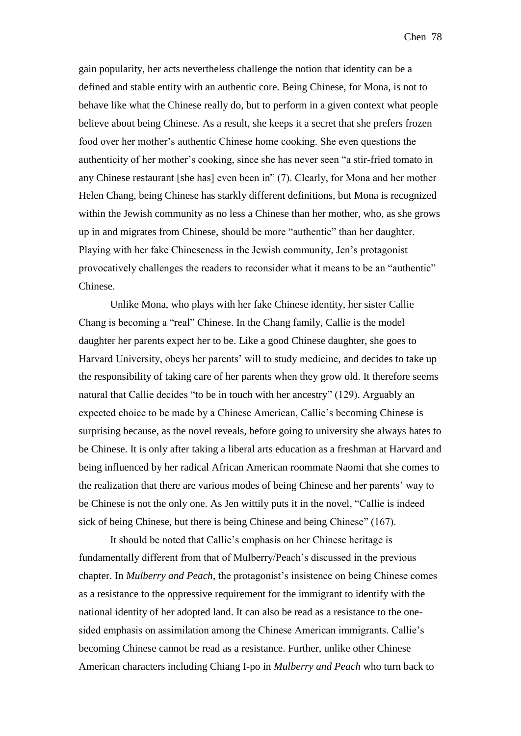gain popularity, her acts nevertheless challenge the notion that identity can be a defined and stable entity with an authentic core. Being Chinese, for Mona, is not to behave like what the Chinese really do, but to perform in a given context what people believe about being Chinese. As a result, she keeps it a secret that she prefers frozen food over her mother's authentic Chinese home cooking. She even questions the authenticity of her mother's cooking, since she has never seen "a stir-fried tomato in any Chinese restaurant [she has] even been in" (7). Clearly, for Mona and her mother Helen Chang, being Chinese has starkly different definitions, but Mona is recognized within the Jewish community as no less a Chinese than her mother, who, as she grows up in and migrates from Chinese, should be more "authentic" than her daughter. Playing with her fake Chineseness in the Jewish community, Jen's protagonist provocatively challenges the readers to reconsider what it means to be an "authentic" Chinese.

Unlike Mona, who plays with her fake Chinese identity, her sister Callie Chang is becoming a "real" Chinese. In the Chang family, Callie is the model daughter her parents expect her to be. Like a good Chinese daughter, she goes to Harvard University, obeys her parents' will to study medicine, and decides to take up the responsibility of taking care of her parents when they grow old. It therefore seems natural that Callie decides "to be in touch with her ancestry" (129). Arguably an expected choice to be made by a Chinese American, Callie's becoming Chinese is surprising because, as the novel reveals, before going to university she always hates to be Chinese. It is only after taking a liberal arts education as a freshman at Harvard and being influenced by her radical African American roommate Naomi that she comes to the realization that there are various modes of being Chinese and her parents' way to be Chinese is not the only one. As Jen wittily puts it in the novel, "Callie is indeed sick of being Chinese, but there is being Chinese and being Chinese" (167).

It should be noted that Callie's emphasis on her Chinese heritage is fundamentally different from that of Mulberry/Peach's discussed in the previous chapter. In *Mulberry and Peach*, the protagonist's insistence on being Chinese comes as a resistance to the oppressive requirement for the immigrant to identify with the national identity of her adopted land. It can also be read as a resistance to the one-sided emphasis on assimilation among the Chinese American immigrants. Callie's becoming Chinese cannot be read as a resistance. Further, unlike other Chinese American characters including Chiang I-po in *Mulberry and Peach* who turn back to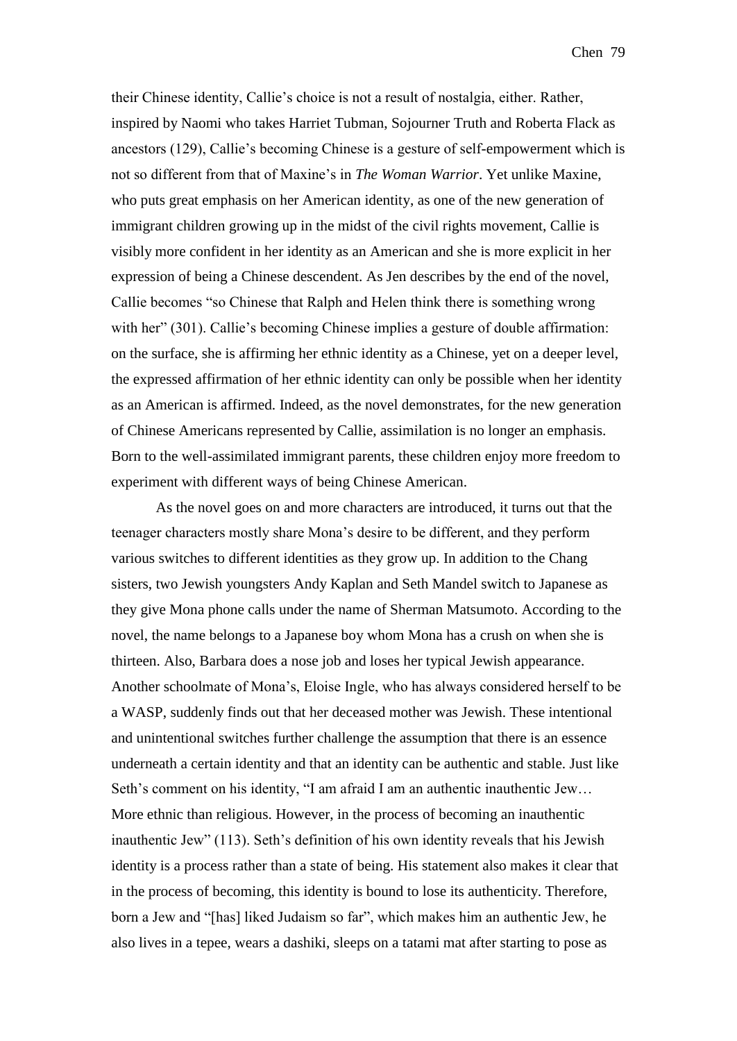their Chinese identity, Callie's choice is not a result of nostalgia, either. Rather, inspired by Naomi who takes Harriet Tubman, Sojourner Truth and Roberta Flack as ancestors (129), Callie's becoming Chinese is a gesture of self-empowerment which is not so different from that of Maxine's in *The Woman Warrior*. Yet unlike Maxine, who puts great emphasis on her American identity, as one of the new generation of immigrant children growing up in the midst of the civil rights movement, Callie is visibly more confident in her identity as an American and she is more explicit in her expression of being a Chinese descendent. As Jen describes by the end of the novel, Callie becomes "so Chinese that Ralph and Helen think there is something wrong with her" (301). Callie's becoming Chinese implies a gesture of double affirmation: on the surface, she is affirming her ethnic identity as a Chinese, yet on a deeper level, the expressed affirmation of her ethnic identity can only be possible when her identity as an American is affirmed. Indeed, as the novel demonstrates, for the new generation of Chinese Americans represented by Callie, assimilation is no longer an emphasis. Born to the well-assimilated immigrant parents, these children enjoy more freedom to experiment with different ways of being Chinese American.

As the novel goes on and more characters are introduced, it turns out that the teenager characters mostly share Mona's desire to be different, and they perform various switches to different identities as they grow up. In addition to the Chang sisters, two Jewish youngsters Andy Kaplan and Seth Mandel switch to Japanese as they give Mona phone calls under the name of Sherman Matsumoto. According to the novel, the name belongs to a Japanese boy whom Mona has a crush on when she is thirteen. Also, Barbara does a nose job and loses her typical Jewish appearance. Another schoolmate of Mona's, Eloise Ingle, who has always considered herself to be a WASP, suddenly finds out that her deceased mother was Jewish. These intentional and unintentional switches further challenge the assumption that there is an essence underneath a certain identity and that an identity can be authentic and stable. Just like Seth's comment on his identity, "I am afraid I am an authentic inauthentic Jew… More ethnic than religious. However, in the process of becoming an inauthentic inauthentic Jew" (113). Seth's definition of his own identity reveals that his Jewish identity is a process rather than a state of being. His statement also makes it clear that in the process of becoming, this identity is bound to lose its authenticity. Therefore, born a Jew and "[has] liked Judaism so far", which makes him an authentic Jew, he also lives in a tepee, wears a dashiki, sleeps on a tatami mat after starting to pose as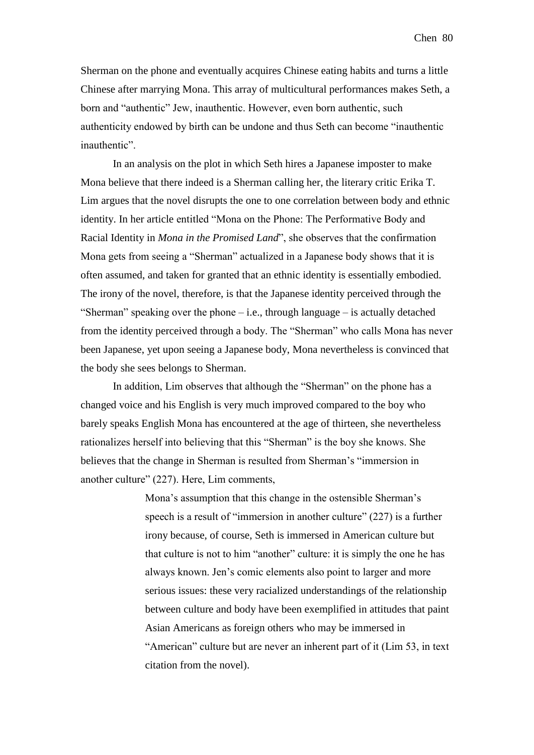Sherman on the phone and eventually acquires Chinese eating habits and turns a little Chinese after marrying Mona. This array of multicultural performances makes Seth, a born and "authentic" Jew, inauthentic. However, even born authentic, such authenticity endowed by birth can be undone and thus Seth can become "inauthentic inauthentic".

In an analysis on the plot in which Seth hires a Japanese imposter to make Mona believe that there indeed is a Sherman calling her, the literary critic Erika T. Lim argues that the novel disrupts the one to one correlation between body and ethnic identity. In her article entitled "Mona on the Phone: The Performative Body and Racial Identity in *Mona in the Promised Land*", she observes that the confirmation Mona gets from seeing a "Sherman" actualized in a Japanese body shows that it is often assumed, and taken for granted that an ethnic identity is essentially embodied. The irony of the novel, therefore, is that the Japanese identity perceived through the "Sherman" speaking over the phone – i.e., through language – is actually detached from the identity perceived through a body. The "Sherman" who calls Mona has never been Japanese, yet upon seeing a Japanese body, Mona nevertheless is convinced that the body she sees belongs to Sherman.

In addition, Lim observes that although the "Sherman" on the phone has a changed voice and his English is very much improved compared to the boy who barely speaks English Mona has encountered at the age of thirteen, she nevertheless rationalizes herself into believing that this "Sherman" is the boy she knows. She believes that the change in Sherman is resulted from Sherman's "immersion in another culture" (227). Here, Lim comments,

> Mona's assumption that this change in the ostensible Sherman's speech is a result of "immersion in another culture" (227) is a further irony because, of course, Seth is immersed in American culture but that culture is not to him "another" culture: it is simply the one he has always known. Jen's comic elements also point to larger and more serious issues: these very racialized understandings of the relationship between culture and body have been exemplified in attitudes that paint Asian Americans as foreign others who may be immersed in "American" culture but are never an inherent part of it (Lim 53, in text citation from the novel).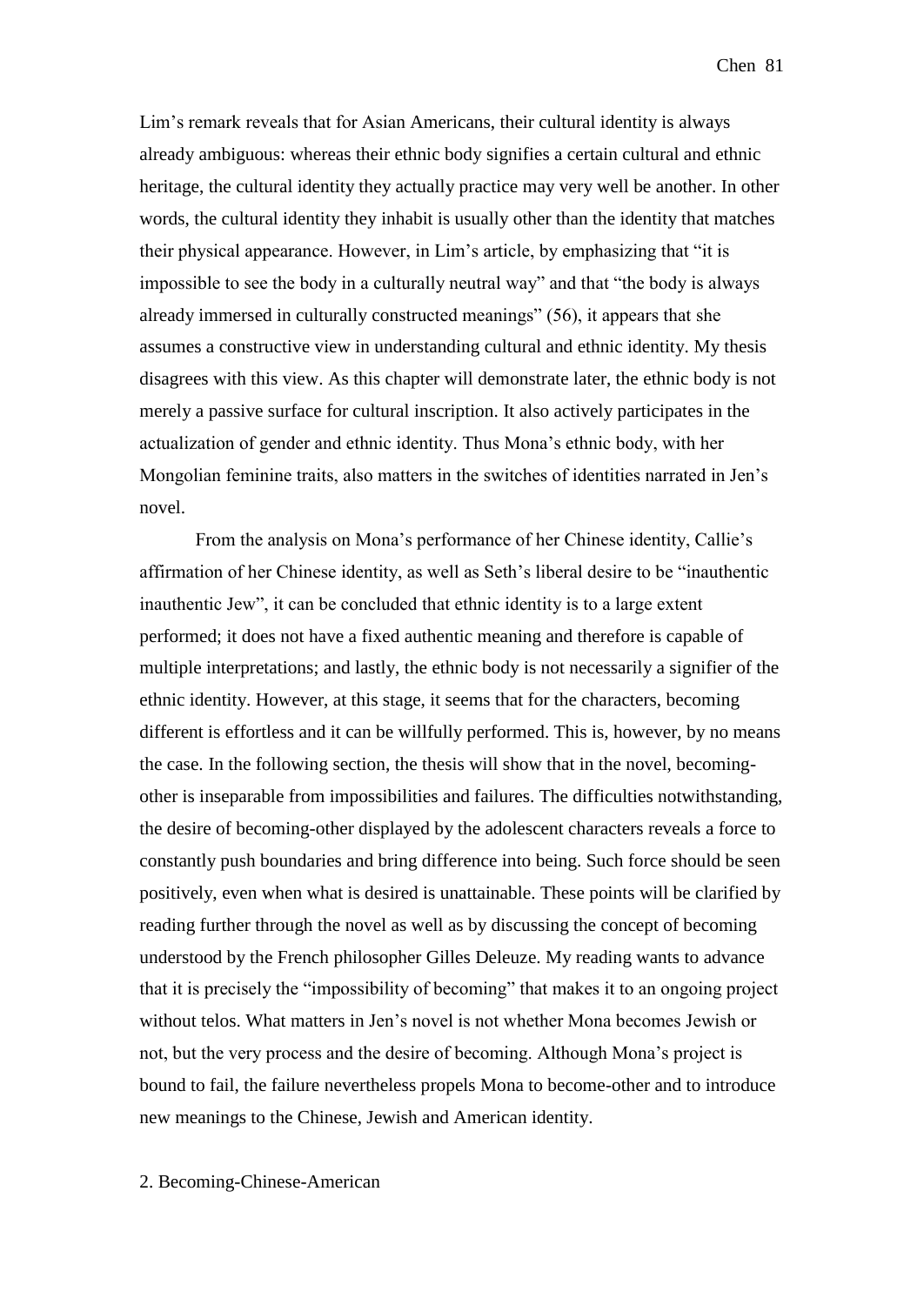Lim's remark reveals that for Asian Americans, their cultural identity is always already ambiguous: whereas their ethnic body signifies a certain cultural and ethnic heritage, the cultural identity they actually practice may very well be another. In other words, the cultural identity they inhabit is usually other than the identity that matches their physical appearance. However, in Lim's article, by emphasizing that "it is impossible to see the body in a culturally neutral way" and that "the body is always already immersed in culturally constructed meanings" (56), it appears that she assumes a constructive view in understanding cultural and ethnic identity. My thesis disagrees with this view. As this chapter will demonstrate later, the ethnic body is not merely a passive surface for cultural inscription. It also actively participates in the actualization of gender and ethnic identity. Thus Mona's ethnic body, with her Mongolian feminine traits, also matters in the switches of identities narrated in Jen's novel.

From the analysis on Mona's performance of her Chinese identity, Callie's affirmation of her Chinese identity, as well as Seth's liberal desire to be "inauthentic inauthentic Jew", it can be concluded that ethnic identity is to a large extent performed; it does not have a fixed authentic meaning and therefore is capable of multiple interpretations; and lastly, the ethnic body is not necessarily a signifier of the ethnic identity. However, at this stage, it seems that for the characters, becoming different is effortless and it can be willfully performed. This is, however, by no means the case. In the following section, the thesis will show that in the novel, becoming-other is inseparable from impossibilities and failures. The difficulties notwithstanding, the desire of becoming-other displayed by the adolescent characters reveals a force to constantly push boundaries and bring difference into being. Such force should be seen positively, even when what is desired is unattainable. These points will be clarified by reading further through the novel as well as by discussing the concept of becoming understood by the French philosopher Gilles Deleuze. My reading wants to advance that it is precisely the "impossibility of becoming" that makes it to an ongoing project without telos. What matters in Jen's novel is not whether Mona becomes Jewish or not, but the very process and the desire of becoming. Although Mona's project is bound to fail, the failure nevertheless propels Mona to become-other and to introduce new meanings to the Chinese, Jewish and American identity.

## 2. Becoming-Chinese-American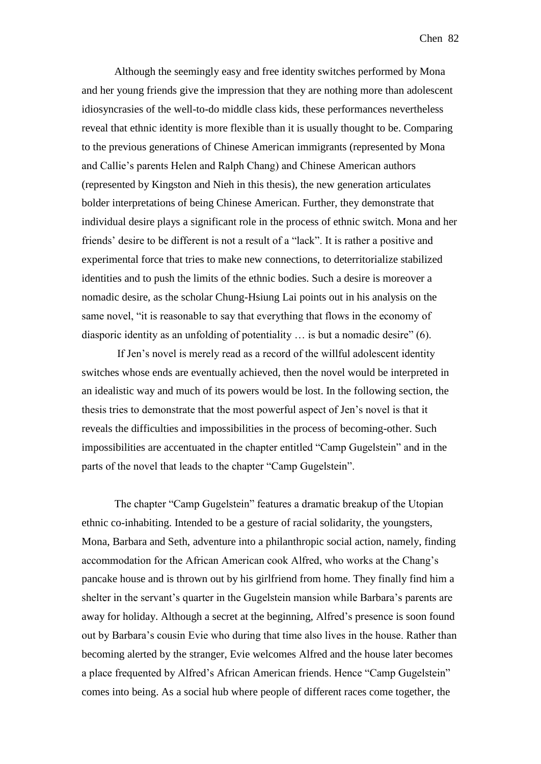Although the seemingly easy and free identity switches performed by Mona and her young friends give the impression that they are nothing more than adolescent idiosyncrasies of the well-to-do middle class kids, these performances nevertheless reveal that ethnic identity is more flexible than it is usually thought to be. Comparing to the previous generations of Chinese American immigrants (represented by Mona and Callie's parents Helen and Ralph Chang) and Chinese American authors (represented by Kingston and Nieh in this thesis), the new generation articulates bolder interpretations of being Chinese American. Further, they demonstrate that individual desire plays a significant role in the process of ethnic switch. Mona and her friends' desire to be different is not a result of a "lack". It is rather a positive and experimental force that tries to make new connections, to deterritorialize stabilized identities and to push the limits of the ethnic bodies. Such a desire is moreover a nomadic desire, as the scholar Chung-Hsiung Lai points out in his analysis on the same novel, "it is reasonable to say that everything that flows in the economy of diasporic identity as an unfolding of potentiality … is but a nomadic desire" (6).

If Jen's novel is merely read as a record of the willful adolescent identity switches whose ends are eventually achieved, then the novel would be interpreted in an idealistic way and much of its powers would be lost. In the following section, the thesis tries to demonstrate that the most powerful aspect of Jen's novel is that it reveals the difficulties and impossibilities in the process of becoming-other. Such impossibilities are accentuated in the chapter entitled "Camp Gugelstein" and in the parts of the novel that leads to the chapter "Camp Gugelstein".

The chapter "Camp Gugelstein" features a dramatic breakup of the Utopian ethnic co-inhabiting. Intended to be a gesture of racial solidarity, the youngsters, Mona, Barbara and Seth, adventure into a philanthropic social action, namely, finding accommodation for the African American cook Alfred, who works at the Chang's pancake house and is thrown out by his girlfriend from home. They finally find him a shelter in the servant's quarter in the Gugelstein mansion while Barbara's parents are away for holiday. Although a secret at the beginning, Alfred's presence is soon found out by Barbara's cousin Evie who during that time also lives in the house. Rather than becoming alerted by the stranger, Evie welcomes Alfred and the house later becomes a place frequented by Alfred's African American friends. Hence "Camp Gugelstein" comes into being. As a social hub where people of different races come together, the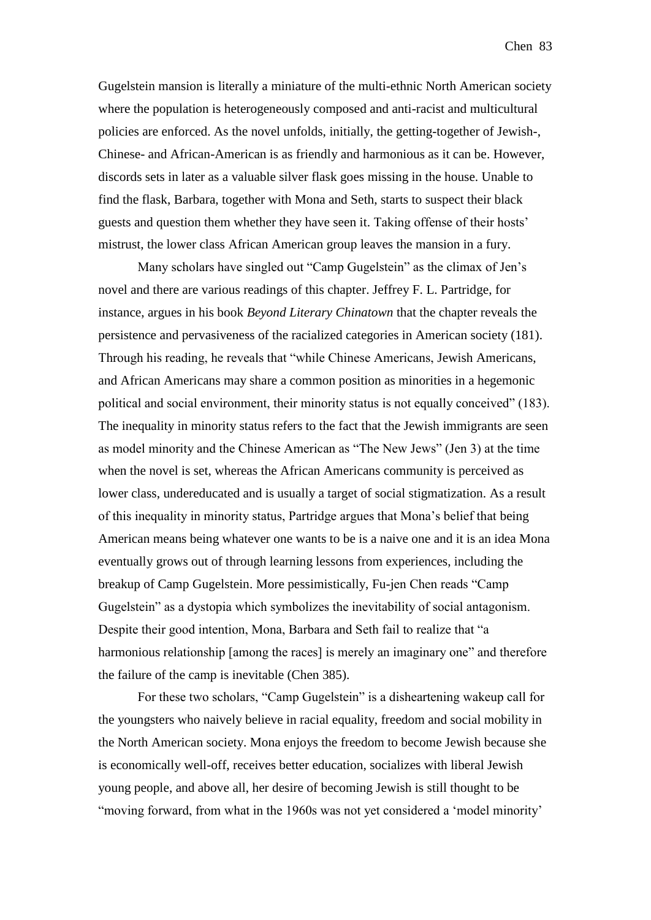Gugelstein mansion is literally a miniature of the multi-ethnic North American society where the population is heterogeneously composed and anti-racist and multicultural policies are enforced. As the novel unfolds, initially, the getting-together of Jewish-, Chinese- and African-American is as friendly and harmonious as it can be. However, discords sets in later as a valuable silver flask goes missing in the house. Unable to find the flask, Barbara, together with Mona and Seth, starts to suspect their black guests and question them whether they have seen it. Taking offense of their hosts' mistrust, the lower class African American group leaves the mansion in a fury.

Many scholars have singled out "Camp Gugelstein" as the climax of Jen's novel and there are various readings of this chapter. Jeffrey F. L. Partridge, for instance, argues in his book *Beyond Literary Chinatown* that the chapter reveals the persistence and pervasiveness of the racialized categories in American society (181). Through his reading, he reveals that "while Chinese Americans, Jewish Americans, and African Americans may share a common position as minorities in a hegemonic political and social environment, their minority status is not equally conceived" (183). The inequality in minority status refers to the fact that the Jewish immigrants are seen as model minority and the Chinese American as "The New Jews" (Jen 3) at the time when the novel is set, whereas the African Americans community is perceived as lower class, undereducated and is usually a target of social stigmatization. As a result of this inequality in minority status, Partridge argues that Mona's belief that being American means being whatever one wants to be is a naive one and it is an idea Mona eventually grows out of through learning lessons from experiences, including the breakup of Camp Gugelstein. More pessimistically, Fu-jen Chen reads "Camp Gugelstein" as a dystopia which symbolizes the inevitability of social antagonism. Despite their good intention, Mona, Barbara and Seth fail to realize that "a harmonious relationship [among the races] is merely an imaginary one" and therefore the failure of the camp is inevitable (Chen 385).

For these two scholars, "Camp Gugelstein" is a disheartening wakeup call for the youngsters who naively believe in racial equality, freedom and social mobility in the North American society. Mona enjoys the freedom to become Jewish because she is economically well-off, receives better education, socializes with liberal Jewish young people, and above all, her desire of becoming Jewish is still thought to be "moving forward, from what in the 1960s was not yet considered a 'model minority'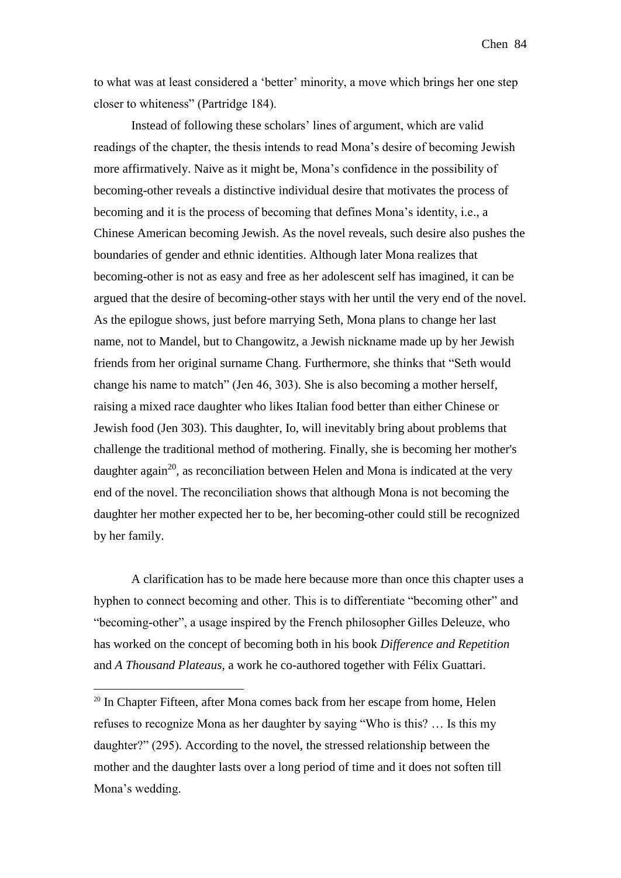to what was at least considered a 'better' minority, a move which brings her one step closer to whiteness" (Partridge 184).

Instead of following these scholars' lines of argument, which are valid readings of the chapter, the thesis intends to read Mona's desire of becoming Jewish more affirmatively. Naive as it might be, Mona's confidence in the possibility of becoming-other reveals a distinctive individual desire that motivates the process of becoming and it is the process of becoming that defines Mona's identity, i.e., a Chinese American becoming Jewish. As the novel reveals, such desire also pushes the boundaries of gender and ethnic identities. Although later Mona realizes that becoming-other is not as easy and free as her adolescent self has imagined, it can be argued that the desire of becoming-other stays with her until the very end of the novel. As the epilogue shows, just before marrying Seth, Mona plans to change her last name, not to Mandel, but to Changowitz, a Jewish nickname made up by her Jewish friends from her original surname Chang. Furthermore, she thinks that "Seth would change his name to match" (Jen 46, 303). She is also becoming a mother herself, raising a mixed race daughter who likes Italian food better than either Chinese or Jewish food (Jen 303). This daughter, Io, will inevitably bring about problems that challenge the traditional method of mothering. Finally, she is becoming her mother's daughter again[20], as reconciliation between Helen and Mona is indicated at the very end of the novel. The reconciliation shows that although Mona is not becoming the daughter her mother expected her to be, her becoming-other could still be recognized by her family.

A clarification has to be made here because more than once this chapter uses a hyphen to connect becoming and other. This is to differentiate "becoming other" and "becoming-other", a usage inspired by the French philosopher Gilles Deleuze, who has worked on the concept of becoming both in his book *Difference and Repetition* and *A Thousand Plateaus*, a work he co-authored together with Félix Guattari.

---

[20] In Chapter Fifteen, after Mona comes back from her escape from home, Helen refuses to recognize Mona as her daughter by saying "Who is this? … Is this my daughter?" (295). According to the novel, the stressed relationship between the mother and the daughter lasts over a long period of time and it does not soften till Mona's wedding.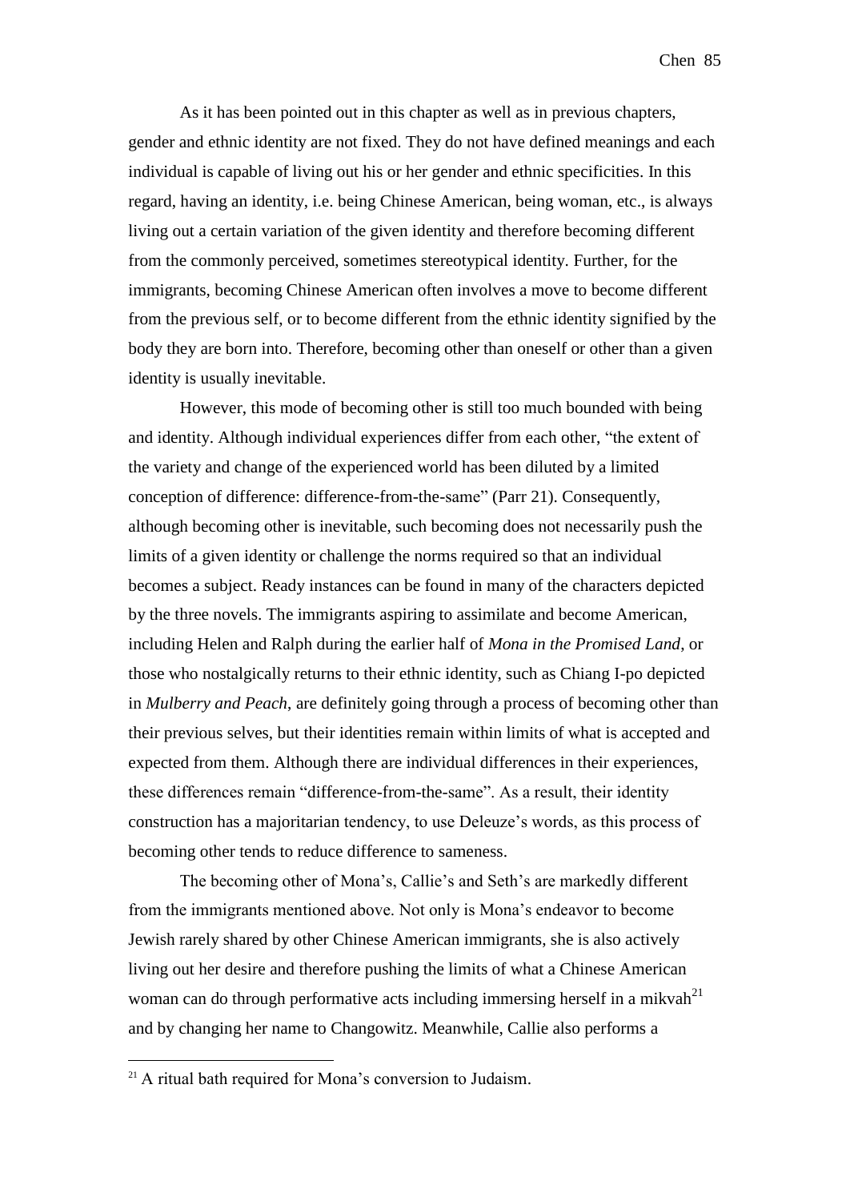As it has been pointed out in this chapter as well as in previous chapters, gender and ethnic identity are not fixed. They do not have defined meanings and each individual is capable of living out his or her gender and ethnic specificities. In this regard, having an identity, i.e. being Chinese American, being woman, etc., is always living out a certain variation of the given identity and therefore becoming different from the commonly perceived, sometimes stereotypical identity. Further, for the immigrants, becoming Chinese American often involves a move to become different from the previous self, or to become different from the ethnic identity signified by the body they are born into. Therefore, becoming other than oneself or other than a given identity is usually inevitable.

However, this mode of becoming other is still too much bounded with being and identity. Although individual experiences differ from each other, "the extent of the variety and change of the experienced world has been diluted by a limited conception of difference: difference-from-the-same" (Parr 21). Consequently, although becoming other is inevitable, such becoming does not necessarily push the limits of a given identity or challenge the norms required so that an individual becomes a subject. Ready instances can be found in many of the characters depicted by the three novels. The immigrants aspiring to assimilate and become American, including Helen and Ralph during the earlier half of *Mona in the Promised Land*, or those who nostalgically returns to their ethnic identity, such as Chiang I-po depicted in *Mulberry and Peach*, are definitely going through a process of becoming other than their previous selves, but their identities remain within limits of what is accepted and expected from them. Although there are individual differences in their experiences, these differences remain "difference-from-the-same". As a result, their identity construction has a majoritarian tendency, to use Deleuze's words, as this process of becoming other tends to reduce difference to sameness.

The becoming other of Mona's, Callie's and Seth's are markedly different from the immigrants mentioned above. Not only is Mona's endeavor to become Jewish rarely shared by other Chinese American immigrants, she is also actively living out her desire and therefore pushing the limits of what a Chinese American woman can do through performative acts including immersing herself in a mikvah[21] and by changing her name to Changowitz. Meanwhile, Callie also performs a

[21] A ritual bath required for Mona's conversion to Judaism.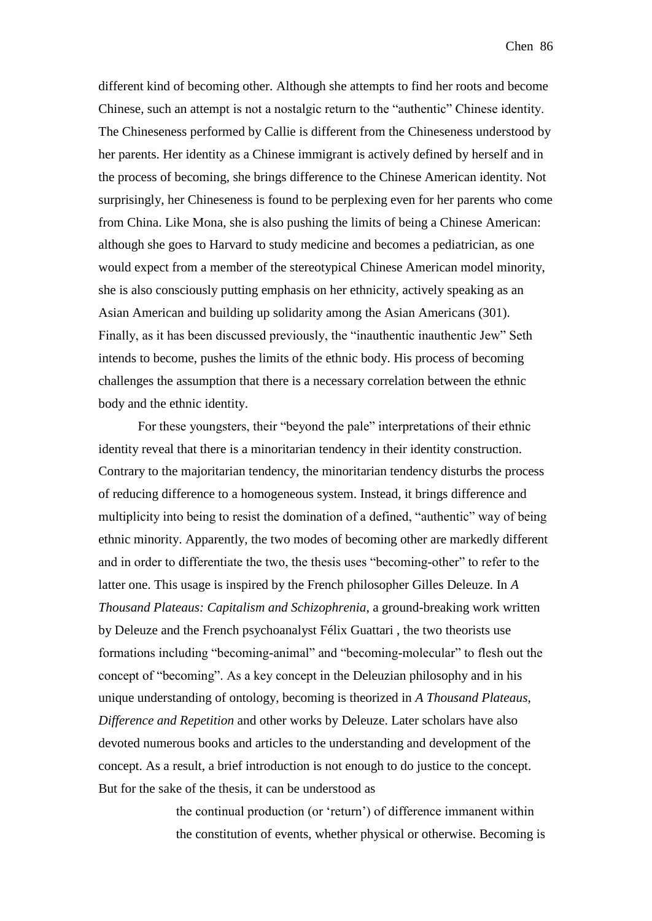different kind of becoming other. Although she attempts to find her roots and become Chinese, such an attempt is not a nostalgic return to the "authentic" Chinese identity. The Chineseness performed by Callie is different from the Chineseness understood by her parents. Her identity as a Chinese immigrant is actively defined by herself and in the process of becoming, she brings difference to the Chinese American identity. Not surprisingly, her Chineseness is found to be perplexing even for her parents who come from China. Like Mona, she is also pushing the limits of being a Chinese American: although she goes to Harvard to study medicine and becomes a pediatrician, as one would expect from a member of the stereotypical Chinese American model minority, she is also consciously putting emphasis on her ethnicity, actively speaking as an Asian American and building up solidarity among the Asian Americans (301). Finally, as it has been discussed previously, the "inauthentic inauthentic Jew" Seth intends to become, pushes the limits of the ethnic body. His process of becoming challenges the assumption that there is a necessary correlation between the ethnic body and the ethnic identity.

For these youngsters, their "beyond the pale" interpretations of their ethnic identity reveal that there is a minoritarian tendency in their identity construction. Contrary to the majoritarian tendency, the minoritarian tendency disturbs the process of reducing difference to a homogeneous system. Instead, it brings difference and multiplicity into being to resist the domination of a defined, "authentic" way of being ethnic minority. Apparently, the two modes of becoming other are markedly different and in order to differentiate the two, the thesis uses "becoming-other" to refer to the latter one. This usage is inspired by the French philosopher Gilles Deleuze. In *A Thousand Plateaus: Capitalism and Schizophrenia*, a ground-breaking work written by Deleuze and the French psychoanalyst Félix Guattari , the two theorists use formations including "becoming-animal" and "becoming-molecular" to flesh out the concept of "becoming". As a key concept in the Deleuzian philosophy and in his unique understanding of ontology, becoming is theorized in *A Thousand Plateaus*, *Difference and Repetition* and other works by Deleuze. Later scholars have also devoted numerous books and articles to the understanding and development of the concept. As a result, a brief introduction is not enough to do justice to the concept. But for the sake of the thesis, it can be understood as

> the continual production (or 'return') of difference immanent within the constitution of events, whether physical or otherwise. Becoming is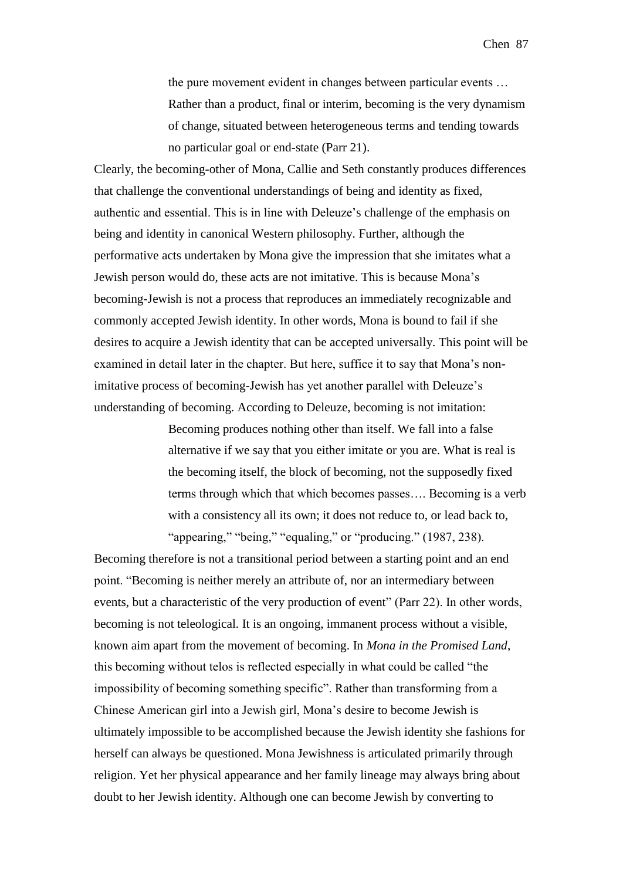> the pure movement evident in changes between particular events … Rather than a product, final or interim, becoming is the very dynamism of change, situated between heterogeneous terms and tending towards no particular goal or end-state (Parr 21).

Clearly, the becoming-other of Mona, Callie and Seth constantly produces differences that challenge the conventional understandings of being and identity as fixed, authentic and essential. This is in line with Deleuze's challenge of the emphasis on being and identity in canonical Western philosophy. Further, although the performative acts undertaken by Mona give the impression that she imitates what a Jewish person would do, these acts are not imitative. This is because Mona's becoming-Jewish is not a process that reproduces an immediately recognizable and commonly accepted Jewish identity. In other words, Mona is bound to fail if she desires to acquire a Jewish identity that can be accepted universally. This point will be examined in detail later in the chapter. But here, suffice it to say that Mona's non-imitative process of becoming-Jewish has yet another parallel with Deleuze's understanding of becoming. According to Deleuze, becoming is not imitation:

> Becoming produces nothing other than itself. We fall into a false alternative if we say that you either imitate or you are. What is real is the becoming itself, the block of becoming, not the supposedly fixed terms through which that which becomes passes…. Becoming is a verb with a consistency all its own; it does not reduce to, or lead back to, "appearing," "being," "equaling," or "producing." (1987, 238).

Becoming therefore is not a transitional period between a starting point and an end point. "Becoming is neither merely an attribute of, nor an intermediary between events, but a characteristic of the very production of event" (Parr 22). In other words, becoming is not teleological. It is an ongoing, immanent process without a visible, known aim apart from the movement of becoming. In *Mona in the Promised Land*, this becoming without telos is reflected especially in what could be called "the impossibility of becoming something specific". Rather than transforming from a Chinese American girl into a Jewish girl, Mona's desire to become Jewish is ultimately impossible to be accomplished because the Jewish identity she fashions for herself can always be questioned. Mona Jewishness is articulated primarily through religion. Yet her physical appearance and her family lineage may always bring about doubt to her Jewish identity. Although one can become Jewish by converting to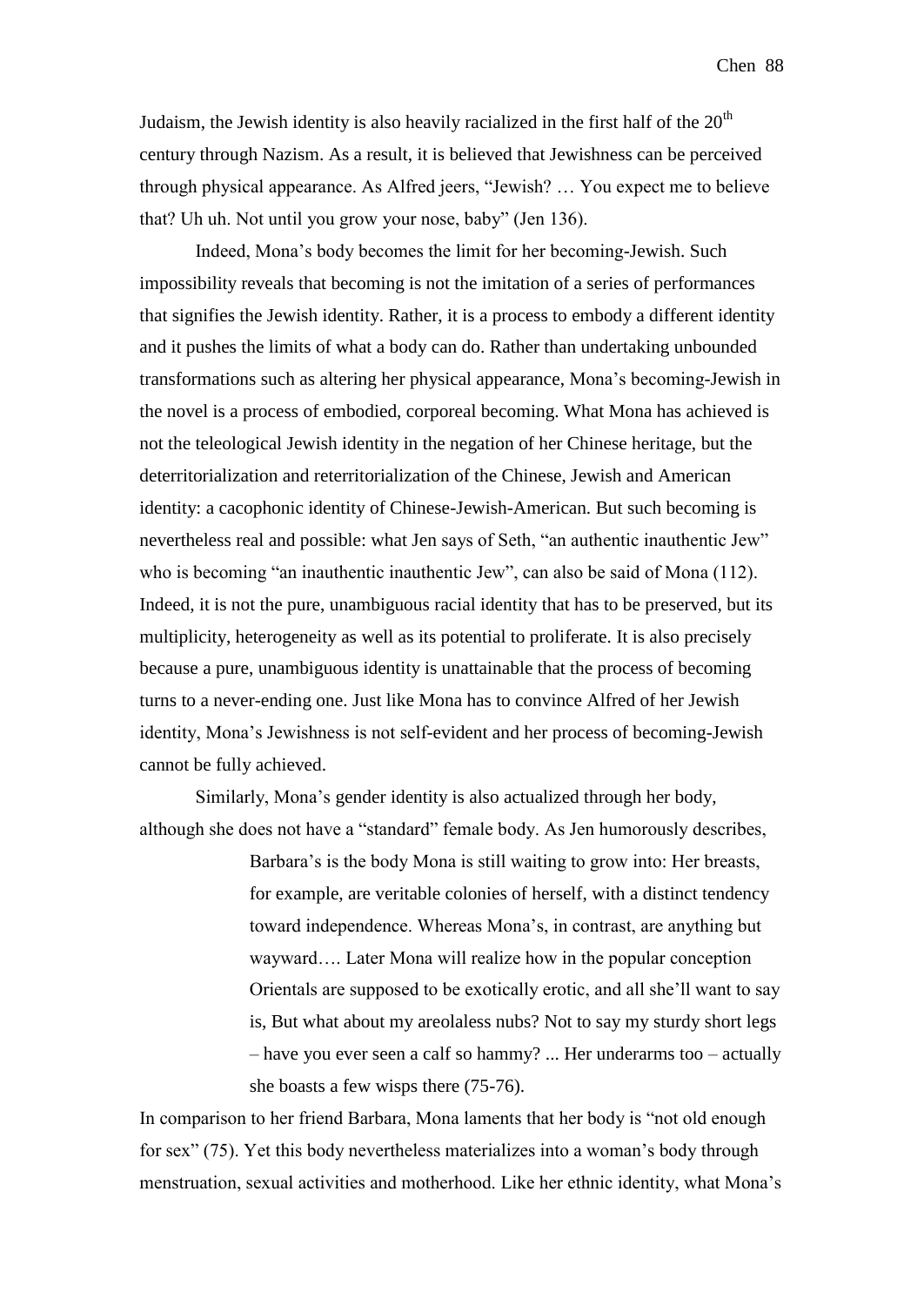Judaism, the Jewish identity is also heavily racialized in the first half of the $20^{th}$ century through Nazism. As a result, it is believed that Jewishness can be perceived through physical appearance. As Alfred jeers, "Jewish? … You expect me to believe that? Uh uh. Not until you grow your nose, baby" (Jen 136).

Indeed, Mona's body becomes the limit for her becoming-Jewish. Such impossibility reveals that becoming is not the imitation of a series of performances that signifies the Jewish identity. Rather, it is a process to embody a different identity and it pushes the limits of what a body can do. Rather than undertaking unbounded transformations such as altering her physical appearance, Mona's becoming-Jewish in the novel is a process of embodied, corporeal becoming. What Mona has achieved is not the teleological Jewish identity in the negation of her Chinese heritage, but the deterritorialization and reterritorialization of the Chinese, Jewish and American identity: a cacophonic identity of Chinese-Jewish-American. But such becoming is nevertheless real and possible: what Jen says of Seth, "an authentic inauthentic Jew" who is becoming "an inauthentic inauthentic Jew", can also be said of Mona (112). Indeed, it is not the pure, unambiguous racial identity that has to be preserved, but its multiplicity, heterogeneity as well as its potential to proliferate. It is also precisely because a pure, unambiguous identity is unattainable that the process of becoming turns to a never-ending one. Just like Mona has to convince Alfred of her Jewish identity, Mona's Jewishness is not self-evident and her process of becoming-Jewish cannot be fully achieved.

Similarly, Mona's gender identity is also actualized through her body, although she does not have a "standard" female body. As Jen humorously describes,

> Barbara's is the body Mona is still waiting to grow into: Her breasts, for example, are veritable colonies of herself, with a distinct tendency toward independence. Whereas Mona's, in contrast, are anything but wayward…. Later Mona will realize how in the popular conception Orientals are supposed to be exotically erotic, and all she'll want to say is, But what about my areolaless nubs? Not to say my sturdy short legs – have you ever seen a calf so hammy? ... Her underarms too – actually she boasts a few wisps there (75-76).

In comparison to her friend Barbara, Mona laments that her body is "not old enough for sex" (75). Yet this body nevertheless materializes into a woman's body through menstruation, sexual activities and motherhood. Like her ethnic identity, what Mona's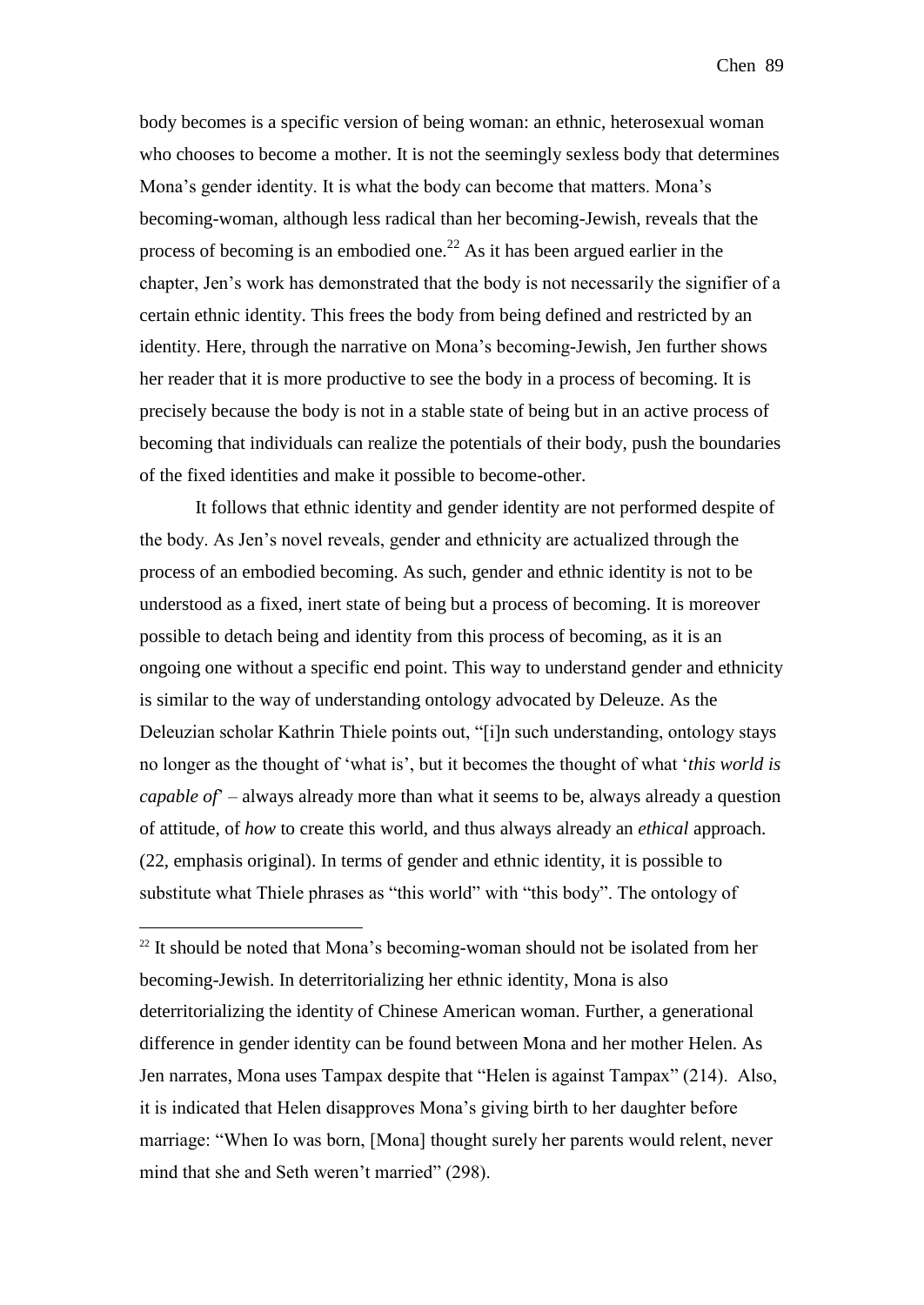body becomes is a specific version of being woman: an ethnic, heterosexual woman who chooses to become a mother. It is not the seemingly sexless body that determines Mona's gender identity. It is what the body can become that matters. Mona's becoming-woman, although less radical than her becoming-Jewish, reveals that the process of becoming is an embodied one.[22] As it has been argued earlier in the chapter, Jen's work has demonstrated that the body is not necessarily the signifier of a certain ethnic identity. This frees the body from being defined and restricted by an identity. Here, through the narrative on Mona's becoming-Jewish, Jen further shows her reader that it is more productive to see the body in a process of becoming. It is precisely because the body is not in a stable state of being but in an active process of becoming that individuals can realize the potentials of their body, push the boundaries of the fixed identities and make it possible to become-other.

It follows that ethnic identity and gender identity are not performed despite of the body. As Jen's novel reveals, gender and ethnicity are actualized through the process of an embodied becoming. As such, gender and ethnic identity is not to be understood as a fixed, inert state of being but a process of becoming. It is moreover possible to detach being and identity from this process of becoming, as it is an ongoing one without a specific end point. This way to understand gender and ethnicity is similar to the way of understanding ontology advocated by Deleuze. As the Deleuzian scholar Kathrin Thiele points out, "[i]n such understanding, ontology stays no longer as the thought of 'what is', but it becomes the thought of what '*this world is capable of*' – always already more than what it seems to be, always already a question of attitude, of *how* to create this world, and thus always already an *ethical* approach. (22, emphasis original). In terms of gender and ethnic identity, it is possible to substitute what Thiele phrases as "this world" with "this body". The ontology of

[22] It should be noted that Mona's becoming-woman should not be isolated from her becoming-Jewish. In deterritorializing her ethnic identity, Mona is also deterritorializing the identity of Chinese American woman. Further, a generational difference in gender identity can be found between Mona and her mother Helen. As Jen narrates, Mona uses Tampax despite that "Helen is against Tampax" (214). Also, it is indicated that Helen disapproves Mona's giving birth to her daughter before marriage: "When Io was born, [Mona] thought surely her parents would relent, never mind that she and Seth weren't married" (298).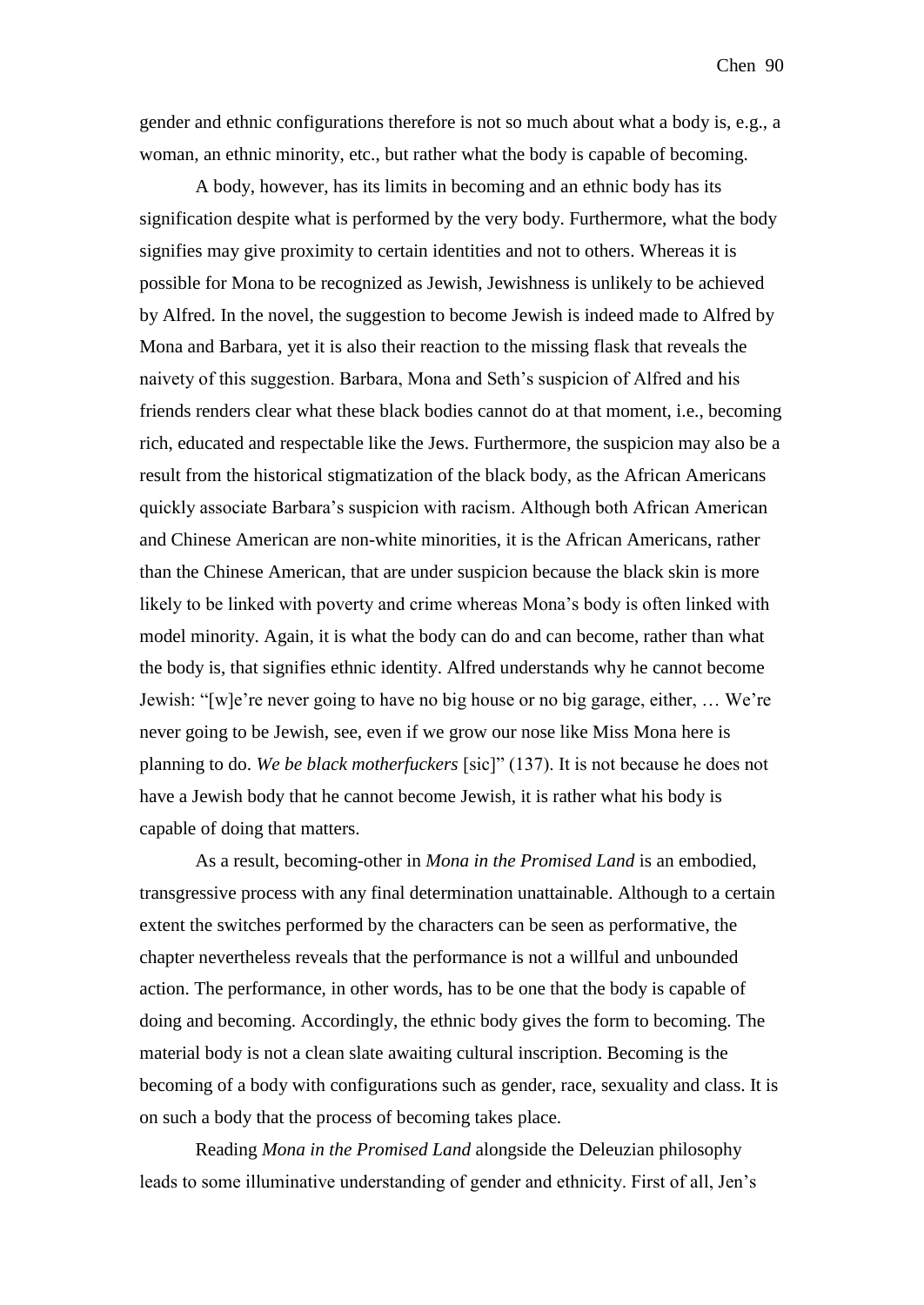gender and ethnic configurations therefore is not so much about what a body is, e.g., a woman, an ethnic minority, etc., but rather what the body is capable of becoming.

A body, however, has its limits in becoming and an ethnic body has its signification despite what is performed by the very body. Furthermore, what the body signifies may give proximity to certain identities and not to others. Whereas it is possible for Mona to be recognized as Jewish, Jewishness is unlikely to be achieved by Alfred. In the novel, the suggestion to become Jewish is indeed made to Alfred by Mona and Barbara, yet it is also their reaction to the missing flask that reveals the naivety of this suggestion. Barbara, Mona and Seth's suspicion of Alfred and his friends renders clear what these black bodies cannot do at that moment, i.e., becoming rich, educated and respectable like the Jews. Furthermore, the suspicion may also be a result from the historical stigmatization of the black body, as the African Americans quickly associate Barbara's suspicion with racism. Although both African American and Chinese American are non-white minorities, it is the African Americans, rather than the Chinese American, that are under suspicion because the black skin is more likely to be linked with poverty and crime whereas Mona's body is often linked with model minority. Again, it is what the body can do and can become, rather than what the body is, that signifies ethnic identity. Alfred understands why he cannot become Jewish: "[w]e're never going to have no big house or no big garage, either, … We're never going to be Jewish, see, even if we grow our nose like Miss Mona here is planning to do. *We be black motherfuckers* [sic]" (137). It is not because he does not have a Jewish body that he cannot become Jewish, it is rather what his body is capable of doing that matters.

As a result, becoming-other in *Mona in the Promised Land* is an embodied, transgressive process with any final determination unattainable. Although to a certain extent the switches performed by the characters can be seen as performative, the chapter nevertheless reveals that the performance is not a willful and unbounded action. The performance, in other words, has to be one that the body is capable of doing and becoming. Accordingly, the ethnic body gives the form to becoming. The material body is not a clean slate awaiting cultural inscription. Becoming is the becoming of a body with configurations such as gender, race, sexuality and class. It is on such a body that the process of becoming takes place.

Reading *Mona in the Promised Land* alongside the Deleuzian philosophy leads to some illuminative understanding of gender and ethnicity. First of all, Jen's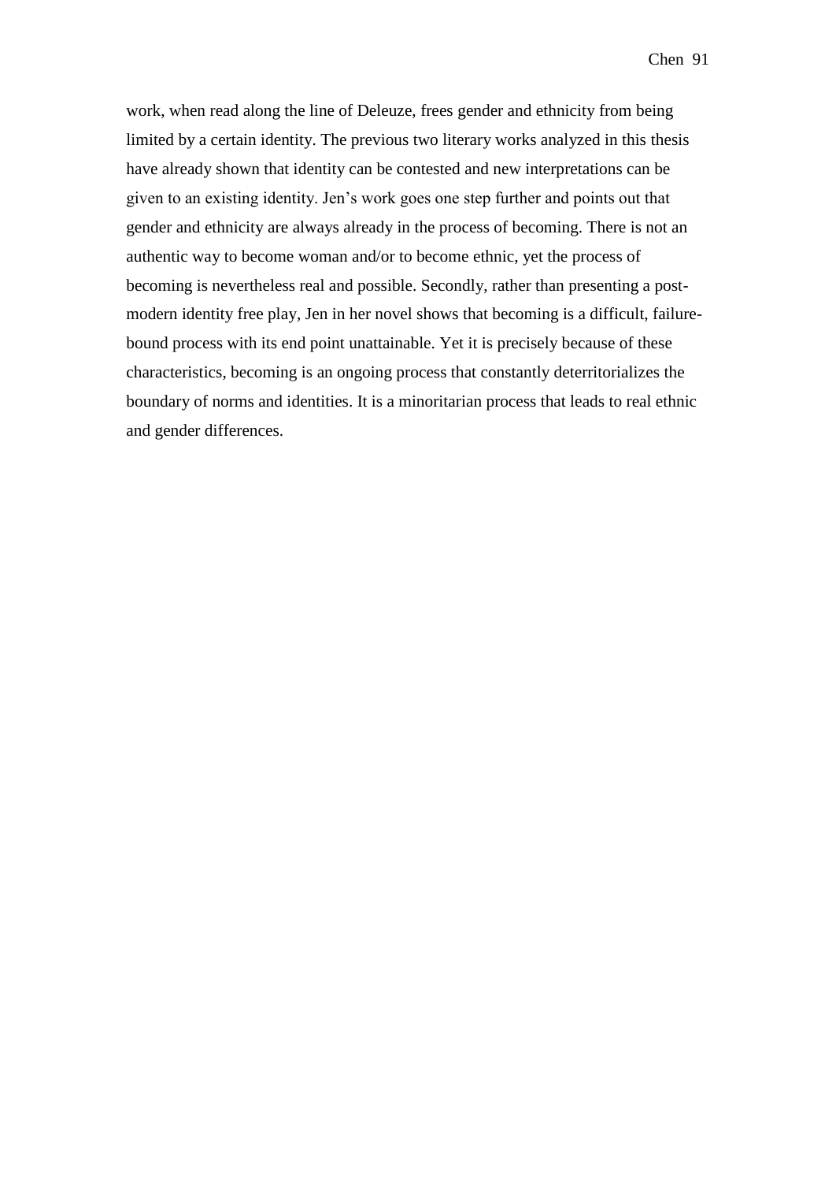work, when read along the line of Deleuze, frees gender and ethnicity from being limited by a certain identity. The previous two literary works analyzed in this thesis have already shown that identity can be contested and new interpretations can be given to an existing identity. Jen's work goes one step further and points out that gender and ethnicity are always already in the process of becoming. There is not an authentic way to become woman and/or to become ethnic, yet the process of becoming is nevertheless real and possible. Secondly, rather than presenting a post-modern identity free play, Jen in her novel shows that becoming is a difficult, failure-bound process with its end point unattainable. Yet it is precisely because of these characteristics, becoming is an ongoing process that constantly deterritorializes the boundary of norms and identities. It is a minoritarian process that leads to real ethnic and gender differences.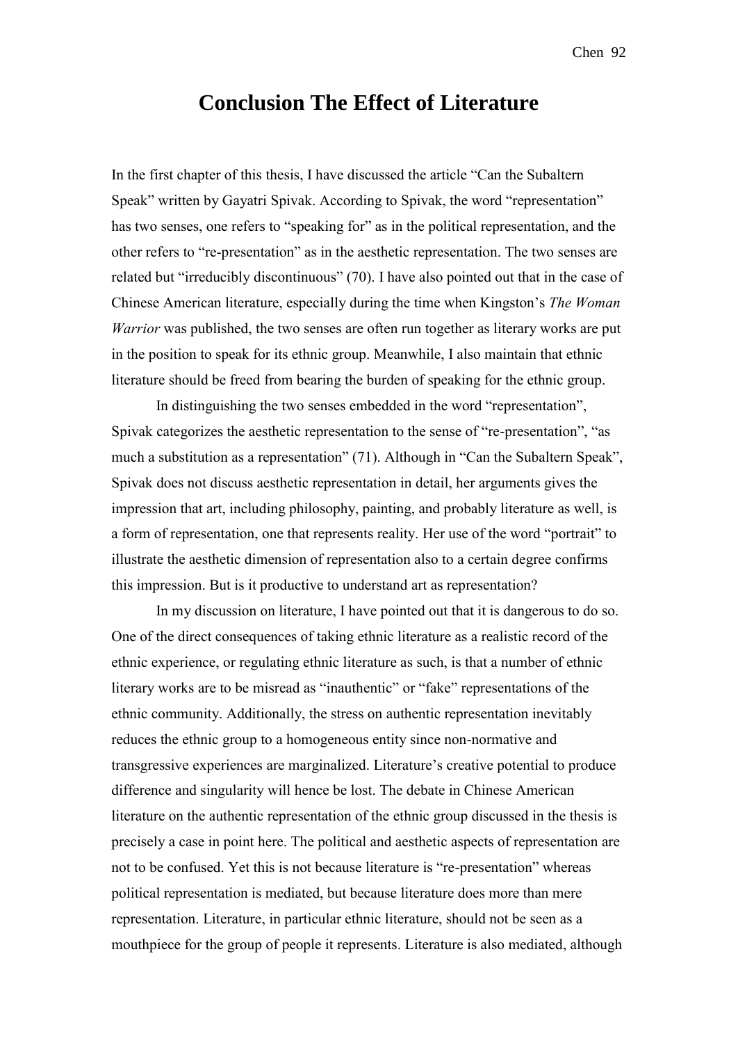# Conclusion The Effect of Literature

In the first chapter of this thesis, I have discussed the article "Can the Subaltern Speak" written by Gayatri Spivak. According to Spivak, the word "representation" has two senses, one refers to "speaking for" as in the political representation, and the other refers to "re-presentation" as in the aesthetic representation. The two senses are related but "irreducibly discontinuous" (70). I have also pointed out that in the case of Chinese American literature, especially during the time when Kingston's *The Woman Warrior* was published, the two senses are often run together as literary works are put in the position to speak for its ethnic group. Meanwhile, I also maintain that ethnic literature should be freed from bearing the burden of speaking for the ethnic group.

In distinguishing the two senses embedded in the word "representation", Spivak categorizes the aesthetic representation to the sense of "re-presentation", "as much a substitution as a representation" (71). Although in "Can the Subaltern Speak", Spivak does not discuss aesthetic representation in detail, her arguments gives the impression that art, including philosophy, painting, and probably literature as well, is a form of representation, one that represents reality. Her use of the word "portrait" to illustrate the aesthetic dimension of representation also to a certain degree confirms this impression. But is it productive to understand art as representation?

In my discussion on literature, I have pointed out that it is dangerous to do so. One of the direct consequences of taking ethnic literature as a realistic record of the ethnic experience, or regulating ethnic literature as such, is that a number of ethnic literary works are to be misread as "inauthentic" or "fake" representations of the ethnic community. Additionally, the stress on authentic representation inevitably reduces the ethnic group to a homogeneous entity since non-normative and transgressive experiences are marginalized. Literature's creative potential to produce difference and singularity will hence be lost. The debate in Chinese American literature on the authentic representation of the ethnic group discussed in the thesis is precisely a case in point here. The political and aesthetic aspects of representation are not to be confused. Yet this is not because literature is "re-presentation" whereas political representation is mediated, but because literature does more than mere representation. Literature, in particular ethnic literature, should not be seen as a mouthpiece for the group of people it represents. Literature is also mediated, although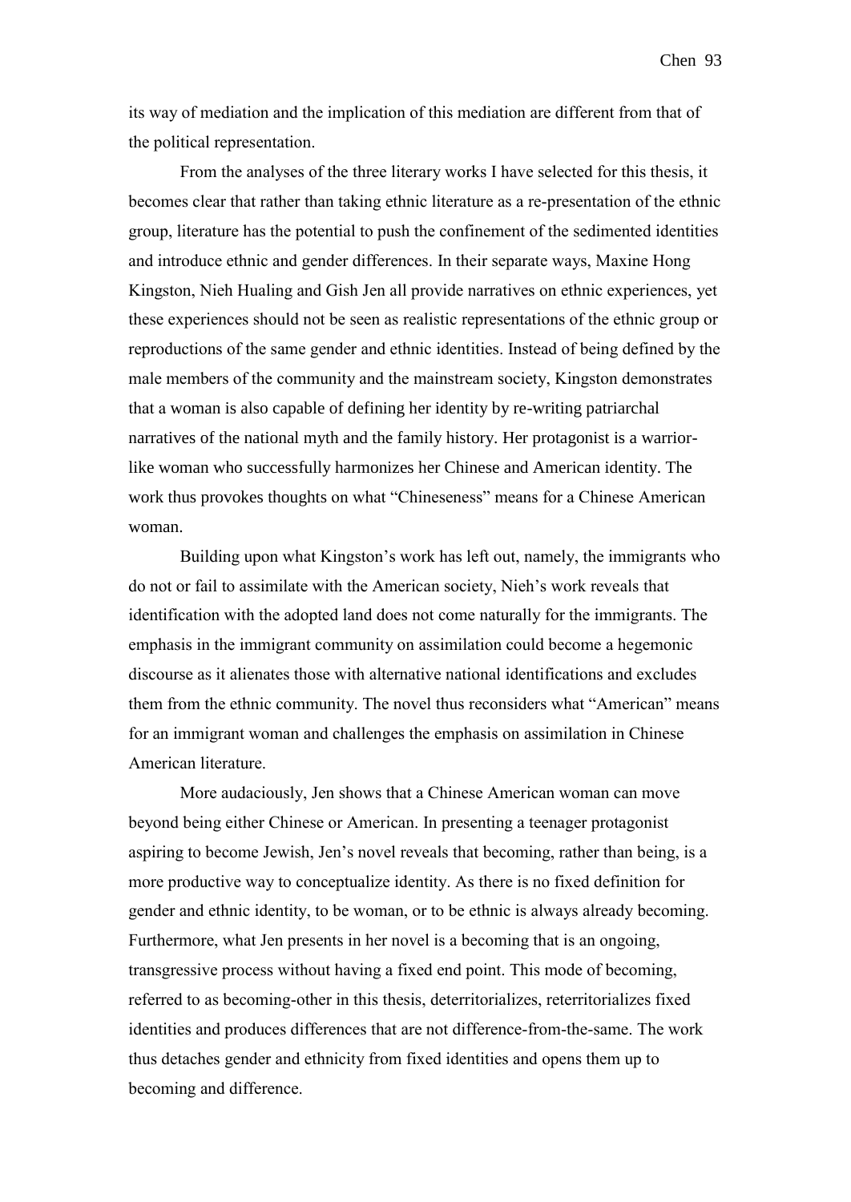its way of mediation and the implication of this mediation are different from that of the political representation.

From the analyses of the three literary works I have selected for this thesis, it becomes clear that rather than taking ethnic literature as a re-presentation of the ethnic group, literature has the potential to push the confinement of the sedimented identities and introduce ethnic and gender differences. In their separate ways, Maxine Hong Kingston, Nieh Hualing and Gish Jen all provide narratives on ethnic experiences, yet these experiences should not be seen as realistic representations of the ethnic group or reproductions of the same gender and ethnic identities. Instead of being defined by the male members of the community and the mainstream society, Kingston demonstrates that a woman is also capable of defining her identity by re-writing patriarchal narratives of the national myth and the family history. Her protagonist is a warrior-like woman who successfully harmonizes her Chinese and American identity. The work thus provokes thoughts on what "Chineseness" means for a Chinese American woman.

Building upon what Kingston's work has left out, namely, the immigrants who do not or fail to assimilate with the American society, Nieh's work reveals that identification with the adopted land does not come naturally for the immigrants. The emphasis in the immigrant community on assimilation could become a hegemonic discourse as it alienates those with alternative national identifications and excludes them from the ethnic community. The novel thus reconsiders what "American" means for an immigrant woman and challenges the emphasis on assimilation in Chinese American literature.

More audaciously, Jen shows that a Chinese American woman can move beyond being either Chinese or American. In presenting a teenager protagonist aspiring to become Jewish, Jen's novel reveals that becoming, rather than being, is a more productive way to conceptualize identity. As there is no fixed definition for gender and ethnic identity, to be woman, or to be ethnic is always already becoming. Furthermore, what Jen presents in her novel is a becoming that is an ongoing, transgressive process without having a fixed end point. This mode of becoming, referred to as becoming-other in this thesis, deterritorializes, reterritorializes fixed identities and produces differences that are not difference-from-the-same. The work thus detaches gender and ethnicity from fixed identities and opens them up to becoming and difference.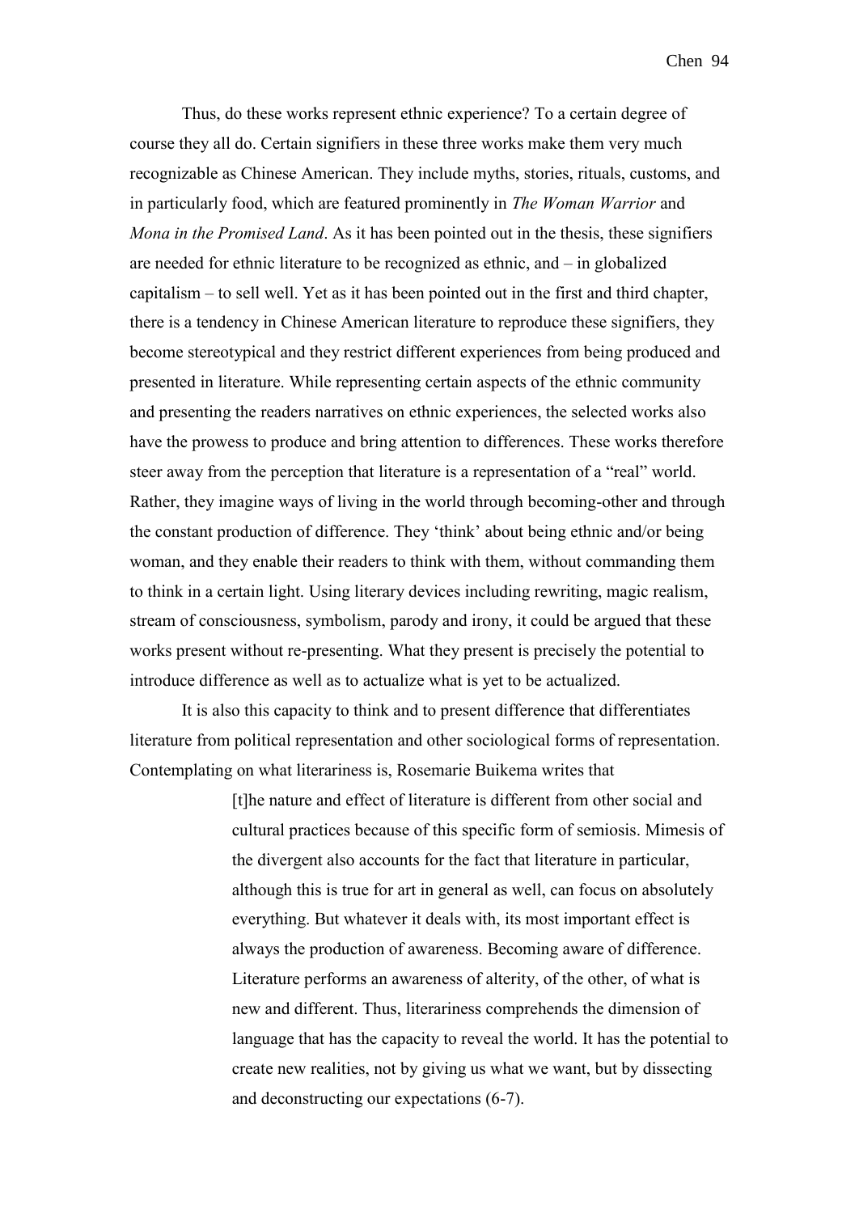Thus, do these works represent ethnic experience? To a certain degree of course they all do. Certain signifiers in these three works make them very much recognizable as Chinese American. They include myths, stories, rituals, customs, and in particularly food, which are featured prominently in *The Woman Warrior* and *Mona in the Promised Land*. As it has been pointed out in the thesis, these signifiers are needed for ethnic literature to be recognized as ethnic, and – in globalized capitalism – to sell well. Yet as it has been pointed out in the first and third chapter, there is a tendency in Chinese American literature to reproduce these signifiers, they become stereotypical and they restrict different experiences from being produced and presented in literature. While representing certain aspects of the ethnic community and presenting the readers narratives on ethnic experiences, the selected works also have the prowess to produce and bring attention to differences. These works therefore steer away from the perception that literature is a representation of a "real" world. Rather, they imagine ways of living in the world through becoming-other and through the constant production of difference. They 'think' about being ethnic and/or being woman, and they enable their readers to think with them, without commanding them to think in a certain light. Using literary devices including rewriting, magic realism, stream of consciousness, symbolism, parody and irony, it could be argued that these works present without re-presenting. What they present is precisely the potential to introduce difference as well as to actualize what is yet to be actualized.

It is also this capacity to think and to present difference that differentiates literature from political representation and other sociological forms of representation. Contemplating on what literariness is, Rosemarie Buikema writes that

> [t]he nature and effect of literature is different from other social and cultural practices because of this specific form of semiosis. Mimesis of the divergent also accounts for the fact that literature in particular, although this is true for art in general as well, can focus on absolutely everything. But whatever it deals with, its most important effect is always the production of awareness. Becoming aware of difference. Literature performs an awareness of alterity, of the other, of what is new and different. Thus, literariness comprehends the dimension of language that has the capacity to reveal the world. It has the potential to create new realities, not by giving us what we want, but by dissecting and deconstructing our expectations (6-7).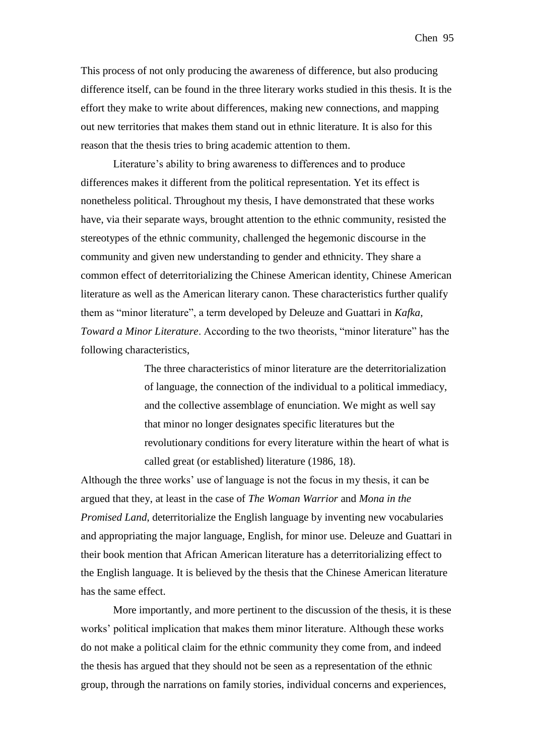This process of not only producing the awareness of difference, but also producing difference itself, can be found in the three literary works studied in this thesis. It is the effort they make to write about differences, making new connections, and mapping out new territories that makes them stand out in ethnic literature. It is also for this reason that the thesis tries to bring academic attention to them.

Literature's ability to bring awareness to differences and to produce differences makes it different from the political representation. Yet its effect is nonetheless political. Throughout my thesis, I have demonstrated that these works have, via their separate ways, brought attention to the ethnic community, resisted the stereotypes of the ethnic community, challenged the hegemonic discourse in the community and given new understanding to gender and ethnicity. They share a common effect of deterritorializing the Chinese American identity, Chinese American literature as well as the American literary canon. These characteristics further qualify them as "minor literature", a term developed by Deleuze and Guattari in *Kafka, Toward a Minor Literature*. According to the two theorists, "minor literature" has the following characteristics,

> The three characteristics of minor literature are the deterritorialization of language, the connection of the individual to a political immediacy, and the collective assemblage of enunciation. We might as well say that minor no longer designates specific literatures but the revolutionary conditions for every literature within the heart of what is called great (or established) literature (1986, 18).

Although the three works' use of language is not the focus in my thesis, it can be argued that they, at least in the case of *The Woman Warrior* and *Mona in the Promised Land*, deterritorialize the English language by inventing new vocabularies and appropriating the major language, English, for minor use. Deleuze and Guattari in their book mention that African American literature has a deterritorializing effect to the English language. It is believed by the thesis that the Chinese American literature has the same effect.

More importantly, and more pertinent to the discussion of the thesis, it is these works' political implication that makes them minor literature. Although these works do not make a political claim for the ethnic community they come from, and indeed the thesis has argued that they should not be seen as a representation of the ethnic group, through the narrations on family stories, individual concerns and experiences,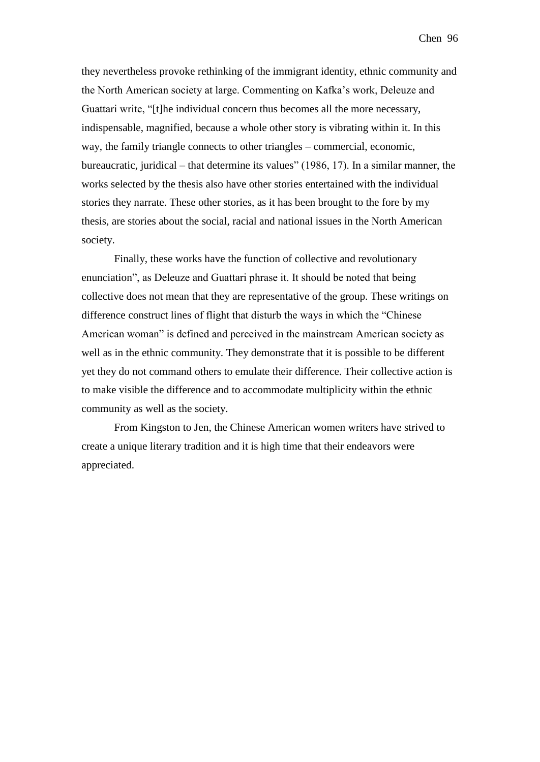they nevertheless provoke rethinking of the immigrant identity, ethnic community and the North American society at large. Commenting on Kafka's work, Deleuze and Guattari write, "[t]he individual concern thus becomes all the more necessary, indispensable, magnified, because a whole other story is vibrating within it. In this way, the family triangle connects to other triangles – commercial, economic, bureaucratic, juridical – that determine its values" (1986, 17). In a similar manner, the works selected by the thesis also have other stories entertained with the individual stories they narrate. These other stories, as it has been brought to the fore by my thesis, are stories about the social, racial and national issues in the North American society.

Finally, these works have the function of collective and revolutionary enunciation", as Deleuze and Guattari phrase it. It should be noted that being collective does not mean that they are representative of the group. These writings on difference construct lines of flight that disturb the ways in which the "Chinese American woman" is defined and perceived in the mainstream American society as well as in the ethnic community. They demonstrate that it is possible to be different yet they do not command others to emulate their difference. Their collective action is to make visible the difference and to accommodate multiplicity within the ethnic community as well as the society.

From Kingston to Jen, the Chinese American women writers have strived to create a unique literary tradition and it is high time that their endeavors were appreciated.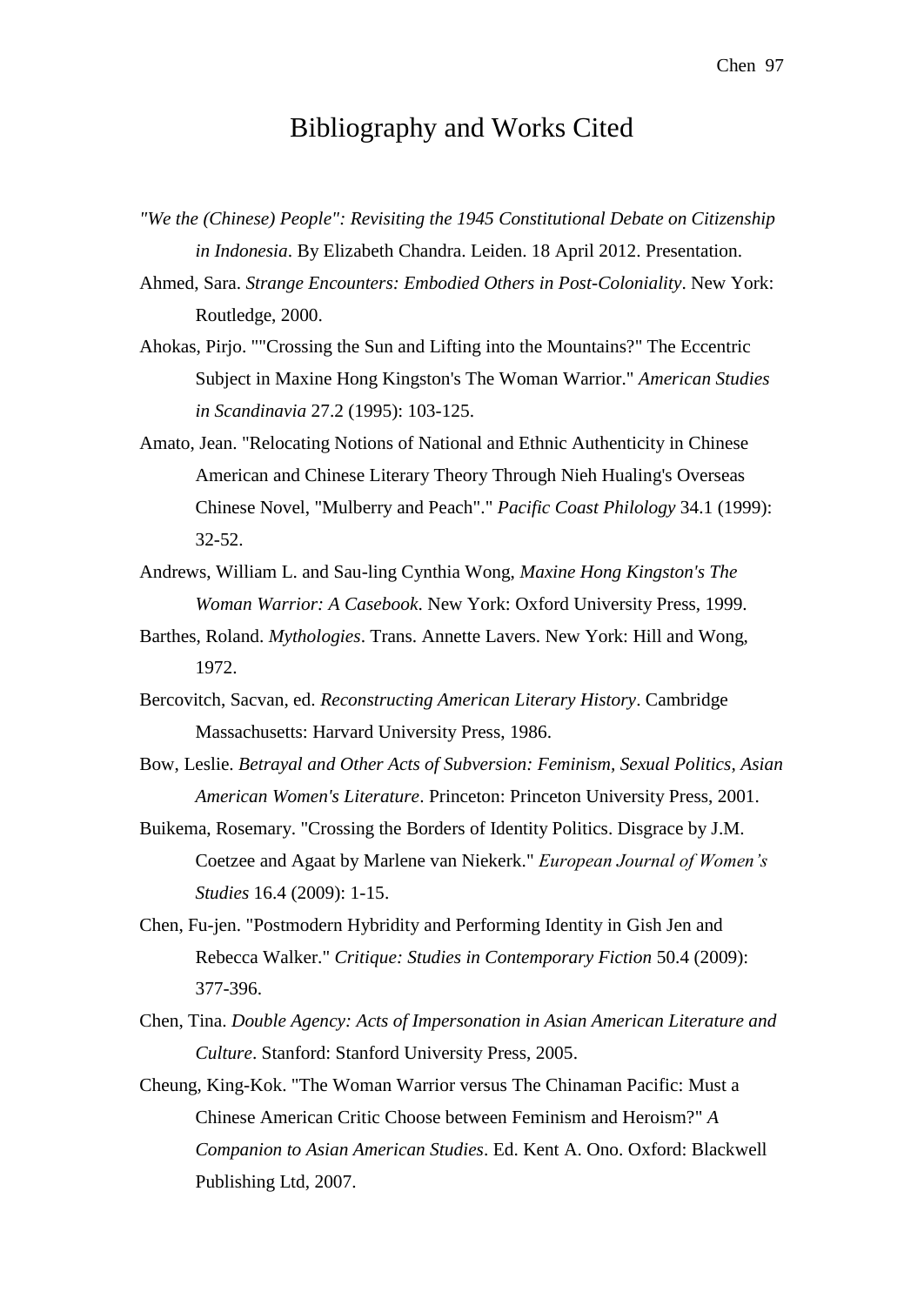# Bibliography and Works Cited

*"We the (Chinese) People": Revisiting the 1945 Constitutional Debate on Citizenship in Indonesia*. By Elizabeth Chandra. Leiden. 18 April 2012. Presentation.

Ahmed, Sara. *Strange Encounters: Embodied Others in Post-Coloniality*. New York: Routledge, 2000.

Ahokas, Pirjo. ""Crossing the Sun and Lifting into the Mountains?" The Eccentric Subject in Maxine Hong Kingston's The Woman Warrior." *American Studies in Scandinavia* 27.2 (1995): 103-125.

Amato, Jean. "Relocating Notions of National and Ethnic Authenticity in Chinese American and Chinese Literary Theory Through Nieh Hualing's Overseas Chinese Novel, "Mulberry and Peach"." *Pacific Coast Philology* 34.1 (1999): 32-52.

Andrews, William L. and Sau-ling Cynthia Wong, *Maxine Hong Kingston's The Woman Warrior: A Casebook*. New York: Oxford University Press, 1999.

Barthes, Roland. *Mythologies*. Trans. Annette Lavers. New York: Hill and Wong, 1972.

Bercovitch, Sacvan, ed. *Reconstructing American Literary History*. Cambridge Massachusetts: Harvard University Press, 1986.

Bow, Leslie. *Betrayal and Other Acts of Subversion: Feminism, Sexual Politics, Asian American Women's Literature*. Princeton: Princeton University Press, 2001.

Buikema, Rosemary. "Crossing the Borders of Identity Politics. Disgrace by J.M. Coetzee and Agaat by Marlene van Niekerk." *European Journal of Women's Studies* 16.4 (2009): 1-15.

Chen, Fu-jen. "Postmodern Hybridity and Performing Identity in Gish Jen and Rebecca Walker." *Critique: Studies in Contemporary Fiction* 50.4 (2009): 377-396.

Chen, Tina. *Double Agency: Acts of Impersonation in Asian American Literature and Culture*. Stanford: Stanford University Press, 2005.

Cheung, King-Kok. "The Woman Warrior versus The Chinaman Pacific: Must a Chinese American Critic Choose between Feminism and Heroism?" *A Companion to Asian American Studies*. Ed. Kent A. Ono. Oxford: Blackwell Publishing Ltd, 2007.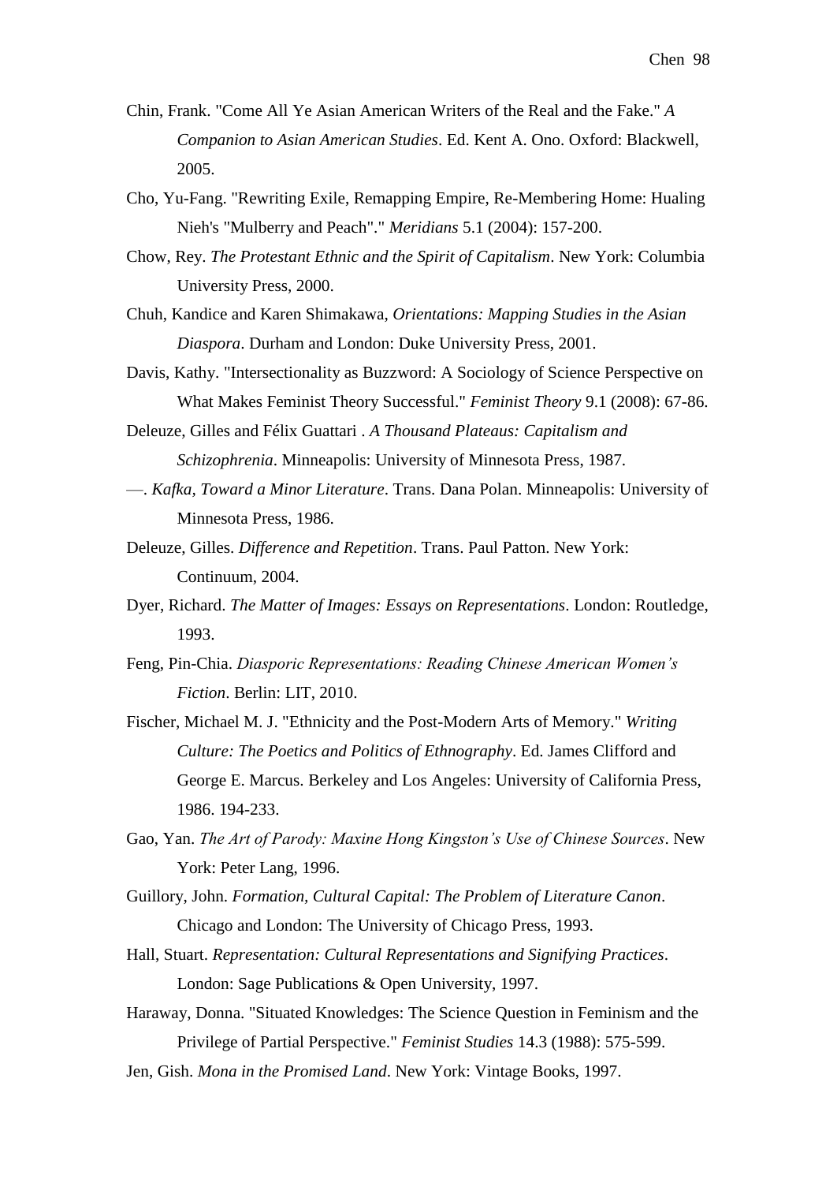Chin, Frank. "Come All Ye Asian American Writers of the Real and the Fake." *A Companion to Asian American Studies*. Ed. Kent A. Ono. Oxford: Blackwell, 2005.

Cho, Yu-Fang. "Rewriting Exile, Remapping Empire, Re-Membering Home: Hualing Nieh's "Mulberry and Peach"." *Meridians* 5.1 (2004): 157-200.

Chow, Rey. *The Protestant Ethnic and the Spirit of Capitalism*. New York: Columbia University Press, 2000.

Chuh, Kandice and Karen Shimakawa, *Orientations: Mapping Studies in the Asian Diaspora*. Durham and London: Duke University Press, 2001.

Davis, Kathy. "Intersectionality as Buzzword: A Sociology of Science Perspective on What Makes Feminist Theory Successful." *Feminist Theory* 9.1 (2008): 67-86.

Deleuze, Gilles and Félix Guattari . *A Thousand Plateaus: Capitalism and Schizophrenia*. Minneapolis: University of Minnesota Press, 1987.

—. *Kafka, Toward a Minor Literature*. Trans. Dana Polan. Minneapolis: University of Minnesota Press, 1986.

Deleuze, Gilles. *Difference and Repetition*. Trans. Paul Patton. New York: Continuum, 2004.

Dyer, Richard. *The Matter of Images: Essays on Representations*. London: Routledge, 1993.

Feng, Pin-Chia. *Diasporic Representations: Reading Chinese American Women's Fiction*. Berlin: LIT, 2010.

Fischer, Michael M. J. "Ethnicity and the Post-Modern Arts of Memory." *Writing Culture: The Poetics and Politics of Ethnography*. Ed. James Clifford and George E. Marcus. Berkeley and Los Angeles: University of California Press, 1986. 194-233.

Gao, Yan. *The Art of Parody: Maxine Hong Kingston's Use of Chinese Sources*. New York: Peter Lang, 1996.

Guillory, John. *Formation, Cultural Capital: The Problem of Literature Canon*. Chicago and London: The University of Chicago Press, 1993.

Hall, Stuart. *Representation: Cultural Representations and Signifying Practices*. London: Sage Publications & Open University, 1997.

Haraway, Donna. "Situated Knowledges: The Science Question in Feminism and the Privilege of Partial Perspective." *Feminist Studies* 14.3 (1988): 575-599.

Jen, Gish. *Mona in the Promised Land*. New York: Vintage Books, 1997.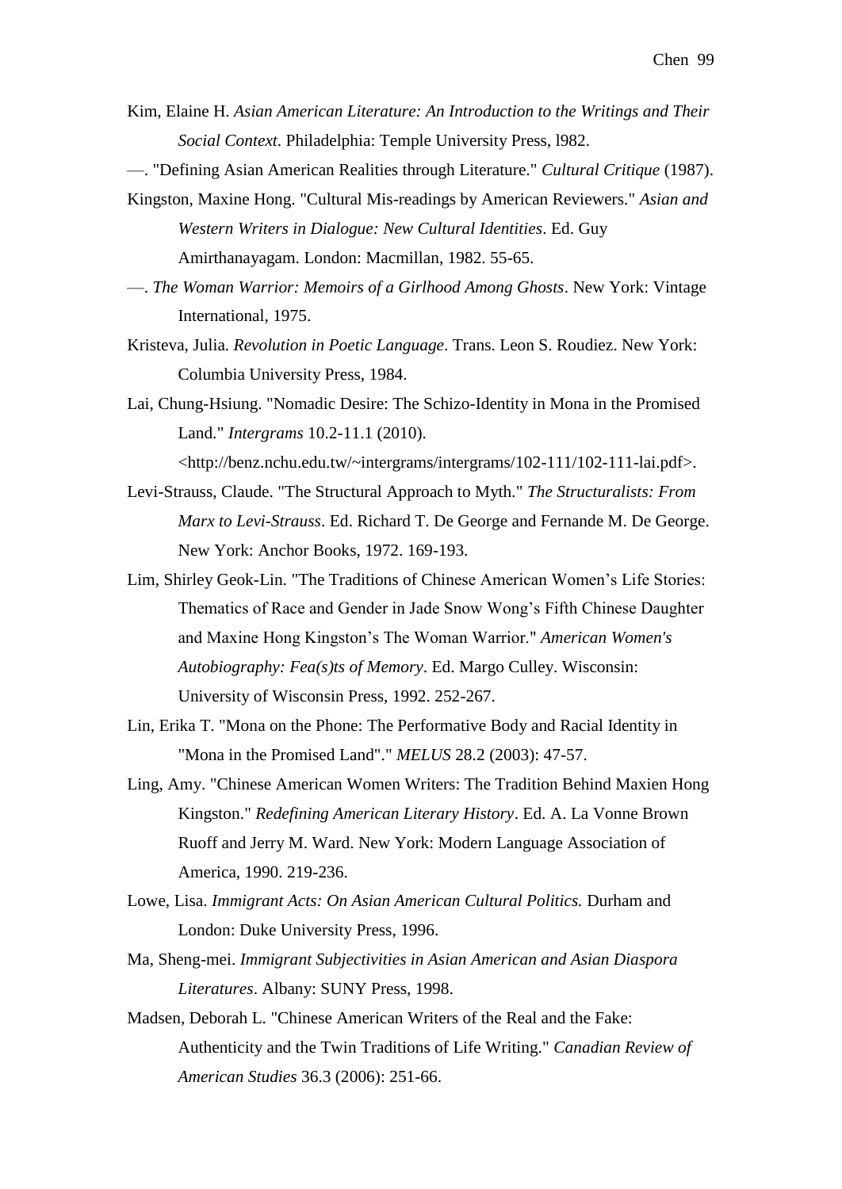Kim, Elaine H. *Asian American Literature: An Introduction to the Writings and Their Social Context*. Philadelphia: Temple University Press, l982.

—. "Defining Asian American Realities through Literature." *Cultural Critique* (1987).

Kingston, Maxine Hong. "Cultural Mis-readings by American Reviewers." *Asian and Western Writers in Dialogue: New Cultural Identities*. Ed. Guy Amirthanayagam. London: Macmillan, 1982. 55-65.

—. *The Woman Warrior: Memoirs of a Girlhood Among Ghosts*. New York: Vintage International, 1975.

Kristeva, Julia. *Revolution in Poetic Language*. Trans. Leon S. Roudiez. New York: Columbia University Press, 1984.

Lai, Chung-Hsiung. "Nomadic Desire: The Schizo-Identity in Mona in the Promised Land." *Intergrams* 10.2-11.1 (2010). <http://benz.nchu.edu.tw/~intergrams/intergrams/102-111/102-111-lai.pdf>.

Levi-Strauss, Claude. "The Structural Approach to Myth." *The Structuralists: From Marx to Levi-Strauss*. Ed. Richard T. De George and Fernande M. De George. New York: Anchor Books, 1972. 169-193.

Lim, Shirley Geok-Lin. "The Traditions of Chinese American Women's Life Stories: Thematics of Race and Gender in Jade Snow Wong's Fifth Chinese Daughter and Maxine Hong Kingston's The Woman Warrior." *American Women's Autobiography: Fea(s)ts of Memory*. Ed. Margo Culley. Wisconsin: University of Wisconsin Press, 1992. 252-267.

Lin, Erika T. "Mona on the Phone: The Performative Body and Racial Identity in "Mona in the Promised Land"." *MELUS* 28.2 (2003): 47-57.

Ling, Amy. "Chinese American Women Writers: The Tradition Behind Maxien Hong Kingston." *Redefining American Literary History*. Ed. A. La Vonne Brown Ruoff and Jerry M. Ward. New York: Modern Language Association of America, 1990. 219-236.

Lowe, Lisa. *Immigrant Acts: On Asian American Cultural Politics.* Durham and London: Duke University Press, 1996.

Ma, Sheng-mei. *Immigrant Subjectivities in Asian American and Asian Diaspora Literatures*. Albany: SUNY Press, 1998.

Madsen, Deborah L. "Chinese American Writers of the Real and the Fake: Authenticity and the Twin Traditions of Life Writing." *Canadian Review of American Studies* 36.3 (2006): 251-66.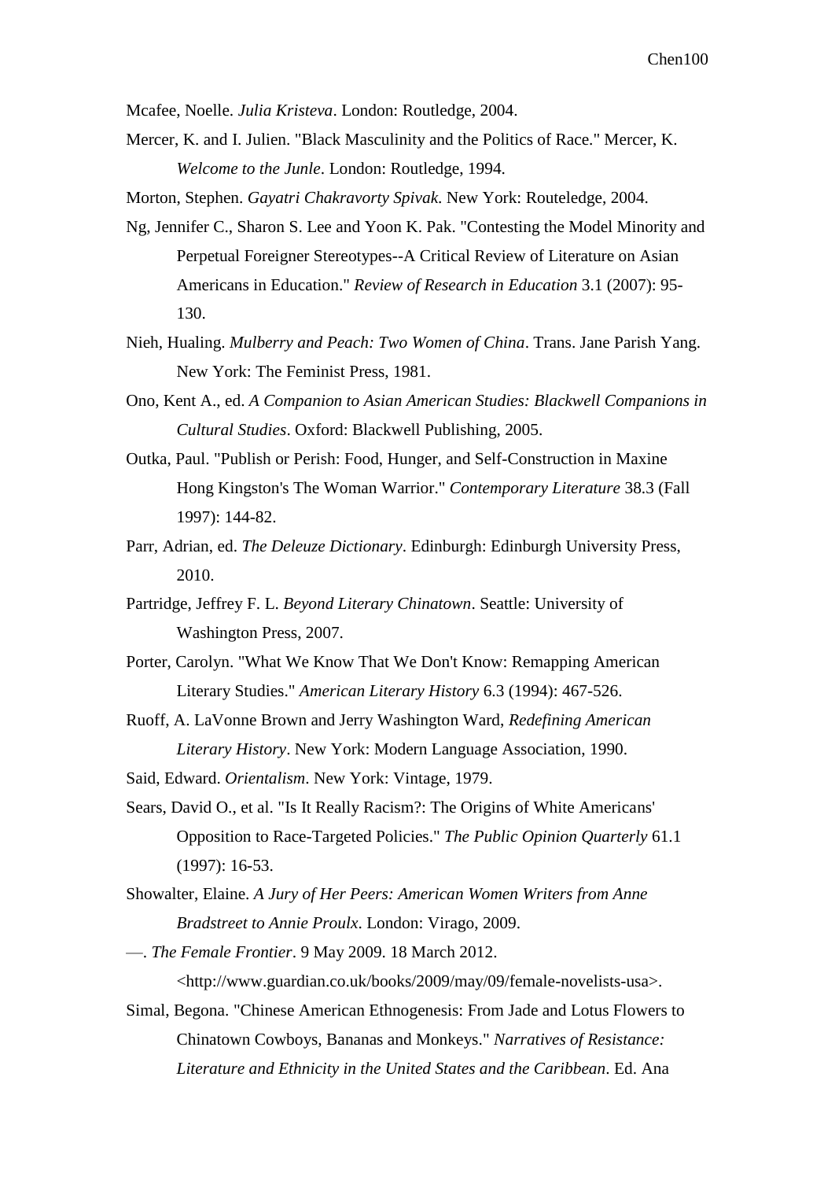Mcafee, Noelle. *Julia Kristeva*. London: Routledge, 2004.

Mercer, K. and I. Julien. "Black Masculinity and the Politics of Race." Mercer, K. *Welcome to the Junle*. London: Routledge, 1994.

Morton, Stephen. *Gayatri Chakravorty Spivak*. New York: Routeledge, 2004.

Ng, Jennifer C., Sharon S. Lee and Yoon K. Pak. "Contesting the Model Minority and Perpetual Foreigner Stereotypes--A Critical Review of Literature on Asian Americans in Education." *Review of Research in Education* 3.1 (2007): 95-130.

Nieh, Hualing. *Mulberry and Peach: Two Women of China*. Trans. Jane Parish Yang. New York: The Feminist Press, 1981.

Ono, Kent A., ed. *A Companion to Asian American Studies: Blackwell Companions in Cultural Studies*. Oxford: Blackwell Publishing, 2005.

Outka, Paul. "Publish or Perish: Food, Hunger, and Self-Construction in Maxine Hong Kingston's The Woman Warrior." *Contemporary Literature* 38.3 (Fall 1997): 144-82.

Parr, Adrian, ed. *The Deleuze Dictionary*. Edinburgh: Edinburgh University Press, 2010.

Partridge, Jeffrey F. L. *Beyond Literary Chinatown*. Seattle: University of Washington Press, 2007.

Porter, Carolyn. "What We Know That We Don't Know: Remapping American Literary Studies." *American Literary History* 6.3 (1994): 467-526.

Ruoff, A. LaVonne Brown and Jerry Washington Ward, *Redefining American Literary History*. New York: Modern Language Association, 1990.

Said, Edward. *Orientalism*. New York: Vintage, 1979.

Sears, David O., et al. "Is It Really Racism?: The Origins of White Americans' Opposition to Race-Targeted Policies." *The Public Opinion Quarterly* 61.1 (1997): 16-53.

Showalter, Elaine. *A Jury of Her Peers: American Women Writers from Anne Bradstreet to Annie Proulx*. London: Virago, 2009.

—. *The Female Frontier*. 9 May 2009. 18 March 2012. <http://www.guardian.co.uk/books/2009/may/09/female-novelists-usa>.

Simal, Begona. "Chinese American Ethnogenesis: From Jade and Lotus Flowers to Chinatown Cowboys, Bananas and Monkeys." *Narratives of Resistance: Literature and Ethnicity in the United States and the Caribbean*. Ed. Ana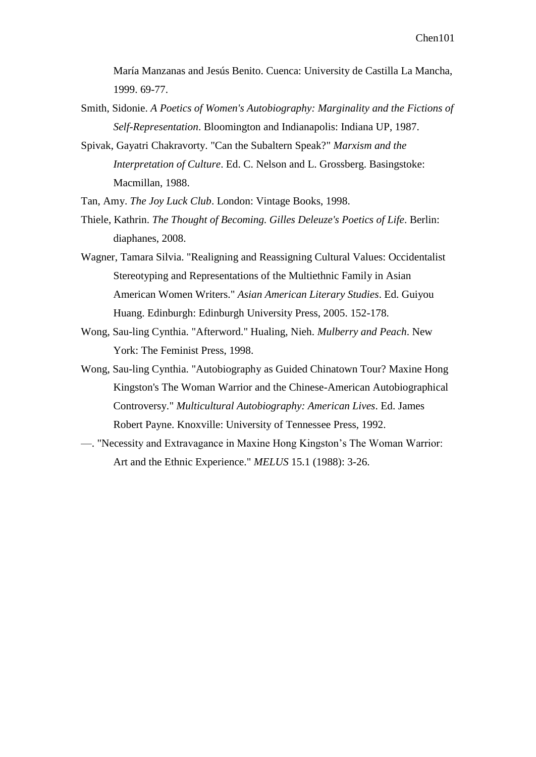María Manzanas and Jesús Benito. Cuenca: University de Castilla La Mancha, 1999. 69-77.

Smith, Sidonie. *A Poetics of Women's Autobiography: Marginality and the Fictions of Self-Representation*. Bloomington and Indianapolis: Indiana UP, 1987.

Spivak, Gayatri Chakravorty. "Can the Subaltern Speak?" *Marxism and the Interpretation of Culture*. Ed. C. Nelson and L. Grossberg. Basingstoke: Macmillan, 1988.

Tan, Amy. *The Joy Luck Club*. London: Vintage Books, 1998.

Thiele, Kathrin. *The Thought of Becoming. Gilles Deleuze's Poetics of Life*. Berlin: diaphanes, 2008.

Wagner, Tamara Silvia. "Realigning and Reassigning Cultural Values: Occidentalist Stereotyping and Representations of the Multiethnic Family in Asian American Women Writers." *Asian American Literary Studies*. Ed. Guiyou Huang. Edinburgh: Edinburgh University Press, 2005. 152-178.

Wong, Sau-ling Cynthia. "Afterword." Hualing, Nieh. *Mulberry and Peach*. New York: The Feminist Press, 1998.

Wong, Sau-ling Cynthia. "Autobiography as Guided Chinatown Tour? Maxine Hong Kingston's The Woman Warrior and the Chinese-American Autobiographical Controversy." *Multicultural Autobiography: American Lives*. Ed. James Robert Payne. Knoxville: University of Tennessee Press, 1992.

—. "Necessity and Extravagance in Maxine Hong Kingston's The Woman Warrior: Art and the Ethnic Experience." *MELUS* 15.1 (1988): 3-26.